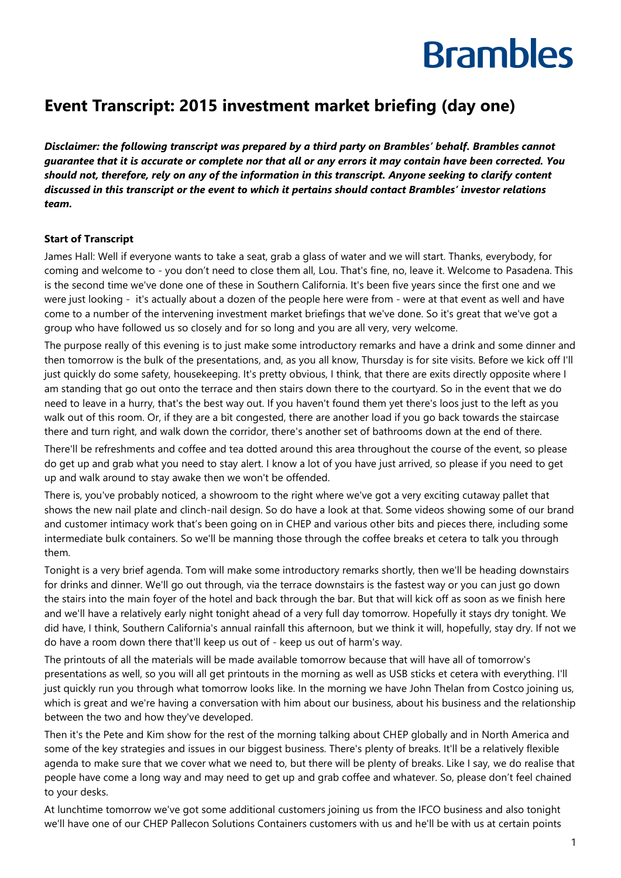Brambles

# Event Transcript: 2015 investment market briefing (day one)

***Disclaimer: the following transcript was prepared by a third party on Brambles' behalf. Brambles cannot guarantee that it is accurate or complete nor that all or any errors it may contain have been corrected. You should not, therefore, rely on any of the information in this transcript. Anyone seeking to clarify content discussed in this transcript or the event to which it pertains should contact Brambles' investor relations team.***

**Start of Transcript**

James Hall: Well if everyone wants to take a seat, grab a glass of water and we will start. Thanks, everybody, for coming and welcome to - you don't need to close them all, Lou. That's fine, no, leave it. Welcome to Pasadena. This is the second time we've done one of these in Southern California. It's been five years since the first one and we were just looking - it's actually about a dozen of the people here were from - were at that event as well and have come to a number of the intervening investment market briefings that we've done. So it's great that we've got a group who have followed us so closely and for so long and you are all very, very welcome.

The purpose really of this evening is to just make some introductory remarks and have a drink and some dinner and then tomorrow is the bulk of the presentations, and, as you all know, Thursday is for site visits. Before we kick off I'll just quickly do some safety, housekeeping. It's pretty obvious, I think, that there are exits directly opposite where I am standing that go out onto the terrace and then stairs down there to the courtyard. So in the event that we do need to leave in a hurry, that's the best way out. If you haven't found them yet there's loos just to the left as you walk out of this room. Or, if they are a bit congested, there are another load if you go back towards the staircase there and turn right, and walk down the corridor, there's another set of bathrooms down at the end of there.

There'll be refreshments and coffee and tea dotted around this area throughout the course of the event, so please do get up and grab what you need to stay alert. I know a lot of you have just arrived, so please if you need to get up and walk around to stay awake then we won't be offended.

There is, you've probably noticed, a showroom to the right where we've got a very exciting cutaway pallet that shows the new nail plate and clinch-nail design. So do have a look at that. Some videos showing some of our brand and customer intimacy work that's been going on in CHEP and various other bits and pieces there, including some intermediate bulk containers. So we'll be manning those through the coffee breaks et cetera to talk you through them.

Tonight is a very brief agenda. Tom will make some introductory remarks shortly, then we'll be heading downstairs for drinks and dinner. We'll go out through, via the terrace downstairs is the fastest way or you can just go down the stairs into the main foyer of the hotel and back through the bar. But that will kick off as soon as we finish here and we'll have a relatively early night tonight ahead of a very full day tomorrow. Hopefully it stays dry tonight. We did have, I think, Southern California's annual rainfall this afternoon, but we think it will, hopefully, stay dry. If not we do have a room down there that'll keep us out of - keep us out of harm's way.

The printouts of all the materials will be made available tomorrow because that will have all of tomorrow's presentations as well, so you will all get printouts in the morning as well as USB sticks et cetera with everything. I'll just quickly run you through what tomorrow looks like. In the morning we have John Thelan from Costco joining us, which is great and we're having a conversation with him about our business, about his business and the relationship between the two and how they've developed.

Then it's the Pete and Kim show for the rest of the morning talking about CHEP globally and in North America and some of the key strategies and issues in our biggest business. There's plenty of breaks. It'll be a relatively flexible agenda to make sure that we cover what we need to, but there will be plenty of breaks. Like I say, we do realise that people have come a long way and may need to get up and grab coffee and whatever. So, please don't feel chained to your desks.

At lunchtime tomorrow we've got some additional customers joining us from the IFCO business and also tonight we'll have one of our CHEP Pallecon Solutions Containers customers with us and he'll be with us at certain points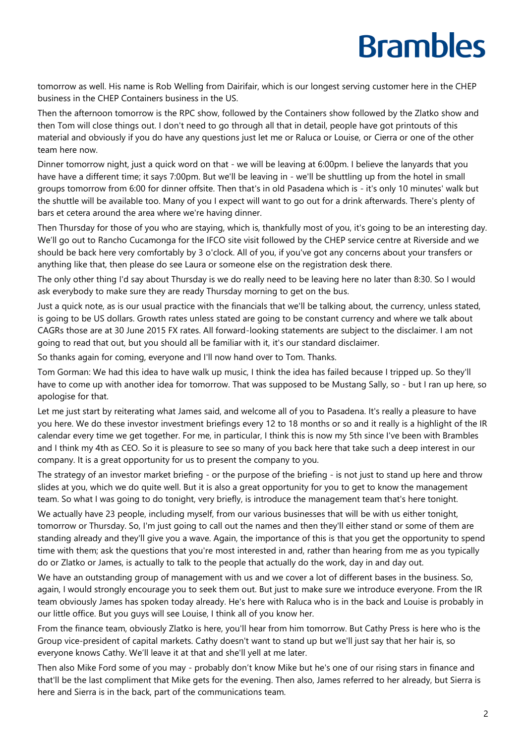tomorrow as well. His name is Rob Welling from Dairifair, which is our longest serving customer here in the CHEP business in the CHEP Containers business in the US.

Then the afternoon tomorrow is the RPC show, followed by the Containers show followed by the Zlatko show and then Tom will close things out. I don't need to go through all that in detail, people have got printouts of this material and obviously if you do have any questions just let me or Raluca or Louise, or Cierra or one of the other team here now.

Dinner tomorrow night, just a quick word on that - we will be leaving at 6:00pm. I believe the lanyards that you have have a different time; it says 7:00pm. But we'll be leaving in - we'll be shuttling up from the hotel in small groups tomorrow from 6:00 for dinner offsite. Then that's in old Pasadena which is - it's only 10 minutes' walk but the shuttle will be available too. Many of you I expect will want to go out for a drink afterwards. There's plenty of bars et cetera around the area where we're having dinner.

Then Thursday for those of you who are staying, which is, thankfully most of you, it's going to be an interesting day. We'll go out to Rancho Cucamonga for the IFCO site visit followed by the CHEP service centre at Riverside and we should be back here very comfortably by 3 o'clock. All of you, if you've got any concerns about your transfers or anything like that, then please do see Laura or someone else on the registration desk there.

The only other thing I'd say about Thursday is we do really need to be leaving here no later than 8:30. So I would ask everybody to make sure they are ready Thursday morning to get on the bus.

Just a quick note, as is our usual practice with the financials that we'll be talking about, the currency, unless stated, is going to be US dollars. Growth rates unless stated are going to be constant currency and where we talk about CAGRs those are at 30 June 2015 FX rates. All forward-looking statements are subject to the disclaimer. I am not going to read that out, but you should all be familiar with it, it's our standard disclaimer.

So thanks again for coming, everyone and I'll now hand over to Tom. Thanks.

Tom Gorman: We had this idea to have walk up music, I think the idea has failed because I tripped up. So they'll have to come up with another idea for tomorrow. That was supposed to be Mustang Sally, so - but I ran up here, so apologise for that.

Let me just start by reiterating what James said, and welcome all of you to Pasadena. It's really a pleasure to have you here. We do these investor investment briefings every 12 to 18 months or so and it really is a highlight of the IR calendar every time we get together. For me, in particular, I think this is now my 5th since I've been with Brambles and I think my 4th as CEO. So it is pleasure to see so many of you back here that take such a deep interest in our company. It is a great opportunity for us to present the company to you.

The strategy of an investor market briefing - or the purpose of the briefing - is not just to stand up here and throw slides at you, which we do quite well. But it is also a great opportunity for you to get to know the management team. So what I was going to do tonight, very briefly, is introduce the management team that's here tonight.

We actually have 23 people, including myself, from our various businesses that will be with us either tonight, tomorrow or Thursday. So, I'm just going to call out the names and then they'll either stand or some of them are standing already and they'll give you a wave. Again, the importance of this is that you get the opportunity to spend time with them; ask the questions that you're most interested in and, rather than hearing from me as you typically do or Zlatko or James, is actually to talk to the people that actually do the work, day in and day out.

We have an outstanding group of management with us and we cover a lot of different bases in the business. So, again, I would strongly encourage you to seek them out. But just to make sure we introduce everyone. From the IR team obviously James has spoken today already. He's here with Raluca who is in the back and Louise is probably in our little office. But you guys will see Louise, I think all of you know her.

From the finance team, obviously Zlatko is here, you'll hear from him tomorrow. But Cathy Press is here who is the Group vice-president of capital markets. Cathy doesn't want to stand up but we'll just say that her hair is, so everyone knows Cathy. We'll leave it at that and she'll yell at me later.

Then also Mike Ford some of you may - probably don't know Mike but he's one of our rising stars in finance and that'll be the last compliment that Mike gets for the evening. Then also, James referred to her already, but Sierra is here and Sierra is in the back, part of the communications team.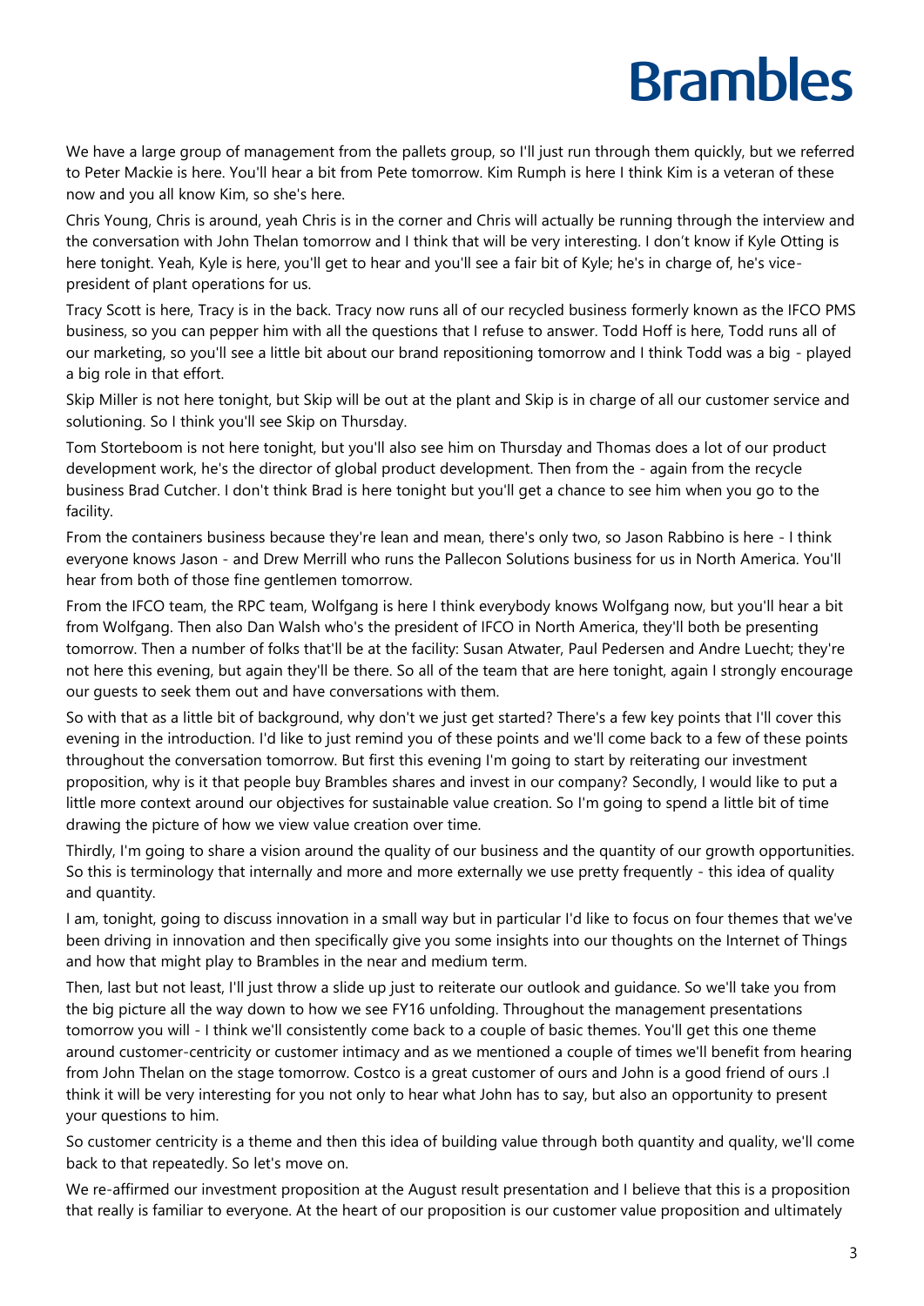We have a large group of management from the pallets group, so I'll just run through them quickly, but we referred to Peter Mackie is here. You'll hear a bit from Pete tomorrow. Kim Rumph is here I think Kim is a veteran of these now and you all know Kim, so she's here.

Chris Young, Chris is around, yeah Chris is in the corner and Chris will actually be running through the interview and the conversation with John Thelan tomorrow and I think that will be very interesting. I don't know if Kyle Otting is here tonight. Yeah, Kyle is here, you'll get to hear and you'll see a fair bit of Kyle; he's in charge of, he's vice-president of plant operations for us.

Tracy Scott is here, Tracy is in the back. Tracy now runs all of our recycled business formerly known as the IFCO PMS business, so you can pepper him with all the questions that I refuse to answer. Todd Hoff is here, Todd runs all of our marketing, so you'll see a little bit about our brand repositioning tomorrow and I think Todd was a big - played a big role in that effort.

Skip Miller is not here tonight, but Skip will be out at the plant and Skip is in charge of all our customer service and solutioning. So I think you'll see Skip on Thursday.

Tom Storteboom is not here tonight, but you'll also see him on Thursday and Thomas does a lot of our product development work, he's the director of global product development. Then from the - again from the recycle business Brad Cutcher. I don't think Brad is here tonight but you'll get a chance to see him when you go to the facility.

From the containers business because they're lean and mean, there's only two, so Jason Rabbino is here - I think everyone knows Jason - and Drew Merrill who runs the Pallecon Solutions business for us in North America. You'll hear from both of those fine gentlemen tomorrow.

From the IFCO team, the RPC team, Wolfgang is here I think everybody knows Wolfgang now, but you'll hear a bit from Wolfgang. Then also Dan Walsh who's the president of IFCO in North America, they'll both be presenting tomorrow. Then a number of folks that'll be at the facility: Susan Atwater, Paul Pedersen and Andre Luecht; they're not here this evening, but again they'll be there. So all of the team that are here tonight, again I strongly encourage our guests to seek them out and have conversations with them.

So with that as a little bit of background, why don't we just get started? There's a few key points that I'll cover this evening in the introduction. I'd like to just remind you of these points and we'll come back to a few of these points throughout the conversation tomorrow. But first this evening I'm going to start by reiterating our investment proposition, why is it that people buy Brambles shares and invest in our company? Secondly, I would like to put a little more context around our objectives for sustainable value creation. So I'm going to spend a little bit of time drawing the picture of how we view value creation over time.

Thirdly, I'm going to share a vision around the quality of our business and the quantity of our growth opportunities. So this is terminology that internally and more and more externally we use pretty frequently - this idea of quality and quantity.

I am, tonight, going to discuss innovation in a small way but in particular I'd like to focus on four themes that we've been driving in innovation and then specifically give you some insights into our thoughts on the Internet of Things and how that might play to Brambles in the near and medium term.

Then, last but not least, I'll just throw a slide up just to reiterate our outlook and guidance. So we'll take you from the big picture all the way down to how we see FY16 unfolding. Throughout the management presentations tomorrow you will - I think we'll consistently come back to a couple of basic themes. You'll get this one theme around customer-centricity or customer intimacy and as we mentioned a couple of times we'll benefit from hearing from John Thelan on the stage tomorrow. Costco is a great customer of ours and John is a good friend of ours .I think it will be very interesting for you not only to hear what John has to say, but also an opportunity to present your questions to him.

So customer centricity is a theme and then this idea of building value through both quantity and quality, we'll come back to that repeatedly. So let's move on.

We re-affirmed our investment proposition at the August result presentation and I believe that this is a proposition that really is familiar to everyone. At the heart of our proposition is our customer value proposition and ultimately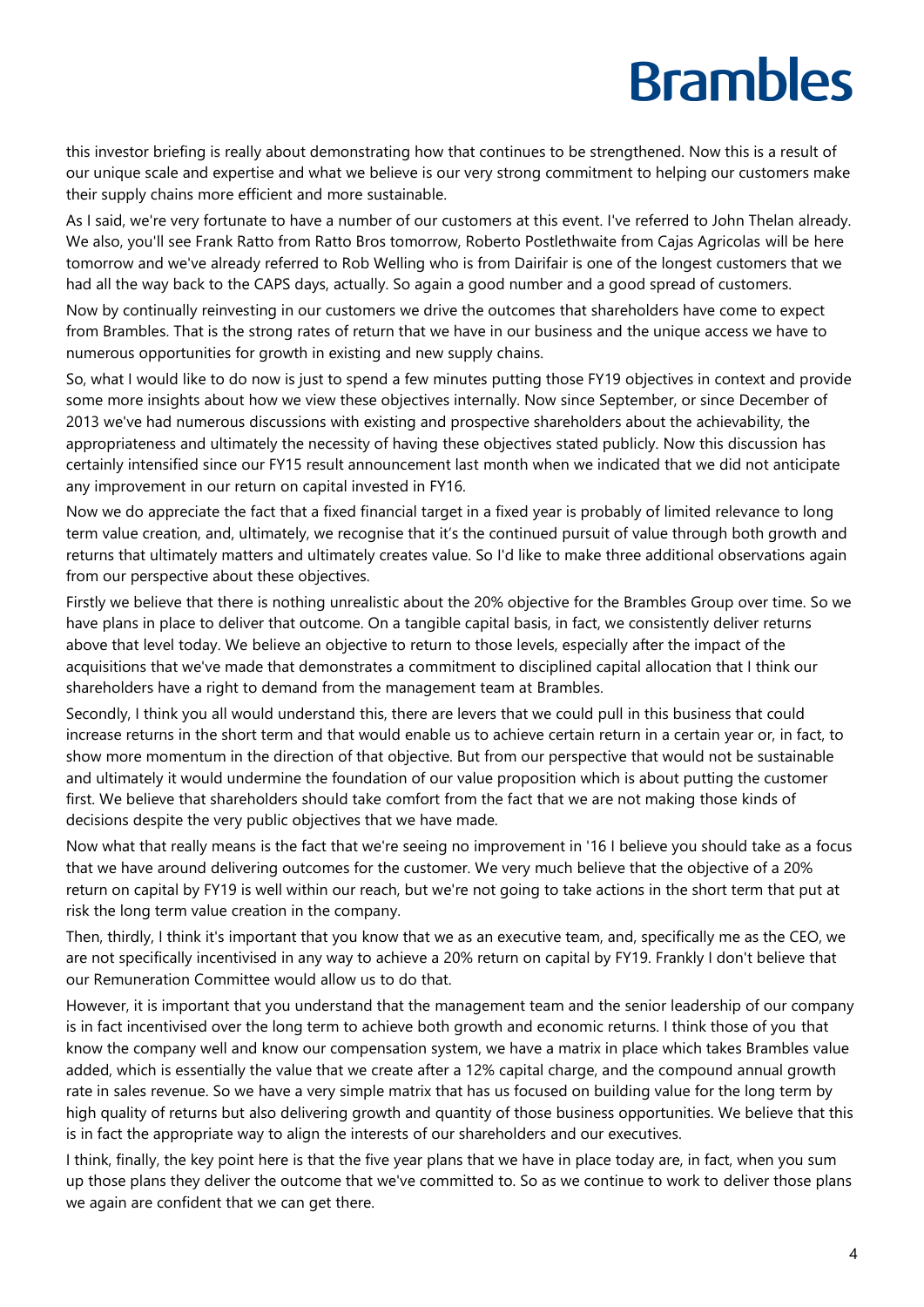this investor briefing is really about demonstrating how that continues to be strengthened. Now this is a result of our unique scale and expertise and what we believe is our very strong commitment to helping our customers make their supply chains more efficient and more sustainable.

As I said, we're very fortunate to have a number of our customers at this event. I've referred to John Thelan already. We also, you'll see Frank Ratto from Ratto Bros tomorrow, Roberto Postlethwaite from Cajas Agricolas will be here tomorrow and we've already referred to Rob Welling who is from Dairifair is one of the longest customers that we had all the way back to the CAPS days, actually. So again a good number and a good spread of customers.

Now by continually reinvesting in our customers we drive the outcomes that shareholders have come to expect from Brambles. That is the strong rates of return that we have in our business and the unique access we have to numerous opportunities for growth in existing and new supply chains.

So, what I would like to do now is just to spend a few minutes putting those FY19 objectives in context and provide some more insights about how we view these objectives internally. Now since September, or since December of 2013 we've had numerous discussions with existing and prospective shareholders about the achievability, the appropriateness and ultimately the necessity of having these objectives stated publicly. Now this discussion has certainly intensified since our FY15 result announcement last month when we indicated that we did not anticipate any improvement in our return on capital invested in FY16.

Now we do appreciate the fact that a fixed financial target in a fixed year is probably of limited relevance to long term value creation, and, ultimately, we recognise that it's the continued pursuit of value through both growth and returns that ultimately matters and ultimately creates value. So I'd like to make three additional observations again from our perspective about these objectives.

Firstly we believe that there is nothing unrealistic about the 20% objective for the Brambles Group over time. So we have plans in place to deliver that outcome. On a tangible capital basis, in fact, we consistently deliver returns above that level today. We believe an objective to return to those levels, especially after the impact of the acquisitions that we've made that demonstrates a commitment to disciplined capital allocation that I think our shareholders have a right to demand from the management team at Brambles.

Secondly, I think you all would understand this, there are levers that we could pull in this business that could increase returns in the short term and that would enable us to achieve certain return in a certain year or, in fact, to show more momentum in the direction of that objective. But from our perspective that would not be sustainable and ultimately it would undermine the foundation of our value proposition which is about putting the customer first. We believe that shareholders should take comfort from the fact that we are not making those kinds of decisions despite the very public objectives that we have made.

Now what that really means is the fact that we're seeing no improvement in '16 I believe you should take as a focus that we have around delivering outcomes for the customer. We very much believe that the objective of a 20% return on capital by FY19 is well within our reach, but we're not going to take actions in the short term that put at risk the long term value creation in the company.

Then, thirdly, I think it's important that you know that we as an executive team, and, specifically me as the CEO, we are not specifically incentivised in any way to achieve a 20% return on capital by FY19. Frankly I don't believe that our Remuneration Committee would allow us to do that.

However, it is important that you understand that the management team and the senior leadership of our company is in fact incentivised over the long term to achieve both growth and economic returns. I think those of you that know the company well and know our compensation system, we have a matrix in place which takes Brambles value added, which is essentially the value that we create after a 12% capital charge, and the compound annual growth rate in sales revenue. So we have a very simple matrix that has us focused on building value for the long term by high quality of returns but also delivering growth and quantity of those business opportunities. We believe that this is in fact the appropriate way to align the interests of our shareholders and our executives.

I think, finally, the key point here is that the five year plans that we have in place today are, in fact, when you sum up those plans they deliver the outcome that we've committed to. So as we continue to work to deliver those plans we again are confident that we can get there.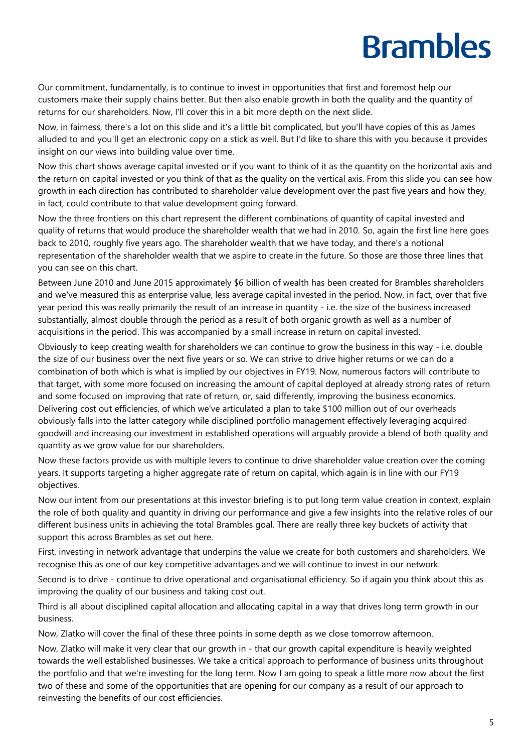Our commitment, fundamentally, is to continue to invest in opportunities that first and foremost help our customers make their supply chains better. But then also enable growth in both the quality and the quantity of returns for our shareholders. Now, I'll cover this in a bit more depth on the next slide.

Now, in fairness, there's a lot on this slide and it's a little bit complicated, but you'll have copies of this as James alluded to and you'll get an electronic copy on a stick as well. But I'd like to share this with you because it provides insight on our views into building value over time.

Now this chart shows average capital invested or if you want to think of it as the quantity on the horizontal axis and the return on capital invested or you think of that as the quality on the vertical axis. From this slide you can see how growth in each direction has contributed to shareholder value development over the past five years and how they, in fact, could contribute to that value development going forward.

Now the three frontiers on this chart represent the different combinations of quantity of capital invested and quality of returns that would produce the shareholder wealth that we had in 2010. So, again the first line here goes back to 2010, roughly five years ago. The shareholder wealth that we have today, and there's a notional representation of the shareholder wealth that we aspire to create in the future. So those are those three lines that you can see on this chart.

Between June 2010 and June 2015 approximately $6 billion of wealth has been created for Brambles shareholders and we've measured this as enterprise value, less average capital invested in the period. Now, in fact, over that five year period this was really primarily the result of an increase in quantity - i.e. the size of the business increased substantially, almost double through the period as a result of both organic growth as well as a number of acquisitions in the period. This was accompanied by a small increase in return on capital invested.

Obviously to keep creating wealth for shareholders we can continue to grow the business in this way - i.e. double the size of our business over the next five years or so. We can strive to drive higher returns or we can do a combination of both which is what is implied by our objectives in FY19. Now, numerous factors will contribute to that target, with some more focused on increasing the amount of capital deployed at already strong rates of return and some focused on improving that rate of return, or, said differently, improving the business economics. Delivering cost out efficiencies, of which we've articulated a plan to take $100 million out of our overheads obviously falls into the latter category while disciplined portfolio management effectively leveraging acquired goodwill and increasing our investment in established operations will arguably provide a blend of both quality and quantity as we grow value for our shareholders.

Now these factors provide us with multiple levers to continue to drive shareholder value creation over the coming years. It supports targeting a higher aggregate rate of return on capital, which again is in line with our FY19 objectives.

Now our intent from our presentations at this investor briefing is to put long term value creation in context, explain the role of both quality and quantity in driving our performance and give a few insights into the relative roles of our different business units in achieving the total Brambles goal. There are really three key buckets of activity that support this across Brambles as set out here.

First, investing in network advantage that underpins the value we create for both customers and shareholders. We recognise this as one of our key competitive advantages and we will continue to invest in our network.

Second is to drive - continue to drive operational and organisational efficiency. So if again you think about this as improving the quality of our business and taking cost out.

Third is all about disciplined capital allocation and allocating capital in a way that drives long term growth in our business.

Now, Zlatko will cover the final of these three points in some depth as we close tomorrow afternoon.

Now, Zlatko will make it very clear that our growth in - that our growth capital expenditure is heavily weighted towards the well established businesses. We take a critical approach to performance of business units throughout the portfolio and that we're investing for the long term. Now I am going to speak a little more now about the first two of these and some of the opportunities that are opening for our company as a result of our approach to reinvesting the benefits of our cost efficiencies.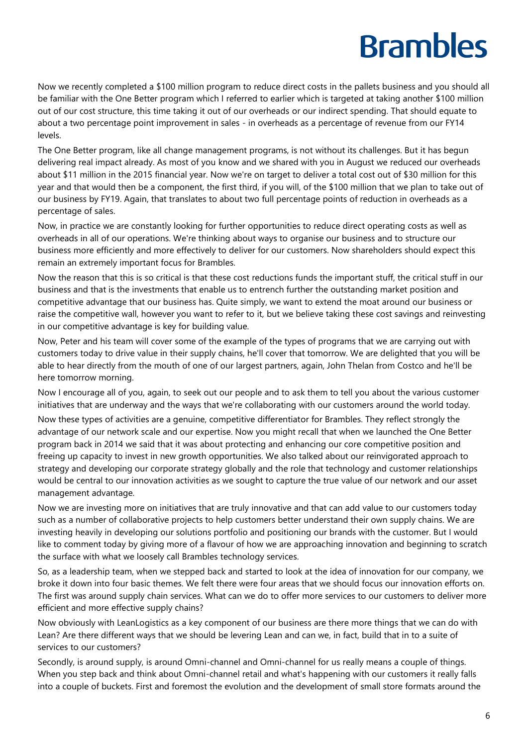Now we recently completed a $100 million program to reduce direct costs in the pallets business and you should all be familiar with the One Better program which I referred to earlier which is targeted at taking another $100 million out of our cost structure, this time taking it out of our overheads or our indirect spending. That should equate to about a two percentage point improvement in sales - in overheads as a percentage of revenue from our FY14 levels.

The One Better program, like all change management programs, is not without its challenges. But it has begun delivering real impact already. As most of you know and we shared with you in August we reduced our overheads about $11 million in the 2015 financial year. Now we're on target to deliver a total cost out of $30 million for this year and that would then be a component, the first third, if you will, of the $100 million that we plan to take out of our business by FY19. Again, that translates to about two full percentage points of reduction in overheads as a percentage of sales.

Now, in practice we are constantly looking for further opportunities to reduce direct operating costs as well as overheads in all of our operations. We're thinking about ways to organise our business and to structure our business more efficiently and more effectively to deliver for our customers. Now shareholders should expect this remain an extremely important focus for Brambles.

Now the reason that this is so critical is that these cost reductions funds the important stuff, the critical stuff in our business and that is the investments that enable us to entrench further the outstanding market position and competitive advantage that our business has. Quite simply, we want to extend the moat around our business or raise the competitive wall, however you want to refer to it, but we believe taking these cost savings and reinvesting in our competitive advantage is key for building value.

Now, Peter and his team will cover some of the example of the types of programs that we are carrying out with customers today to drive value in their supply chains, he'll cover that tomorrow. We are delighted that you will be able to hear directly from the mouth of one of our largest partners, again, John Thelan from Costco and he'll be here tomorrow morning.

Now I encourage all of you, again, to seek out our people and to ask them to tell you about the various customer initiatives that are underway and the ways that we're collaborating with our customers around the world today.

Now these types of activities are a genuine, competitive differentiator for Brambles. They reflect strongly the advantage of our network scale and our expertise. Now you might recall that when we launched the One Better program back in 2014 we said that it was about protecting and enhancing our core competitive position and freeing up capacity to invest in new growth opportunities. We also talked about our reinvigorated approach to strategy and developing our corporate strategy globally and the role that technology and customer relationships would be central to our innovation activities as we sought to capture the true value of our network and our asset management advantage.

Now we are investing more on initiatives that are truly innovative and that can add value to our customers today such as a number of collaborative projects to help customers better understand their own supply chains. We are investing heavily in developing our solutions portfolio and positioning our brands with the customer. But I would like to comment today by giving more of a flavour of how we are approaching innovation and beginning to scratch the surface with what we loosely call Brambles technology services.

So, as a leadership team, when we stepped back and started to look at the idea of innovation for our company, we broke it down into four basic themes. We felt there were four areas that we should focus our innovation efforts on. The first was around supply chain services. What can we do to offer more services to our customers to deliver more efficient and more effective supply chains?

Now obviously with LeanLogistics as a key component of our business are there more things that we can do with Lean? Are there different ways that we should be levering Lean and can we, in fact, build that in to a suite of services to our customers?

Secondly, is around supply, is around Omni-channel and Omni-channel for us really means a couple of things. When you step back and think about Omni-channel retail and what's happening with our customers it really falls into a couple of buckets. First and foremost the evolution and the development of small store formats around the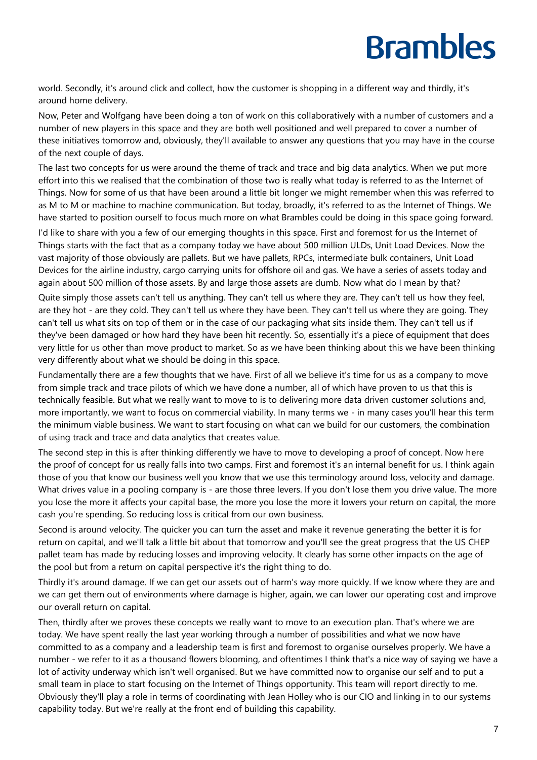world. Secondly, it's around click and collect, how the customer is shopping in a different way and thirdly, it's around home delivery.

Now, Peter and Wolfgang have been doing a ton of work on this collaboratively with a number of customers and a number of new players in this space and they are both well positioned and well prepared to cover a number of these initiatives tomorrow and, obviously, they'll available to answer any questions that you may have in the course of the next couple of days.

The last two concepts for us were around the theme of track and trace and big data analytics. When we put more effort into this we realised that the combination of those two is really what today is referred to as the Internet of Things. Now for some of us that have been around a little bit longer we might remember when this was referred to as M to M or machine to machine communication. But today, broadly, it's referred to as the Internet of Things. We have started to position ourself to focus much more on what Brambles could be doing in this space going forward.

I'd like to share with you a few of our emerging thoughts in this space. First and foremost for us the Internet of Things starts with the fact that as a company today we have about 500 million ULDs, Unit Load Devices. Now the vast majority of those obviously are pallets. But we have pallets, RPCs, intermediate bulk containers, Unit Load Devices for the airline industry, cargo carrying units for offshore oil and gas. We have a series of assets today and again about 500 million of those assets. By and large those assets are dumb. Now what do I mean by that?

Quite simply those assets can't tell us anything. They can't tell us where they are. They can't tell us how they feel, are they hot - are they cold. They can't tell us where they have been. They can't tell us where they are going. They can't tell us what sits on top of them or in the case of our packaging what sits inside them. They can't tell us if they've been damaged or how hard they have been hit recently. So, essentially it's a piece of equipment that does very little for us other than move product to market. So as we have been thinking about this we have been thinking very differently about what we should be doing in this space.

Fundamentally there are a few thoughts that we have. First of all we believe it's time for us as a company to move from simple track and trace pilots of which we have done a number, all of which have proven to us that this is technically feasible. But what we really want to move to is to delivering more data driven customer solutions and, more importantly, we want to focus on commercial viability. In many terms we - in many cases you'll hear this term the minimum viable business. We want to start focusing on what can we build for our customers, the combination of using track and trace and data analytics that creates value.

The second step in this is after thinking differently we have to move to developing a proof of concept. Now here the proof of concept for us really falls into two camps. First and foremost it's an internal benefit for us. I think again those of you that know our business well you know that we use this terminology around loss, velocity and damage. What drives value in a pooling company is - are those three levers. If you don't lose them you drive value. The more you lose the more it affects your capital base, the more you lose the more it lowers your return on capital, the more cash you're spending. So reducing loss is critical from our own business.

Second is around velocity. The quicker you can turn the asset and make it revenue generating the better it is for return on capital, and we'll talk a little bit about that tomorrow and you'll see the great progress that the US CHEP pallet team has made by reducing losses and improving velocity. It clearly has some other impacts on the age of the pool but from a return on capital perspective it's the right thing to do.

Thirdly it's around damage. If we can get our assets out of harm's way more quickly. If we know where they are and we can get them out of environments where damage is higher, again, we can lower our operating cost and improve our overall return on capital.

Then, thirdly after we proves these concepts we really want to move to an execution plan. That's where we are today. We have spent really the last year working through a number of possibilities and what we now have committed to as a company and a leadership team is first and foremost to organise ourselves properly. We have a number - we refer to it as a thousand flowers blooming, and oftentimes I think that's a nice way of saying we have a lot of activity underway which isn't well organised. But we have committed now to organise our self and to put a small team in place to start focusing on the Internet of Things opportunity. This team will report directly to me. Obviously they'll play a role in terms of coordinating with Jean Holley who is our CIO and linking in to our systems capability today. But we're really at the front end of building this capability.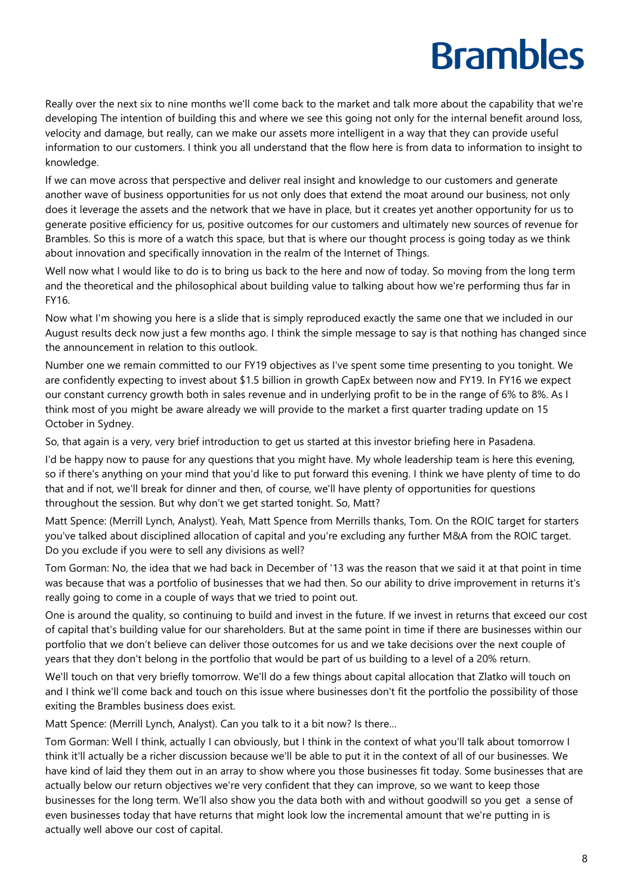Really over the next six to nine months we'll come back to the market and talk more about the capability that we're developing The intention of building this and where we see this going not only for the internal benefit around loss, velocity and damage, but really, can we make our assets more intelligent in a way that they can provide useful information to our customers. I think you all understand that the flow here is from data to information to insight to knowledge.

If we can move across that perspective and deliver real insight and knowledge to our customers and generate another wave of business opportunities for us not only does that extend the moat around our business, not only does it leverage the assets and the network that we have in place, but it creates yet another opportunity for us to generate positive efficiency for us, positive outcomes for our customers and ultimately new sources of revenue for Brambles. So this is more of a watch this space, but that is where our thought process is going today as we think about innovation and specifically innovation in the realm of the Internet of Things.

Well now what I would like to do is to bring us back to the here and now of today. So moving from the long term and the theoretical and the philosophical about building value to talking about how we're performing thus far in FY16.

Now what I'm showing you here is a slide that is simply reproduced exactly the same one that we included in our August results deck now just a few months ago. I think the simple message to say is that nothing has changed since the announcement in relation to this outlook.

Number one we remain committed to our FY19 objectives as I've spent some time presenting to you tonight. We are confidently expecting to invest about $1.5 billion in growth CapEx between now and FY19. In FY16 we expect our constant currency growth both in sales revenue and in underlying profit to be in the range of 6% to 8%. As I think most of you might be aware already we will provide to the market a first quarter trading update on 15 October in Sydney.

So, that again is a very, very brief introduction to get us started at this investor briefing here in Pasadena.

I'd be happy now to pause for any questions that you might have. My whole leadership team is here this evening, so if there's anything on your mind that you'd like to put forward this evening. I think we have plenty of time to do that and if not, we'll break for dinner and then, of course, we'll have plenty of opportunities for questions throughout the session. But why don't we get started tonight. So, Matt?

Matt Spence: (Merrill Lynch, Analyst). Yeah, Matt Spence from Merrills thanks, Tom. On the ROIC target for starters you've talked about disciplined allocation of capital and you're excluding any further M&A from the ROIC target. Do you exclude if you were to sell any divisions as well?

Tom Gorman: No, the idea that we had back in December of '13 was the reason that we said it at that point in time was because that was a portfolio of businesses that we had then. So our ability to drive improvement in returns it's really going to come in a couple of ways that we tried to point out.

One is around the quality, so continuing to build and invest in the future. If we invest in returns that exceed our cost of capital that's building value for our shareholders. But at the same point in time if there are businesses within our portfolio that we don't believe can deliver those outcomes for us and we take decisions over the next couple of years that they don't belong in the portfolio that would be part of us building to a level of a 20% return.

We'll touch on that very briefly tomorrow. We'll do a few things about capital allocation that Zlatko will touch on and I think we'll come back and touch on this issue where businesses don't fit the portfolio the possibility of those exiting the Brambles business does exist.

Matt Spence: (Merrill Lynch, Analyst). Can you talk to it a bit now? Is there…

Tom Gorman: Well I think, actually I can obviously, but I think in the context of what you'll talk about tomorrow I think it'll actually be a richer discussion because we'll be able to put it in the context of all of our businesses. We have kind of laid they them out in an array to show where you those businesses fit today. Some businesses that are actually below our return objectives we're very confident that they can improve, so we want to keep those businesses for the long term. We'll also show you the data both with and without goodwill so you get a sense of even businesses today that have returns that might look low the incremental amount that we're putting in is actually well above our cost of capital.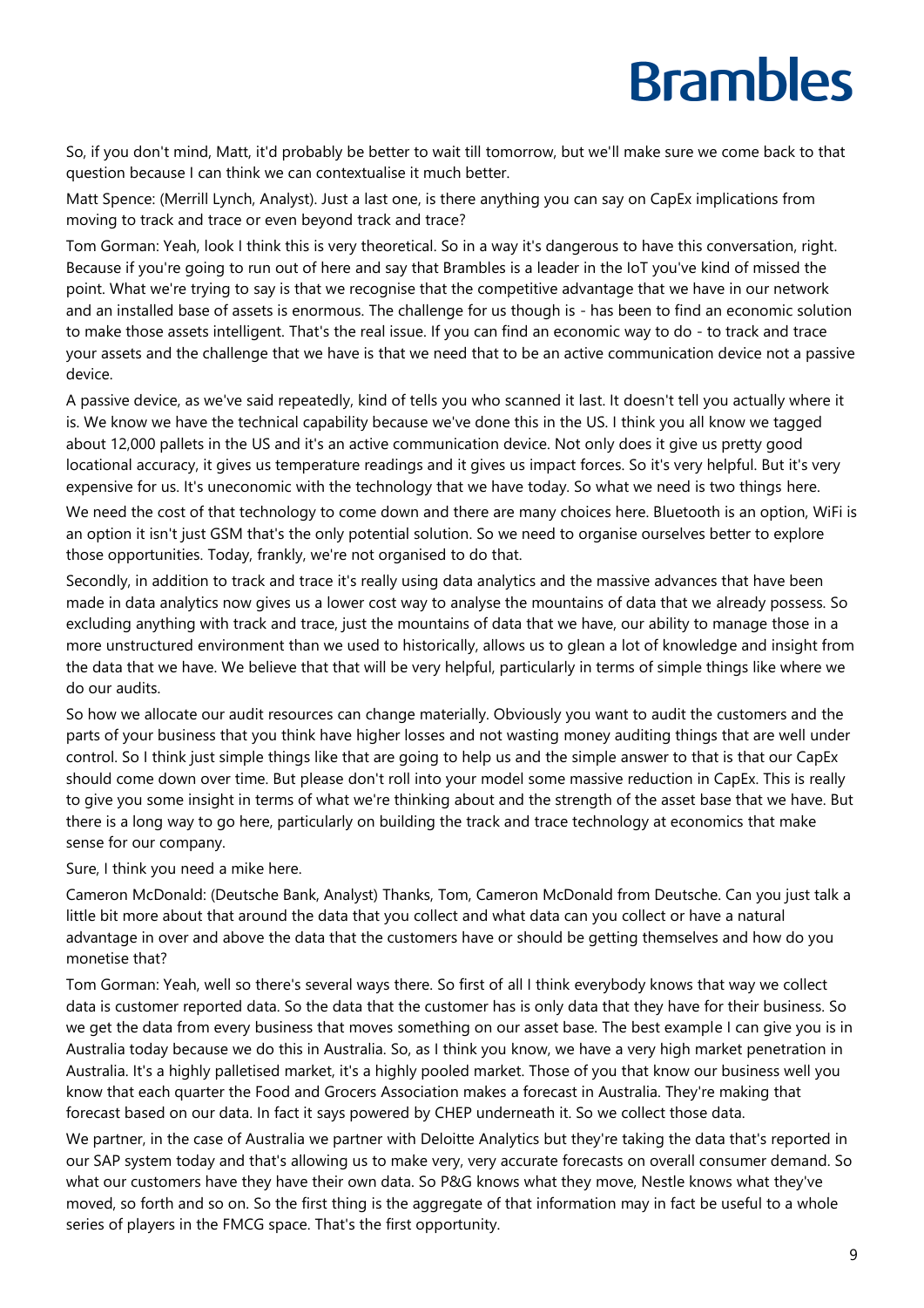So, if you don't mind, Matt, it'd probably be better to wait till tomorrow, but we'll make sure we come back to that question because I can think we can contextualise it much better.

Matt Spence: (Merrill Lynch, Analyst). Just a last one, is there anything you can say on CapEx implications from moving to track and trace or even beyond track and trace?

Tom Gorman: Yeah, look I think this is very theoretical. So in a way it's dangerous to have this conversation, right. Because if you're going to run out of here and say that Brambles is a leader in the IoT you've kind of missed the point. What we're trying to say is that we recognise that the competitive advantage that we have in our network and an installed base of assets is enormous. The challenge for us though is - has been to find an economic solution to make those assets intelligent. That's the real issue. If you can find an economic way to do - to track and trace your assets and the challenge that we have is that we need that to be an active communication device not a passive device.

A passive device, as we've said repeatedly, kind of tells you who scanned it last. It doesn't tell you actually where it is. We know we have the technical capability because we've done this in the US. I think you all know we tagged about 12,000 pallets in the US and it's an active communication device. Not only does it give us pretty good locational accuracy, it gives us temperature readings and it gives us impact forces. So it's very helpful. But it's very expensive for us. It's uneconomic with the technology that we have today. So what we need is two things here.

We need the cost of that technology to come down and there are many choices here. Bluetooth is an option, WiFi is an option it isn't just GSM that's the only potential solution. So we need to organise ourselves better to explore those opportunities. Today, frankly, we're not organised to do that.

Secondly, in addition to track and trace it's really using data analytics and the massive advances that have been made in data analytics now gives us a lower cost way to analyse the mountains of data that we already possess. So excluding anything with track and trace, just the mountains of data that we have, our ability to manage those in a more unstructured environment than we used to historically, allows us to glean a lot of knowledge and insight from the data that we have. We believe that that will be very helpful, particularly in terms of simple things like where we do our audits.

So how we allocate our audit resources can change materially. Obviously you want to audit the customers and the parts of your business that you think have higher losses and not wasting money auditing things that are well under control. So I think just simple things like that are going to help us and the simple answer to that is that our CapEx should come down over time. But please don't roll into your model some massive reduction in CapEx. This is really to give you some insight in terms of what we're thinking about and the strength of the asset base that we have. But there is a long way to go here, particularly on building the track and trace technology at economics that make sense for our company.

Sure, I think you need a mike here.

Cameron McDonald: (Deutsche Bank, Analyst) Thanks, Tom, Cameron McDonald from Deutsche. Can you just talk a little bit more about that around the data that you collect and what data can you collect or have a natural advantage in over and above the data that the customers have or should be getting themselves and how do you monetise that?

Tom Gorman: Yeah, well so there's several ways there. So first of all I think everybody knows that way we collect data is customer reported data. So the data that the customer has is only data that they have for their business. So we get the data from every business that moves something on our asset base. The best example I can give you is in Australia today because we do this in Australia. So, as I think you know, we have a very high market penetration in Australia. It's a highly palletised market, it's a highly pooled market. Those of you that know our business well you know that each quarter the Food and Grocers Association makes a forecast in Australia. They're making that forecast based on our data. In fact it says powered by CHEP underneath it. So we collect those data.

We partner, in the case of Australia we partner with Deloitte Analytics but they're taking the data that's reported in our SAP system today and that's allowing us to make very, very accurate forecasts on overall consumer demand. So what our customers have they have their own data. So P&G knows what they move, Nestle knows what they've moved, so forth and so on. So the first thing is the aggregate of that information may in fact be useful to a whole series of players in the FMCG space. That's the first opportunity.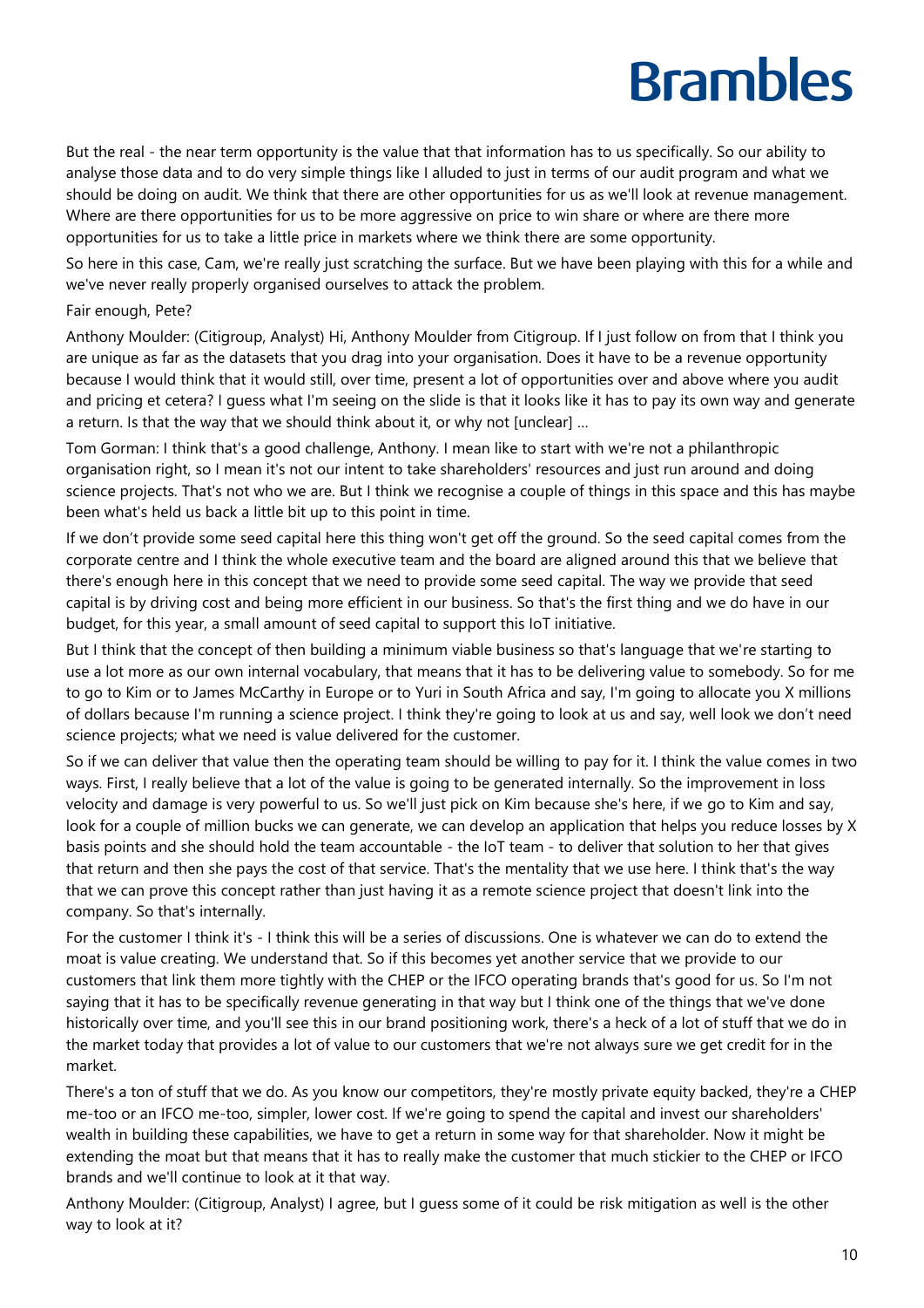But the real - the near term opportunity is the value that that information has to us specifically. So our ability to analyse those data and to do very simple things like I alluded to just in terms of our audit program and what we should be doing on audit. We think that there are other opportunities for us as we'll look at revenue management. Where are there opportunities for us to be more aggressive on price to win share or where are there more opportunities for us to take a little price in markets where we think there are some opportunity.

So here in this case, Cam, we're really just scratching the surface. But we have been playing with this for a while and we've never really properly organised ourselves to attack the problem.

Fair enough, Pete?

Anthony Moulder: (Citigroup, Analyst) Hi, Anthony Moulder from Citigroup. If I just follow on from that I think you are unique as far as the datasets that you drag into your organisation. Does it have to be a revenue opportunity because I would think that it would still, over time, present a lot of opportunities over and above where you audit and pricing et cetera? I guess what I'm seeing on the slide is that it looks like it has to pay its own way and generate a return. Is that the way that we should think about it, or why not [unclear] …

Tom Gorman: I think that's a good challenge, Anthony. I mean like to start with we're not a philanthropic organisation right, so I mean it's not our intent to take shareholders' resources and just run around and doing science projects. That's not who we are. But I think we recognise a couple of things in this space and this has maybe been what's held us back a little bit up to this point in time.

If we don't provide some seed capital here this thing won't get off the ground. So the seed capital comes from the corporate centre and I think the whole executive team and the board are aligned around this that we believe that there's enough here in this concept that we need to provide some seed capital. The way we provide that seed capital is by driving cost and being more efficient in our business. So that's the first thing and we do have in our budget, for this year, a small amount of seed capital to support this IoT initiative.

But I think that the concept of then building a minimum viable business so that's language that we're starting to use a lot more as our own internal vocabulary, that means that it has to be delivering value to somebody. So for me to go to Kim or to James McCarthy in Europe or to Yuri in South Africa and say, I'm going to allocate you X millions of dollars because I'm running a science project. I think they're going to look at us and say, well look we don't need science projects; what we need is value delivered for the customer.

So if we can deliver that value then the operating team should be willing to pay for it. I think the value comes in two ways. First, I really believe that a lot of the value is going to be generated internally. So the improvement in loss velocity and damage is very powerful to us. So we'll just pick on Kim because she's here, if we go to Kim and say, look for a couple of million bucks we can generate, we can develop an application that helps you reduce losses by X basis points and she should hold the team accountable - the IoT team - to deliver that solution to her that gives that return and then she pays the cost of that service. That's the mentality that we use here. I think that's the way that we can prove this concept rather than just having it as a remote science project that doesn't link into the company. So that's internally.

For the customer I think it's - I think this will be a series of discussions. One is whatever we can do to extend the moat is value creating. We understand that. So if this becomes yet another service that we provide to our customers that link them more tightly with the CHEP or the IFCO operating brands that's good for us. So I'm not saying that it has to be specifically revenue generating in that way but I think one of the things that we've done historically over time, and you'll see this in our brand positioning work, there's a heck of a lot of stuff that we do in the market today that provides a lot of value to our customers that we're not always sure we get credit for in the market.

There's a ton of stuff that we do. As you know our competitors, they're mostly private equity backed, they're a CHEP me-too or an IFCO me-too, simpler, lower cost. If we're going to spend the capital and invest our shareholders' wealth in building these capabilities, we have to get a return in some way for that shareholder. Now it might be extending the moat but that means that it has to really make the customer that much stickier to the CHEP or IFCO brands and we'll continue to look at it that way.

Anthony Moulder: (Citigroup, Analyst) I agree, but I guess some of it could be risk mitigation as well is the other way to look at it?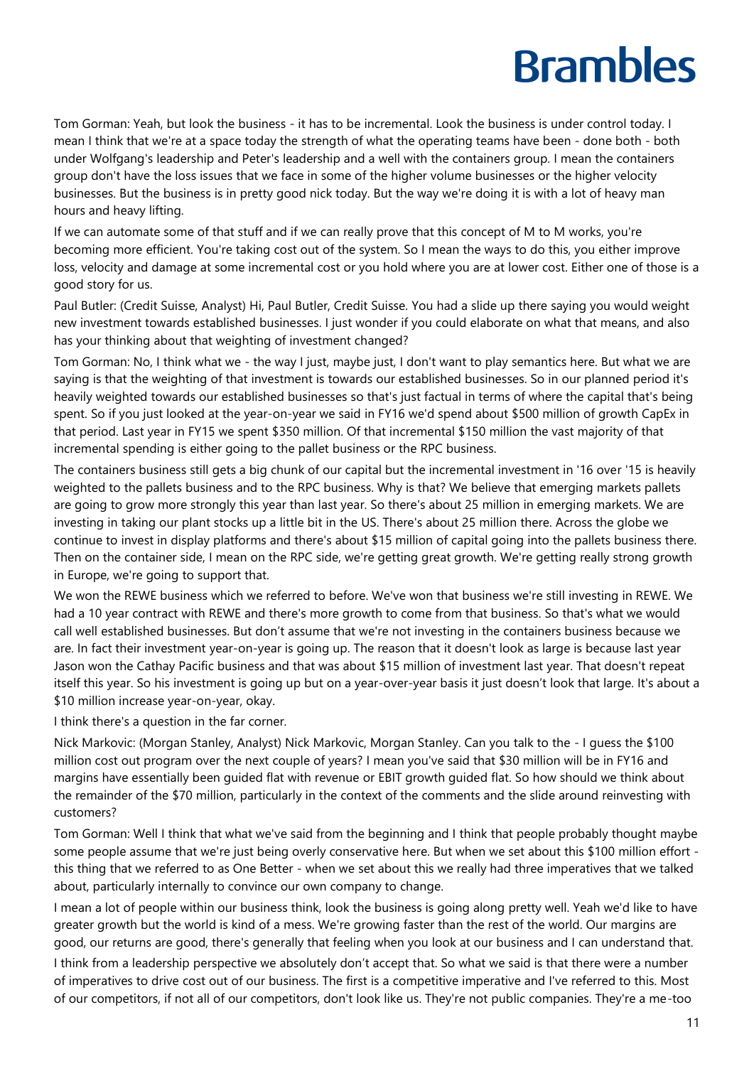Tom Gorman: Yeah, but look the business - it has to be incremental. Look the business is under control today. I mean I think that we're at a space today the strength of what the operating teams have been - done both - both under Wolfgang's leadership and Peter's leadership and a well with the containers group. I mean the containers group don't have the loss issues that we face in some of the higher volume businesses or the higher velocity businesses. But the business is in pretty good nick today. But the way we're doing it is with a lot of heavy man hours and heavy lifting.

If we can automate some of that stuff and if we can really prove that this concept of M to M works, you're becoming more efficient. You're taking cost out of the system. So I mean the ways to do this, you either improve loss, velocity and damage at some incremental cost or you hold where you are at lower cost. Either one of those is a good story for us.

Paul Butler: (Credit Suisse, Analyst) Hi, Paul Butler, Credit Suisse. You had a slide up there saying you would weight new investment towards established businesses. I just wonder if you could elaborate on what that means, and also has your thinking about that weighting of investment changed?

Tom Gorman: No, I think what we - the way I just, maybe just, I don't want to play semantics here. But what we are saying is that the weighting of that investment is towards our established businesses. So in our planned period it's heavily weighted towards our established businesses so that's just factual in terms of where the capital that's being spent. So if you just looked at the year-on-year we said in FY16 we'd spend about $500 million of growth CapEx in that period. Last year in FY15 we spent $350 million. Of that incremental $150 million the vast majority of that incremental spending is either going to the pallet business or the RPC business.

The containers business still gets a big chunk of our capital but the incremental investment in '16 over '15 is heavily weighted to the pallets business and to the RPC business. Why is that? We believe that emerging markets pallets are going to grow more strongly this year than last year. So there's about 25 million in emerging markets. We are investing in taking our plant stocks up a little bit in the US. There's about 25 million there. Across the globe we continue to invest in display platforms and there's about $15 million of capital going into the pallets business there. Then on the container side, I mean on the RPC side, we're getting great growth. We're getting really strong growth in Europe, we're going to support that.

We won the REWE business which we referred to before. We've won that business we're still investing in REWE. We had a 10 year contract with REWE and there's more growth to come from that business. So that's what we would call well established businesses. But don't assume that we're not investing in the containers business because we are. In fact their investment year-on-year is going up. The reason that it doesn't look as large is because last year Jason won the Cathay Pacific business and that was about $15 million of investment last year. That doesn't repeat itself this year. So his investment is going up but on a year-over-year basis it just doesn't look that large. It's about a $10 million increase year-on-year, okay.

I think there's a question in the far corner.

Nick Markovic: (Morgan Stanley, Analyst) Nick Markovic, Morgan Stanley. Can you talk to the - I guess the $100 million cost out program over the next couple of years? I mean you've said that $30 million will be in FY16 and margins have essentially been guided flat with revenue or EBIT growth guided flat. So how should we think about the remainder of the $70 million, particularly in the context of the comments and the slide around reinvesting with customers?

Tom Gorman: Well I think that what we've said from the beginning and I think that people probably thought maybe some people assume that we're just being overly conservative here. But when we set about this $100 million effort - this thing that we referred to as One Better - when we set about this we really had three imperatives that we talked about, particularly internally to convince our own company to change.

I mean a lot of people within our business think, look the business is going along pretty well. Yeah we'd like to have greater growth but the world is kind of a mess. We're growing faster than the rest of the world. Our margins are good, our returns are good, there's generally that feeling when you look at our business and I can understand that.

I think from a leadership perspective we absolutely don't accept that. So what we said is that there were a number of imperatives to drive cost out of our business. The first is a competitive imperative and I've referred to this. Most of our competitors, if not all of our competitors, don't look like us. They're not public companies. They're a me-too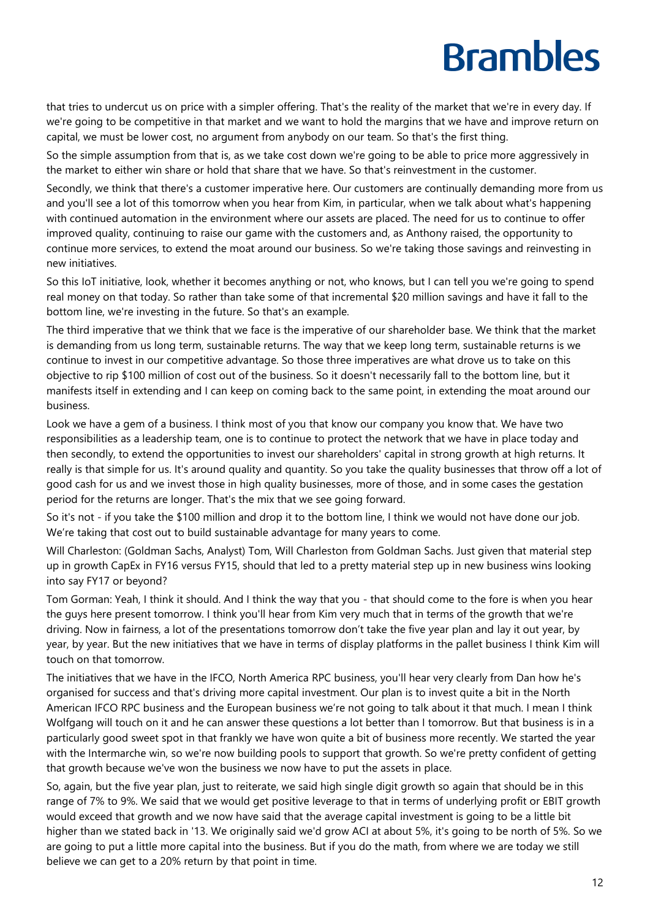that tries to undercut us on price with a simpler offering. That's the reality of the market that we're in every day. If we're going to be competitive in that market and we want to hold the margins that we have and improve return on capital, we must be lower cost, no argument from anybody on our team. So that's the first thing.

So the simple assumption from that is, as we take cost down we're going to be able to price more aggressively in the market to either win share or hold that share that we have. So that's reinvestment in the customer.

Secondly, we think that there's a customer imperative here. Our customers are continually demanding more from us and you'll see a lot of this tomorrow when you hear from Kim, in particular, when we talk about what's happening with continued automation in the environment where our assets are placed. The need for us to continue to offer improved quality, continuing to raise our game with the customers and, as Anthony raised, the opportunity to continue more services, to extend the moat around our business. So we're taking those savings and reinvesting in new initiatives.

So this IoT initiative, look, whether it becomes anything or not, who knows, but I can tell you we're going to spend real money on that today. So rather than take some of that incremental $20 million savings and have it fall to the bottom line, we're investing in the future. So that's an example.

The third imperative that we think that we face is the imperative of our shareholder base. We think that the market is demanding from us long term, sustainable returns. The way that we keep long term, sustainable returns is we continue to invest in our competitive advantage. So those three imperatives are what drove us to take on this objective to rip $100 million of cost out of the business. So it doesn't necessarily fall to the bottom line, but it manifests itself in extending and I can keep on coming back to the same point, in extending the moat around our business.

Look we have a gem of a business. I think most of you that know our company you know that. We have two responsibilities as a leadership team, one is to continue to protect the network that we have in place today and then secondly, to extend the opportunities to invest our shareholders' capital in strong growth at high returns. It really is that simple for us. It's around quality and quantity. So you take the quality businesses that throw off a lot of good cash for us and we invest those in high quality businesses, more of those, and in some cases the gestation period for the returns are longer. That's the mix that we see going forward.

So it's not - if you take the $100 million and drop it to the bottom line, I think we would not have done our job. We're taking that cost out to build sustainable advantage for many years to come.

Will Charleston: (Goldman Sachs, Analyst) Tom, Will Charleston from Goldman Sachs. Just given that material step up in growth CapEx in FY16 versus FY15, should that led to a pretty material step up in new business wins looking into say FY17 or beyond?

Tom Gorman: Yeah, I think it should. And I think the way that you - that should come to the fore is when you hear the guys here present tomorrow. I think you'll hear from Kim very much that in terms of the growth that we're driving. Now in fairness, a lot of the presentations tomorrow don't take the five year plan and lay it out year, by year, by year. But the new initiatives that we have in terms of display platforms in the pallet business I think Kim will touch on that tomorrow.

The initiatives that we have in the IFCO, North America RPC business, you'll hear very clearly from Dan how he's organised for success and that's driving more capital investment. Our plan is to invest quite a bit in the North American IFCO RPC business and the European business we're not going to talk about it that much. I mean I think Wolfgang will touch on it and he can answer these questions a lot better than I tomorrow. But that business is in a particularly good sweet spot in that frankly we have won quite a bit of business more recently. We started the year with the Intermarche win, so we're now building pools to support that growth. So we're pretty confident of getting that growth because we've won the business we now have to put the assets in place.

So, again, but the five year plan, just to reiterate, we said high single digit growth so again that should be in this range of 7% to 9%. We said that we would get positive leverage to that in terms of underlying profit or EBIT growth would exceed that growth and we now have said that the average capital investment is going to be a little bit higher than we stated back in '13. We originally said we'd grow ACI at about 5%, it's going to be north of 5%. So we are going to put a little more capital into the business. But if you do the math, from where we are today we still believe we can get to a 20% return by that point in time.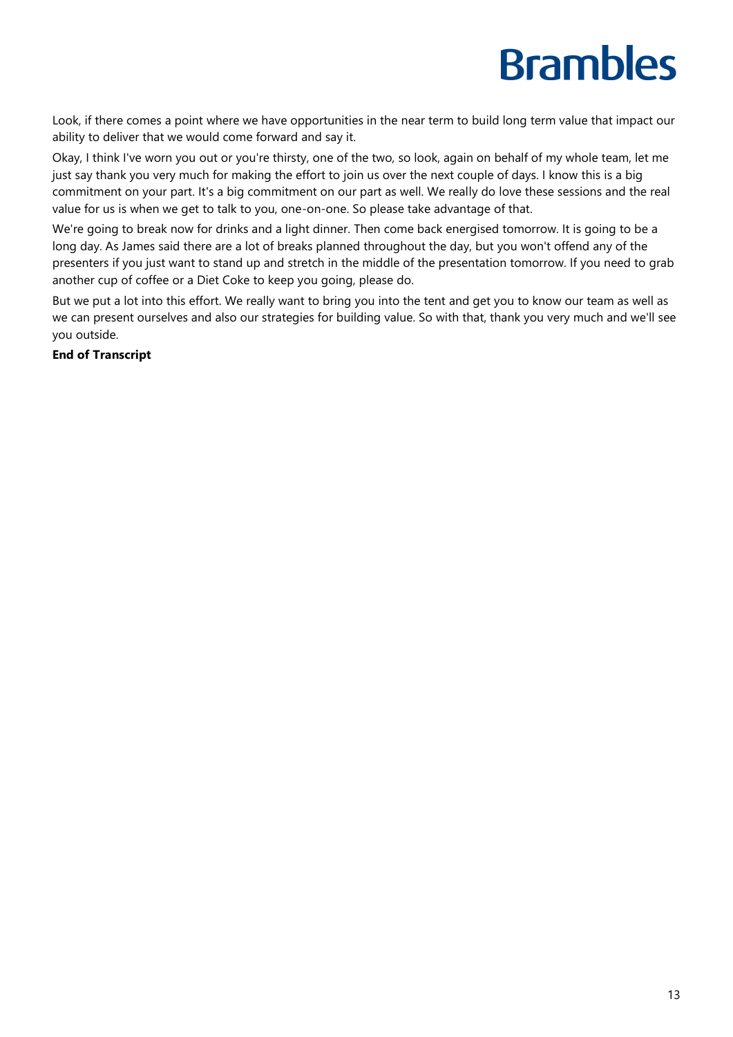Look, if there comes a point where we have opportunities in the near term to build long term value that impact our ability to deliver that we would come forward and say it.

Okay, I think I've worn you out or you're thirsty, one of the two, so look, again on behalf of my whole team, let me just say thank you very much for making the effort to join us over the next couple of days. I know this is a big commitment on your part. It's a big commitment on our part as well. We really do love these sessions and the real value for us is when we get to talk to you, one-on-one. So please take advantage of that.

We're going to break now for drinks and a light dinner. Then come back energised tomorrow. It is going to be a long day. As James said there are a lot of breaks planned throughout the day, but you won't offend any of the presenters if you just want to stand up and stretch in the middle of the presentation tomorrow. If you need to grab another cup of coffee or a Diet Coke to keep you going, please do.

But we put a lot into this effort. We really want to bring you into the tent and get you to know our team as well as we can present ourselves and also our strategies for building value. So with that, thank you very much and we'll see you outside.

**End of Transcript**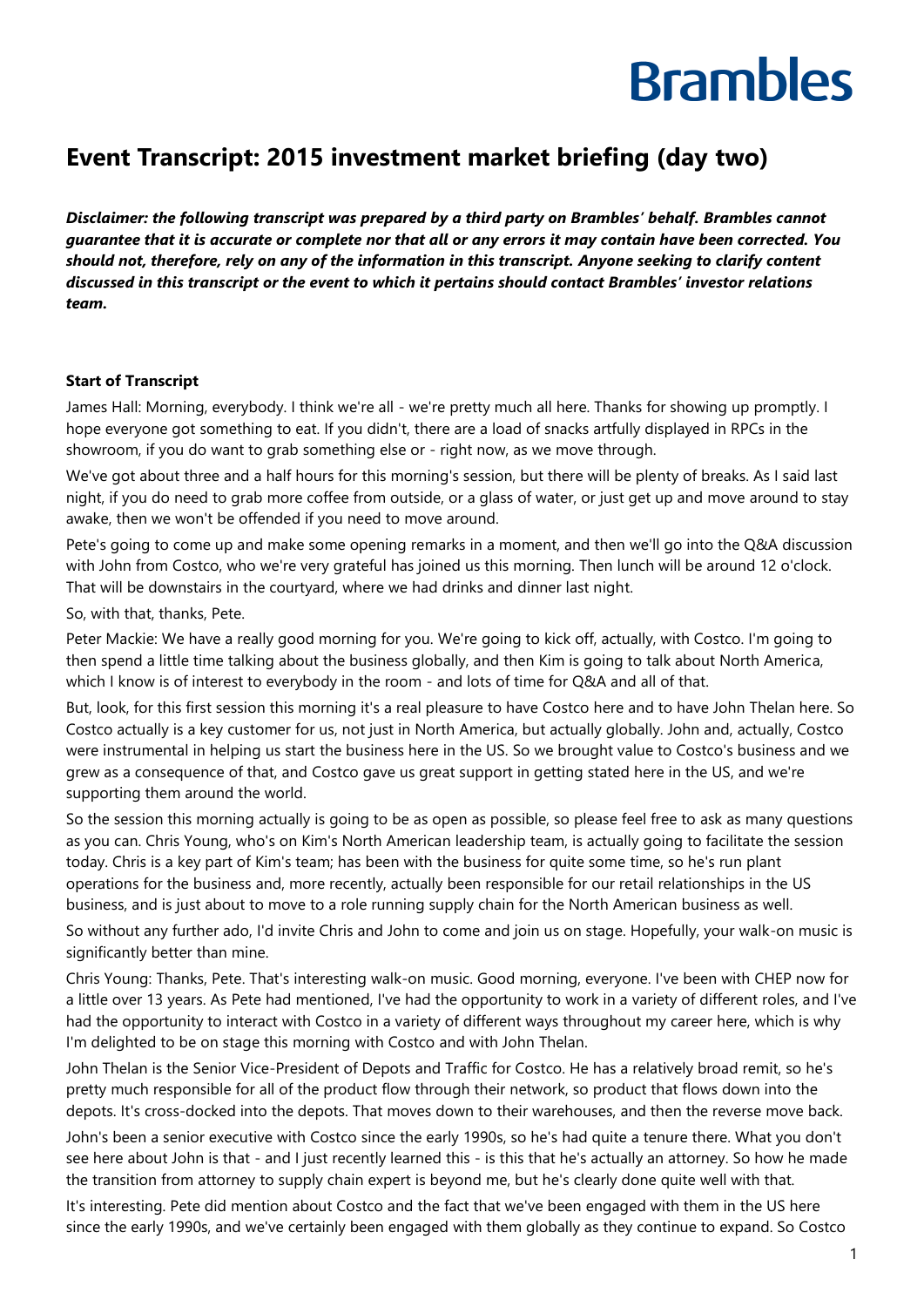# Event Transcript: 2015 investment market briefing (day two)

***Disclaimer: the following transcript was prepared by a third party on Brambles' behalf. Brambles cannot guarantee that it is accurate or complete nor that all or any errors it may contain have been corrected. You should not, therefore, rely on any of the information in this transcript. Anyone seeking to clarify content discussed in this transcript or the event to which it pertains should contact Brambles' investor relations team.***

**Start of Transcript**

James Hall: Morning, everybody. I think we're all - we're pretty much all here. Thanks for showing up promptly. I hope everyone got something to eat. If you didn't, there are a load of snacks artfully displayed in RPCs in the showroom, if you do want to grab something else or - right now, as we move through.

We've got about three and a half hours for this morning's session, but there will be plenty of breaks. As I said last night, if you do need to grab more coffee from outside, or a glass of water, or just get up and move around to stay awake, then we won't be offended if you need to move around.

Pete's going to come up and make some opening remarks in a moment, and then we'll go into the Q&A discussion with John from Costco, who we're very grateful has joined us this morning. Then lunch will be around 12 o'clock. That will be downstairs in the courtyard, where we had drinks and dinner last night.

So, with that, thanks, Pete.

Peter Mackie: We have a really good morning for you. We're going to kick off, actually, with Costco. I'm going to then spend a little time talking about the business globally, and then Kim is going to talk about North America, which I know is of interest to everybody in the room - and lots of time for Q&A and all of that.

But, look, for this first session this morning it's a real pleasure to have Costco here and to have John Thelan here. So Costco actually is a key customer for us, not just in North America, but actually globally. John and, actually, Costco were instrumental in helping us start the business here in the US. So we brought value to Costco's business and we grew as a consequence of that, and Costco gave us great support in getting stated here in the US, and we're supporting them around the world.

So the session this morning actually is going to be as open as possible, so please feel free to ask as many questions as you can. Chris Young, who's on Kim's North American leadership team, is actually going to facilitate the session today. Chris is a key part of Kim's team; has been with the business for quite some time, so he's run plant operations for the business and, more recently, actually been responsible for our retail relationships in the US business, and is just about to move to a role running supply chain for the North American business as well.

So without any further ado, I'd invite Chris and John to come and join us on stage. Hopefully, your walk-on music is significantly better than mine.

Chris Young: Thanks, Pete. That's interesting walk-on music. Good morning, everyone. I've been with CHEP now for a little over 13 years. As Pete had mentioned, I've had the opportunity to work in a variety of different roles, and I've had the opportunity to interact with Costco in a variety of different ways throughout my career here, which is why I'm delighted to be on stage this morning with Costco and with John Thelan.

John Thelan is the Senior Vice-President of Depots and Traffic for Costco. He has a relatively broad remit, so he's pretty much responsible for all of the product flow through their network, so product that flows down into the depots. It's cross-docked into the depots. That moves down to their warehouses, and then the reverse move back.

John's been a senior executive with Costco since the early 1990s, so he's had quite a tenure there. What you don't see here about John is that - and I just recently learned this - is this that he's actually an attorney. So how he made the transition from attorney to supply chain expert is beyond me, but he's clearly done quite well with that.

It's interesting. Pete did mention about Costco and the fact that we've been engaged with them in the US here since the early 1990s, and we've certainly been engaged with them globally as they continue to expand. So Costco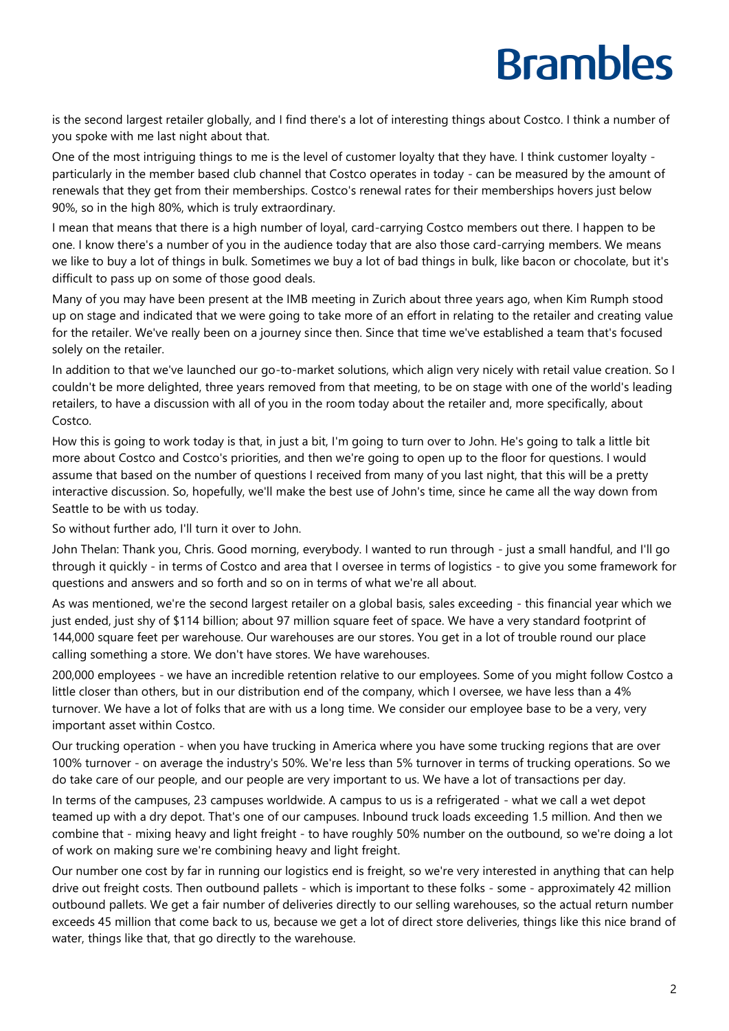is the second largest retailer globally, and I find there's a lot of interesting things about Costco. I think a number of you spoke with me last night about that.

One of the most intriguing things to me is the level of customer loyalty that they have. I think customer loyalty - particularly in the member based club channel that Costco operates in today - can be measured by the amount of renewals that they get from their memberships. Costco's renewal rates for their memberships hovers just below 90%, so in the high 80%, which is truly extraordinary.

I mean that means that there is a high number of loyal, card-carrying Costco members out there. I happen to be one. I know there's a number of you in the audience today that are also those card-carrying members. We means we like to buy a lot of things in bulk. Sometimes we buy a lot of bad things in bulk, like bacon or chocolate, but it's difficult to pass up on some of those good deals.

Many of you may have been present at the IMB meeting in Zurich about three years ago, when Kim Rumph stood up on stage and indicated that we were going to take more of an effort in relating to the retailer and creating value for the retailer. We've really been on a journey since then. Since that time we've established a team that's focused solely on the retailer.

In addition to that we've launched our go-to-market solutions, which align very nicely with retail value creation. So I couldn't be more delighted, three years removed from that meeting, to be on stage with one of the world's leading retailers, to have a discussion with all of you in the room today about the retailer and, more specifically, about Costco.

How this is going to work today is that, in just a bit, I'm going to turn over to John. He's going to talk a little bit more about Costco and Costco's priorities, and then we're going to open up to the floor for questions. I would assume that based on the number of questions I received from many of you last night, that this will be a pretty interactive discussion. So, hopefully, we'll make the best use of John's time, since he came all the way down from Seattle to be with us today.

So without further ado, I'll turn it over to John.

John Thelan: Thank you, Chris. Good morning, everybody. I wanted to run through - just a small handful, and I'll go through it quickly - in terms of Costco and area that I oversee in terms of logistics - to give you some framework for questions and answers and so forth and so on in terms of what we're all about.

As was mentioned, we're the second largest retailer on a global basis, sales exceeding - this financial year which we just ended, just shy of $114 billion; about 97 million square feet of space. We have a very standard footprint of 144,000 square feet per warehouse. Our warehouses are our stores. You get in a lot of trouble round our place calling something a store. We don't have stores. We have warehouses.

200,000 employees - we have an incredible retention relative to our employees. Some of you might follow Costco a little closer than others, but in our distribution end of the company, which I oversee, we have less than a 4% turnover. We have a lot of folks that are with us a long time. We consider our employee base to be a very, very important asset within Costco.

Our trucking operation - when you have trucking in America where you have some trucking regions that are over 100% turnover - on average the industry's 50%. We're less than 5% turnover in terms of trucking operations. So we do take care of our people, and our people are very important to us. We have a lot of transactions per day.

In terms of the campuses, 23 campuses worldwide. A campus to us is a refrigerated - what we call a wet depot teamed up with a dry depot. That's one of our campuses. Inbound truck loads exceeding 1.5 million. And then we combine that - mixing heavy and light freight - to have roughly 50% number on the outbound, so we're doing a lot of work on making sure we're combining heavy and light freight.

Our number one cost by far in running our logistics end is freight, so we're very interested in anything that can help drive out freight costs. Then outbound pallets - which is important to these folks - some - approximately 42 million outbound pallets. We get a fair number of deliveries directly to our selling warehouses, so the actual return number exceeds 45 million that come back to us, because we get a lot of direct store deliveries, things like this nice brand of water, things like that, that go directly to the warehouse.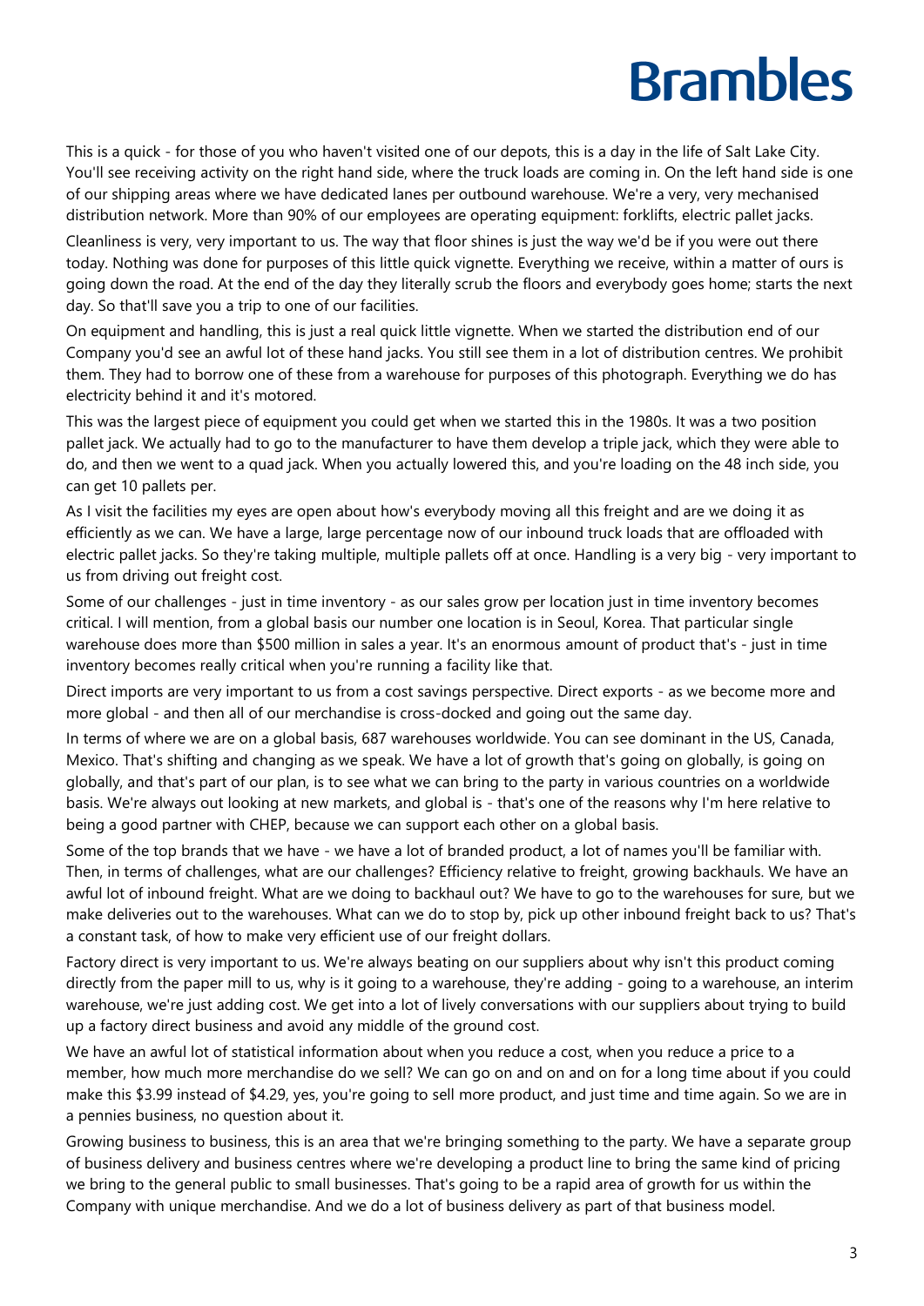This is a quick - for those of you who haven't visited one of our depots, this is a day in the life of Salt Lake City. You'll see receiving activity on the right hand side, where the truck loads are coming in. On the left hand side is one of our shipping areas where we have dedicated lanes per outbound warehouse. We're a very, very mechanised distribution network. More than 90% of our employees are operating equipment: forklifts, electric pallet jacks.

Cleanliness is very, very important to us. The way that floor shines is just the way we'd be if you were out there today. Nothing was done for purposes of this little quick vignette. Everything we receive, within a matter of ours is going down the road. At the end of the day they literally scrub the floors and everybody goes home; starts the next day. So that'll save you a trip to one of our facilities.

On equipment and handling, this is just a real quick little vignette. When we started the distribution end of our Company you'd see an awful lot of these hand jacks. You still see them in a lot of distribution centres. We prohibit them. They had to borrow one of these from a warehouse for purposes of this photograph. Everything we do has electricity behind it and it's motored.

This was the largest piece of equipment you could get when we started this in the 1980s. It was a two position pallet jack. We actually had to go to the manufacturer to have them develop a triple jack, which they were able to do, and then we went to a quad jack. When you actually lowered this, and you're loading on the 48 inch side, you can get 10 pallets per.

As I visit the facilities my eyes are open about how's everybody moving all this freight and are we doing it as efficiently as we can. We have a large, large percentage now of our inbound truck loads that are offloaded with electric pallet jacks. So they're taking multiple, multiple pallets off at once. Handling is a very big - very important to us from driving out freight cost.

Some of our challenges - just in time inventory - as our sales grow per location just in time inventory becomes critical. I will mention, from a global basis our number one location is in Seoul, Korea. That particular single warehouse does more than $500 million in sales a year. It's an enormous amount of product that's - just in time inventory becomes really critical when you're running a facility like that.

Direct imports are very important to us from a cost savings perspective. Direct exports - as we become more and more global - and then all of our merchandise is cross-docked and going out the same day.

In terms of where we are on a global basis, 687 warehouses worldwide. You can see dominant in the US, Canada, Mexico. That's shifting and changing as we speak. We have a lot of growth that's going on globally, is going on globally, and that's part of our plan, is to see what we can bring to the party in various countries on a worldwide basis. We're always out looking at new markets, and global is - that's one of the reasons why I'm here relative to being a good partner with CHEP, because we can support each other on a global basis.

Some of the top brands that we have - we have a lot of branded product, a lot of names you'll be familiar with. Then, in terms of challenges, what are our challenges? Efficiency relative to freight, growing backhauls. We have an awful lot of inbound freight. What are we doing to backhaul out? We have to go to the warehouses for sure, but we make deliveries out to the warehouses. What can we do to stop by, pick up other inbound freight back to us? That's a constant task, of how to make very efficient use of our freight dollars.

Factory direct is very important to us. We're always beating on our suppliers about why isn't this product coming directly from the paper mill to us, why is it going to a warehouse, they're adding - going to a warehouse, an interim warehouse, we're just adding cost. We get into a lot of lively conversations with our suppliers about trying to build up a factory direct business and avoid any middle of the ground cost.

We have an awful lot of statistical information about when you reduce a cost, when you reduce a price to a member, how much more merchandise do we sell? We can go on and on and on for a long time about if you could make this $3.99 instead of $4.29, yes, you're going to sell more product, and just time and time again. So we are in a pennies business, no question about it.

Growing business to business, this is an area that we're bringing something to the party. We have a separate group of business delivery and business centres where we're developing a product line to bring the same kind of pricing we bring to the general public to small businesses. That's going to be a rapid area of growth for us within the Company with unique merchandise. And we do a lot of business delivery as part of that business model.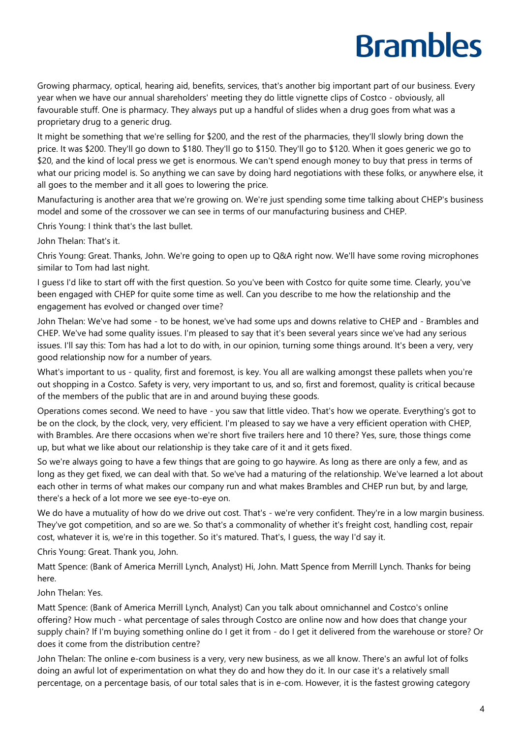Growing pharmacy, optical, hearing aid, benefits, services, that's another big important part of our business. Every year when we have our annual shareholders' meeting they do little vignette clips of Costco - obviously, all favourable stuff. One is pharmacy. They always put up a handful of slides when a drug goes from what was a proprietary drug to a generic drug.

It might be something that we're selling for $200, and the rest of the pharmacies, they'll slowly bring down the price. It was $200. They'll go down to $180. They'll go to $150. They'll go to $120. When it goes generic we go to $20, and the kind of local press we get is enormous. We can't spend enough money to buy that press in terms of what our pricing model is. So anything we can save by doing hard negotiations with these folks, or anywhere else, it all goes to the member and it all goes to lowering the price.

Manufacturing is another area that we're growing on. We're just spending some time talking about CHEP's business model and some of the crossover we can see in terms of our manufacturing business and CHEP.

Chris Young: I think that's the last bullet.

John Thelan: That's it.

Chris Young: Great. Thanks, John. We're going to open up to Q&A right now. We'll have some roving microphones similar to Tom had last night.

I guess I'd like to start off with the first question. So you've been with Costco for quite some time. Clearly, you've been engaged with CHEP for quite some time as well. Can you describe to me how the relationship and the engagement has evolved or changed over time?

John Thelan: We've had some - to be honest, we've had some ups and downs relative to CHEP and - Brambles and CHEP. We've had some quality issues. I'm pleased to say that it's been several years since we've had any serious issues. I'll say this: Tom has had a lot to do with, in our opinion, turning some things around. It's been a very, very good relationship now for a number of years.

What's important to us - quality, first and foremost, is key. You all are walking amongst these pallets when you're out shopping in a Costco. Safety is very, very important to us, and so, first and foremost, quality is critical because of the members of the public that are in and around buying these goods.

Operations comes second. We need to have - you saw that little video. That's how we operate. Everything's got to be on the clock, by the clock, very, very efficient. I'm pleased to say we have a very efficient operation with CHEP, with Brambles. Are there occasions when we're short five trailers here and 10 there? Yes, sure, those things come up, but what we like about our relationship is they take care of it and it gets fixed.

So we're always going to have a few things that are going to go haywire. As long as there are only a few, and as long as they get fixed, we can deal with that. So we've had a maturing of the relationship. We've learned a lot about each other in terms of what makes our company run and what makes Brambles and CHEP run but, by and large, there's a heck of a lot more we see eye-to-eye on.

We do have a mutuality of how do we drive out cost. That's - we're very confident. They're in a low margin business. They've got competition, and so are we. So that's a commonality of whether it's freight cost, handling cost, repair cost, whatever it is, we're in this together. So it's matured. That's, I guess, the way I'd say it.

Chris Young: Great. Thank you, John.

Matt Spence: (Bank of America Merrill Lynch, Analyst) Hi, John. Matt Spence from Merrill Lynch. Thanks for being here.

John Thelan: Yes.

Matt Spence: (Bank of America Merrill Lynch, Analyst) Can you talk about omnichannel and Costco's online offering? How much - what percentage of sales through Costco are online now and how does that change your supply chain? If I'm buying something online do I get it from - do I get it delivered from the warehouse or store? Or does it come from the distribution centre?

John Thelan: The online e-com business is a very, very new business, as we all know. There's an awful lot of folks doing an awful lot of experimentation on what they do and how they do it. In our case it's a relatively small percentage, on a percentage basis, of our total sales that is in e-com. However, it is the fastest growing category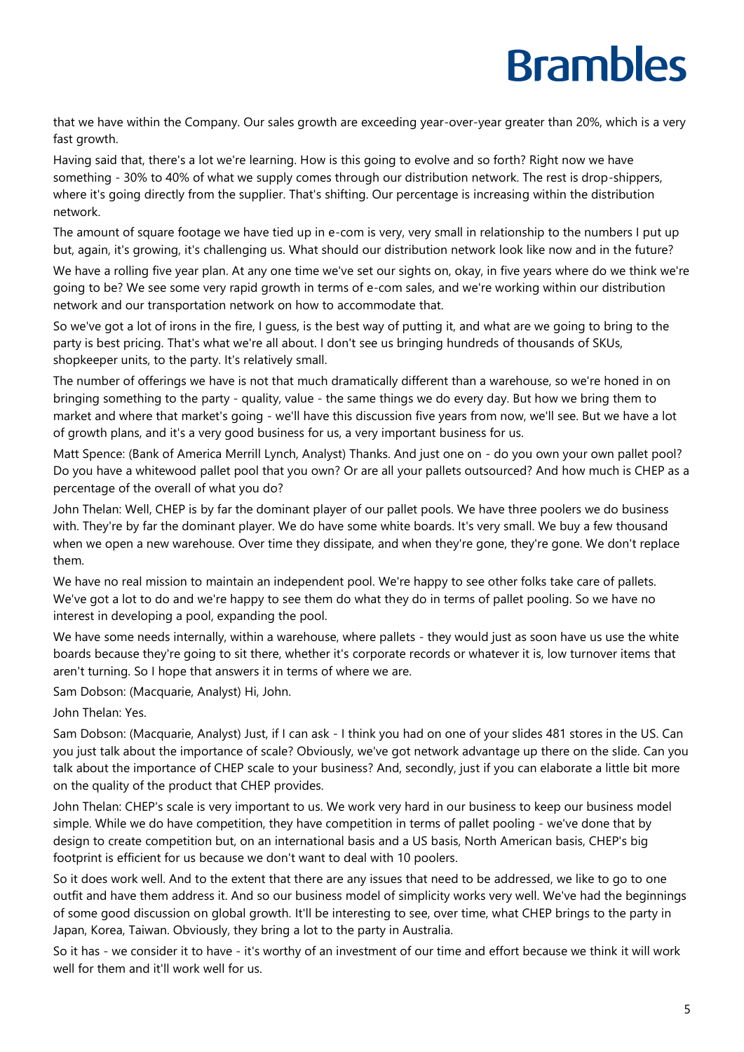that we have within the Company. Our sales growth are exceeding year-over-year greater than 20%, which is a very fast growth.

Having said that, there's a lot we're learning. How is this going to evolve and so forth? Right now we have something - 30% to 40% of what we supply comes through our distribution network. The rest is drop-shippers, where it's going directly from the supplier. That's shifting. Our percentage is increasing within the distribution network.

The amount of square footage we have tied up in e-com is very, very small in relationship to the numbers I put up but, again, it's growing, it's challenging us. What should our distribution network look like now and in the future?

We have a rolling five year plan. At any one time we've set our sights on, okay, in five years where do we think we're going to be? We see some very rapid growth in terms of e-com sales, and we're working within our distribution network and our transportation network on how to accommodate that.

So we've got a lot of irons in the fire, I guess, is the best way of putting it, and what are we going to bring to the party is best pricing. That's what we're all about. I don't see us bringing hundreds of thousands of SKUs, shopkeeper units, to the party. It's relatively small.

The number of offerings we have is not that much dramatically different than a warehouse, so we're honed in on bringing something to the party - quality, value - the same things we do every day. But how we bring them to market and where that market's going - we'll have this discussion five years from now, we'll see. But we have a lot of growth plans, and it's a very good business for us, a very important business for us.

Matt Spence: (Bank of America Merrill Lynch, Analyst) Thanks. And just one on - do you own your own pallet pool? Do you have a whitewood pallet pool that you own? Or are all your pallets outsourced? And how much is CHEP as a percentage of the overall of what you do?

John Thelan: Well, CHEP is by far the dominant player of our pallet pools. We have three poolers we do business with. They're by far the dominant player. We do have some white boards. It's very small. We buy a few thousand when we open a new warehouse. Over time they dissipate, and when they're gone, they're gone. We don't replace them.

We have no real mission to maintain an independent pool. We're happy to see other folks take care of pallets. We've got a lot to do and we're happy to see them do what they do in terms of pallet pooling. So we have no interest in developing a pool, expanding the pool.

We have some needs internally, within a warehouse, where pallets - they would just as soon have us use the white boards because they're going to sit there, whether it's corporate records or whatever it is, low turnover items that aren't turning. So I hope that answers it in terms of where we are.

Sam Dobson: (Macquarie, Analyst) Hi, John.

John Thelan: Yes.

Sam Dobson: (Macquarie, Analyst) Just, if I can ask - I think you had on one of your slides 481 stores in the US. Can you just talk about the importance of scale? Obviously, we've got network advantage up there on the slide. Can you talk about the importance of CHEP scale to your business? And, secondly, just if you can elaborate a little bit more on the quality of the product that CHEP provides.

John Thelan: CHEP's scale is very important to us. We work very hard in our business to keep our business model simple. While we do have competition, they have competition in terms of pallet pooling - we've done that by design to create competition but, on an international basis and a US basis, North American basis, CHEP's big footprint is efficient for us because we don't want to deal with 10 poolers.

So it does work well. And to the extent that there are any issues that need to be addressed, we like to go to one outfit and have them address it. And so our business model of simplicity works very well. We've had the beginnings of some good discussion on global growth. It'll be interesting to see, over time, what CHEP brings to the party in Japan, Korea, Taiwan. Obviously, they bring a lot to the party in Australia.

So it has - we consider it to have - it's worthy of an investment of our time and effort because we think it will work well for them and it'll work well for us.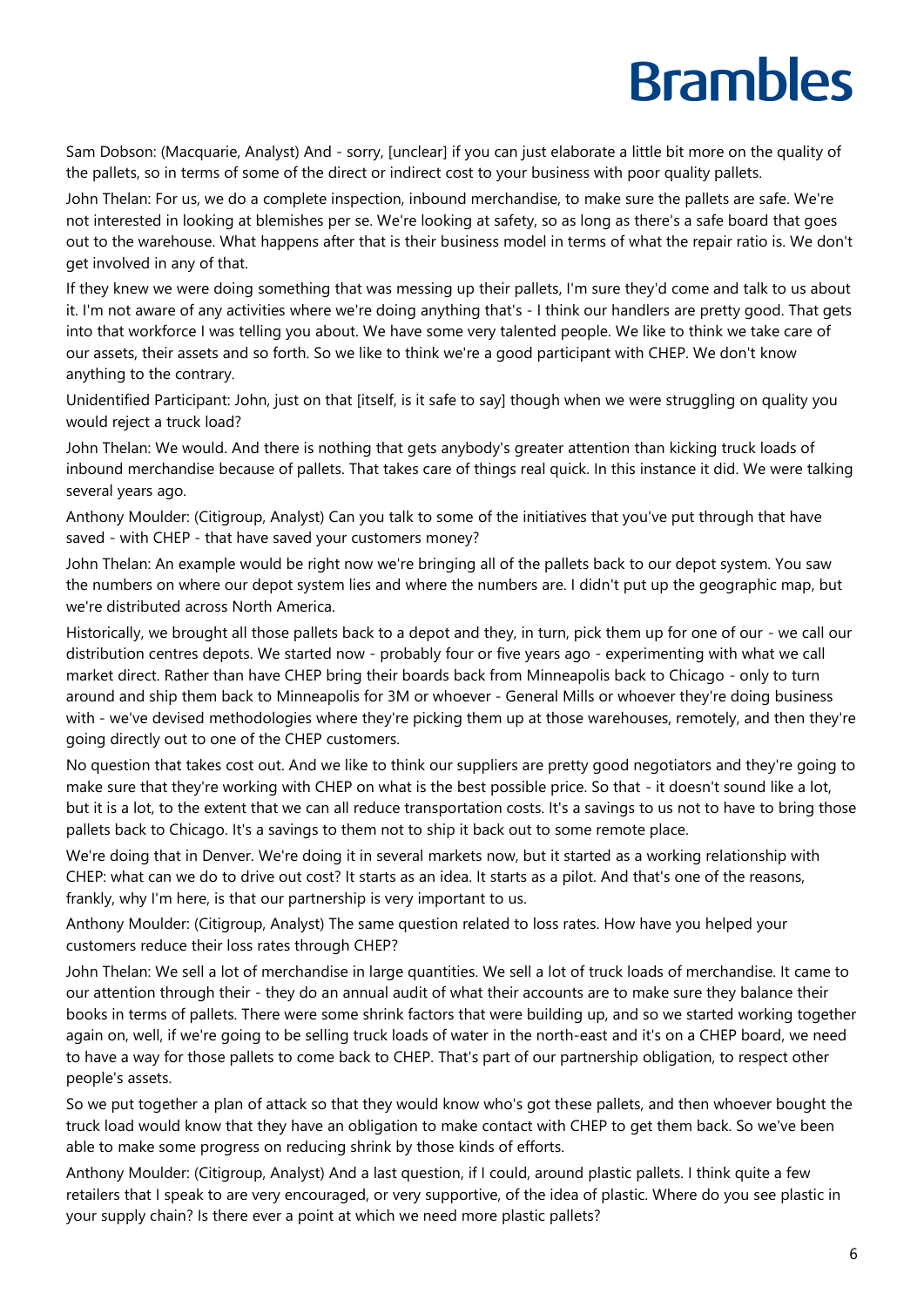Sam Dobson: (Macquarie, Analyst) And - sorry, [unclear] if you can just elaborate a little bit more on the quality of the pallets, so in terms of some of the direct or indirect cost to your business with poor quality pallets.

John Thelan: For us, we do a complete inspection, inbound merchandise, to make sure the pallets are safe. We're not interested in looking at blemishes per se. We're looking at safety, so as long as there's a safe board that goes out to the warehouse. What happens after that is their business model in terms of what the repair ratio is. We don't get involved in any of that.

If they knew we were doing something that was messing up their pallets, I'm sure they'd come and talk to us about it. I'm not aware of any activities where we're doing anything that's - I think our handlers are pretty good. That gets into that workforce I was telling you about. We have some very talented people. We like to think we take care of our assets, their assets and so forth. So we like to think we're a good participant with CHEP. We don't know anything to the contrary.

Unidentified Participant: John, just on that [itself, is it safe to say] though when we were struggling on quality you would reject a truck load?

John Thelan: We would. And there is nothing that gets anybody's greater attention than kicking truck loads of inbound merchandise because of pallets. That takes care of things real quick. In this instance it did. We were talking several years ago.

Anthony Moulder: (Citigroup, Analyst) Can you talk to some of the initiatives that you've put through that have saved - with CHEP - that have saved your customers money?

John Thelan: An example would be right now we're bringing all of the pallets back to our depot system. You saw the numbers on where our depot system lies and where the numbers are. I didn't put up the geographic map, but we're distributed across North America.

Historically, we brought all those pallets back to a depot and they, in turn, pick them up for one of our - we call our distribution centres depots. We started now - probably four or five years ago - experimenting with what we call market direct. Rather than have CHEP bring their boards back from Minneapolis back to Chicago - only to turn around and ship them back to Minneapolis for 3M or whoever - General Mills or whoever they're doing business with - we've devised methodologies where they're picking them up at those warehouses, remotely, and then they're going directly out to one of the CHEP customers.

No question that takes cost out. And we like to think our suppliers are pretty good negotiators and they're going to make sure that they're working with CHEP on what is the best possible price. So that - it doesn't sound like a lot, but it is a lot, to the extent that we can all reduce transportation costs. It's a savings to us not to have to bring those pallets back to Chicago. It's a savings to them not to ship it back out to some remote place.

We're doing that in Denver. We're doing it in several markets now, but it started as a working relationship with CHEP: what can we do to drive out cost? It starts as an idea. It starts as a pilot. And that's one of the reasons, frankly, why I'm here, is that our partnership is very important to us.

Anthony Moulder: (Citigroup, Analyst) The same question related to loss rates. How have you helped your customers reduce their loss rates through CHEP?

John Thelan: We sell a lot of merchandise in large quantities. We sell a lot of truck loads of merchandise. It came to our attention through their - they do an annual audit of what their accounts are to make sure they balance their books in terms of pallets. There were some shrink factors that were building up, and so we started working together again on, well, if we're going to be selling truck loads of water in the north-east and it's on a CHEP board, we need to have a way for those pallets to come back to CHEP. That's part of our partnership obligation, to respect other people's assets.

So we put together a plan of attack so that they would know who's got these pallets, and then whoever bought the truck load would know that they have an obligation to make contact with CHEP to get them back. So we've been able to make some progress on reducing shrink by those kinds of efforts.

Anthony Moulder: (Citigroup, Analyst) And a last question, if I could, around plastic pallets. I think quite a few retailers that I speak to are very encouraged, or very supportive, of the idea of plastic. Where do you see plastic in your supply chain? Is there ever a point at which we need more plastic pallets?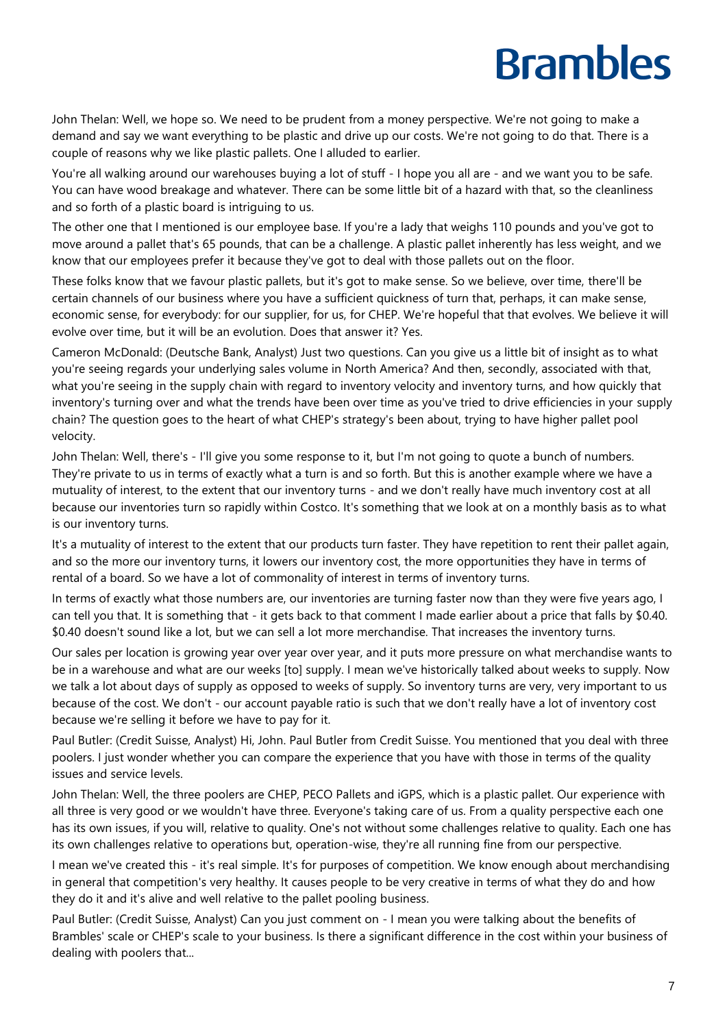John Thelan: Well, we hope so. We need to be prudent from a money perspective. We're not going to make a demand and say we want everything to be plastic and drive up our costs. We're not going to do that. There is a couple of reasons why we like plastic pallets. One I alluded to earlier.

You're all walking around our warehouses buying a lot of stuff - I hope you all are - and we want you to be safe. You can have wood breakage and whatever. There can be some little bit of a hazard with that, so the cleanliness and so forth of a plastic board is intriguing to us.

The other one that I mentioned is our employee base. If you're a lady that weighs 110 pounds and you've got to move around a pallet that's 65 pounds, that can be a challenge. A plastic pallet inherently has less weight, and we know that our employees prefer it because they've got to deal with those pallets out on the floor.

These folks know that we favour plastic pallets, but it's got to make sense. So we believe, over time, there'll be certain channels of our business where you have a sufficient quickness of turn that, perhaps, it can make sense, economic sense, for everybody: for our supplier, for us, for CHEP. We're hopeful that that evolves. We believe it will evolve over time, but it will be an evolution. Does that answer it? Yes.

Cameron McDonald: (Deutsche Bank, Analyst) Just two questions. Can you give us a little bit of insight as to what you're seeing regards your underlying sales volume in North America? And then, secondly, associated with that, what you're seeing in the supply chain with regard to inventory velocity and inventory turns, and how quickly that inventory's turning over and what the trends have been over time as you've tried to drive efficiencies in your supply chain? The question goes to the heart of what CHEP's strategy's been about, trying to have higher pallet pool velocity.

John Thelan: Well, there's - I'll give you some response to it, but I'm not going to quote a bunch of numbers. They're private to us in terms of exactly what a turn is and so forth. But this is another example where we have a mutuality of interest, to the extent that our inventory turns - and we don't really have much inventory cost at all because our inventories turn so rapidly within Costco. It's something that we look at on a monthly basis as to what is our inventory turns.

It's a mutuality of interest to the extent that our products turn faster. They have repetition to rent their pallet again, and so the more our inventory turns, it lowers our inventory cost, the more opportunities they have in terms of rental of a board. So we have a lot of commonality of interest in terms of inventory turns.

In terms of exactly what those numbers are, our inventories are turning faster now than they were five years ago, I can tell you that. It is something that - it gets back to that comment I made earlier about a price that falls by $0.40. $0.40 doesn't sound like a lot, but we can sell a lot more merchandise. That increases the inventory turns.

Our sales per location is growing year over year over year, and it puts more pressure on what merchandise wants to be in a warehouse and what are our weeks [to] supply. I mean we've historically talked about weeks to supply. Now we talk a lot about days of supply as opposed to weeks of supply. So inventory turns are very, very important to us because of the cost. We don't - our account payable ratio is such that we don't really have a lot of inventory cost because we're selling it before we have to pay for it.

Paul Butler: (Credit Suisse, Analyst) Hi, John. Paul Butler from Credit Suisse. You mentioned that you deal with three poolers. I just wonder whether you can compare the experience that you have with those in terms of the quality issues and service levels.

John Thelan: Well, the three poolers are CHEP, PECO Pallets and iGPS, which is a plastic pallet. Our experience with all three is very good or we wouldn't have three. Everyone's taking care of us. From a quality perspective each one has its own issues, if you will, relative to quality. One's not without some challenges relative to quality. Each one has its own challenges relative to operations but, operation-wise, they're all running fine from our perspective.

I mean we've created this - it's real simple. It's for purposes of competition. We know enough about merchandising in general that competition's very healthy. It causes people to be very creative in terms of what they do and how they do it and it's alive and well relative to the pallet pooling business.

Paul Butler: (Credit Suisse, Analyst) Can you just comment on - I mean you were talking about the benefits of Brambles' scale or CHEP's scale to your business. Is there a significant difference in the cost within your business of dealing with poolers that...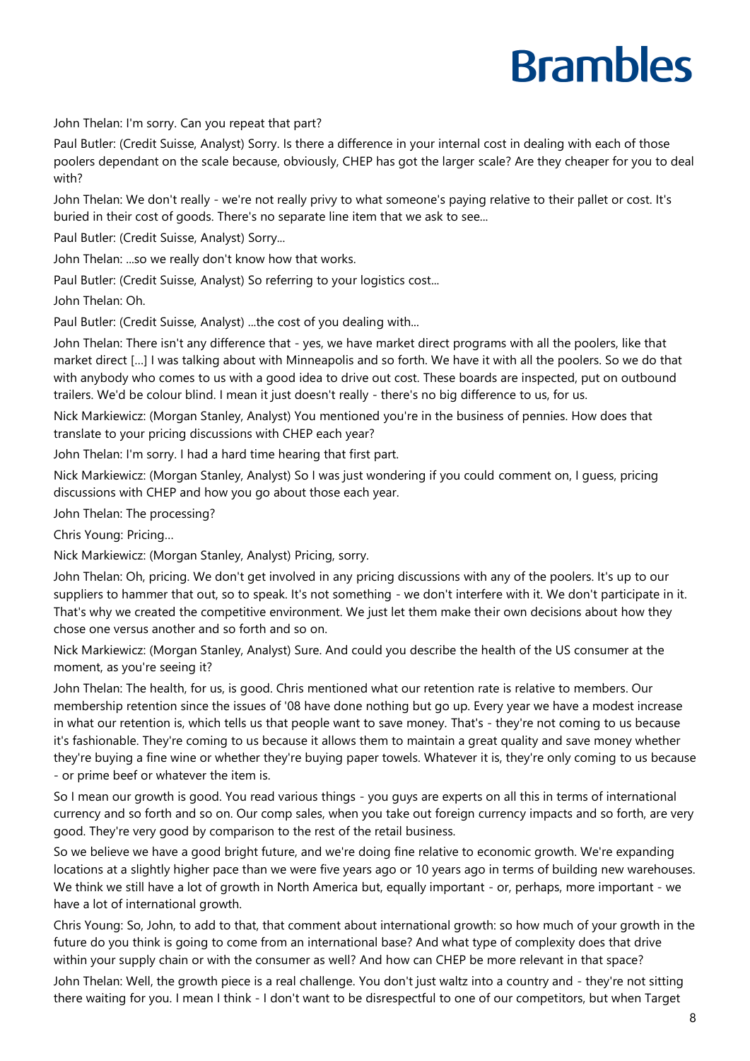John Thelan: I'm sorry. Can you repeat that part?

Paul Butler: (Credit Suisse, Analyst) Sorry. Is there a difference in your internal cost in dealing with each of those poolers dependant on the scale because, obviously, CHEP has got the larger scale? Are they cheaper for you to deal with?

John Thelan: We don't really - we're not really privy to what someone's paying relative to their pallet or cost. It's buried in their cost of goods. There's no separate line item that we ask to see...

Paul Butler: (Credit Suisse, Analyst) Sorry...

John Thelan: ...so we really don't know how that works.

Paul Butler: (Credit Suisse, Analyst) So referring to your logistics cost...

John Thelan: Oh.

Paul Butler: (Credit Suisse, Analyst) ...the cost of you dealing with...

John Thelan: There isn't any difference that - yes, we have market direct programs with all the poolers, like that market direct [...] I was talking about with Minneapolis and so forth. We have it with all the poolers. So we do that with anybody who comes to us with a good idea to drive out cost. These boards are inspected, put on outbound trailers. We'd be colour blind. I mean it just doesn't really - there's no big difference to us, for us.

Nick Markiewicz: (Morgan Stanley, Analyst) You mentioned you're in the business of pennies. How does that translate to your pricing discussions with CHEP each year?

John Thelan: I'm sorry. I had a hard time hearing that first part.

Nick Markiewicz: (Morgan Stanley, Analyst) So I was just wondering if you could comment on, I guess, pricing discussions with CHEP and how you go about those each year.

John Thelan: The processing?

Chris Young: Pricing...

Nick Markiewicz: (Morgan Stanley, Analyst) Pricing, sorry.

John Thelan: Oh, pricing. We don't get involved in any pricing discussions with any of the poolers. It's up to our suppliers to hammer that out, so to speak. It's not something - we don't interfere with it. We don't participate in it. That's why we created the competitive environment. We just let them make their own decisions about how they chose one versus another and so forth and so on.

Nick Markiewicz: (Morgan Stanley, Analyst) Sure. And could you describe the health of the US consumer at the moment, as you're seeing it?

John Thelan: The health, for us, is good. Chris mentioned what our retention rate is relative to members. Our membership retention since the issues of '08 have done nothing but go up. Every year we have a modest increase in what our retention is, which tells us that people want to save money. That's - they're not coming to us because it's fashionable. They're coming to us because it allows them to maintain a great quality and save money whether they're buying a fine wine or whether they're buying paper towels. Whatever it is, they're only coming to us because - or prime beef or whatever the item is.

So I mean our growth is good. You read various things - you guys are experts on all this in terms of international currency and so forth and so on. Our comp sales, when you take out foreign currency impacts and so forth, are very good. They're very good by comparison to the rest of the retail business.

So we believe we have a good bright future, and we're doing fine relative to economic growth. We're expanding locations at a slightly higher pace than we were five years ago or 10 years ago in terms of building new warehouses. We think we still have a lot of growth in North America but, equally important - or, perhaps, more important - we have a lot of international growth.

Chris Young: So, John, to add to that, that comment about international growth: so how much of your growth in the future do you think is going to come from an international base? And what type of complexity does that drive within your supply chain or with the consumer as well? And how can CHEP be more relevant in that space?

John Thelan: Well, the growth piece is a real challenge. You don't just waltz into a country and - they're not sitting there waiting for you. I mean I think - I don't want to be disrespectful to one of our competitors, but when Target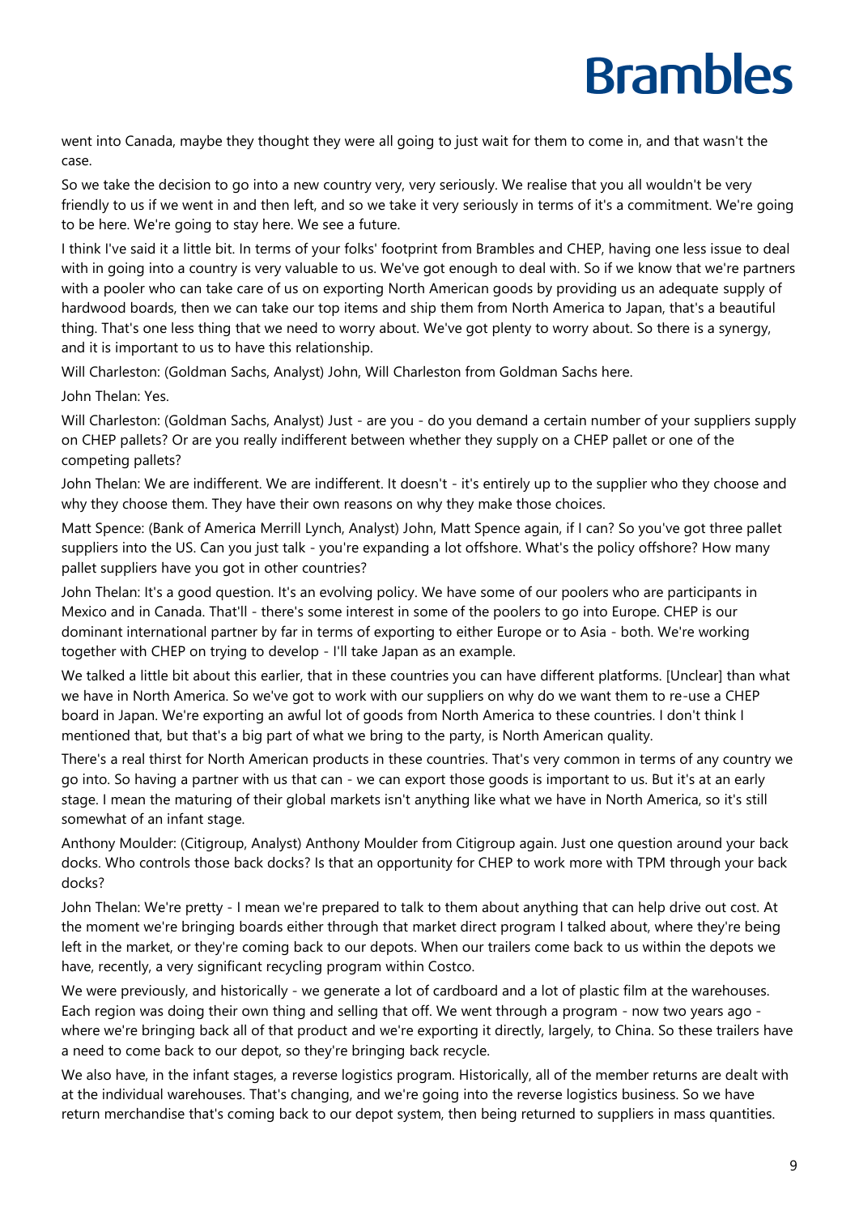went into Canada, maybe they thought they were all going to just wait for them to come in, and that wasn't the case.

So we take the decision to go into a new country very, very seriously. We realise that you all wouldn't be very friendly to us if we went in and then left, and so we take it very seriously in terms of it's a commitment. We're going to be here. We're going to stay here. We see a future.

I think I've said it a little bit. In terms of your folks' footprint from Brambles and CHEP, having one less issue to deal with in going into a country is very valuable to us. We've got enough to deal with. So if we know that we're partners with a pooler who can take care of us on exporting North American goods by providing us an adequate supply of hardwood boards, then we can take our top items and ship them from North America to Japan, that's a beautiful thing. That's one less thing that we need to worry about. We've got plenty to worry about. So there is a synergy, and it is important to us to have this relationship.

Will Charleston: (Goldman Sachs, Analyst) John, Will Charleston from Goldman Sachs here.

John Thelan: Yes.

Will Charleston: (Goldman Sachs, Analyst) Just - are you - do you demand a certain number of your suppliers supply on CHEP pallets? Or are you really indifferent between whether they supply on a CHEP pallet or one of the competing pallets?

John Thelan: We are indifferent. We are indifferent. It doesn't - it's entirely up to the supplier who they choose and why they choose them. They have their own reasons on why they make those choices.

Matt Spence: (Bank of America Merrill Lynch, Analyst) John, Matt Spence again, if I can? So you've got three pallet suppliers into the US. Can you just talk - you're expanding a lot offshore. What's the policy offshore? How many pallet suppliers have you got in other countries?

John Thelan: It's a good question. It's an evolving policy. We have some of our poolers who are participants in Mexico and in Canada. That'll - there's some interest in some of the poolers to go into Europe. CHEP is our dominant international partner by far in terms of exporting to either Europe or to Asia - both. We're working together with CHEP on trying to develop - I'll take Japan as an example.

We talked a little bit about this earlier, that in these countries you can have different platforms. [Unclear] than what we have in North America. So we've got to work with our suppliers on why do we want them to re-use a CHEP board in Japan. We're exporting an awful lot of goods from North America to these countries. I don't think I mentioned that, but that's a big part of what we bring to the party, is North American quality.

There's a real thirst for North American products in these countries. That's very common in terms of any country we go into. So having a partner with us that can - we can export those goods is important to us. But it's at an early stage. I mean the maturing of their global markets isn't anything like what we have in North America, so it's still somewhat of an infant stage.

Anthony Moulder: (Citigroup, Analyst) Anthony Moulder from Citigroup again. Just one question around your back docks. Who controls those back docks? Is that an opportunity for CHEP to work more with TPM through your back docks?

John Thelan: We're pretty - I mean we're prepared to talk to them about anything that can help drive out cost. At the moment we're bringing boards either through that market direct program I talked about, where they're being left in the market, or they're coming back to our depots. When our trailers come back to us within the depots we have, recently, a very significant recycling program within Costco.

We were previously, and historically - we generate a lot of cardboard and a lot of plastic film at the warehouses. Each region was doing their own thing and selling that off. We went through a program - now two years ago - where we're bringing back all of that product and we're exporting it directly, largely, to China. So these trailers have a need to come back to our depot, so they're bringing back recycle.

We also have, in the infant stages, a reverse logistics program. Historically, all of the member returns are dealt with at the individual warehouses. That's changing, and we're going into the reverse logistics business. So we have return merchandise that's coming back to our depot system, then being returned to suppliers in mass quantities.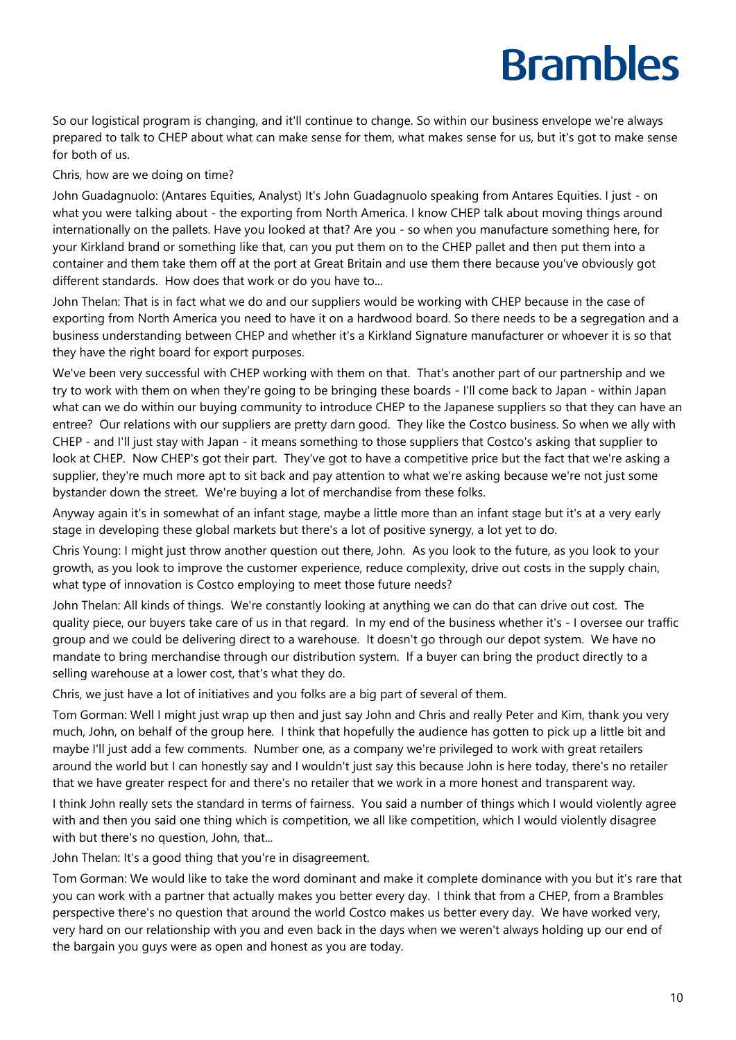So our logistical program is changing, and it'll continue to change. So within our business envelope we're always prepared to talk to CHEP about what can make sense for them, what makes sense for us, but it's got to make sense for both of us.

Chris, how are we doing on time?

John Guadagnuolo: (Antares Equities, Analyst) It's John Guadagnuolo speaking from Antares Equities. I just - on what you were talking about - the exporting from North America. I know CHEP talk about moving things around internationally on the pallets. Have you looked at that? Are you - so when you manufacture something here, for your Kirkland brand or something like that, can you put them on to the CHEP pallet and then put them into a container and them take them off at the port at Great Britain and use them there because you've obviously got different standards. How does that work or do you have to...

John Thelan: That is in fact what we do and our suppliers would be working with CHEP because in the case of exporting from North America you need to have it on a hardwood board. So there needs to be a segregation and a business understanding between CHEP and whether it's a Kirkland Signature manufacturer or whoever it is so that they have the right board for export purposes.

We've been very successful with CHEP working with them on that. That's another part of our partnership and we try to work with them on when they're going to be bringing these boards - I'll come back to Japan - within Japan what can we do within our buying community to introduce CHEP to the Japanese suppliers so that they can have an entree? Our relations with our suppliers are pretty darn good. They like the Costco business. So when we ally with CHEP - and I'll just stay with Japan - it means something to those suppliers that Costco's asking that supplier to look at CHEP. Now CHEP's got their part. They've got to have a competitive price but the fact that we're asking a supplier, they're much more apt to sit back and pay attention to what we're asking because we're not just some bystander down the street. We're buying a lot of merchandise from these folks.

Anyway again it's in somewhat of an infant stage, maybe a little more than an infant stage but it's at a very early stage in developing these global markets but there's a lot of positive synergy, a lot yet to do.

Chris Young: I might just throw another question out there, John. As you look to the future, as you look to your growth, as you look to improve the customer experience, reduce complexity, drive out costs in the supply chain, what type of innovation is Costco employing to meet those future needs?

John Thelan: All kinds of things. We're constantly looking at anything we can do that can drive out cost. The quality piece, our buyers take care of us in that regard. In my end of the business whether it's - I oversee our traffic group and we could be delivering direct to a warehouse. It doesn't go through our depot system. We have no mandate to bring merchandise through our distribution system. If a buyer can bring the product directly to a selling warehouse at a lower cost, that's what they do.

Chris, we just have a lot of initiatives and you folks are a big part of several of them.

Tom Gorman: Well I might just wrap up then and just say John and Chris and really Peter and Kim, thank you very much, John, on behalf of the group here. I think that hopefully the audience has gotten to pick up a little bit and maybe I'll just add a few comments. Number one, as a company we're privileged to work with great retailers around the world but I can honestly say and I wouldn't just say this because John is here today, there's no retailer that we have greater respect for and there's no retailer that we work in a more honest and transparent way.

I think John really sets the standard in terms of fairness. You said a number of things which I would violently agree with and then you said one thing which is competition, we all like competition, which I would violently disagree with but there's no question, John, that...

John Thelan: It's a good thing that you're in disagreement.

Tom Gorman: We would like to take the word dominant and make it complete dominance with you but it's rare that you can work with a partner that actually makes you better every day. I think that from a CHEP, from a Brambles perspective there's no question that around the world Costco makes us better every day. We have worked very, very hard on our relationship with you and even back in the days when we weren't always holding up our end of the bargain you guys were as open and honest as you are today.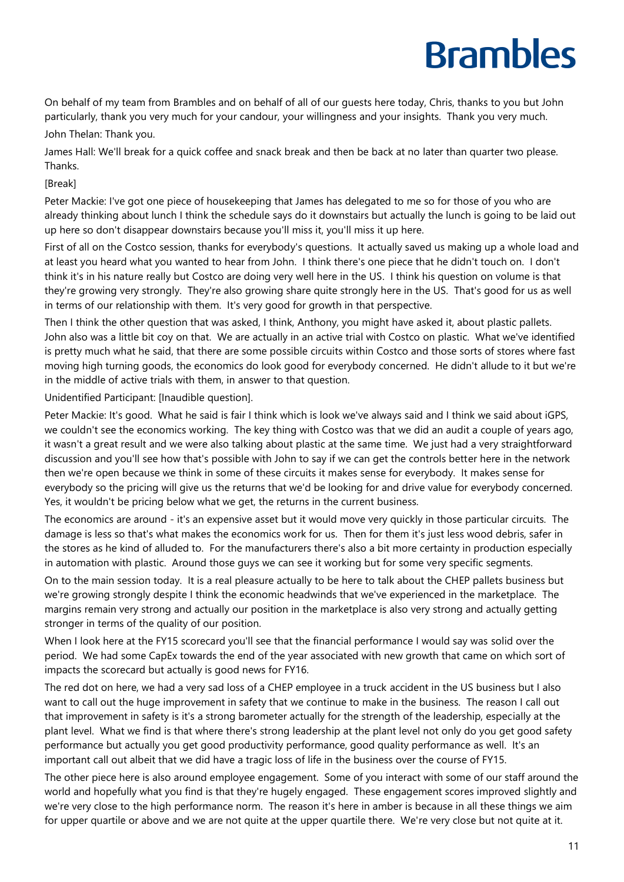On behalf of my team from Brambles and on behalf of all of our guests here today, Chris, thanks to you but John particularly, thank you very much for your candour, your willingness and your insights. Thank you very much.

John Thelan: Thank you.

James Hall: We'll break for a quick coffee and snack break and then be back at no later than quarter two please. Thanks.

[Break]

Peter Mackie: I've got one piece of housekeeping that James has delegated to me so for those of you who are already thinking about lunch I think the schedule says do it downstairs but actually the lunch is going to be laid out up here so don't disappear downstairs because you'll miss it, you'll miss it up here.

First of all on the Costco session, thanks for everybody's questions. It actually saved us making up a whole load and at least you heard what you wanted to hear from John. I think there's one piece that he didn't touch on. I don't think it's in his nature really but Costco are doing very well here in the US. I think his question on volume is that they're growing very strongly. They're also growing share quite strongly here in the US. That's good for us as well in terms of our relationship with them. It's very good for growth in that perspective.

Then I think the other question that was asked, I think, Anthony, you might have asked it, about plastic pallets. John also was a little bit coy on that. We are actually in an active trial with Costco on plastic. What we've identified is pretty much what he said, that there are some possible circuits within Costco and those sorts of stores where fast moving high turning goods, the economics do look good for everybody concerned. He didn't allude to it but we're in the middle of active trials with them, in answer to that question.

Unidentified Participant: [Inaudible question].

Peter Mackie: It's good. What he said is fair I think which is look we've always said and I think we said about iGPS, we couldn't see the economics working. The key thing with Costco was that we did an audit a couple of years ago, it wasn't a great result and we were also talking about plastic at the same time. We just had a very straightforward discussion and you'll see how that's possible with John to say if we can get the controls better here in the network then we're open because we think in some of these circuits it makes sense for everybody. It makes sense for everybody so the pricing will give us the returns that we'd be looking for and drive value for everybody concerned. Yes, it wouldn't be pricing below what we get, the returns in the current business.

The economics are around - it's an expensive asset but it would move very quickly in those particular circuits. The damage is less so that's what makes the economics work for us. Then for them it's just less wood debris, safer in the stores as he kind of alluded to. For the manufacturers there's also a bit more certainty in production especially in automation with plastic. Around those guys we can see it working but for some very specific segments.

On to the main session today. It is a real pleasure actually to be here to talk about the CHEP pallets business but we're growing strongly despite I think the economic headwinds that we've experienced in the marketplace. The margins remain very strong and actually our position in the marketplace is also very strong and actually getting stronger in terms of the quality of our position.

When I look here at the FY15 scorecard you'll see that the financial performance I would say was solid over the period. We had some CapEx towards the end of the year associated with new growth that came on which sort of impacts the scorecard but actually is good news for FY16.

The red dot on here, we had a very sad loss of a CHEP employee in a truck accident in the US business but I also want to call out the huge improvement in safety that we continue to make in the business. The reason I call out that improvement in safety is it's a strong barometer actually for the strength of the leadership, especially at the plant level. What we find is that where there's strong leadership at the plant level not only do you get good safety performance but actually you get good productivity performance, good quality performance as well. It's an important call out albeit that we did have a tragic loss of life in the business over the course of FY15.

The other piece here is also around employee engagement. Some of you interact with some of our staff around the world and hopefully what you find is that they're hugely engaged. These engagement scores improved slightly and we're very close to the high performance norm. The reason it's here in amber is because in all these things we aim for upper quartile or above and we are not quite at the upper quartile there. We're very close but not quite at it.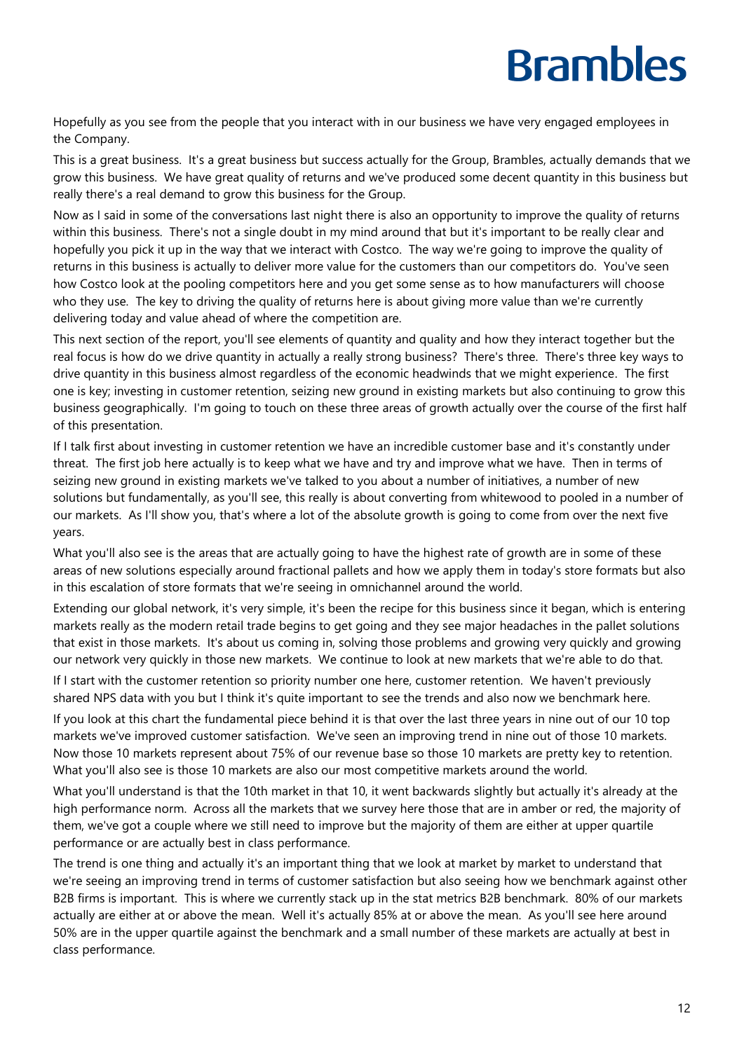Hopefully as you see from the people that you interact with in our business we have very engaged employees in the Company.

This is a great business. It's a great business but success actually for the Group, Brambles, actually demands that we grow this business. We have great quality of returns and we've produced some decent quantity in this business but really there's a real demand to grow this business for the Group.

Now as I said in some of the conversations last night there is also an opportunity to improve the quality of returns within this business. There's not a single doubt in my mind around that but it's important to be really clear and hopefully you pick it up in the way that we interact with Costco. The way we're going to improve the quality of returns in this business is actually to deliver more value for the customers than our competitors do. You've seen how Costco look at the pooling competitors here and you get some sense as to how manufacturers will choose who they use. The key to driving the quality of returns here is about giving more value than we're currently delivering today and value ahead of where the competition are.

This next section of the report, you'll see elements of quantity and quality and how they interact together but the real focus is how do we drive quantity in actually a really strong business? There's three. There's three key ways to drive quantity in this business almost regardless of the economic headwinds that we might experience. The first one is key; investing in customer retention, seizing new ground in existing markets but also continuing to grow this business geographically. I'm going to touch on these three areas of growth actually over the course of the first half of this presentation.

If I talk first about investing in customer retention we have an incredible customer base and it's constantly under threat. The first job here actually is to keep what we have and try and improve what we have. Then in terms of seizing new ground in existing markets we've talked to you about a number of initiatives, a number of new solutions but fundamentally, as you'll see, this really is about converting from whitewood to pooled in a number of our markets. As I'll show you, that's where a lot of the absolute growth is going to come from over the next five years.

What you'll also see is the areas that are actually going to have the highest rate of growth are in some of these areas of new solutions especially around fractional pallets and how we apply them in today's store formats but also in this escalation of store formats that we're seeing in omnichannel around the world.

Extending our global network, it's very simple, it's been the recipe for this business since it began, which is entering markets really as the modern retail trade begins to get going and they see major headaches in the pallet solutions that exist in those markets. It's about us coming in, solving those problems and growing very quickly and growing our network very quickly in those new markets. We continue to look at new markets that we're able to do that.

If I start with the customer retention so priority number one here, customer retention. We haven't previously shared NPS data with you but I think it's quite important to see the trends and also now we benchmark here.

If you look at this chart the fundamental piece behind it is that over the last three years in nine out of our 10 top markets we've improved customer satisfaction. We've seen an improving trend in nine out of those 10 markets. Now those 10 markets represent about 75% of our revenue base so those 10 markets are pretty key to retention. What you'll also see is those 10 markets are also our most competitive markets around the world.

What you'll understand is that the 10th market in that 10, it went backwards slightly but actually it's already at the high performance norm. Across all the markets that we survey here those that are in amber or red, the majority of them, we've got a couple where we still need to improve but the majority of them are either at upper quartile performance or are actually best in class performance.

The trend is one thing and actually it's an important thing that we look at market by market to understand that we're seeing an improving trend in terms of customer satisfaction but also seeing how we benchmark against other B2B firms is important. This is where we currently stack up in the stat metrics B2B benchmark. 80% of our markets actually are either at or above the mean. Well it's actually 85% at or above the mean. As you'll see here around 50% are in the upper quartile against the benchmark and a small number of these markets are actually at best in class performance.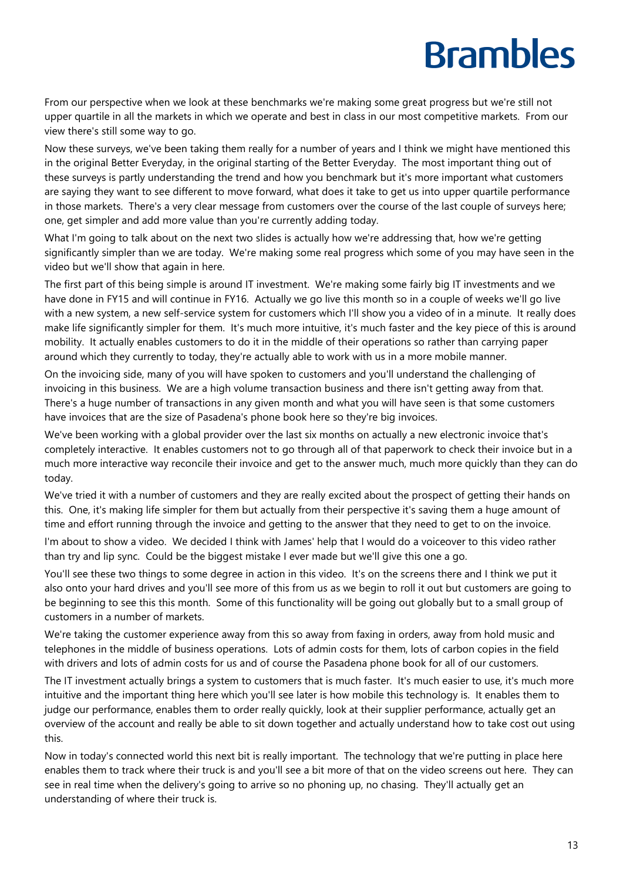From our perspective when we look at these benchmarks we're making some great progress but we're still not upper quartile in all the markets in which we operate and best in class in our most competitive markets. From our view there's still some way to go.

Now these surveys, we've been taking them really for a number of years and I think we might have mentioned this in the original Better Everyday, in the original starting of the Better Everyday. The most important thing out of these surveys is partly understanding the trend and how you benchmark but it's more important what customers are saying they want to see different to move forward, what does it take to get us into upper quartile performance in those markets. There's a very clear message from customers over the course of the last couple of surveys here; one, get simpler and add more value than you're currently adding today.

What I'm going to talk about on the next two slides is actually how we're addressing that, how we're getting significantly simpler than we are today. We're making some real progress which some of you may have seen in the video but we'll show that again in here.

The first part of this being simple is around IT investment. We're making some fairly big IT investments and we have done in FY15 and will continue in FY16. Actually we go live this month so in a couple of weeks we'll go live with a new system, a new self-service system for customers which I'll show you a video of in a minute. It really does make life significantly simpler for them. It's much more intuitive, it's much faster and the key piece of this is around mobility. It actually enables customers to do it in the middle of their operations so rather than carrying paper around which they currently to today, they're actually able to work with us in a more mobile manner.

On the invoicing side, many of you will have spoken to customers and you'll understand the challenging of invoicing in this business. We are a high volume transaction business and there isn't getting away from that. There's a huge number of transactions in any given month and what you will have seen is that some customers have invoices that are the size of Pasadena's phone book here so they're big invoices.

We've been working with a global provider over the last six months on actually a new electronic invoice that's completely interactive. It enables customers not to go through all of that paperwork to check their invoice but in a much more interactive way reconcile their invoice and get to the answer much, much more quickly than they can do today.

We've tried it with a number of customers and they are really excited about the prospect of getting their hands on this. One, it's making life simpler for them but actually from their perspective it's saving them a huge amount of time and effort running through the invoice and getting to the answer that they need to get to on the invoice.

I'm about to show a video. We decided I think with James' help that I would do a voiceover to this video rather than try and lip sync. Could be the biggest mistake I ever made but we'll give this one a go.

You'll see these two things to some degree in action in this video. It's on the screens there and I think we put it also onto your hard drives and you'll see more of this from us as we begin to roll it out but customers are going to be beginning to see this this month. Some of this functionality will be going out globally but to a small group of customers in a number of markets.

We're taking the customer experience away from this so away from faxing in orders, away from hold music and telephones in the middle of business operations. Lots of admin costs for them, lots of carbon copies in the field with drivers and lots of admin costs for us and of course the Pasadena phone book for all of our customers.

The IT investment actually brings a system to customers that is much faster. It's much easier to use, it's much more intuitive and the important thing here which you'll see later is how mobile this technology is. It enables them to judge our performance, enables them to order really quickly, look at their supplier performance, actually get an overview of the account and really be able to sit down together and actually understand how to take cost out using this.

Now in today's connected world this next bit is really important. The technology that we're putting in place here enables them to track where their truck is and you'll see a bit more of that on the video screens out here. They can see in real time when the delivery's going to arrive so no phoning up, no chasing. They'll actually get an understanding of where their truck is.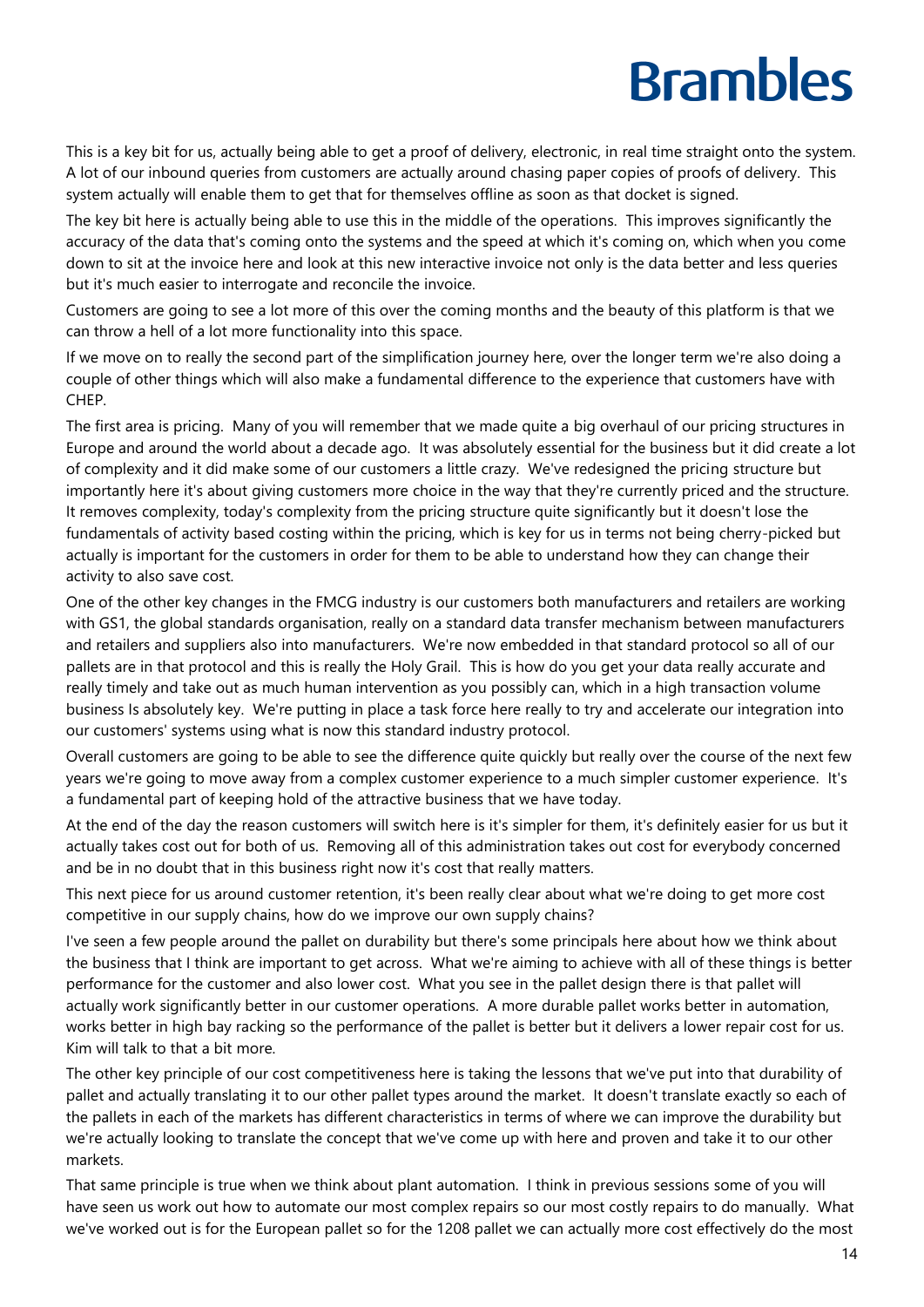This is a key bit for us, actually being able to get a proof of delivery, electronic, in real time straight onto the system. A lot of our inbound queries from customers are actually around chasing paper copies of proofs of delivery. This system actually will enable them to get that for themselves offline as soon as that docket is signed.

The key bit here is actually being able to use this in the middle of the operations. This improves significantly the accuracy of the data that's coming onto the systems and the speed at which it's coming on, which when you come down to sit at the invoice here and look at this new interactive invoice not only is the data better and less queries but it's much easier to interrogate and reconcile the invoice.

Customers are going to see a lot more of this over the coming months and the beauty of this platform is that we can throw a hell of a lot more functionality into this space.

If we move on to really the second part of the simplification journey here, over the longer term we're also doing a couple of other things which will also make a fundamental difference to the experience that customers have with CHEP.

The first area is pricing. Many of you will remember that we made quite a big overhaul of our pricing structures in Europe and around the world about a decade ago. It was absolutely essential for the business but it did create a lot of complexity and it did make some of our customers a little crazy. We've redesigned the pricing structure but importantly here it's about giving customers more choice in the way that they're currently priced and the structure. It removes complexity, today's complexity from the pricing structure quite significantly but it doesn't lose the fundamentals of activity based costing within the pricing, which is key for us in terms not being cherry-picked but actually is important for the customers in order for them to be able to understand how they can change their activity to also save cost.

One of the other key changes in the FMCG industry is our customers both manufacturers and retailers are working with GS1, the global standards organisation, really on a standard data transfer mechanism between manufacturers and retailers and suppliers also into manufacturers. We're now embedded in that standard protocol so all of our pallets are in that protocol and this is really the Holy Grail. This is how do you get your data really accurate and really timely and take out as much human intervention as you possibly can, which in a high transaction volume business Is absolutely key. We're putting in place a task force here really to try and accelerate our integration into our customers' systems using what is now this standard industry protocol.

Overall customers are going to be able to see the difference quite quickly but really over the course of the next few years we're going to move away from a complex customer experience to a much simpler customer experience. It's a fundamental part of keeping hold of the attractive business that we have today.

At the end of the day the reason customers will switch here is it's simpler for them, it's definitely easier for us but it actually takes cost out for both of us. Removing all of this administration takes out cost for everybody concerned and be in no doubt that in this business right now it's cost that really matters.

This next piece for us around customer retention, it's been really clear about what we're doing to get more cost competitive in our supply chains, how do we improve our own supply chains?

I've seen a few people around the pallet on durability but there's some principals here about how we think about the business that I think are important to get across. What we're aiming to achieve with all of these things is better performance for the customer and also lower cost. What you see in the pallet design there is that pallet will actually work significantly better in our customer operations. A more durable pallet works better in automation, works better in high bay racking so the performance of the pallet is better but it delivers a lower repair cost for us. Kim will talk to that a bit more.

The other key principle of our cost competitiveness here is taking the lessons that we've put into that durability of pallet and actually translating it to our other pallet types around the market. It doesn't translate exactly so each of the pallets in each of the markets has different characteristics in terms of where we can improve the durability but we're actually looking to translate the concept that we've come up with here and proven and take it to our other markets.

That same principle is true when we think about plant automation. I think in previous sessions some of you will have seen us work out how to automate our most complex repairs so our most costly repairs to do manually. What we've worked out is for the European pallet so for the 1208 pallet we can actually more cost effectively do the most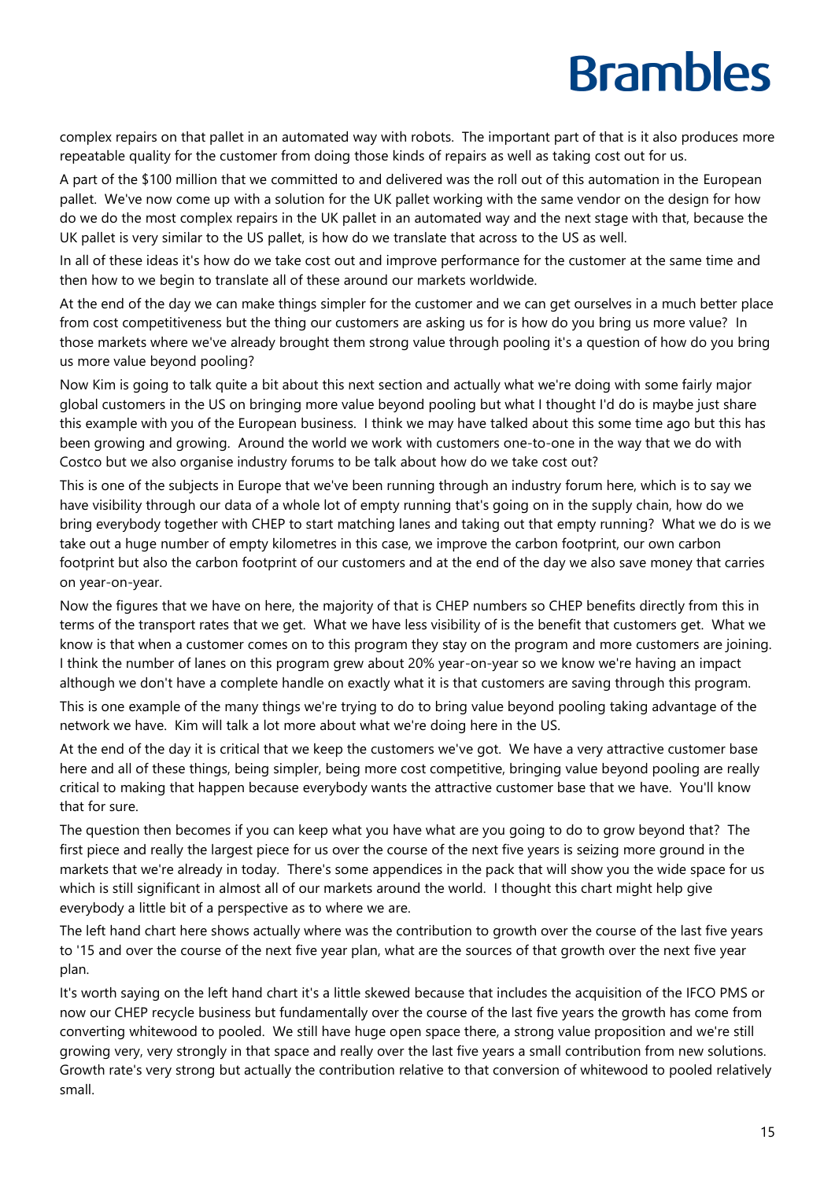complex repairs on that pallet in an automated way with robots. The important part of that is it also produces more repeatable quality for the customer from doing those kinds of repairs as well as taking cost out for us.

A part of the $100 million that we committed to and delivered was the roll out of this automation in the European pallet. We've now come up with a solution for the UK pallet working with the same vendor on the design for how do we do the most complex repairs in the UK pallet in an automated way and the next stage with that, because the UK pallet is very similar to the US pallet, is how do we translate that across to the US as well.

In all of these ideas it's how do we take cost out and improve performance for the customer at the same time and then how to we begin to translate all of these around our markets worldwide.

At the end of the day we can make things simpler for the customer and we can get ourselves in a much better place from cost competitiveness but the thing our customers are asking us for is how do you bring us more value? In those markets where we've already brought them strong value through pooling it's a question of how do you bring us more value beyond pooling?

Now Kim is going to talk quite a bit about this next section and actually what we're doing with some fairly major global customers in the US on bringing more value beyond pooling but what I thought I'd do is maybe just share this example with you of the European business. I think we may have talked about this some time ago but this has been growing and growing. Around the world we work with customers one-to-one in the way that we do with Costco but we also organise industry forums to be talk about how do we take cost out?

This is one of the subjects in Europe that we've been running through an industry forum here, which is to say we have visibility through our data of a whole lot of empty running that's going on in the supply chain, how do we bring everybody together with CHEP to start matching lanes and taking out that empty running? What we do is we take out a huge number of empty kilometres in this case, we improve the carbon footprint, our own carbon footprint but also the carbon footprint of our customers and at the end of the day we also save money that carries on year-on-year.

Now the figures that we have on here, the majority of that is CHEP numbers so CHEP benefits directly from this in terms of the transport rates that we get. What we have less visibility of is the benefit that customers get. What we know is that when a customer comes on to this program they stay on the program and more customers are joining. I think the number of lanes on this program grew about 20% year-on-year so we know we're having an impact although we don't have a complete handle on exactly what it is that customers are saving through this program.

This is one example of the many things we're trying to do to bring value beyond pooling taking advantage of the network we have. Kim will talk a lot more about what we're doing here in the US.

At the end of the day it is critical that we keep the customers we've got. We have a very attractive customer base here and all of these things, being simpler, being more cost competitive, bringing value beyond pooling are really critical to making that happen because everybody wants the attractive customer base that we have. You'll know that for sure.

The question then becomes if you can keep what you have what are you going to do to grow beyond that? The first piece and really the largest piece for us over the course of the next five years is seizing more ground in the markets that we're already in today. There's some appendices in the pack that will show you the wide space for us which is still significant in almost all of our markets around the world. I thought this chart might help give everybody a little bit of a perspective as to where we are.

The left hand chart here shows actually where was the contribution to growth over the course of the last five years to '15 and over the course of the next five year plan, what are the sources of that growth over the next five year plan.

It's worth saying on the left hand chart it's a little skewed because that includes the acquisition of the IFCO PMS or now our CHEP recycle business but fundamentally over the course of the last five years the growth has come from converting whitewood to pooled. We still have huge open space there, a strong value proposition and we're still growing very, very strongly in that space and really over the last five years a small contribution from new solutions. Growth rate's very strong but actually the contribution relative to that conversion of whitewood to pooled relatively small.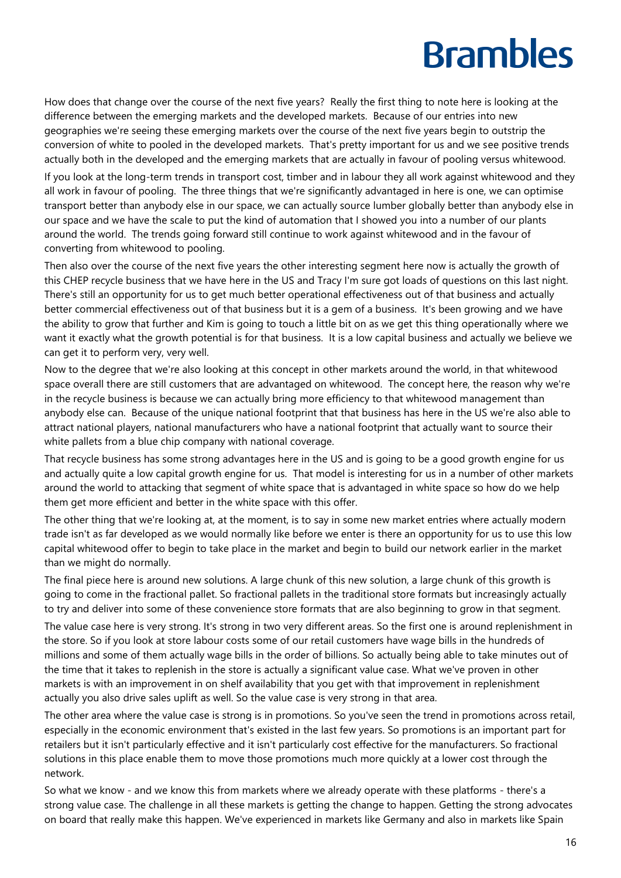How does that change over the course of the next five years? Really the first thing to note here is looking at the difference between the emerging markets and the developed markets. Because of our entries into new geographies we're seeing these emerging markets over the course of the next five years begin to outstrip the conversion of white to pooled in the developed markets. That's pretty important for us and we see positive trends actually both in the developed and the emerging markets that are actually in favour of pooling versus whitewood.

If you look at the long-term trends in transport cost, timber and in labour they all work against whitewood and they all work in favour of pooling. The three things that we're significantly advantaged in here is one, we can optimise transport better than anybody else in our space, we can actually source lumber globally better than anybody else in our space and we have the scale to put the kind of automation that I showed you into a number of our plants around the world. The trends going forward still continue to work against whitewood and in the favour of converting from whitewood to pooling.

Then also over the course of the next five years the other interesting segment here now is actually the growth of this CHEP recycle business that we have here in the US and Tracy I'm sure got loads of questions on this last night. There's still an opportunity for us to get much better operational effectiveness out of that business and actually better commercial effectiveness out of that business but it is a gem of a business. It's been growing and we have the ability to grow that further and Kim is going to touch a little bit on as we get this thing operationally where we want it exactly what the growth potential is for that business. It is a low capital business and actually we believe we can get it to perform very, very well.

Now to the degree that we're also looking at this concept in other markets around the world, in that whitewood space overall there are still customers that are advantaged on whitewood. The concept here, the reason why we're in the recycle business is because we can actually bring more efficiency to that whitewood management than anybody else can. Because of the unique national footprint that that business has here in the US we're also able to attract national players, national manufacturers who have a national footprint that actually want to source their white pallets from a blue chip company with national coverage.

That recycle business has some strong advantages here in the US and is going to be a good growth engine for us and actually quite a low capital growth engine for us. That model is interesting for us in a number of other markets around the world to attacking that segment of white space that is advantaged in white space so how do we help them get more efficient and better in the white space with this offer.

The other thing that we're looking at, at the moment, is to say in some new market entries where actually modern trade isn't as far developed as we would normally like before we enter is there an opportunity for us to use this low capital whitewood offer to begin to take place in the market and begin to build our network earlier in the market than we might do normally.

The final piece here is around new solutions. A large chunk of this new solution, a large chunk of this growth is going to come in the fractional pallet. So fractional pallets in the traditional store formats but increasingly actually to try and deliver into some of these convenience store formats that are also beginning to grow in that segment.

The value case here is very strong. It's strong in two very different areas. So the first one is around replenishment in the store. So if you look at store labour costs some of our retail customers have wage bills in the hundreds of millions and some of them actually wage bills in the order of billions. So actually being able to take minutes out of the time that it takes to replenish in the store is actually a significant value case. What we've proven in other markets is with an improvement in on shelf availability that you get with that improvement in replenishment actually you also drive sales uplift as well. So the value case is very strong in that area.

The other area where the value case is strong is in promotions. So you've seen the trend in promotions across retail, especially in the economic environment that's existed in the last few years. So promotions is an important part for retailers but it isn't particularly effective and it isn't particularly cost effective for the manufacturers. So fractional solutions in this place enable them to move those promotions much more quickly at a lower cost through the network.

So what we know - and we know this from markets where we already operate with these platforms - there's a strong value case. The challenge in all these markets is getting the change to happen. Getting the strong advocates on board that really make this happen. We've experienced in markets like Germany and also in markets like Spain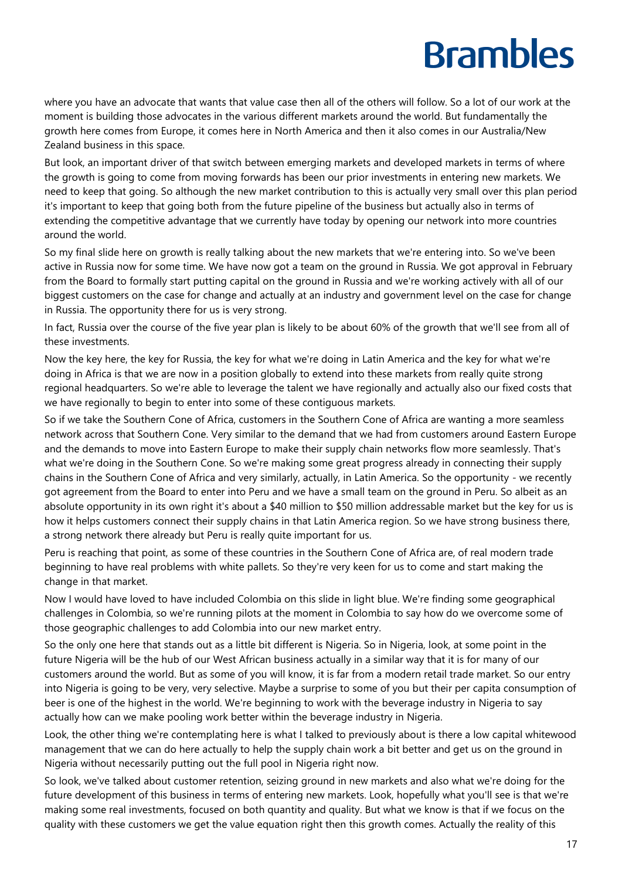where you have an advocate that wants that value case then all of the others will follow. So a lot of our work at the moment is building those advocates in the various different markets around the world. But fundamentally the growth here comes from Europe, it comes here in North America and then it also comes in our Australia/New Zealand business in this space.

But look, an important driver of that switch between emerging markets and developed markets in terms of where the growth is going to come from moving forwards has been our prior investments in entering new markets. We need to keep that going. So although the new market contribution to this is actually very small over this plan period it's important to keep that going both from the future pipeline of the business but actually also in terms of extending the competitive advantage that we currently have today by opening our network into more countries around the world.

So my final slide here on growth is really talking about the new markets that we're entering into. So we've been active in Russia now for some time. We have now got a team on the ground in Russia. We got approval in February from the Board to formally start putting capital on the ground in Russia and we're working actively with all of our biggest customers on the case for change and actually at an industry and government level on the case for change in Russia. The opportunity there for us is very strong.

In fact, Russia over the course of the five year plan is likely to be about 60% of the growth that we'll see from all of these investments.

Now the key here, the key for Russia, the key for what we're doing in Latin America and the key for what we're doing in Africa is that we are now in a position globally to extend into these markets from really quite strong regional headquarters. So we're able to leverage the talent we have regionally and actually also our fixed costs that we have regionally to begin to enter into some of these contiguous markets.

So if we take the Southern Cone of Africa, customers in the Southern Cone of Africa are wanting a more seamless network across that Southern Cone. Very similar to the demand that we had from customers around Eastern Europe and the demands to move into Eastern Europe to make their supply chain networks flow more seamlessly. That's what we're doing in the Southern Cone. So we're making some great progress already in connecting their supply chains in the Southern Cone of Africa and very similarly, actually, in Latin America. So the opportunity - we recently got agreement from the Board to enter into Peru and we have a small team on the ground in Peru. So albeit as an absolute opportunity in its own right it's about a $40 million to $50 million addressable market but the key for us is how it helps customers connect their supply chains in that Latin America region. So we have strong business there, a strong network there already but Peru is really quite important for us.

Peru is reaching that point, as some of these countries in the Southern Cone of Africa are, of real modern trade beginning to have real problems with white pallets. So they're very keen for us to come and start making the change in that market.

Now I would have loved to have included Colombia on this slide in light blue. We're finding some geographical challenges in Colombia, so we're running pilots at the moment in Colombia to say how do we overcome some of those geographic challenges to add Colombia into our new market entry.

So the only one here that stands out as a little bit different is Nigeria. So in Nigeria, look, at some point in the future Nigeria will be the hub of our West African business actually in a similar way that it is for many of our customers around the world. But as some of you will know, it is far from a modern retail trade market. So our entry into Nigeria is going to be very, very selective. Maybe a surprise to some of you but their per capita consumption of beer is one of the highest in the world. We're beginning to work with the beverage industry in Nigeria to say actually how can we make pooling work better within the beverage industry in Nigeria.

Look, the other thing we're contemplating here is what I talked to previously about is there a low capital whitewood management that we can do here actually to help the supply chain work a bit better and get us on the ground in Nigeria without necessarily putting out the full pool in Nigeria right now.

So look, we've talked about customer retention, seizing ground in new markets and also what we're doing for the future development of this business in terms of entering new markets. Look, hopefully what you'll see is that we're making some real investments, focused on both quantity and quality. But what we know is that if we focus on the quality with these customers we get the value equation right then this growth comes. Actually the reality of this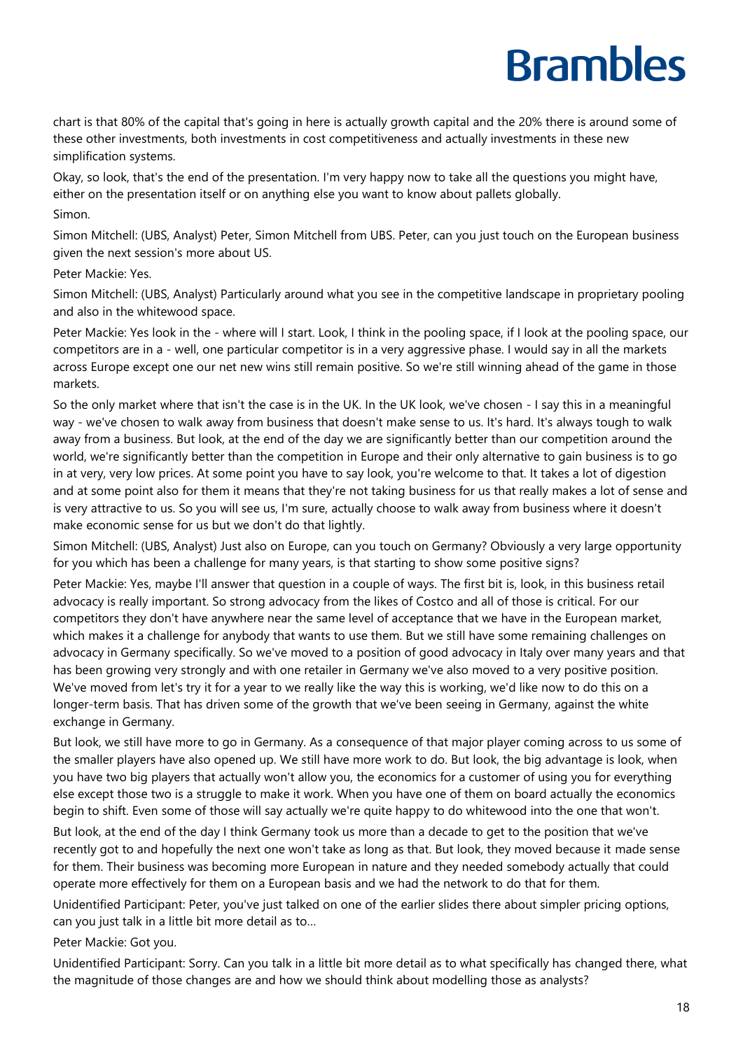chart is that 80% of the capital that's going in here is actually growth capital and the 20% there is around some of these other investments, both investments in cost competitiveness and actually investments in these new simplification systems.

Okay, so look, that's the end of the presentation. I'm very happy now to take all the questions you might have, either on the presentation itself or on anything else you want to know about pallets globally.

Simon.

Simon Mitchell: (UBS, Analyst) Peter, Simon Mitchell from UBS. Peter, can you just touch on the European business given the next session's more about US.

Peter Mackie: Yes.

Simon Mitchell: (UBS, Analyst) Particularly around what you see in the competitive landscape in proprietary pooling and also in the whitewood space.

Peter Mackie: Yes look in the - where will I start. Look, I think in the pooling space, if I look at the pooling space, our competitors are in a - well, one particular competitor is in a very aggressive phase. I would say in all the markets across Europe except one our net new wins still remain positive. So we're still winning ahead of the game in those markets.

So the only market where that isn't the case is in the UK. In the UK look, we've chosen - I say this in a meaningful way - we've chosen to walk away from business that doesn't make sense to us. It's hard. It's always tough to walk away from a business. But look, at the end of the day we are significantly better than our competition around the world, we're significantly better than the competition in Europe and their only alternative to gain business is to go in at very, very low prices. At some point you have to say look, you're welcome to that. It takes a lot of digestion and at some point also for them it means that they're not taking business for us that really makes a lot of sense and is very attractive to us. So you will see us, I'm sure, actually choose to walk away from business where it doesn't make economic sense for us but we don't do that lightly.

Simon Mitchell: (UBS, Analyst) Just also on Europe, can you touch on Germany? Obviously a very large opportunity for you which has been a challenge for many years, is that starting to show some positive signs?

Peter Mackie: Yes, maybe I'll answer that question in a couple of ways. The first bit is, look, in this business retail advocacy is really important. So strong advocacy from the likes of Costco and all of those is critical. For our competitors they don't have anywhere near the same level of acceptance that we have in the European market, which makes it a challenge for anybody that wants to use them. But we still have some remaining challenges on advocacy in Germany specifically. So we've moved to a position of good advocacy in Italy over many years and that has been growing very strongly and with one retailer in Germany we've also moved to a very positive position. We've moved from let's try it for a year to we really like the way this is working, we'd like now to do this on a longer-term basis. That has driven some of the growth that we've been seeing in Germany, against the white exchange in Germany.

But look, we still have more to go in Germany. As a consequence of that major player coming across to us some of the smaller players have also opened up. We still have more work to do. But look, the big advantage is look, when you have two big players that actually won't allow you, the economics for a customer of using you for everything else except those two is a struggle to make it work. When you have one of them on board actually the economics begin to shift. Even some of those will say actually we're quite happy to do whitewood into the one that won't.

But look, at the end of the day I think Germany took us more than a decade to get to the position that we've recently got to and hopefully the next one won't take as long as that. But look, they moved because it made sense for them. Their business was becoming more European in nature and they needed somebody actually that could operate more effectively for them on a European basis and we had the network to do that for them.

Unidentified Participant: Peter, you've just talked on one of the earlier slides there about simpler pricing options, can you just talk in a little bit more detail as to...

Peter Mackie: Got you.

Unidentified Participant: Sorry. Can you talk in a little bit more detail as to what specifically has changed there, what the magnitude of those changes are and how we should think about modelling those as analysts?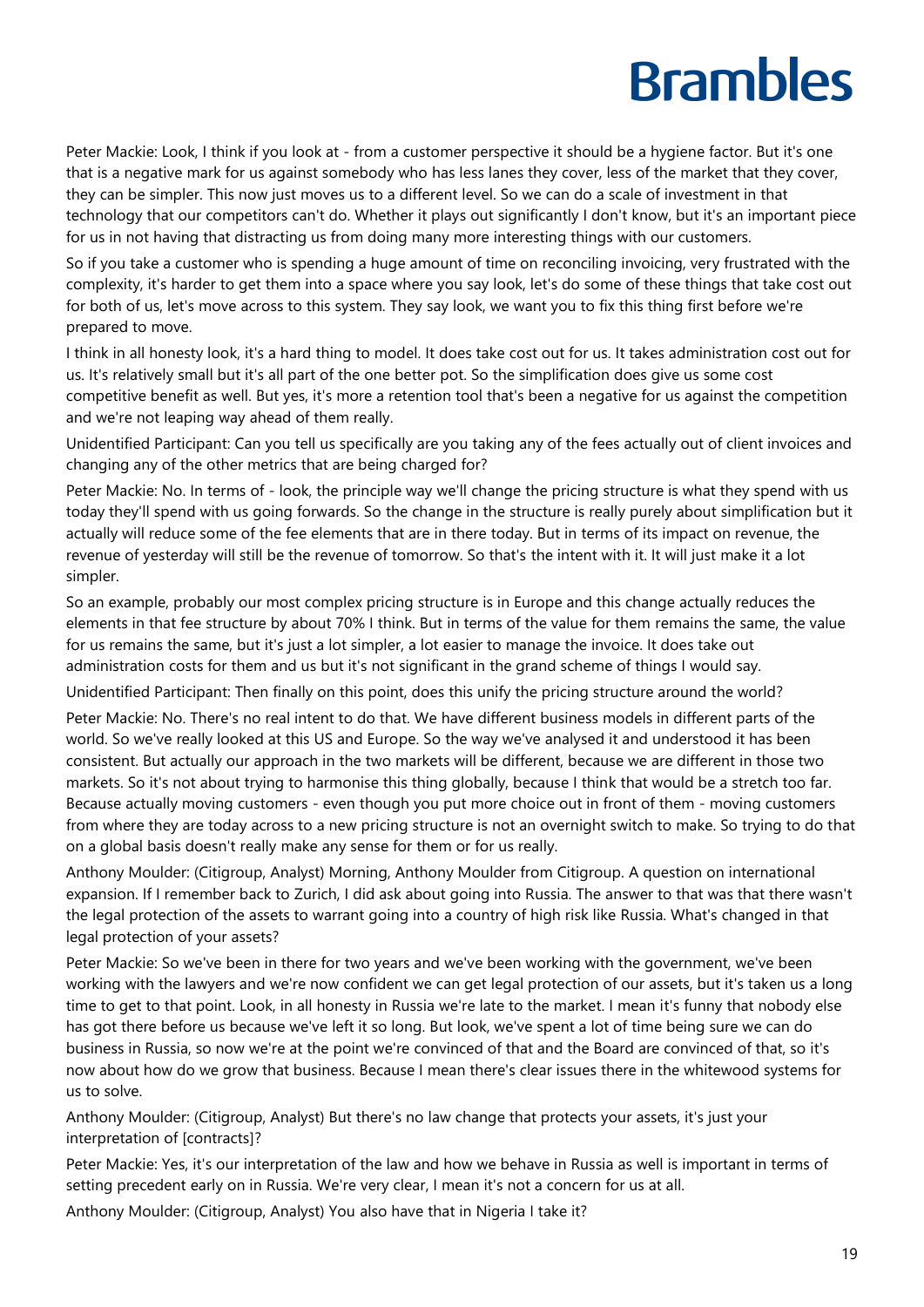Peter Mackie: Look, I think if you look at - from a customer perspective it should be a hygiene factor. But it's one that is a negative mark for us against somebody who has less lanes they cover, less of the market that they cover, they can be simpler. This now just moves us to a different level. So we can do a scale of investment in that technology that our competitors can't do. Whether it plays out significantly I don't know, but it's an important piece for us in not having that distracting us from doing many more interesting things with our customers.

So if you take a customer who is spending a huge amount of time on reconciling invoicing, very frustrated with the complexity, it's harder to get them into a space where you say look, let's do some of these things that take cost out for both of us, let's move across to this system. They say look, we want you to fix this thing first before we're prepared to move.

I think in all honesty look, it's a hard thing to model. It does take cost out for us. It takes administration cost out for us. It's relatively small but it's all part of the one better pot. So the simplification does give us some cost competitive benefit as well. But yes, it's more a retention tool that's been a negative for us against the competition and we're not leaping way ahead of them really.

Unidentified Participant: Can you tell us specifically are you taking any of the fees actually out of client invoices and changing any of the other metrics that are being charged for?

Peter Mackie: No. In terms of - look, the principle way we'll change the pricing structure is what they spend with us today they'll spend with us going forwards. So the change in the structure is really purely about simplification but it actually will reduce some of the fee elements that are in there today. But in terms of its impact on revenue, the revenue of yesterday will still be the revenue of tomorrow. So that's the intent with it. It will just make it a lot simpler.

So an example, probably our most complex pricing structure is in Europe and this change actually reduces the elements in that fee structure by about 70% I think. But in terms of the value for them remains the same, the value for us remains the same, but it's just a lot simpler, a lot easier to manage the invoice. It does take out administration costs for them and us but it's not significant in the grand scheme of things I would say.

Unidentified Participant: Then finally on this point, does this unify the pricing structure around the world?

Peter Mackie: No. There's no real intent to do that. We have different business models in different parts of the world. So we've really looked at this US and Europe. So the way we've analysed it and understood it has been consistent. But actually our approach in the two markets will be different, because we are different in those two markets. So it's not about trying to harmonise this thing globally, because I think that would be a stretch too far. Because actually moving customers - even though you put more choice out in front of them - moving customers from where they are today across to a new pricing structure is not an overnight switch to make. So trying to do that on a global basis doesn't really make any sense for them or for us really.

Anthony Moulder: (Citigroup, Analyst) Morning, Anthony Moulder from Citigroup. A question on international expansion. If I remember back to Zurich, I did ask about going into Russia. The answer to that was that there wasn't the legal protection of the assets to warrant going into a country of high risk like Russia. What's changed in that legal protection of your assets?

Peter Mackie: So we've been in there for two years and we've been working with the government, we've been working with the lawyers and we're now confident we can get legal protection of our assets, but it's taken us a long time to get to that point. Look, in all honesty in Russia we're late to the market. I mean it's funny that nobody else has got there before us because we've left it so long. But look, we've spent a lot of time being sure we can do business in Russia, so now we're at the point we're convinced of that and the Board are convinced of that, so it's now about how do we grow that business. Because I mean there's clear issues there in the whitewood systems for us to solve.

Anthony Moulder: (Citigroup, Analyst) But there's no law change that protects your assets, it's just your interpretation of [contracts]?

Peter Mackie: Yes, it's our interpretation of the law and how we behave in Russia as well is important in terms of setting precedent early on in Russia. We're very clear, I mean it's not a concern for us at all.

Anthony Moulder: (Citigroup, Analyst) You also have that in Nigeria I take it?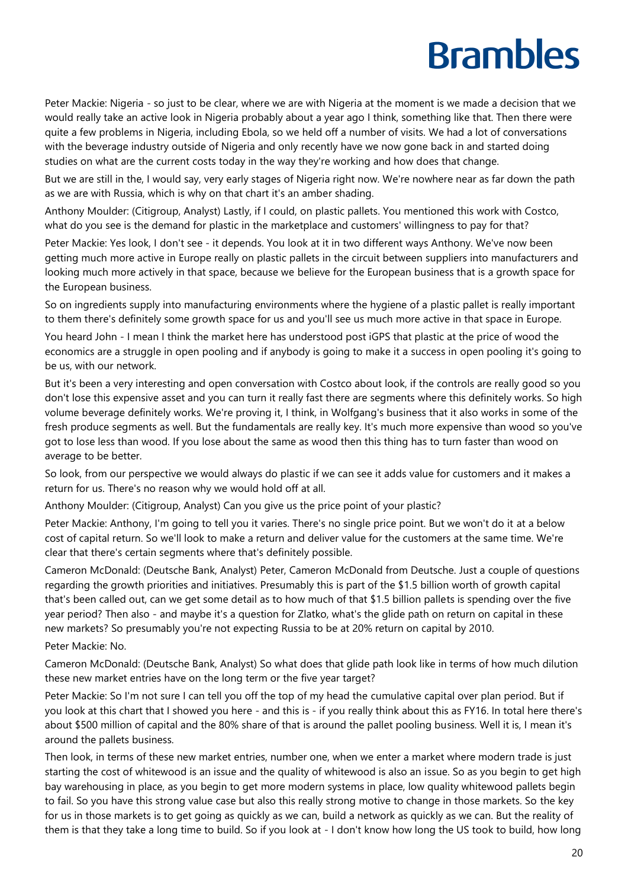Peter Mackie: Nigeria - so just to be clear, where we are with Nigeria at the moment is we made a decision that we would really take an active look in Nigeria probably about a year ago I think, something like that. Then there were quite a few problems in Nigeria, including Ebola, so we held off a number of visits. We had a lot of conversations with the beverage industry outside of Nigeria and only recently have we now gone back in and started doing studies on what are the current costs today in the way they're working and how does that change.

But we are still in the, I would say, very early stages of Nigeria right now. We're nowhere near as far down the path as we are with Russia, which is why on that chart it's an amber shading.

Anthony Moulder: (Citigroup, Analyst) Lastly, if I could, on plastic pallets. You mentioned this work with Costco, what do you see is the demand for plastic in the marketplace and customers' willingness to pay for that?

Peter Mackie: Yes look, I don't see - it depends. You look at it in two different ways Anthony. We've now been getting much more active in Europe really on plastic pallets in the circuit between suppliers into manufacturers and looking much more actively in that space, because we believe for the European business that is a growth space for the European business.

So on ingredients supply into manufacturing environments where the hygiene of a plastic pallet is really important to them there's definitely some growth space for us and you'll see us much more active in that space in Europe.

You heard John - I mean I think the market here has understood post iGPS that plastic at the price of wood the economics are a struggle in open pooling and if anybody is going to make it a success in open pooling it's going to be us, with our network.

But it's been a very interesting and open conversation with Costco about look, if the controls are really good so you don't lose this expensive asset and you can turn it really fast there are segments where this definitely works. So high volume beverage definitely works. We're proving it, I think, in Wolfgang's business that it also works in some of the fresh produce segments as well. But the fundamentals are really key. It's much more expensive than wood so you've got to lose less than wood. If you lose about the same as wood then this thing has to turn faster than wood on average to be better.

So look, from our perspective we would always do plastic if we can see it adds value for customers and it makes a return for us. There's no reason why we would hold off at all.

Anthony Moulder: (Citigroup, Analyst) Can you give us the price point of your plastic?

Peter Mackie: Anthony, I'm going to tell you it varies. There's no single price point. But we won't do it at a below cost of capital return. So we'll look to make a return and deliver value for the customers at the same time. We're clear that there's certain segments where that's definitely possible.

Cameron McDonald: (Deutsche Bank, Analyst) Peter, Cameron McDonald from Deutsche. Just a couple of questions regarding the growth priorities and initiatives. Presumably this is part of the $1.5 billion worth of growth capital that's been called out, can we get some detail as to how much of that $1.5 billion pallets is spending over the five year period? Then also - and maybe it's a question for Zlatko, what's the glide path on return on capital in these new markets? So presumably you're not expecting Russia to be at 20% return on capital by 2010.

Peter Mackie: No.

Cameron McDonald: (Deutsche Bank, Analyst) So what does that glide path look like in terms of how much dilution these new market entries have on the long term or the five year target?

Peter Mackie: So I'm not sure I can tell you off the top of my head the cumulative capital over plan period. But if you look at this chart that I showed you here - and this is - if you really think about this as FY16. In total here there's about $500 million of capital and the 80% share of that is around the pallet pooling business. Well it is, I mean it's around the pallets business.

Then look, in terms of these new market entries, number one, when we enter a market where modern trade is just starting the cost of whitewood is an issue and the quality of whitewood is also an issue. So as you begin to get high bay warehousing in place, as you begin to get more modern systems in place, low quality whitewood pallets begin to fail. So you have this strong value case but also this really strong motive to change in those markets. So the key for us in those markets is to get going as quickly as we can, build a network as quickly as we can. But the reality of them is that they take a long time to build. So if you look at - I don't know how long the US took to build, how long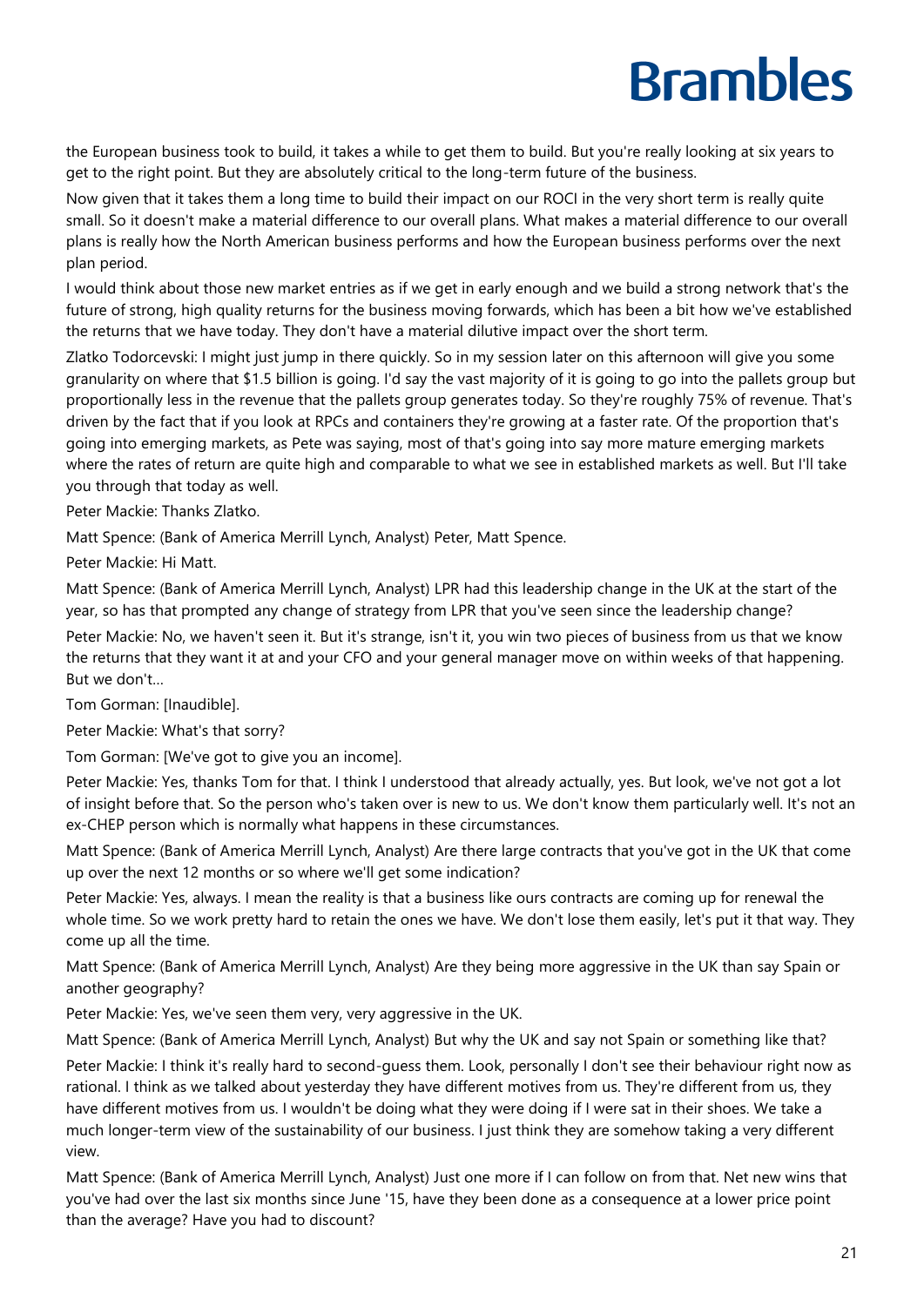the European business took to build, it takes a while to get them to build. But you're really looking at six years to get to the right point. But they are absolutely critical to the long-term future of the business.

Now given that it takes them a long time to build their impact on our ROCI in the very short term is really quite small. So it doesn't make a material difference to our overall plans. What makes a material difference to our overall plans is really how the North American business performs and how the European business performs over the next plan period.

I would think about those new market entries as if we get in early enough and we build a strong network that's the future of strong, high quality returns for the business moving forwards, which has been a bit how we've established the returns that we have today. They don't have a material dilutive impact over the short term.

Zlatko Todorcevski: I might just jump in there quickly. So in my session later on this afternoon will give you some granularity on where that $1.5 billion is going. I'd say the vast majority of it is going to go into the pallets group but proportionally less in the revenue that the pallets group generates today. So they're roughly 75% of revenue. That's driven by the fact that if you look at RPCs and containers they're growing at a faster rate. Of the proportion that's going into emerging markets, as Pete was saying, most of that's going into say more mature emerging markets where the rates of return are quite high and comparable to what we see in established markets as well. But I'll take you through that today as well.

Peter Mackie: Thanks Zlatko.

Matt Spence: (Bank of America Merrill Lynch, Analyst) Peter, Matt Spence.

Peter Mackie: Hi Matt.

Matt Spence: (Bank of America Merrill Lynch, Analyst) LPR had this leadership change in the UK at the start of the year, so has that prompted any change of strategy from LPR that you've seen since the leadership change?

Peter Mackie: No, we haven't seen it. But it's strange, isn't it, you win two pieces of business from us that we know the returns that they want it at and your CFO and your general manager move on within weeks of that happening. But we don't...

Tom Gorman: [Inaudible].

Peter Mackie: What's that sorry?

Tom Gorman: [We've got to give you an income].

Peter Mackie: Yes, thanks Tom for that. I think I understood that already actually, yes. But look, we've not got a lot of insight before that. So the person who's taken over is new to us. We don't know them particularly well. It's not an ex-CHEP person which is normally what happens in these circumstances.

Matt Spence: (Bank of America Merrill Lynch, Analyst) Are there large contracts that you've got in the UK that come up over the next 12 months or so where we'll get some indication?

Peter Mackie: Yes, always. I mean the reality is that a business like ours contracts are coming up for renewal the whole time. So we work pretty hard to retain the ones we have. We don't lose them easily, let's put it that way. They come up all the time.

Matt Spence: (Bank of America Merrill Lynch, Analyst) Are they being more aggressive in the UK than say Spain or another geography?

Peter Mackie: Yes, we've seen them very, very aggressive in the UK.

Matt Spence: (Bank of America Merrill Lynch, Analyst) But why the UK and say not Spain or something like that?

Peter Mackie: I think it's really hard to second-guess them. Look, personally I don't see their behaviour right now as rational. I think as we talked about yesterday they have different motives from us. They're different from us, they have different motives from us. I wouldn't be doing what they were doing if I were sat in their shoes. We take a much longer-term view of the sustainability of our business. I just think they are somehow taking a very different view.

Matt Spence: (Bank of America Merrill Lynch, Analyst) Just one more if I can follow on from that. Net new wins that you've had over the last six months since June '15, have they been done as a consequence at a lower price point than the average? Have you had to discount?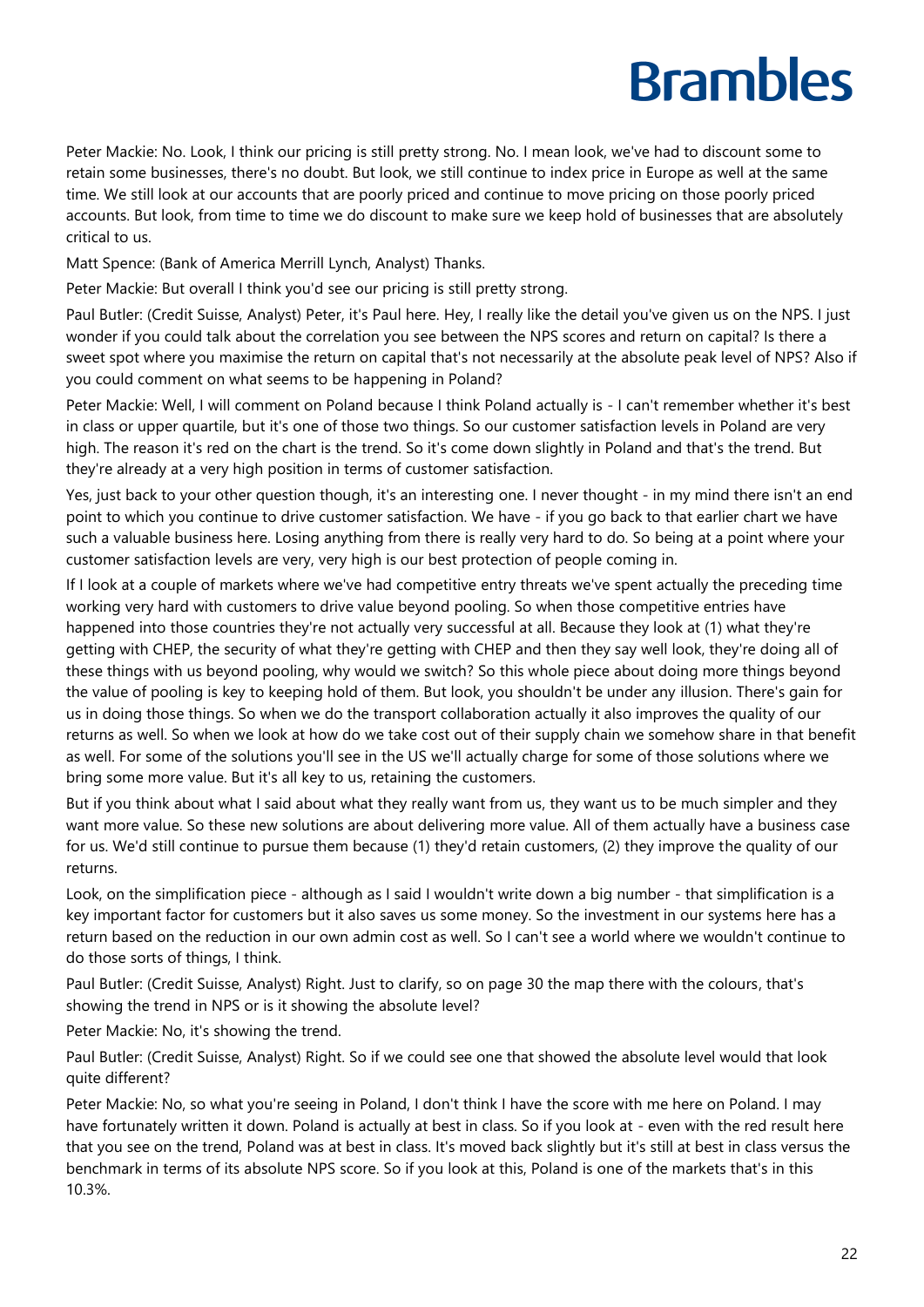Peter Mackie: No. Look, I think our pricing is still pretty strong. No. I mean look, we've had to discount some to retain some businesses, there's no doubt. But look, we still continue to index price in Europe as well at the same time. We still look at our accounts that are poorly priced and continue to move pricing on those poorly priced accounts. But look, from time to time we do discount to make sure we keep hold of businesses that are absolutely critical to us.

Matt Spence: (Bank of America Merrill Lynch, Analyst) Thanks.

Peter Mackie: But overall I think you'd see our pricing is still pretty strong.

Paul Butler: (Credit Suisse, Analyst) Peter, it's Paul here. Hey, I really like the detail you've given us on the NPS. I just wonder if you could talk about the correlation you see between the NPS scores and return on capital? Is there a sweet spot where you maximise the return on capital that's not necessarily at the absolute peak level of NPS? Also if you could comment on what seems to be happening in Poland?

Peter Mackie: Well, I will comment on Poland because I think Poland actually is - I can't remember whether it's best in class or upper quartile, but it's one of those two things. So our customer satisfaction levels in Poland are very high. The reason it's red on the chart is the trend. So it's come down slightly in Poland and that's the trend. But they're already at a very high position in terms of customer satisfaction.

Yes, just back to your other question though, it's an interesting one. I never thought - in my mind there isn't an end point to which you continue to drive customer satisfaction. We have - if you go back to that earlier chart we have such a valuable business here. Losing anything from there is really very hard to do. So being at a point where your customer satisfaction levels are very, very high is our best protection of people coming in.

If I look at a couple of markets where we've had competitive entry threats we've spent actually the preceding time working very hard with customers to drive value beyond pooling. So when those competitive entries have happened into those countries they're not actually very successful at all. Because they look at (1) what they're getting with CHEP, the security of what they're getting with CHEP and then they say well look, they're doing all of these things with us beyond pooling, why would we switch? So this whole piece about doing more things beyond the value of pooling is key to keeping hold of them. But look, you shouldn't be under any illusion. There's gain for us in doing those things. So when we do the transport collaboration actually it also improves the quality of our returns as well. So when we look at how do we take cost out of their supply chain we somehow share in that benefit as well. For some of the solutions you'll see in the US we'll actually charge for some of those solutions where we bring some more value. But it's all key to us, retaining the customers.

But if you think about what I said about what they really want from us, they want us to be much simpler and they want more value. So these new solutions are about delivering more value. All of them actually have a business case for us. We'd still continue to pursue them because (1) they'd retain customers, (2) they improve the quality of our returns.

Look, on the simplification piece - although as I said I wouldn't write down a big number - that simplification is a key important factor for customers but it also saves us some money. So the investment in our systems here has a return based on the reduction in our own admin cost as well. So I can't see a world where we wouldn't continue to do those sorts of things, I think.

Paul Butler: (Credit Suisse, Analyst) Right. Just to clarify, so on page 30 the map there with the colours, that's showing the trend in NPS or is it showing the absolute level?

Peter Mackie: No, it's showing the trend.

Paul Butler: (Credit Suisse, Analyst) Right. So if we could see one that showed the absolute level would that look quite different?

Peter Mackie: No, so what you're seeing in Poland, I don't think I have the score with me here on Poland. I may have fortunately written it down. Poland is actually at best in class. So if you look at - even with the red result here that you see on the trend, Poland was at best in class. It's moved back slightly but it's still at best in class versus the benchmark in terms of its absolute NPS score. So if you look at this, Poland is one of the markets that's in this 10.3%.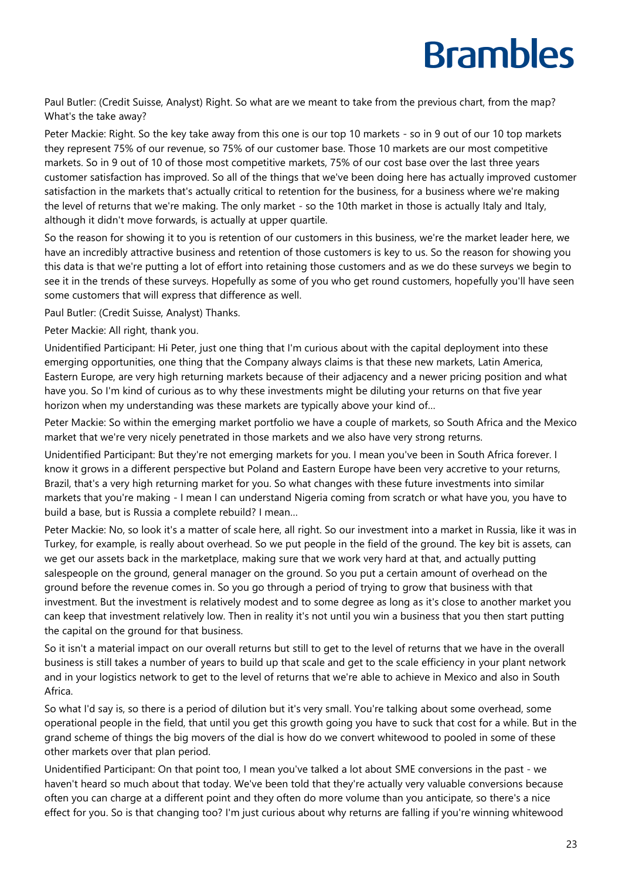Paul Butler: (Credit Suisse, Analyst) Right. So what are we meant to take from the previous chart, from the map? What's the take away?

Peter Mackie: Right. So the key take away from this one is our top 10 markets - so in 9 out of our 10 top markets they represent 75% of our revenue, so 75% of our customer base. Those 10 markets are our most competitive markets. So in 9 out of 10 of those most competitive markets, 75% of our cost base over the last three years customer satisfaction has improved. So all of the things that we've been doing here has actually improved customer satisfaction in the markets that's actually critical to retention for the business, for a business where we're making the level of returns that we're making. The only market - so the 10th market in those is actually Italy and Italy, although it didn't move forwards, is actually at upper quartile.

So the reason for showing it to you is retention of our customers in this business, we're the market leader here, we have an incredibly attractive business and retention of those customers is key to us. So the reason for showing you this data is that we're putting a lot of effort into retaining those customers and as we do these surveys we begin to see it in the trends of these surveys. Hopefully as some of you who get round customers, hopefully you'll have seen some customers that will express that difference as well.

Paul Butler: (Credit Suisse, Analyst) Thanks.

Peter Mackie: All right, thank you.

Unidentified Participant: Hi Peter, just one thing that I'm curious about with the capital deployment into these emerging opportunities, one thing that the Company always claims is that these new markets, Latin America, Eastern Europe, are very high returning markets because of their adjacency and a newer pricing position and what have you. So I'm kind of curious as to why these investments might be diluting your returns on that five year horizon when my understanding was these markets are typically above your kind of...

Peter Mackie: So within the emerging market portfolio we have a couple of markets, so South Africa and the Mexico market that we're very nicely penetrated in those markets and we also have very strong returns.

Unidentified Participant: But they're not emerging markets for you. I mean you've been in South Africa forever. I know it grows in a different perspective but Poland and Eastern Europe have been very accretive to your returns, Brazil, that's a very high returning market for you. So what changes with these future investments into similar markets that you're making - I mean I can understand Nigeria coming from scratch or what have you, you have to build a base, but is Russia a complete rebuild? I mean...

Peter Mackie: No, so look it's a matter of scale here, all right. So our investment into a market in Russia, like it was in Turkey, for example, is really about overhead. So we put people in the field of the ground. The key bit is assets, can we get our assets back in the marketplace, making sure that we work very hard at that, and actually putting salespeople on the ground, general manager on the ground. So you put a certain amount of overhead on the ground before the revenue comes in. So you go through a period of trying to grow that business with that investment. But the investment is relatively modest and to some degree as long as it's close to another market you can keep that investment relatively low. Then in reality it's not until you win a business that you then start putting the capital on the ground for that business.

So it isn't a material impact on our overall returns but still to get to the level of returns that we have in the overall business is still takes a number of years to build up that scale and get to the scale efficiency in your plant network and in your logistics network to get to the level of returns that we're able to achieve in Mexico and also in South Africa.

So what I'd say is, so there is a period of dilution but it's very small. You're talking about some overhead, some operational people in the field, that until you get this growth going you have to suck that cost for a while. But in the grand scheme of things the big movers of the dial is how do we convert whitewood to pooled in some of these other markets over that plan period.

Unidentified Participant: On that point too, I mean you've talked a lot about SME conversions in the past - we haven't heard so much about that today. We've been told that they're actually very valuable conversions because often you can charge at a different point and they often do more volume than you anticipate, so there's a nice effect for you. So is that changing too? I'm just curious about why returns are falling if you're winning whitewood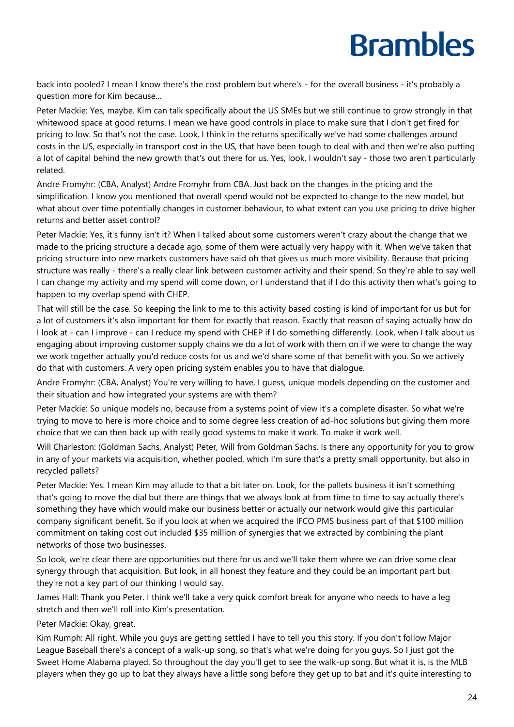back into pooled? I mean I know there's the cost problem but where's - for the overall business - it's probably a question more for Kim because...

Peter Mackie: Yes, maybe. Kim can talk specifically about the US SMEs but we still continue to grow strongly in that whitewood space at good returns. I mean we have good controls in place to make sure that I don't get fired for pricing to low. So that's not the case. Look, I think in the returns specifically we've had some challenges around costs in the US, especially in transport cost in the US, that have been tough to deal with and then we're also putting a lot of capital behind the new growth that's out there for us. Yes, look, I wouldn't say - those two aren't particularly related.

Andre Fromyhr: (CBA, Analyst) Andre Fromyhr from CBA. Just back on the changes in the pricing and the simplification. I know you mentioned that overall spend would not be expected to change to the new model, but what about over time potentially changes in customer behaviour, to what extent can you use pricing to drive higher returns and better asset control?

Peter Mackie: Yes, it's funny isn't it? When I talked about some customers weren't crazy about the change that we made to the pricing structure a decade ago, some of them were actually very happy with it. When we've taken that pricing structure into new markets customers have said oh that gives us much more visibility. Because that pricing structure was really - there's a really clear link between customer activity and their spend. So they're able to say well I can change my activity and my spend will come down, or I understand that if I do this activity then what's going to happen to my overlap spend with CHEP.

That will still be the case. So keeping the link to me to this activity based costing is kind of important for us but for a lot of customers it's also important for them for exactly that reason. Exactly that reason of saying actually how do I look at - can I improve - can I reduce my spend with CHEP if I do something differently. Look, when I talk about us engaging about improving customer supply chains we do a lot of work with them on if we were to change the way we work together actually you'd reduce costs for us and we'd share some of that benefit with you. So we actively do that with customers. A very open pricing system enables you to have that dialogue.

Andre Fromyhr: (CBA, Analyst) You're very willing to have, I guess, unique models depending on the customer and their situation and how integrated your systems are with them?

Peter Mackie: So unique models no, because from a systems point of view it's a complete disaster. So what we're trying to move to here is more choice and to some degree less creation of ad-hoc solutions but giving them more choice that we can then back up with really good systems to make it work. To make it work well.

Will Charleston: (Goldman Sachs, Analyst) Peter, Will from Goldman Sachs. Is there any opportunity for you to grow in any of your markets via acquisition, whether pooled, which I'm sure that's a pretty small opportunity, but also in recycled pallets?

Peter Mackie: Yes. I mean Kim may allude to that a bit later on. Look, for the pallets business it isn't something that's going to move the dial but there are things that we always look at from time to time to say actually there's something they have which would make our business better or actually our network would give this particular company significant benefit. So if you look at when we acquired the IFCO PMS business part of that $100 million commitment on taking cost out included $35 million of synergies that we extracted by combining the plant networks of those two businesses.

So look, we're clear there are opportunities out there for us and we'll take them where we can drive some clear synergy through that acquisition. But look, in all honest they feature and they could be an important part but they're not a key part of our thinking I would say.

James Hall: Thank you Peter. I think we'll take a very quick comfort break for anyone who needs to have a leg stretch and then we'll roll into Kim's presentation.

Peter Mackie: Okay, great.

Kim Rumph: All right. While you guys are getting settled I have to tell you this story. If you don't follow Major League Baseball there's a concept of a walk-up song, so that's what we're doing for you guys. So I just got the Sweet Home Alabama played. So throughout the day you'll get to see the walk-up song. But what it is, is the MLB players when they go up to bat they always have a little song before they get up to bat and it's quite interesting to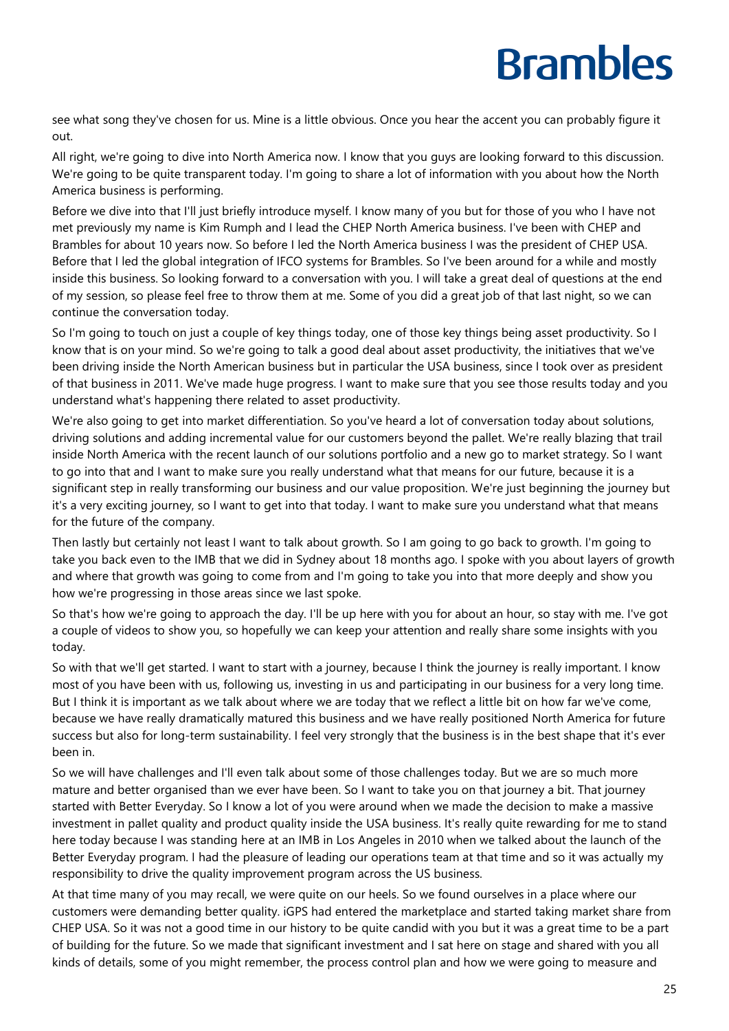see what song they've chosen for us. Mine is a little obvious. Once you hear the accent you can probably figure it out.

All right, we're going to dive into North America now. I know that you guys are looking forward to this discussion. We're going to be quite transparent today. I'm going to share a lot of information with you about how the North America business is performing.

Before we dive into that I'll just briefly introduce myself. I know many of you but for those of you who I have not met previously my name is Kim Rumph and I lead the CHEP North America business. I've been with CHEP and Brambles for about 10 years now. So before I led the North America business I was the president of CHEP USA. Before that I led the global integration of IFCO systems for Brambles. So I've been around for a while and mostly inside this business. So looking forward to a conversation with you. I will take a great deal of questions at the end of my session, so please feel free to throw them at me. Some of you did a great job of that last night, so we can continue the conversation today.

So I'm going to touch on just a couple of key things today, one of those key things being asset productivity. So I know that is on your mind. So we're going to talk a good deal about asset productivity, the initiatives that we've been driving inside the North American business but in particular the USA business, since I took over as president of that business in 2011. We've made huge progress. I want to make sure that you see those results today and you understand what's happening there related to asset productivity.

We're also going to get into market differentiation. So you've heard a lot of conversation today about solutions, driving solutions and adding incremental value for our customers beyond the pallet. We're really blazing that trail inside North America with the recent launch of our solutions portfolio and a new go to market strategy. So I want to go into that and I want to make sure you really understand what that means for our future, because it is a significant step in really transforming our business and our value proposition. We're just beginning the journey but it's a very exciting journey, so I want to get into that today. I want to make sure you understand what that means for the future of the company.

Then lastly but certainly not least I want to talk about growth. So I am going to go back to growth. I'm going to take you back even to the IMB that we did in Sydney about 18 months ago. I spoke with you about layers of growth and where that growth was going to come from and I'm going to take you into that more deeply and show you how we're progressing in those areas since we last spoke.

So that's how we're going to approach the day. I'll be up here with you for about an hour, so stay with me. I've got a couple of videos to show you, so hopefully we can keep your attention and really share some insights with you today.

So with that we'll get started. I want to start with a journey, because I think the journey is really important. I know most of you have been with us, following us, investing in us and participating in our business for a very long time. But I think it is important as we talk about where we are today that we reflect a little bit on how far we've come, because we have really dramatically matured this business and we have really positioned North America for future success but also for long-term sustainability. I feel very strongly that the business is in the best shape that it's ever been in.

So we will have challenges and I'll even talk about some of those challenges today. But we are so much more mature and better organised than we ever have been. So I want to take you on that journey a bit. That journey started with Better Everyday. So I know a lot of you were around when we made the decision to make a massive investment in pallet quality and product quality inside the USA business. It's really quite rewarding for me to stand here today because I was standing here at an IMB in Los Angeles in 2010 when we talked about the launch of the Better Everyday program. I had the pleasure of leading our operations team at that time and so it was actually my responsibility to drive the quality improvement program across the US business.

At that time many of you may recall, we were quite on our heels. So we found ourselves in a place where our customers were demanding better quality. iGPS had entered the marketplace and started taking market share from CHEP USA. So it was not a good time in our history to be quite candid with you but it was a great time to be a part of building for the future. So we made that significant investment and I sat here on stage and shared with you all kinds of details, some of you might remember, the process control plan and how we were going to measure and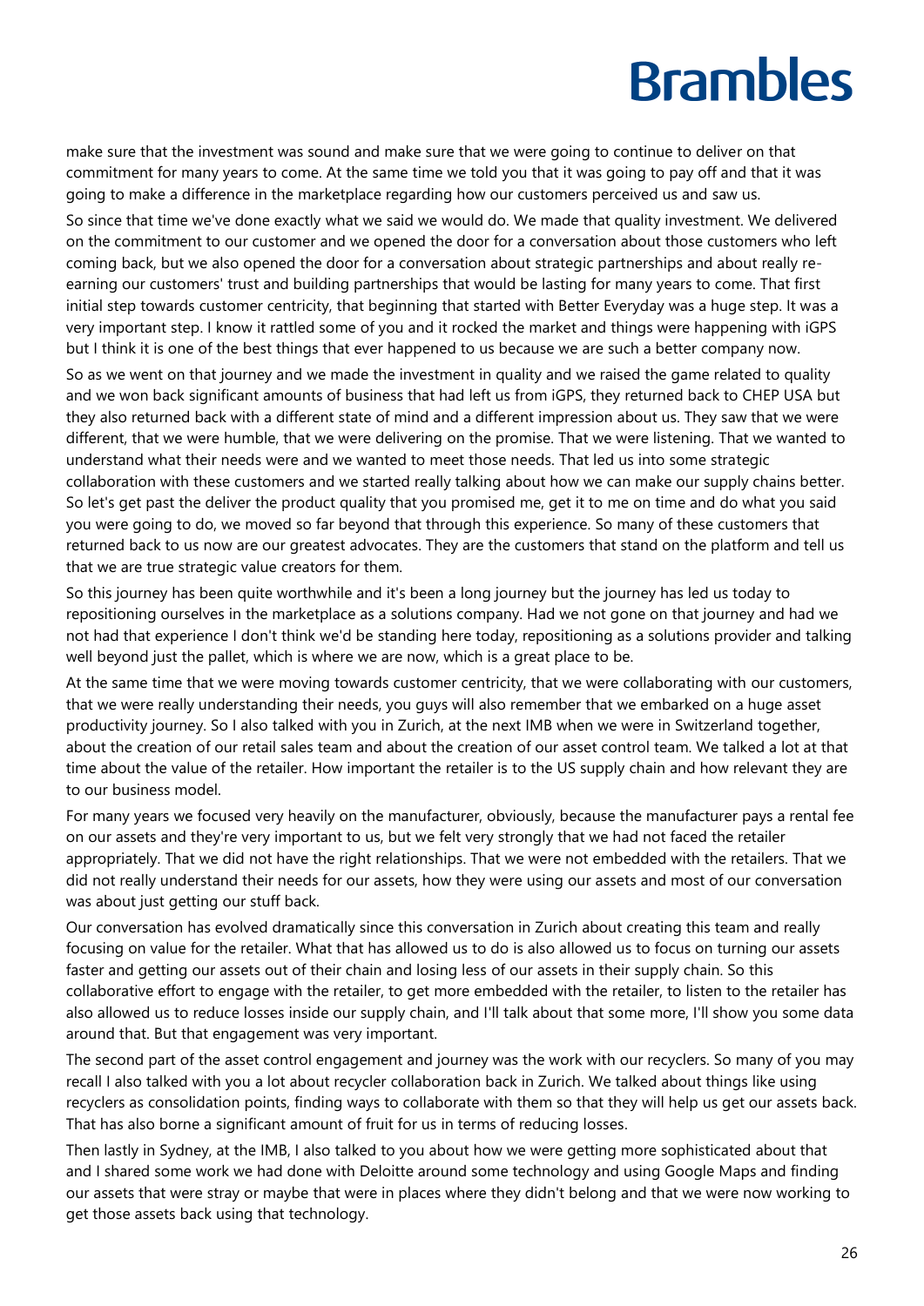make sure that the investment was sound and make sure that we were going to continue to deliver on that commitment for many years to come. At the same time we told you that it was going to pay off and that it was going to make a difference in the marketplace regarding how our customers perceived us and saw us.

So since that time we've done exactly what we said we would do. We made that quality investment. We delivered on the commitment to our customer and we opened the door for a conversation about those customers who left coming back, but we also opened the door for a conversation about strategic partnerships and about really re-earning our customers' trust and building partnerships that would be lasting for many years to come. That first initial step towards customer centricity, that beginning that started with Better Everyday was a huge step. It was a very important step. I know it rattled some of you and it rocked the market and things were happening with iGPS but I think it is one of the best things that ever happened to us because we are such a better company now.

So as we went on that journey and we made the investment in quality and we raised the game related to quality and we won back significant amounts of business that had left us from iGPS, they returned back to CHEP USA but they also returned back with a different state of mind and a different impression about us. They saw that we were different, that we were humble, that we were delivering on the promise. That we were listening. That we wanted to understand what their needs were and we wanted to meet those needs. That led us into some strategic collaboration with these customers and we started really talking about how we can make our supply chains better. So let's get past the deliver the product quality that you promised me, get it to me on time and do what you said you were going to do, we moved so far beyond that through this experience. So many of these customers that returned back to us now are our greatest advocates. They are the customers that stand on the platform and tell us that we are true strategic value creators for them.

So this journey has been quite worthwhile and it's been a long journey but the journey has led us today to repositioning ourselves in the marketplace as a solutions company. Had we not gone on that journey and had we not had that experience I don't think we'd be standing here today, repositioning as a solutions provider and talking well beyond just the pallet, which is where we are now, which is a great place to be.

At the same time that we were moving towards customer centricity, that we were collaborating with our customers, that we were really understanding their needs, you guys will also remember that we embarked on a huge asset productivity journey. So I also talked with you in Zurich, at the next IMB when we were in Switzerland together, about the creation of our retail sales team and about the creation of our asset control team. We talked a lot at that time about the value of the retailer. How important the retailer is to the US supply chain and how relevant they are to our business model.

For many years we focused very heavily on the manufacturer, obviously, because the manufacturer pays a rental fee on our assets and they're very important to us, but we felt very strongly that we had not faced the retailer appropriately. That we did not have the right relationships. That we were not embedded with the retailers. That we did not really understand their needs for our assets, how they were using our assets and most of our conversation was about just getting our stuff back.

Our conversation has evolved dramatically since this conversation in Zurich about creating this team and really focusing on value for the retailer. What that has allowed us to do is also allowed us to focus on turning our assets faster and getting our assets out of their chain and losing less of our assets in their supply chain. So this collaborative effort to engage with the retailer, to get more embedded with the retailer, to listen to the retailer has also allowed us to reduce losses inside our supply chain, and I'll talk about that some more, I'll show you some data around that. But that engagement was very important.

The second part of the asset control engagement and journey was the work with our recyclers. So many of you may recall I also talked with you a lot about recycler collaboration back in Zurich. We talked about things like using recyclers as consolidation points, finding ways to collaborate with them so that they will help us get our assets back. That has also borne a significant amount of fruit for us in terms of reducing losses.

Then lastly in Sydney, at the IMB, I also talked to you about how we were getting more sophisticated about that and I shared some work we had done with Deloitte around some technology and using Google Maps and finding our assets that were stray or maybe that were in places where they didn't belong and that we were now working to get those assets back using that technology.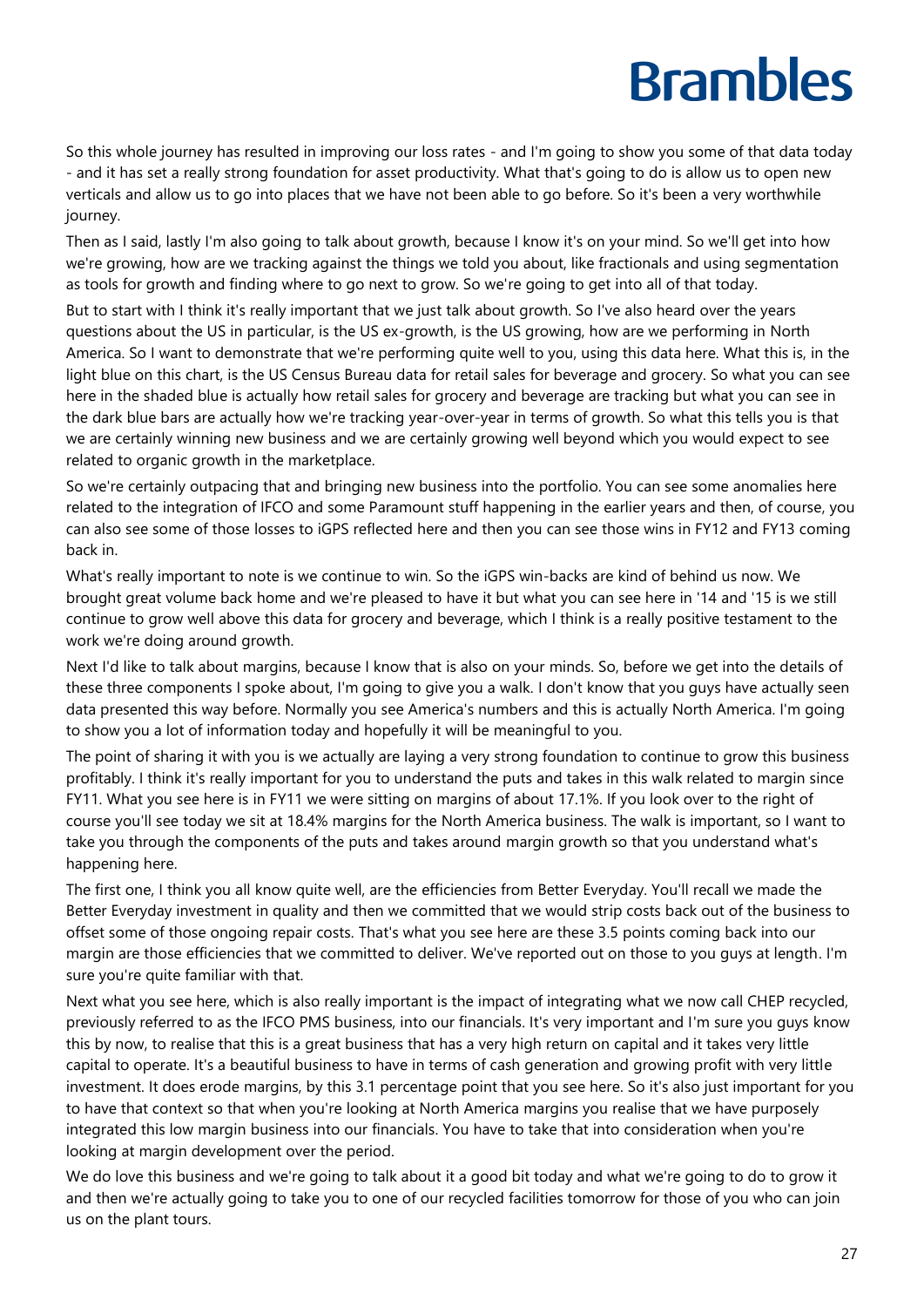So this whole journey has resulted in improving our loss rates - and I'm going to show you some of that data today - and it has set a really strong foundation for asset productivity. What that's going to do is allow us to open new verticals and allow us to go into places that we have not been able to go before. So it's been a very worthwhile journey.

Then as I said, lastly I'm also going to talk about growth, because I know it's on your mind. So we'll get into how we're growing, how are we tracking against the things we told you about, like fractionals and using segmentation as tools for growth and finding where to go next to grow. So we're going to get into all of that today.

But to start with I think it's really important that we just talk about growth. So I've also heard over the years questions about the US in particular, is the US ex-growth, is the US growing, how are we performing in North America. So I want to demonstrate that we're performing quite well to you, using this data here. What this is, in the light blue on this chart, is the US Census Bureau data for retail sales for beverage and grocery. So what you can see here in the shaded blue is actually how retail sales for grocery and beverage are tracking but what you can see in the dark blue bars are actually how we're tracking year-over-year in terms of growth. So what this tells you is that we are certainly winning new business and we are certainly growing well beyond which you would expect to see related to organic growth in the marketplace.

So we're certainly outpacing that and bringing new business into the portfolio. You can see some anomalies here related to the integration of IFCO and some Paramount stuff happening in the earlier years and then, of course, you can also see some of those losses to iGPS reflected here and then you can see those wins in FY12 and FY13 coming back in.

What's really important to note is we continue to win. So the iGPS win-backs are kind of behind us now. We brought great volume back home and we're pleased to have it but what you can see here in '14 and '15 is we still continue to grow well above this data for grocery and beverage, which I think is a really positive testament to the work we're doing around growth.

Next I'd like to talk about margins, because I know that is also on your minds. So, before we get into the details of these three components I spoke about, I'm going to give you a walk. I don't know that you guys have actually seen data presented this way before. Normally you see America's numbers and this is actually North America. I'm going to show you a lot of information today and hopefully it will be meaningful to you.

The point of sharing it with you is we actually are laying a very strong foundation to continue to grow this business profitably. I think it's really important for you to understand the puts and takes in this walk related to margin since FY11. What you see here is in FY11 we were sitting on margins of about 17.1%. If you look over to the right of course you'll see today we sit at 18.4% margins for the North America business. The walk is important, so I want to take you through the components of the puts and takes around margin growth so that you understand what's happening here.

The first one, I think you all know quite well, are the efficiencies from Better Everyday. You'll recall we made the Better Everyday investment in quality and then we committed that we would strip costs back out of the business to offset some of those ongoing repair costs. That's what you see here are these 3.5 points coming back into our margin are those efficiencies that we committed to deliver. We've reported out on those to you guys at length. I'm sure you're quite familiar with that.

Next what you see here, which is also really important is the impact of integrating what we now call CHEP recycled, previously referred to as the IFCO PMS business, into our financials. It's very important and I'm sure you guys know this by now, to realise that this is a great business that has a very high return on capital and it takes very little capital to operate. It's a beautiful business to have in terms of cash generation and growing profit with very little investment. It does erode margins, by this 3.1 percentage point that you see here. So it's also just important for you to have that context so that when you're looking at North America margins you realise that we have purposely integrated this low margin business into our financials. You have to take that into consideration when you're looking at margin development over the period.

We do love this business and we're going to talk about it a good bit today and what we're going to do to grow it and then we're actually going to take you to one of our recycled facilities tomorrow for those of you who can join us on the plant tours.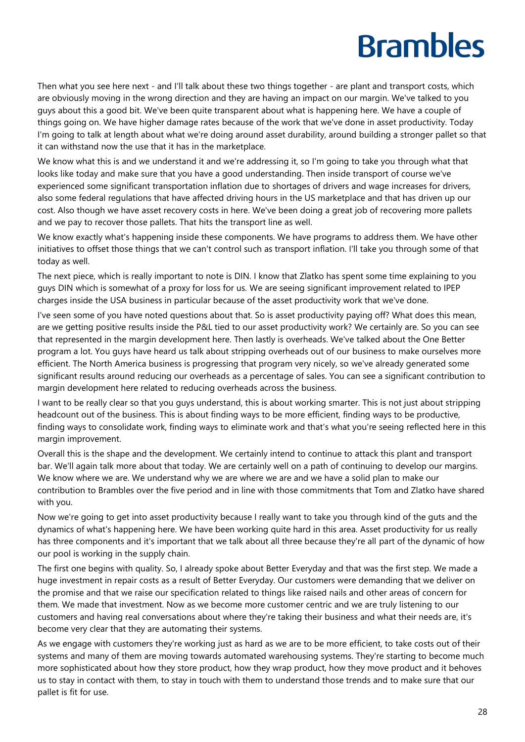Then what you see here next - and I'll talk about these two things together - are plant and transport costs, which are obviously moving in the wrong direction and they are having an impact on our margin. We've talked to you guys about this a good bit. We've been quite transparent about what is happening here. We have a couple of things going on. We have higher damage rates because of the work that we've done in asset productivity. Today I'm going to talk at length about what we're doing around asset durability, around building a stronger pallet so that it can withstand now the use that it has in the marketplace.

We know what this is and we understand it and we're addressing it, so I'm going to take you through what that looks like today and make sure that you have a good understanding. Then inside transport of course we've experienced some significant transportation inflation due to shortages of drivers and wage increases for drivers, also some federal regulations that have affected driving hours in the US marketplace and that has driven up our cost. Also though we have asset recovery costs in here. We've been doing a great job of recovering more pallets and we pay to recover those pallets. That hits the transport line as well.

We know exactly what's happening inside these components. We have programs to address them. We have other initiatives to offset those things that we can't control such as transport inflation. I'll take you through some of that today as well.

The next piece, which is really important to note is DIN. I know that Zlatko has spent some time explaining to you guys DIN which is somewhat of a proxy for loss for us. We are seeing significant improvement related to IPEP charges inside the USA business in particular because of the asset productivity work that we've done.

I've seen some of you have noted questions about that. So is asset productivity paying off? What does this mean, are we getting positive results inside the P&L tied to our asset productivity work? We certainly are. So you can see that represented in the margin development here. Then lastly is overheads. We've talked about the One Better program a lot. You guys have heard us talk about stripping overheads out of our business to make ourselves more efficient. The North America business is progressing that program very nicely, so we've already generated some significant results around reducing our overheads as a percentage of sales. You can see a significant contribution to margin development here related to reducing overheads across the business.

I want to be really clear so that you guys understand, this is about working smarter. This is not just about stripping headcount out of the business. This is about finding ways to be more efficient, finding ways to be productive, finding ways to consolidate work, finding ways to eliminate work and that's what you're seeing reflected here in this margin improvement.

Overall this is the shape and the development. We certainly intend to continue to attack this plant and transport bar. We'll again talk more about that today. We are certainly well on a path of continuing to develop our margins. We know where we are. We understand why we are where we are and we have a solid plan to make our contribution to Brambles over the five period and in line with those commitments that Tom and Zlatko have shared with you.

Now we're going to get into asset productivity because I really want to take you through kind of the guts and the dynamics of what's happening here. We have been working quite hard in this area. Asset productivity for us really has three components and it's important that we talk about all three because they're all part of the dynamic of how our pool is working in the supply chain.

The first one begins with quality. So, I already spoke about Better Everyday and that was the first step. We made a huge investment in repair costs as a result of Better Everyday. Our customers were demanding that we deliver on the promise and that we raise our specification related to things like raised nails and other areas of concern for them. We made that investment. Now as we become more customer centric and we are truly listening to our customers and having real conversations about where they're taking their business and what their needs are, it's become very clear that they are automating their systems.

As we engage with customers they're working just as hard as we are to be more efficient, to take costs out of their systems and many of them are moving towards automated warehousing systems. They're starting to become much more sophisticated about how they store product, how they wrap product, how they move product and it behoves us to stay in contact with them, to stay in touch with them to understand those trends and to make sure that our pallet is fit for use.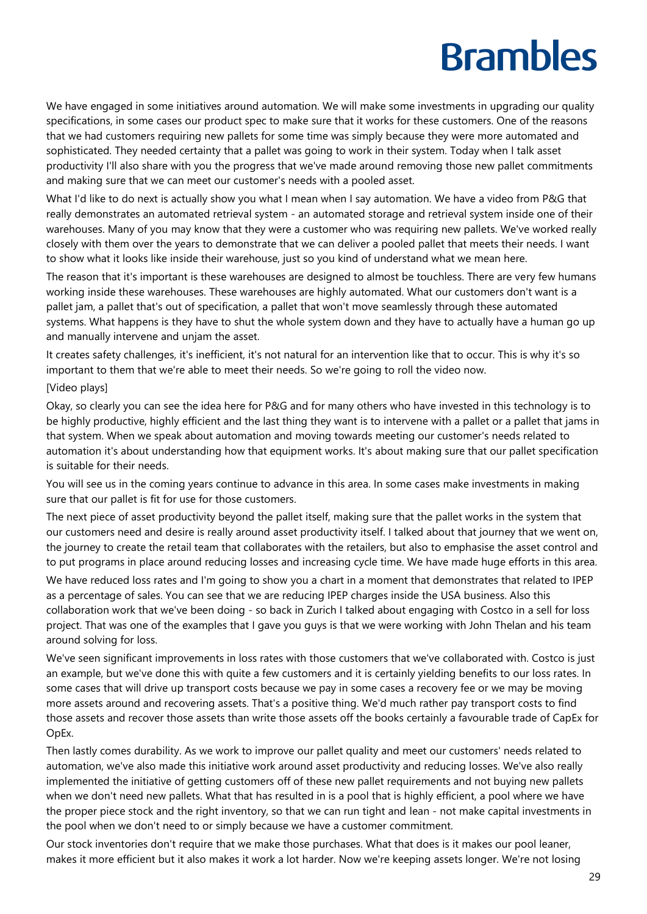We have engaged in some initiatives around automation. We will make some investments in upgrading our quality specifications, in some cases our product spec to make sure that it works for these customers. One of the reasons that we had customers requiring new pallets for some time was simply because they were more automated and sophisticated. They needed certainty that a pallet was going to work in their system. Today when I talk asset productivity I'll also share with you the progress that we've made around removing those new pallet commitments and making sure that we can meet our customer's needs with a pooled asset.

What I'd like to do next is actually show you what I mean when I say automation. We have a video from P&G that really demonstrates an automated retrieval system - an automated storage and retrieval system inside one of their warehouses. Many of you may know that they were a customer who was requiring new pallets. We've worked really closely with them over the years to demonstrate that we can deliver a pooled pallet that meets their needs. I want to show what it looks like inside their warehouse, just so you kind of understand what we mean here.

The reason that it's important is these warehouses are designed to almost be touchless. There are very few humans working inside these warehouses. These warehouses are highly automated. What our customers don't want is a pallet jam, a pallet that's out of specification, a pallet that won't move seamlessly through these automated systems. What happens is they have to shut the whole system down and they have to actually have a human go up and manually intervene and unjam the asset.

It creates safety challenges, it's inefficient, it's not natural for an intervention like that to occur. This is why it's so important to them that we're able to meet their needs. So we're going to roll the video now.

[Video plays]

Okay, so clearly you can see the idea here for P&G and for many others who have invested in this technology is to be highly productive, highly efficient and the last thing they want is to intervene with a pallet or a pallet that jams in that system. When we speak about automation and moving towards meeting our customer's needs related to automation it's about understanding how that equipment works. It's about making sure that our pallet specification is suitable for their needs.

You will see us in the coming years continue to advance in this area. In some cases make investments in making sure that our pallet is fit for use for those customers.

The next piece of asset productivity beyond the pallet itself, making sure that the pallet works in the system that our customers need and desire is really around asset productivity itself. I talked about that journey that we went on, the journey to create the retail team that collaborates with the retailers, but also to emphasise the asset control and to put programs in place around reducing losses and increasing cycle time. We have made huge efforts in this area.

We have reduced loss rates and I'm going to show you a chart in a moment that demonstrates that related to IPEP as a percentage of sales. You can see that we are reducing IPEP charges inside the USA business. Also this collaboration work that we've been doing - so back in Zurich I talked about engaging with Costco in a sell for loss project. That was one of the examples that I gave you guys is that we were working with John Thelan and his team around solving for loss.

We've seen significant improvements in loss rates with those customers that we've collaborated with. Costco is just an example, but we've done this with quite a few customers and it is certainly yielding benefits to our loss rates. In some cases that will drive up transport costs because we pay in some cases a recovery fee or we may be moving more assets around and recovering assets. That's a positive thing. We'd much rather pay transport costs to find those assets and recover those assets than write those assets off the books certainly a favourable trade of CapEx for OpEx.

Then lastly comes durability. As we work to improve our pallet quality and meet our customers' needs related to automation, we've also made this initiative work around asset productivity and reducing losses. We've also really implemented the initiative of getting customers off of these new pallet requirements and not buying new pallets when we don't need new pallets. What that has resulted in is a pool that is highly efficient, a pool where we have the proper piece stock and the right inventory, so that we can run tight and lean - not make capital investments in the pool when we don't need to or simply because we have a customer commitment.

Our stock inventories don't require that we make those purchases. What that does is it makes our pool leaner, makes it more efficient but it also makes it work a lot harder. Now we're keeping assets longer. We're not losing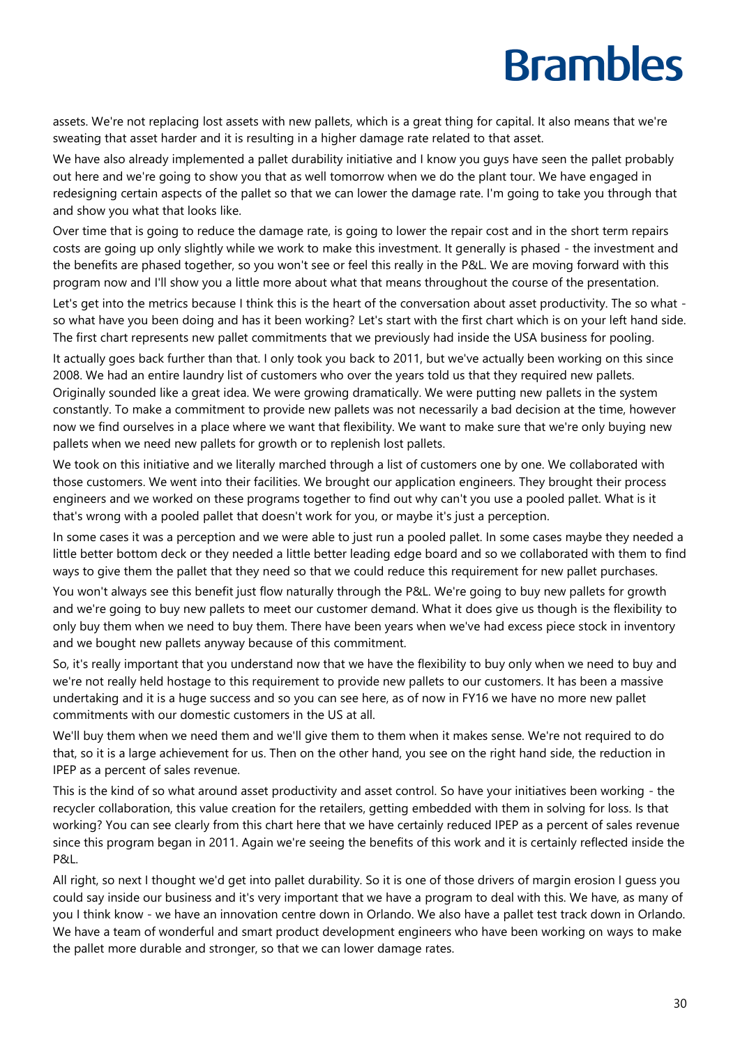assets. We're not replacing lost assets with new pallets, which is a great thing for capital. It also means that we're sweating that asset harder and it is resulting in a higher damage rate related to that asset.

We have also already implemented a pallet durability initiative and I know you guys have seen the pallet probably out here and we're going to show you that as well tomorrow when we do the plant tour. We have engaged in redesigning certain aspects of the pallet so that we can lower the damage rate. I'm going to take you through that and show you what that looks like.

Over time that is going to reduce the damage rate, is going to lower the repair cost and in the short term repairs costs are going up only slightly while we work to make this investment. It generally is phased - the investment and the benefits are phased together, so you won't see or feel this really in the P&L. We are moving forward with this program now and I'll show you a little more about what that means throughout the course of the presentation.

Let's get into the metrics because I think this is the heart of the conversation about asset productivity. The so what - so what have you been doing and has it been working? Let's start with the first chart which is on your left hand side. The first chart represents new pallet commitments that we previously had inside the USA business for pooling.

It actually goes back further than that. I only took you back to 2011, but we've actually been working on this since 2008. We had an entire laundry list of customers who over the years told us that they required new pallets. Originally sounded like a great idea. We were growing dramatically. We were putting new pallets in the system constantly. To make a commitment to provide new pallets was not necessarily a bad decision at the time, however now we find ourselves in a place where we want that flexibility. We want to make sure that we're only buying new pallets when we need new pallets for growth or to replenish lost pallets.

We took on this initiative and we literally marched through a list of customers one by one. We collaborated with those customers. We went into their facilities. We brought our application engineers. They brought their process engineers and we worked on these programs together to find out why can't you use a pooled pallet. What is it that's wrong with a pooled pallet that doesn't work for you, or maybe it's just a perception.

In some cases it was a perception and we were able to just run a pooled pallet. In some cases maybe they needed a little better bottom deck or they needed a little better leading edge board and so we collaborated with them to find ways to give them the pallet that they need so that we could reduce this requirement for new pallet purchases.

You won't always see this benefit just flow naturally through the P&L. We're going to buy new pallets for growth and we're going to buy new pallets to meet our customer demand. What it does give us though is the flexibility to only buy them when we need to buy them. There have been years when we've had excess piece stock in inventory and we bought new pallets anyway because of this commitment.

So, it's really important that you understand now that we have the flexibility to buy only when we need to buy and we're not really held hostage to this requirement to provide new pallets to our customers. It has been a massive undertaking and it is a huge success and so you can see here, as of now in FY16 we have no more new pallet commitments with our domestic customers in the US at all.

We'll buy them when we need them and we'll give them to them when it makes sense. We're not required to do that, so it is a large achievement for us. Then on the other hand, you see on the right hand side, the reduction in IPEP as a percent of sales revenue.

This is the kind of so what around asset productivity and asset control. So have your initiatives been working - the recycler collaboration, this value creation for the retailers, getting embedded with them in solving for loss. Is that working? You can see clearly from this chart here that we have certainly reduced IPEP as a percent of sales revenue since this program began in 2011. Again we're seeing the benefits of this work and it is certainly reflected inside the P&L.

All right, so next I thought we'd get into pallet durability. So it is one of those drivers of margin erosion I guess you could say inside our business and it's very important that we have a program to deal with this. We have, as many of you I think know - we have an innovation centre down in Orlando. We also have a pallet test track down in Orlando. We have a team of wonderful and smart product development engineers who have been working on ways to make the pallet more durable and stronger, so that we can lower damage rates.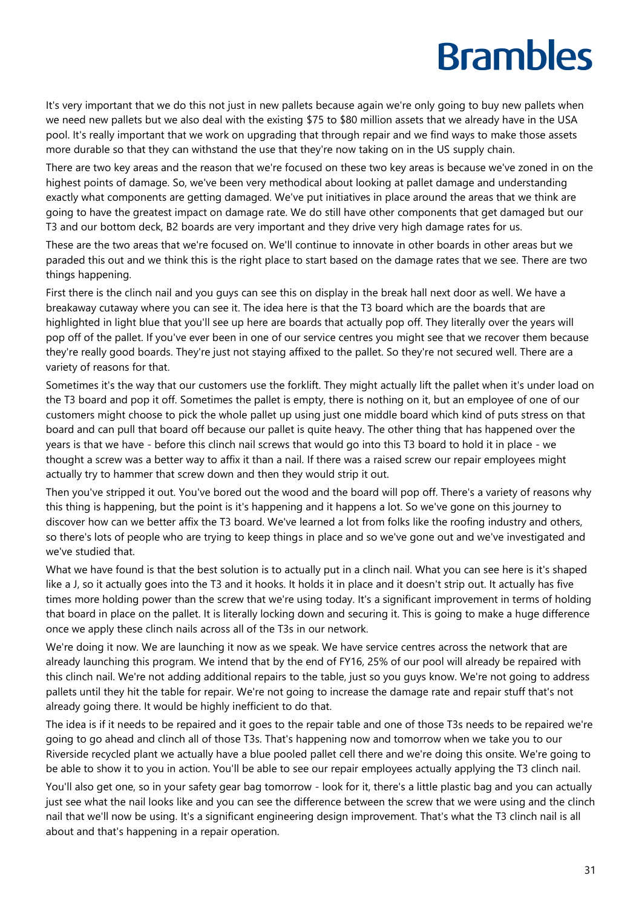It's very important that we do this not just in new pallets because again we're only going to buy new pallets when we need new pallets but we also deal with the existing $75 to $80 million assets that we already have in the USA pool. It's really important that we work on upgrading that through repair and we find ways to make those assets more durable so that they can withstand the use that they're now taking on in the US supply chain.

There are two key areas and the reason that we're focused on these two key areas is because we've zoned in on the highest points of damage. So, we've been very methodical about looking at pallet damage and understanding exactly what components are getting damaged. We've put initiatives in place around the areas that we think are going to have the greatest impact on damage rate. We do still have other components that get damaged but our T3 and our bottom deck, B2 boards are very important and they drive very high damage rates for us.

These are the two areas that we're focused on. We'll continue to innovate in other boards in other areas but we paraded this out and we think this is the right place to start based on the damage rates that we see. There are two things happening.

First there is the clinch nail and you guys can see this on display in the break hall next door as well. We have a breakaway cutaway where you can see it. The idea here is that the T3 board which are the boards that are highlighted in light blue that you'll see up here are boards that actually pop off. They literally over the years will pop off of the pallet. If you've ever been in one of our service centres you might see that we recover them because they're really good boards. They're just not staying affixed to the pallet. So they're not secured well. There are a variety of reasons for that.

Sometimes it's the way that our customers use the forklift. They might actually lift the pallet when it's under load on the T3 board and pop it off. Sometimes the pallet is empty, there is nothing on it, but an employee of one of our customers might choose to pick the whole pallet up using just one middle board which kind of puts stress on that board and can pull that board off because our pallet is quite heavy. The other thing that has happened over the years is that we have - before this clinch nail screws that would go into this T3 board to hold it in place - we thought a screw was a better way to affix it than a nail. If there was a raised screw our repair employees might actually try to hammer that screw down and then they would strip it out.

Then you've stripped it out. You've bored out the wood and the board will pop off. There's a variety of reasons why this thing is happening, but the point is it's happening and it happens a lot. So we've gone on this journey to discover how can we better affix the T3 board. We've learned a lot from folks like the roofing industry and others, so there's lots of people who are trying to keep things in place and so we've gone out and we've investigated and we've studied that.

What we have found is that the best solution is to actually put in a clinch nail. What you can see here is it's shaped like a J, so it actually goes into the T3 and it hooks. It holds it in place and it doesn't strip out. It actually has five times more holding power than the screw that we're using today. It's a significant improvement in terms of holding that board in place on the pallet. It is literally locking down and securing it. This is going to make a huge difference once we apply these clinch nails across all of the T3s in our network.

We're doing it now. We are launching it now as we speak. We have service centres across the network that are already launching this program. We intend that by the end of FY16, 25% of our pool will already be repaired with this clinch nail. We're not adding additional repairs to the table, just so you guys know. We're not going to address pallets until they hit the table for repair. We're not going to increase the damage rate and repair stuff that's not already going there. It would be highly inefficient to do that.

The idea is if it needs to be repaired and it goes to the repair table and one of those T3s needs to be repaired we're going to go ahead and clinch all of those T3s. That's happening now and tomorrow when we take you to our Riverside recycled plant we actually have a blue pooled pallet cell there and we're doing this onsite. We're going to be able to show it to you in action. You'll be able to see our repair employees actually applying the T3 clinch nail.

You'll also get one, so in your safety gear bag tomorrow - look for it, there's a little plastic bag and you can actually just see what the nail looks like and you can see the difference between the screw that we were using and the clinch nail that we'll now be using. It's a significant engineering design improvement. That's what the T3 clinch nail is all about and that's happening in a repair operation.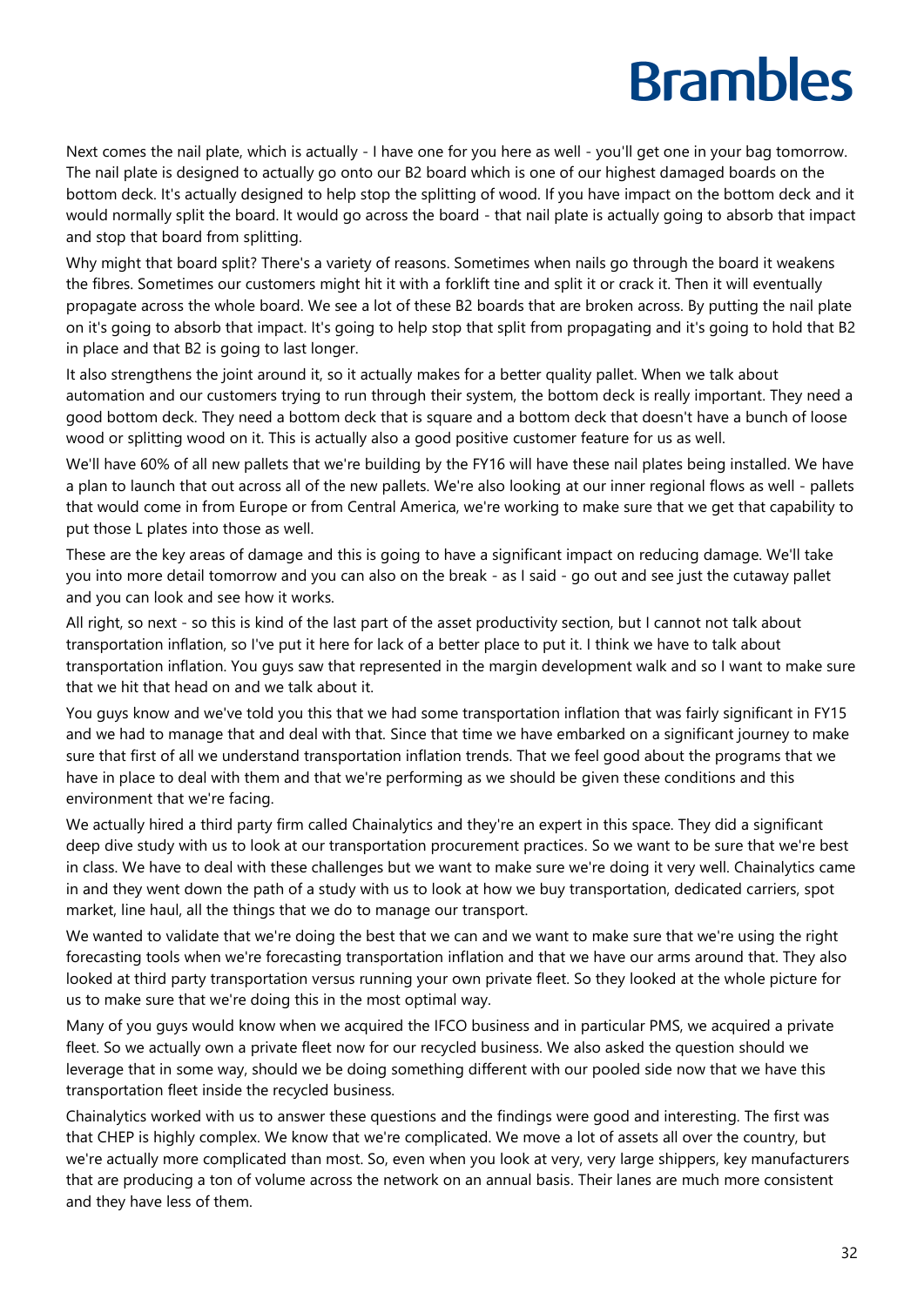Next comes the nail plate, which is actually - I have one for you here as well - you'll get one in your bag tomorrow. The nail plate is designed to actually go onto our B2 board which is one of our highest damaged boards on the bottom deck. It's actually designed to help stop the splitting of wood. If you have impact on the bottom deck and it would normally split the board. It would go across the board - that nail plate is actually going to absorb that impact and stop that board from splitting.

Why might that board split? There's a variety of reasons. Sometimes when nails go through the board it weakens the fibres. Sometimes our customers might hit it with a forklift tine and split it or crack it. Then it will eventually propagate across the whole board. We see a lot of these B2 boards that are broken across. By putting the nail plate on it's going to absorb that impact. It's going to help stop that split from propagating and it's going to hold that B2 in place and that B2 is going to last longer.

It also strengthens the joint around it, so it actually makes for a better quality pallet. When we talk about automation and our customers trying to run through their system, the bottom deck is really important. They need a good bottom deck. They need a bottom deck that is square and a bottom deck that doesn't have a bunch of loose wood or splitting wood on it. This is actually also a good positive customer feature for us as well.

We'll have 60% of all new pallets that we're building by the FY16 will have these nail plates being installed. We have a plan to launch that out across all of the new pallets. We're also looking at our inner regional flows as well - pallets that would come in from Europe or from Central America, we're working to make sure that we get that capability to put those L plates into those as well.

These are the key areas of damage and this is going to have a significant impact on reducing damage. We'll take you into more detail tomorrow and you can also on the break - as I said - go out and see just the cutaway pallet and you can look and see how it works.

All right, so next - so this is kind of the last part of the asset productivity section, but I cannot not talk about transportation inflation, so I've put it here for lack of a better place to put it. I think we have to talk about transportation inflation. You guys saw that represented in the margin development walk and so I want to make sure that we hit that head on and we talk about it.

You guys know and we've told you this that we had some transportation inflation that was fairly significant in FY15 and we had to manage that and deal with that. Since that time we have embarked on a significant journey to make sure that first of all we understand transportation inflation trends. That we feel good about the programs that we have in place to deal with them and that we're performing as we should be given these conditions and this environment that we're facing.

We actually hired a third party firm called Chainalytics and they're an expert in this space. They did a significant deep dive study with us to look at our transportation procurement practices. So we want to be sure that we're best in class. We have to deal with these challenges but we want to make sure we're doing it very well. Chainalytics came in and they went down the path of a study with us to look at how we buy transportation, dedicated carriers, spot market, line haul, all the things that we do to manage our transport.

We wanted to validate that we're doing the best that we can and we want to make sure that we're using the right forecasting tools when we're forecasting transportation inflation and that we have our arms around that. They also looked at third party transportation versus running your own private fleet. So they looked at the whole picture for us to make sure that we're doing this in the most optimal way.

Many of you guys would know when we acquired the IFCO business and in particular PMS, we acquired a private fleet. So we actually own a private fleet now for our recycled business. We also asked the question should we leverage that in some way, should we be doing something different with our pooled side now that we have this transportation fleet inside the recycled business.

Chainalytics worked with us to answer these questions and the findings were good and interesting. The first was that CHEP is highly complex. We know that we're complicated. We move a lot of assets all over the country, but we're actually more complicated than most. So, even when you look at very, very large shippers, key manufacturers that are producing a ton of volume across the network on an annual basis. Their lanes are much more consistent and they have less of them.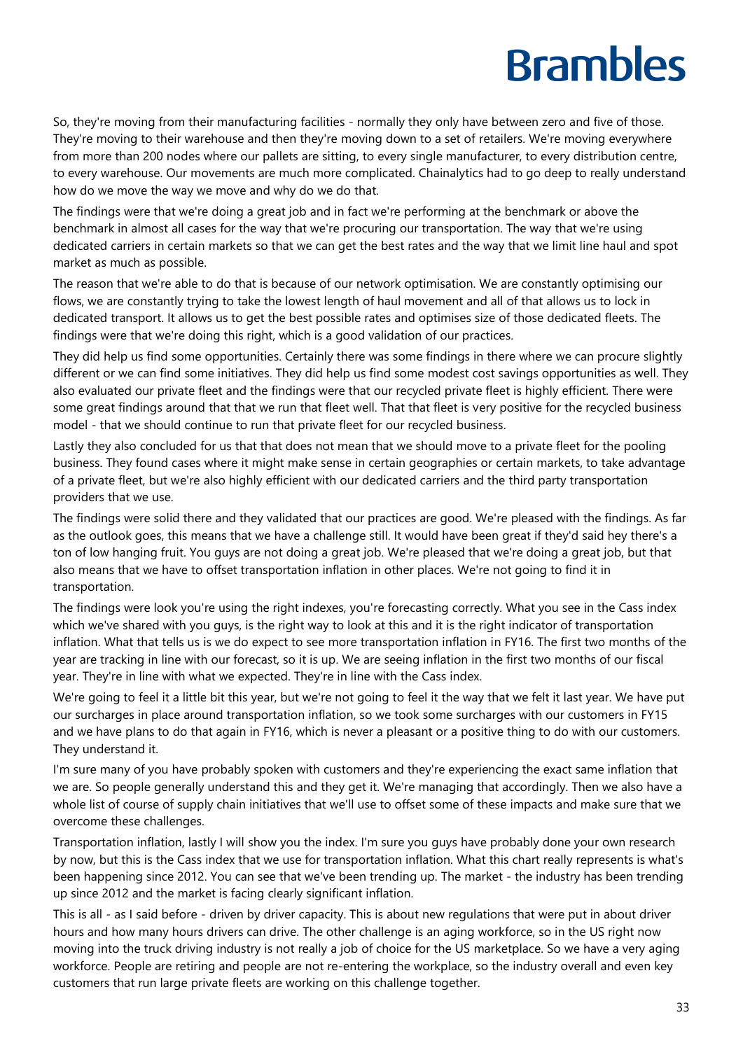So, they're moving from their manufacturing facilities - normally they only have between zero and five of those. They're moving to their warehouse and then they're moving down to a set of retailers. We're moving everywhere from more than 200 nodes where our pallets are sitting, to every single manufacturer, to every distribution centre, to every warehouse. Our movements are much more complicated. Chainalytics had to go deep to really understand how do we move the way we move and why do we do that.

The findings were that we're doing a great job and in fact we're performing at the benchmark or above the benchmark in almost all cases for the way that we're procuring our transportation. The way that we're using dedicated carriers in certain markets so that we can get the best rates and the way that we limit line haul and spot market as much as possible.

The reason that we're able to do that is because of our network optimisation. We are constantly optimising our flows, we are constantly trying to take the lowest length of haul movement and all of that allows us to lock in dedicated transport. It allows us to get the best possible rates and optimises size of those dedicated fleets. The findings were that we're doing this right, which is a good validation of our practices.

They did help us find some opportunities. Certainly there was some findings in there where we can procure slightly different or we can find some initiatives. They did help us find some modest cost savings opportunities as well. They also evaluated our private fleet and the findings were that our recycled private fleet is highly efficient. There were some great findings around that that we run that fleet well. That that fleet is very positive for the recycled business model - that we should continue to run that private fleet for our recycled business.

Lastly they also concluded for us that that does not mean that we should move to a private fleet for the pooling business. They found cases where it might make sense in certain geographies or certain markets, to take advantage of a private fleet, but we're also highly efficient with our dedicated carriers and the third party transportation providers that we use.

The findings were solid there and they validated that our practices are good. We're pleased with the findings. As far as the outlook goes, this means that we have a challenge still. It would have been great if they'd said hey there's a ton of low hanging fruit. You guys are not doing a great job. We're pleased that we're doing a great job, but that also means that we have to offset transportation inflation in other places. We're not going to find it in transportation.

The findings were look you're using the right indexes, you're forecasting correctly. What you see in the Cass index which we've shared with you guys, is the right way to look at this and it is the right indicator of transportation inflation. What that tells us is we do expect to see more transportation inflation in FY16. The first two months of the year are tracking in line with our forecast, so it is up. We are seeing inflation in the first two months of our fiscal year. They're in line with what we expected. They're in line with the Cass index.

We're going to feel it a little bit this year, but we're not going to feel it the way that we felt it last year. We have put our surcharges in place around transportation inflation, so we took some surcharges with our customers in FY15 and we have plans to do that again in FY16, which is never a pleasant or a positive thing to do with our customers. They understand it.

I'm sure many of you have probably spoken with customers and they're experiencing the exact same inflation that we are. So people generally understand this and they get it. We're managing that accordingly. Then we also have a whole list of course of supply chain initiatives that we'll use to offset some of these impacts and make sure that we overcome these challenges.

Transportation inflation, lastly I will show you the index. I'm sure you guys have probably done your own research by now, but this is the Cass index that we use for transportation inflation. What this chart really represents is what's been happening since 2012. You can see that we've been trending up. The market - the industry has been trending up since 2012 and the market is facing clearly significant inflation.

This is all - as I said before - driven by driver capacity. This is about new regulations that were put in about driver hours and how many hours drivers can drive. The other challenge is an aging workforce, so in the US right now moving into the truck driving industry is not really a job of choice for the US marketplace. So we have a very aging workforce. People are retiring and people are not re-entering the workplace, so the industry overall and even key customers that run large private fleets are working on this challenge together.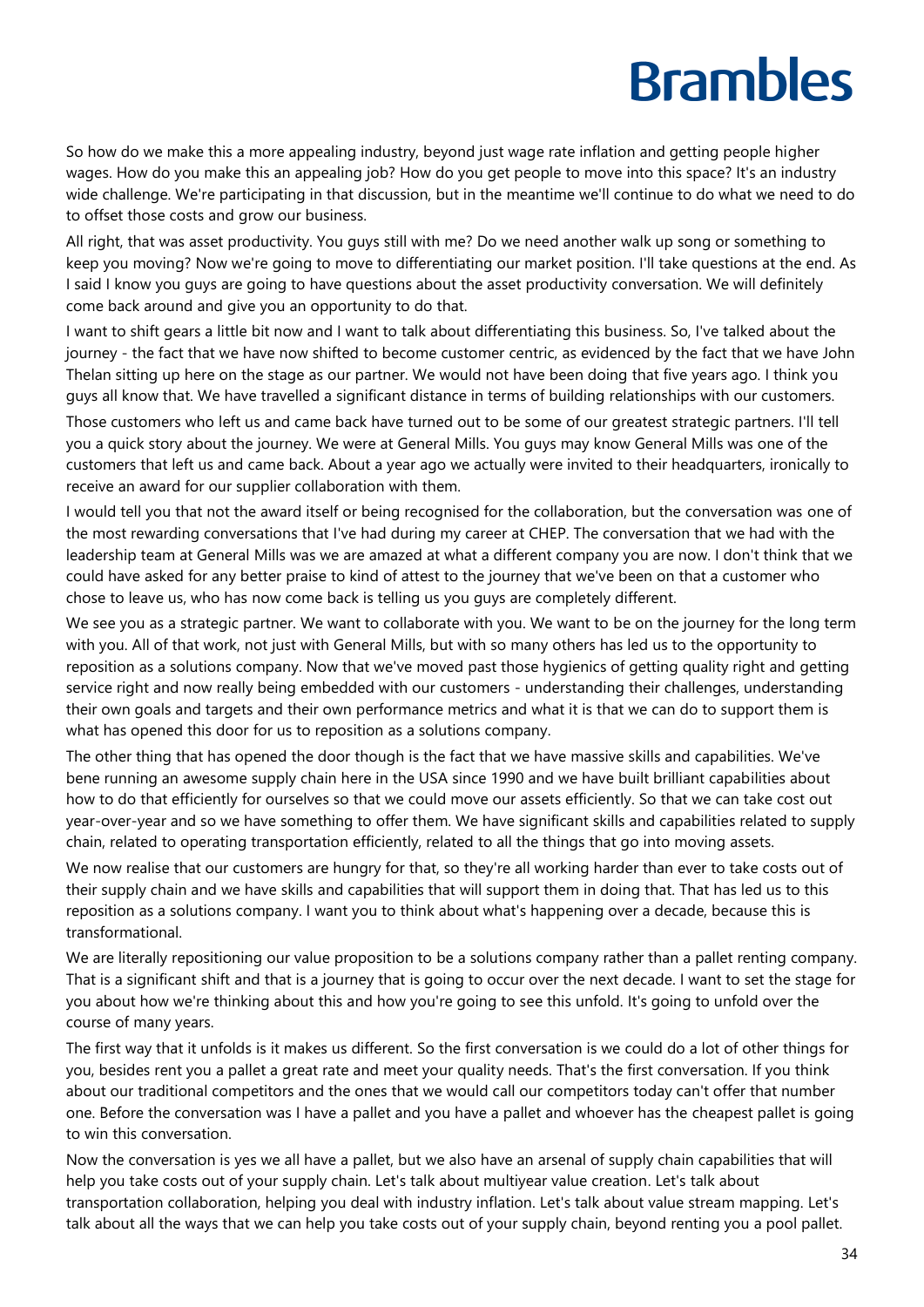So how do we make this a more appealing industry, beyond just wage rate inflation and getting people higher wages. How do you make this an appealing job? How do you get people to move into this space? It's an industry wide challenge. We're participating in that discussion, but in the meantime we'll continue to do what we need to do to offset those costs and grow our business.

All right, that was asset productivity. You guys still with me? Do we need another walk up song or something to keep you moving? Now we're going to move to differentiating our market position. I'll take questions at the end. As I said I know you guys are going to have questions about the asset productivity conversation. We will definitely come back around and give you an opportunity to do that.

I want to shift gears a little bit now and I want to talk about differentiating this business. So, I've talked about the journey - the fact that we have now shifted to become customer centric, as evidenced by the fact that we have John Thelan sitting up here on the stage as our partner. We would not have been doing that five years ago. I think you guys all know that. We have travelled a significant distance in terms of building relationships with our customers.

Those customers who left us and came back have turned out to be some of our greatest strategic partners. I'll tell you a quick story about the journey. We were at General Mills. You guys may know General Mills was one of the customers that left us and came back. About a year ago we actually were invited to their headquarters, ironically to receive an award for our supplier collaboration with them.

I would tell you that not the award itself or being recognised for the collaboration, but the conversation was one of the most rewarding conversations that I've had during my career at CHEP. The conversation that we had with the leadership team at General Mills was we are amazed at what a different company you are now. I don't think that we could have asked for any better praise to kind of attest to the journey that we've been on that a customer who chose to leave us, who has now come back is telling us you guys are completely different.

We see you as a strategic partner. We want to collaborate with you. We want to be on the journey for the long term with you. All of that work, not just with General Mills, but with so many others has led us to the opportunity to reposition as a solutions company. Now that we've moved past those hygienics of getting quality right and getting service right and now really being embedded with our customers - understanding their challenges, understanding their own goals and targets and their own performance metrics and what it is that we can do to support them is what has opened this door for us to reposition as a solutions company.

The other thing that has opened the door though is the fact that we have massive skills and capabilities. We've bene running an awesome supply chain here in the USA since 1990 and we have built brilliant capabilities about how to do that efficiently for ourselves so that we could move our assets efficiently. So that we can take cost out year-over-year and so we have something to offer them. We have significant skills and capabilities related to supply chain, related to operating transportation efficiently, related to all the things that go into moving assets.

We now realise that our customers are hungry for that, so they're all working harder than ever to take costs out of their supply chain and we have skills and capabilities that will support them in doing that. That has led us to this reposition as a solutions company. I want you to think about what's happening over a decade, because this is transformational.

We are literally repositioning our value proposition to be a solutions company rather than a pallet renting company. That is a significant shift and that is a journey that is going to occur over the next decade. I want to set the stage for you about how we're thinking about this and how you're going to see this unfold. It's going to unfold over the course of many years.

The first way that it unfolds is it makes us different. So the first conversation is we could do a lot of other things for you, besides rent you a pallet a great rate and meet your quality needs. That's the first conversation. If you think about our traditional competitors and the ones that we would call our competitors today can't offer that number one. Before the conversation was I have a pallet and you have a pallet and whoever has the cheapest pallet is going to win this conversation.

Now the conversation is yes we all have a pallet, but we also have an arsenal of supply chain capabilities that will help you take costs out of your supply chain. Let's talk about multiyear value creation. Let's talk about transportation collaboration, helping you deal with industry inflation. Let's talk about value stream mapping. Let's talk about all the ways that we can help you take costs out of your supply chain, beyond renting you a pool pallet.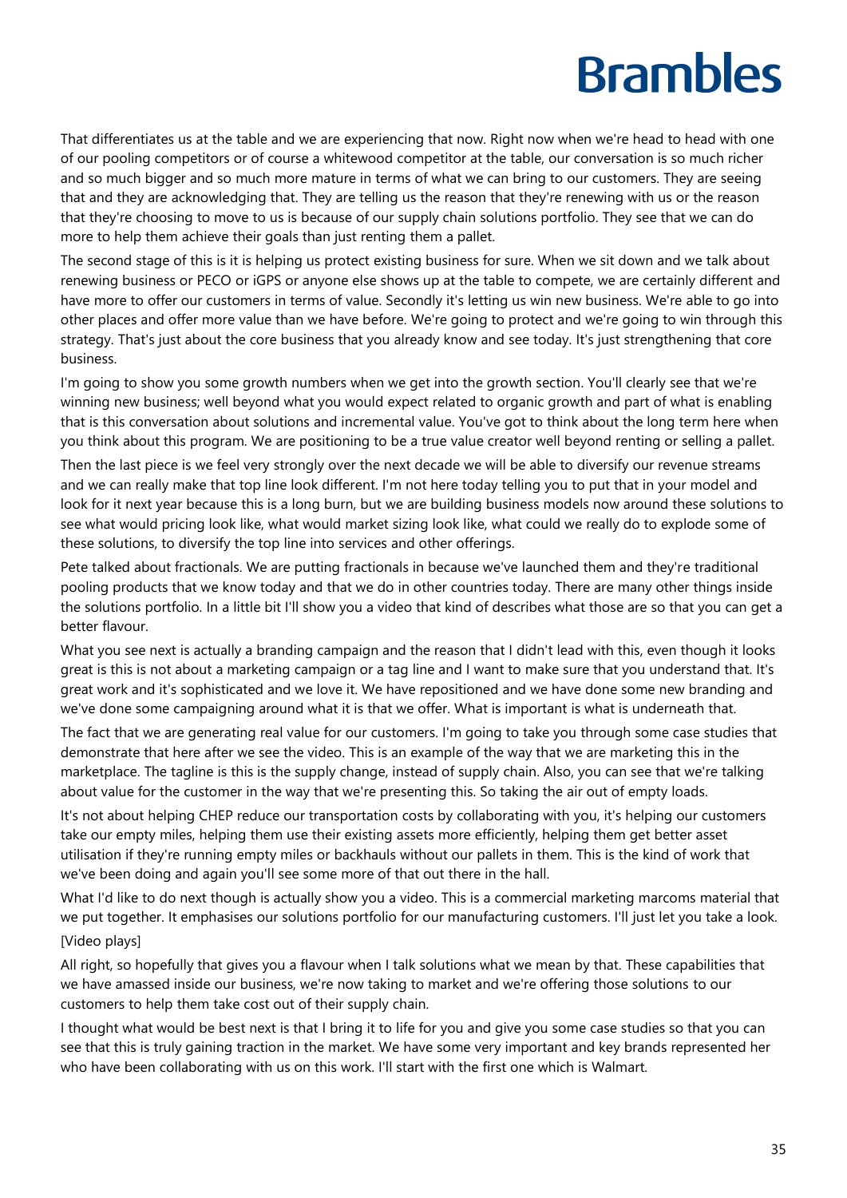That differentiates us at the table and we are experiencing that now. Right now when we're head to head with one of our pooling competitors or of course a whitewood competitor at the table, our conversation is so much richer and so much bigger and so much more mature in terms of what we can bring to our customers. They are seeing that and they are acknowledging that. They are telling us the reason that they're renewing with us or the reason that they're choosing to move to us is because of our supply chain solutions portfolio. They see that we can do more to help them achieve their goals than just renting them a pallet.

The second stage of this is it is helping us protect existing business for sure. When we sit down and we talk about renewing business or PECO or iGPS or anyone else shows up at the table to compete, we are certainly different and have more to offer our customers in terms of value. Secondly it's letting us win new business. We're able to go into other places and offer more value than we have before. We're going to protect and we're going to win through this strategy. That's just about the core business that you already know and see today. It's just strengthening that core business.

I'm going to show you some growth numbers when we get into the growth section. You'll clearly see that we're winning new business; well beyond what you would expect related to organic growth and part of what is enabling that is this conversation about solutions and incremental value. You've got to think about the long term here when you think about this program. We are positioning to be a true value creator well beyond renting or selling a pallet.

Then the last piece is we feel very strongly over the next decade we will be able to diversify our revenue streams and we can really make that top line look different. I'm not here today telling you to put that in your model and look for it next year because this is a long burn, but we are building business models now around these solutions to see what would pricing look like, what would market sizing look like, what could we really do to explode some of these solutions, to diversify the top line into services and other offerings.

Pete talked about fractionals. We are putting fractionals in because we've launched them and they're traditional pooling products that we know today and that we do in other countries today. There are many other things inside the solutions portfolio. In a little bit I'll show you a video that kind of describes what those are so that you can get a better flavour.

What you see next is actually a branding campaign and the reason that I didn't lead with this, even though it looks great is this is not about a marketing campaign or a tag line and I want to make sure that you understand that. It's great work and it's sophisticated and we love it. We have repositioned and we have done some new branding and we've done some campaigning around what it is that we offer. What is important is what is underneath that.

The fact that we are generating real value for our customers. I'm going to take you through some case studies that demonstrate that here after we see the video. This is an example of the way that we are marketing this in the marketplace. The tagline is this is the supply change, instead of supply chain. Also, you can see that we're talking about value for the customer in the way that we're presenting this. So taking the air out of empty loads.

It's not about helping CHEP reduce our transportation costs by collaborating with you, it's helping our customers take our empty miles, helping them use their existing assets more efficiently, helping them get better asset utilisation if they're running empty miles or backhauls without our pallets in them. This is the kind of work that we've been doing and again you'll see some more of that out there in the hall.

What I'd like to do next though is actually show you a video. This is a commercial marketing marcoms material that we put together. It emphasises our solutions portfolio for our manufacturing customers. I'll just let you take a look.

[Video plays]

All right, so hopefully that gives you a flavour when I talk solutions what we mean by that. These capabilities that we have amassed inside our business, we're now taking to market and we're offering those solutions to our customers to help them take cost out of their supply chain.

I thought what would be best next is that I bring it to life for you and give you some case studies so that you can see that this is truly gaining traction in the market. We have some very important and key brands represented her who have been collaborating with us on this work. I'll start with the first one which is Walmart.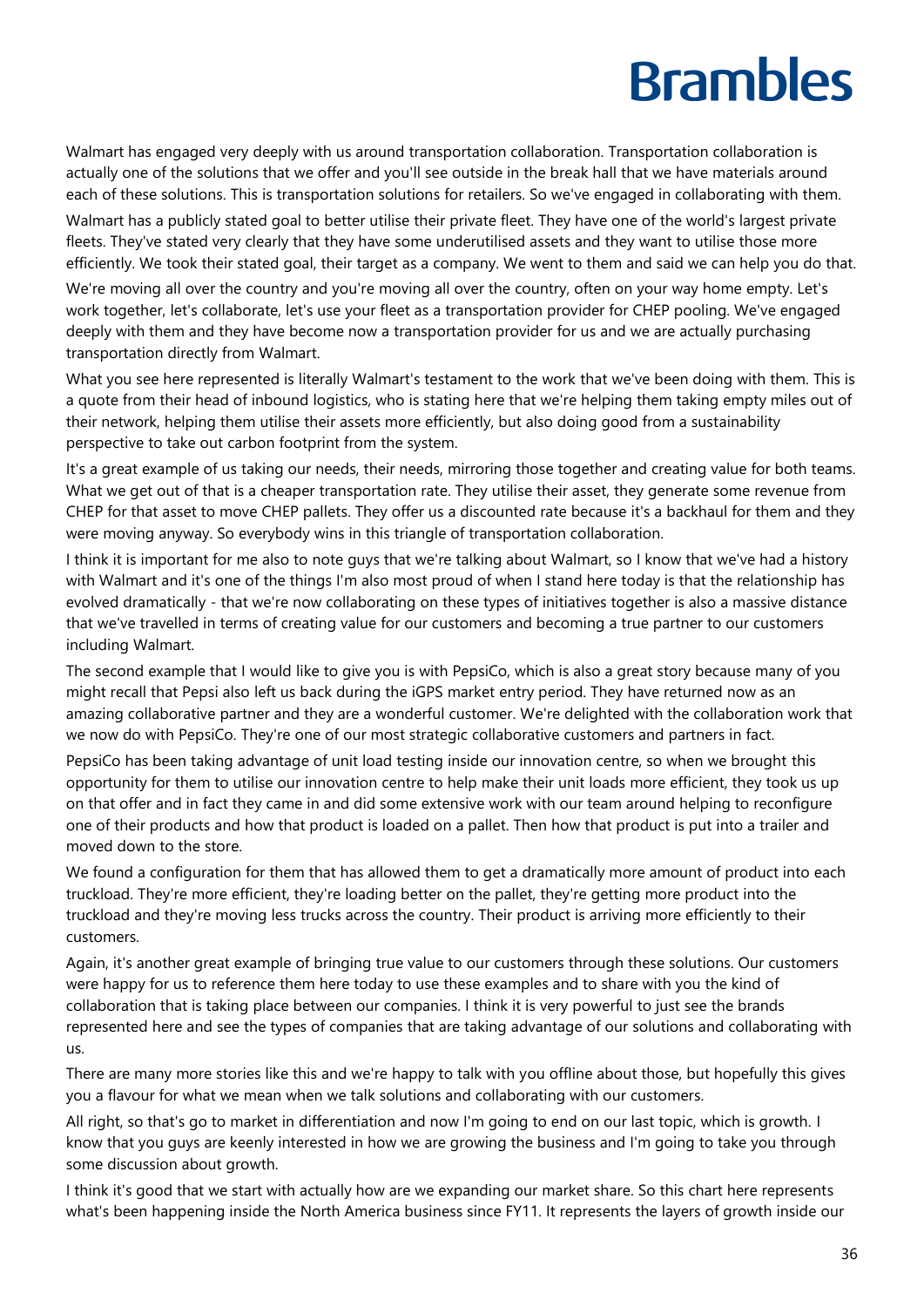Walmart has engaged very deeply with us around transportation collaboration. Transportation collaboration is actually one of the solutions that we offer and you'll see outside in the break hall that we have materials around each of these solutions. This is transportation solutions for retailers. So we've engaged in collaborating with them.

Walmart has a publicly stated goal to better utilise their private fleet. They have one of the world's largest private fleets. They've stated very clearly that they have some underutilised assets and they want to utilise those more efficiently. We took their stated goal, their target as a company. We went to them and said we can help you do that.

We're moving all over the country and you're moving all over the country, often on your way home empty. Let's work together, let's collaborate, let's use your fleet as a transportation provider for CHEP pooling. We've engaged deeply with them and they have become now a transportation provider for us and we are actually purchasing transportation directly from Walmart.

What you see here represented is literally Walmart's testament to the work that we've been doing with them. This is a quote from their head of inbound logistics, who is stating here that we're helping them taking empty miles out of their network, helping them utilise their assets more efficiently, but also doing good from a sustainability perspective to take out carbon footprint from the system.

It's a great example of us taking our needs, their needs, mirroring those together and creating value for both teams. What we get out of that is a cheaper transportation rate. They utilise their asset, they generate some revenue from CHEP for that asset to move CHEP pallets. They offer us a discounted rate because it's a backhaul for them and they were moving anyway. So everybody wins in this triangle of transportation collaboration.

I think it is important for me also to note guys that we're talking about Walmart, so I know that we've had a history with Walmart and it's one of the things I'm also most proud of when I stand here today is that the relationship has evolved dramatically - that we're now collaborating on these types of initiatives together is also a massive distance that we've travelled in terms of creating value for our customers and becoming a true partner to our customers including Walmart.

The second example that I would like to give you is with PepsiCo, which is also a great story because many of you might recall that Pepsi also left us back during the iGPS market entry period. They have returned now as an amazing collaborative partner and they are a wonderful customer. We're delighted with the collaboration work that we now do with PepsiCo. They're one of our most strategic collaborative customers and partners in fact.

PepsiCo has been taking advantage of unit load testing inside our innovation centre, so when we brought this opportunity for them to utilise our innovation centre to help make their unit loads more efficient, they took us up on that offer and in fact they came in and did some extensive work with our team around helping to reconfigure one of their products and how that product is loaded on a pallet. Then how that product is put into a trailer and moved down to the store.

We found a configuration for them that has allowed them to get a dramatically more amount of product into each truckload. They're more efficient, they're loading better on the pallet, they're getting more product into the truckload and they're moving less trucks across the country. Their product is arriving more efficiently to their customers.

Again, it's another great example of bringing true value to our customers through these solutions. Our customers were happy for us to reference them here today to use these examples and to share with you the kind of collaboration that is taking place between our companies. I think it is very powerful to just see the brands represented here and see the types of companies that are taking advantage of our solutions and collaborating with us.

There are many more stories like this and we're happy to talk with you offline about those, but hopefully this gives you a flavour for what we mean when we talk solutions and collaborating with our customers.

All right, so that's go to market in differentiation and now I'm going to end on our last topic, which is growth. I know that you guys are keenly interested in how we are growing the business and I'm going to take you through some discussion about growth.

I think it's good that we start with actually how are we expanding our market share. So this chart here represents what's been happening inside the North America business since FY11. It represents the layers of growth inside our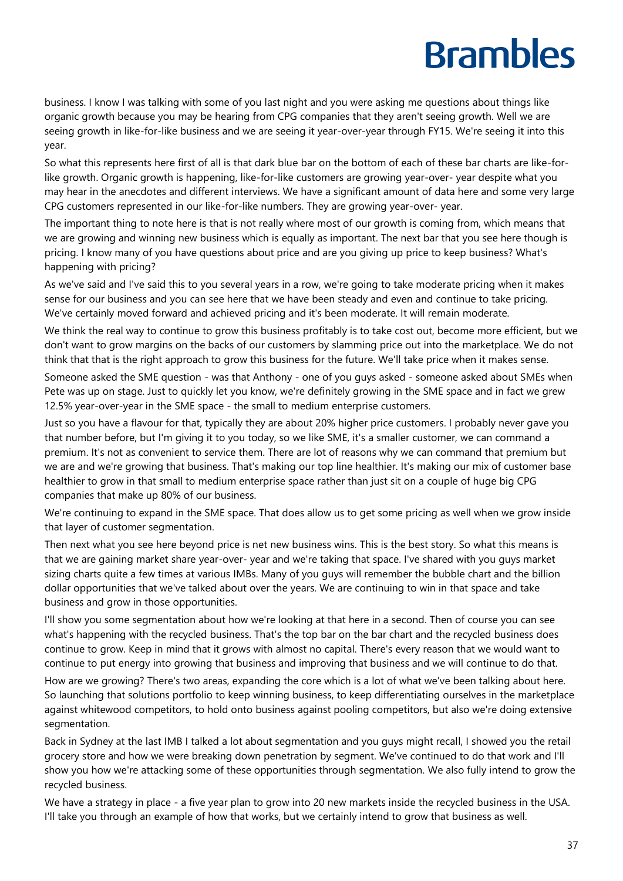business. I know I was talking with some of you last night and you were asking me questions about things like organic growth because you may be hearing from CPG companies that they aren't seeing growth. Well we are seeing growth in like-for-like business and we are seeing it year-over-year through FY15. We're seeing it into this year.

So what this represents here first of all is that dark blue bar on the bottom of each of these bar charts are like-for-like growth. Organic growth is happening, like-for-like customers are growing year-over- year despite what you may hear in the anecdotes and different interviews. We have a significant amount of data here and some very large CPG customers represented in our like-for-like numbers. They are growing year-over- year.

The important thing to note here is that is not really where most of our growth is coming from, which means that we are growing and winning new business which is equally as important. The next bar that you see here though is pricing. I know many of you have questions about price and are you giving up price to keep business? What's happening with pricing?

As we've said and I've said this to you several years in a row, we're going to take moderate pricing when it makes sense for our business and you can see here that we have been steady and even and continue to take pricing. We've certainly moved forward and achieved pricing and it's been moderate. It will remain moderate.

We think the real way to continue to grow this business profitably is to take cost out, become more efficient, but we don't want to grow margins on the backs of our customers by slamming price out into the marketplace. We do not think that that is the right approach to grow this business for the future. We'll take price when it makes sense.

Someone asked the SME question - was that Anthony - one of you guys asked - someone asked about SMEs when Pete was up on stage. Just to quickly let you know, we're definitely growing in the SME space and in fact we grew 12.5% year-over-year in the SME space - the small to medium enterprise customers.

Just so you have a flavour for that, typically they are about 20% higher price customers. I probably never gave you that number before, but I'm giving it to you today, so we like SME, it's a smaller customer, we can command a premium. It's not as convenient to service them. There are lot of reasons why we can command that premium but we are and we're growing that business. That's making our top line healthier. It's making our mix of customer base healthier to grow in that small to medium enterprise space rather than just sit on a couple of huge big CPG companies that make up 80% of our business.

We're continuing to expand in the SME space. That does allow us to get some pricing as well when we grow inside that layer of customer segmentation.

Then next what you see here beyond price is net new business wins. This is the best story. So what this means is that we are gaining market share year-over- year and we're taking that space. I've shared with you guys market sizing charts quite a few times at various IMBs. Many of you guys will remember the bubble chart and the billion dollar opportunities that we've talked about over the years. We are continuing to win in that space and take business and grow in those opportunities.

I'll show you some segmentation about how we're looking at that here in a second. Then of course you can see what's happening with the recycled business. That's the top bar on the bar chart and the recycled business does continue to grow. Keep in mind that it grows with almost no capital. There's every reason that we would want to continue to put energy into growing that business and improving that business and we will continue to do that.

How are we growing? There's two areas, expanding the core which is a lot of what we've been talking about here. So launching that solutions portfolio to keep winning business, to keep differentiating ourselves in the marketplace against whitewood competitors, to hold onto business against pooling competitors, but also we're doing extensive segmentation.

Back in Sydney at the last IMB I talked a lot about segmentation and you guys might recall, I showed you the retail grocery store and how we were breaking down penetration by segment. We've continued to do that work and I'll show you how we're attacking some of these opportunities through segmentation. We also fully intend to grow the recycled business.

We have a strategy in place - a five year plan to grow into 20 new markets inside the recycled business in the USA. I'll take you through an example of how that works, but we certainly intend to grow that business as well.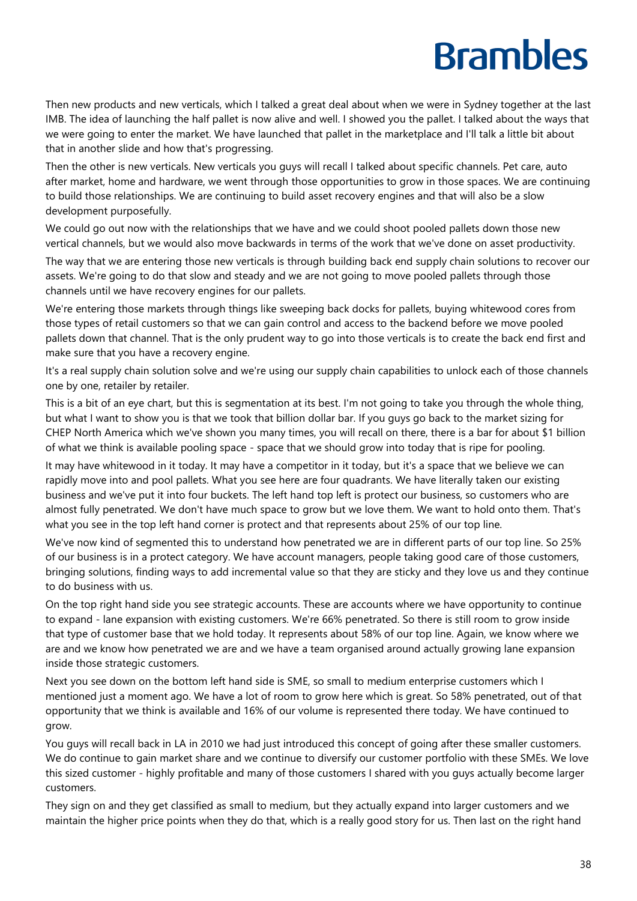Then new products and new verticals, which I talked a great deal about when we were in Sydney together at the last IMB. The idea of launching the half pallet is now alive and well. I showed you the pallet. I talked about the ways that we were going to enter the market. We have launched that pallet in the marketplace and I'll talk a little bit about that in another slide and how that's progressing.

Then the other is new verticals. New verticals you guys will recall I talked about specific channels. Pet care, auto after market, home and hardware, we went through those opportunities to grow in those spaces. We are continuing to build those relationships. We are continuing to build asset recovery engines and that will also be a slow development purposefully.

We could go out now with the relationships that we have and we could shoot pooled pallets down those new vertical channels, but we would also move backwards in terms of the work that we've done on asset productivity.

The way that we are entering those new verticals is through building back end supply chain solutions to recover our assets. We're going to do that slow and steady and we are not going to move pooled pallets through those channels until we have recovery engines for our pallets.

We're entering those markets through things like sweeping back docks for pallets, buying whitewood cores from those types of retail customers so that we can gain control and access to the backend before we move pooled pallets down that channel. That is the only prudent way to go into those verticals is to create the back end first and make sure that you have a recovery engine.

It's a real supply chain solution solve and we're using our supply chain capabilities to unlock each of those channels one by one, retailer by retailer.

This is a bit of an eye chart, but this is segmentation at its best. I'm not going to take you through the whole thing, but what I want to show you is that we took that billion dollar bar. If you guys go back to the market sizing for CHEP North America which we've shown you many times, you will recall on there, there is a bar for about $1 billion of what we think is available pooling space - space that we should grow into today that is ripe for pooling.

It may have whitewood in it today. It may have a competitor in it today, but it's a space that we believe we can rapidly move into and pool pallets. What you see here are four quadrants. We have literally taken our existing business and we've put it into four buckets. The left hand top left is protect our business, so customers who are almost fully penetrated. We don't have much space to grow but we love them. We want to hold onto them. That's what you see in the top left hand corner is protect and that represents about 25% of our top line.

We've now kind of segmented this to understand how penetrated we are in different parts of our top line. So 25% of our business is in a protect category. We have account managers, people taking good care of those customers, bringing solutions, finding ways to add incremental value so that they are sticky and they love us and they continue to do business with us.

On the top right hand side you see strategic accounts. These are accounts where we have opportunity to continue to expand - lane expansion with existing customers. We're 66% penetrated. So there is still room to grow inside that type of customer base that we hold today. It represents about 58% of our top line. Again, we know where we are and we know how penetrated we are and we have a team organised around actually growing lane expansion inside those strategic customers.

Next you see down on the bottom left hand side is SME, so small to medium enterprise customers which I mentioned just a moment ago. We have a lot of room to grow here which is great. So 58% penetrated, out of that opportunity that we think is available and 16% of our volume is represented there today. We have continued to grow.

You guys will recall back in LA in 2010 we had just introduced this concept of going after these smaller customers. We do continue to gain market share and we continue to diversify our customer portfolio with these SMEs. We love this sized customer - highly profitable and many of those customers I shared with you guys actually become larger customers.

They sign on and they get classified as small to medium, but they actually expand into larger customers and we maintain the higher price points when they do that, which is a really good story for us. Then last on the right hand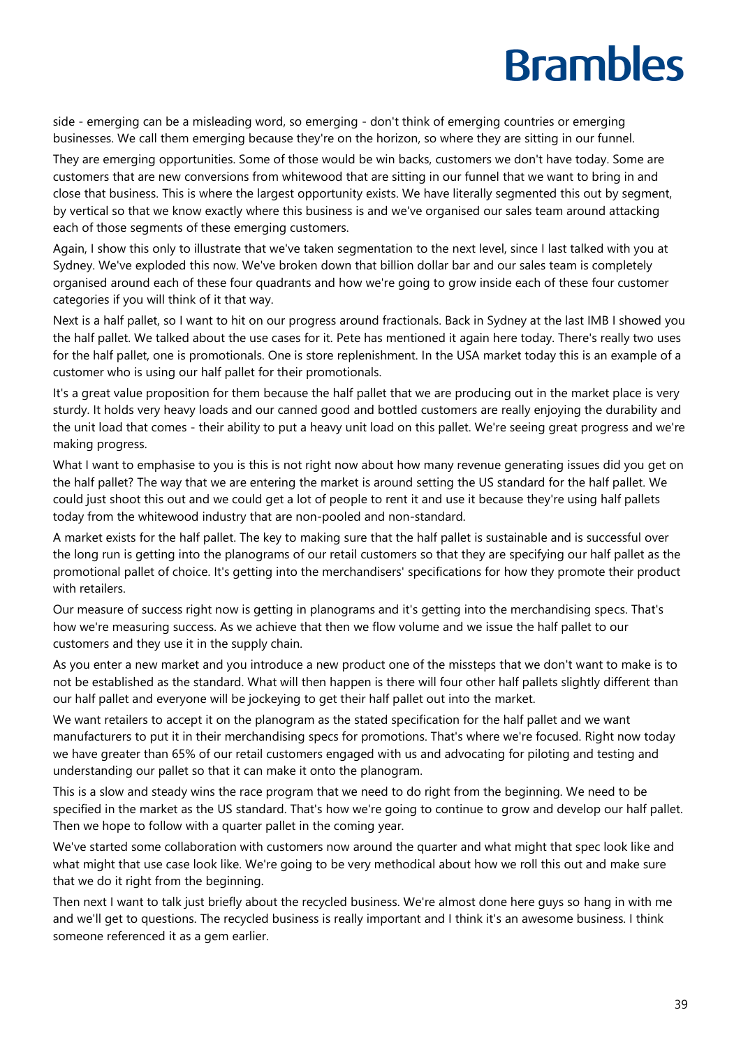side - emerging can be a misleading word, so emerging - don't think of emerging countries or emerging businesses. We call them emerging because they're on the horizon, so where they are sitting in our funnel.

They are emerging opportunities. Some of those would be win backs, customers we don't have today. Some are customers that are new conversions from whitewood that are sitting in our funnel that we want to bring in and close that business. This is where the largest opportunity exists. We have literally segmented this out by segment, by vertical so that we know exactly where this business is and we've organised our sales team around attacking each of those segments of these emerging customers.

Again, I show this only to illustrate that we've taken segmentation to the next level, since I last talked with you at Sydney. We've exploded this now. We've broken down that billion dollar bar and our sales team is completely organised around each of these four quadrants and how we're going to grow inside each of these four customer categories if you will think of it that way.

Next is a half pallet, so I want to hit on our progress around fractionals. Back in Sydney at the last IMB I showed you the half pallet. We talked about the use cases for it. Pete has mentioned it again here today. There's really two uses for the half pallet, one is promotionals. One is store replenishment. In the USA market today this is an example of a customer who is using our half pallet for their promotionals.

It's a great value proposition for them because the half pallet that we are producing out in the market place is very sturdy. It holds very heavy loads and our canned good and bottled customers are really enjoying the durability and the unit load that comes - their ability to put a heavy unit load on this pallet. We're seeing great progress and we're making progress.

What I want to emphasise to you is this is not right now about how many revenue generating issues did you get on the half pallet? The way that we are entering the market is around setting the US standard for the half pallet. We could just shoot this out and we could get a lot of people to rent it and use it because they're using half pallets today from the whitewood industry that are non-pooled and non-standard.

A market exists for the half pallet. The key to making sure that the half pallet is sustainable and is successful over the long run is getting into the planograms of our retail customers so that they are specifying our half pallet as the promotional pallet of choice. It's getting into the merchandisers' specifications for how they promote their product with retailers.

Our measure of success right now is getting in planograms and it's getting into the merchandising specs. That's how we're measuring success. As we achieve that then we flow volume and we issue the half pallet to our customers and they use it in the supply chain.

As you enter a new market and you introduce a new product one of the missteps that we don't want to make is to not be established as the standard. What will then happen is there will four other half pallets slightly different than our half pallet and everyone will be jockeying to get their half pallet out into the market.

We want retailers to accept it on the planogram as the stated specification for the half pallet and we want manufacturers to put it in their merchandising specs for promotions. That's where we're focused. Right now today we have greater than 65% of our retail customers engaged with us and advocating for piloting and testing and understanding our pallet so that it can make it onto the planogram.

This is a slow and steady wins the race program that we need to do right from the beginning. We need to be specified in the market as the US standard. That's how we're going to continue to grow and develop our half pallet. Then we hope to follow with a quarter pallet in the coming year.

We've started some collaboration with customers now around the quarter and what might that spec look like and what might that use case look like. We're going to be very methodical about how we roll this out and make sure that we do it right from the beginning.

Then next I want to talk just briefly about the recycled business. We're almost done here guys so hang in with me and we'll get to questions. The recycled business is really important and I think it's an awesome business. I think someone referenced it as a gem earlier.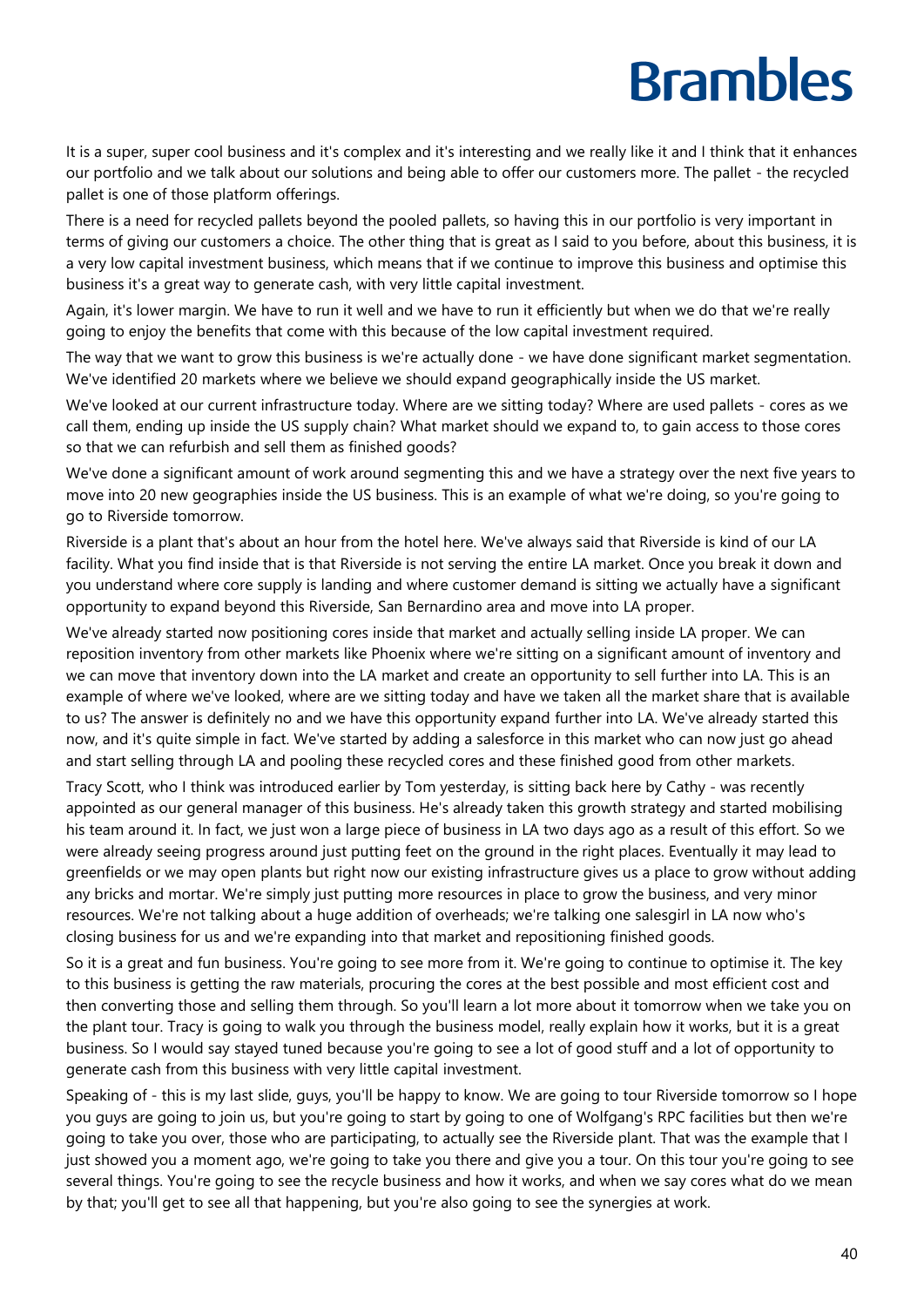It is a super, super cool business and it's complex and it's interesting and we really like it and I think that it enhances our portfolio and we talk about our solutions and being able to offer our customers more. The pallet - the recycled pallet is one of those platform offerings.

There is a need for recycled pallets beyond the pooled pallets, so having this in our portfolio is very important in terms of giving our customers a choice. The other thing that is great as I said to you before, about this business, it is a very low capital investment business, which means that if we continue to improve this business and optimise this business it's a great way to generate cash, with very little capital investment.

Again, it's lower margin. We have to run it well and we have to run it efficiently but when we do that we're really going to enjoy the benefits that come with this because of the low capital investment required.

The way that we want to grow this business is we're actually done - we have done significant market segmentation. We've identified 20 markets where we believe we should expand geographically inside the US market.

We've looked at our current infrastructure today. Where are we sitting today? Where are used pallets - cores as we call them, ending up inside the US supply chain? What market should we expand to, to gain access to those cores so that we can refurbish and sell them as finished goods?

We've done a significant amount of work around segmenting this and we have a strategy over the next five years to move into 20 new geographies inside the US business. This is an example of what we're doing, so you're going to go to Riverside tomorrow.

Riverside is a plant that's about an hour from the hotel here. We've always said that Riverside is kind of our LA facility. What you find inside that is that Riverside is not serving the entire LA market. Once you break it down and you understand where core supply is landing and where customer demand is sitting we actually have a significant opportunity to expand beyond this Riverside, San Bernardino area and move into LA proper.

We've already started now positioning cores inside that market and actually selling inside LA proper. We can reposition inventory from other markets like Phoenix where we're sitting on a significant amount of inventory and we can move that inventory down into the LA market and create an opportunity to sell further into LA. This is an example of where we've looked, where are we sitting today and have we taken all the market share that is available to us? The answer is definitely no and we have this opportunity expand further into LA. We've already started this now, and it's quite simple in fact. We've started by adding a salesforce in this market who can now just go ahead and start selling through LA and pooling these recycled cores and these finished good from other markets.

Tracy Scott, who I think was introduced earlier by Tom yesterday, is sitting back here by Cathy - was recently appointed as our general manager of this business. He's already taken this growth strategy and started mobilising his team around it. In fact, we just won a large piece of business in LA two days ago as a result of this effort. So we were already seeing progress around just putting feet on the ground in the right places. Eventually it may lead to greenfields or we may open plants but right now our existing infrastructure gives us a place to grow without adding any bricks and mortar. We're simply just putting more resources in place to grow the business, and very minor resources. We're not talking about a huge addition of overheads; we're talking one salesgirl in LA now who's closing business for us and we're expanding into that market and repositioning finished goods.

So it is a great and fun business. You're going to see more from it. We're going to continue to optimise it. The key to this business is getting the raw materials, procuring the cores at the best possible and most efficient cost and then converting those and selling them through. So you'll learn a lot more about it tomorrow when we take you on the plant tour. Tracy is going to walk you through the business model, really explain how it works, but it is a great business. So I would say stayed tuned because you're going to see a lot of good stuff and a lot of opportunity to generate cash from this business with very little capital investment.

Speaking of - this is my last slide, guys, you'll be happy to know. We are going to tour Riverside tomorrow so I hope you guys are going to join us, but you're going to start by going to one of Wolfgang's RPC facilities but then we're going to take you over, those who are participating, to actually see the Riverside plant. That was the example that I just showed you a moment ago, we're going to take you there and give you a tour. On this tour you're going to see several things. You're going to see the recycle business and how it works, and when we say cores what do we mean by that; you'll get to see all that happening, but you're also going to see the synergies at work.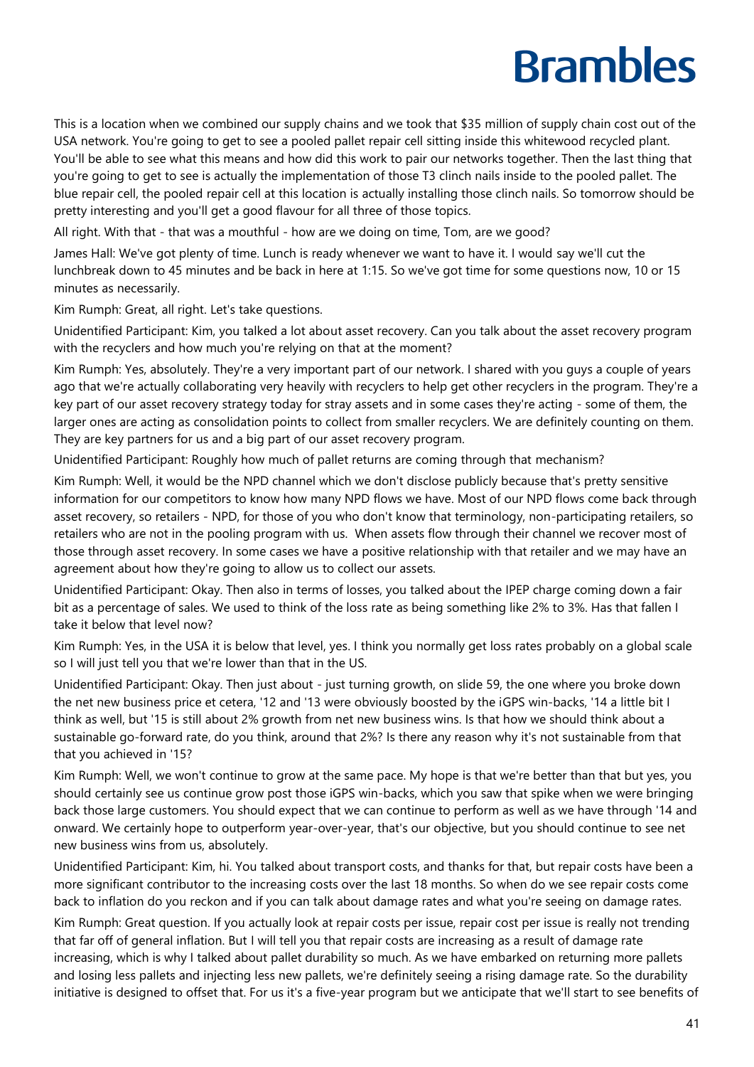This is a location when we combined our supply chains and we took that $35 million of supply chain cost out of the USA network. You're going to get to see a pooled pallet repair cell sitting inside this whitewood recycled plant. You'll be able to see what this means and how did this work to pair our networks together. Then the last thing that you're going to get to see is actually the implementation of those T3 clinch nails inside to the pooled pallet. The blue repair cell, the pooled repair cell at this location is actually installing those clinch nails. So tomorrow should be pretty interesting and you'll get a good flavour for all three of those topics.

All right. With that - that was a mouthful - how are we doing on time, Tom, are we good?

James Hall: We've got plenty of time. Lunch is ready whenever we want to have it. I would say we'll cut the lunchbreak down to 45 minutes and be back in here at 1:15. So we've got time for some questions now, 10 or 15 minutes as necessarily.

Kim Rumph: Great, all right. Let's take questions.

Unidentified Participant: Kim, you talked a lot about asset recovery. Can you talk about the asset recovery program with the recyclers and how much you're relying on that at the moment?

Kim Rumph: Yes, absolutely. They're a very important part of our network. I shared with you guys a couple of years ago that we're actually collaborating very heavily with recyclers to help get other recyclers in the program. They're a key part of our asset recovery strategy today for stray assets and in some cases they're acting - some of them, the larger ones are acting as consolidation points to collect from smaller recyclers. We are definitely counting on them. They are key partners for us and a big part of our asset recovery program.

Unidentified Participant: Roughly how much of pallet returns are coming through that mechanism?

Kim Rumph: Well, it would be the NPD channel which we don't disclose publicly because that's pretty sensitive information for our competitors to know how many NPD flows we have. Most of our NPD flows come back through asset recovery, so retailers - NPD, for those of you who don't know that terminology, non-participating retailers, so retailers who are not in the pooling program with us. When assets flow through their channel we recover most of those through asset recovery. In some cases we have a positive relationship with that retailer and we may have an agreement about how they're going to allow us to collect our assets.

Unidentified Participant: Okay. Then also in terms of losses, you talked about the IPEP charge coming down a fair bit as a percentage of sales. We used to think of the loss rate as being something like 2% to 3%. Has that fallen I take it below that level now?

Kim Rumph: Yes, in the USA it is below that level, yes. I think you normally get loss rates probably on a global scale so I will just tell you that we're lower than that in the US.

Unidentified Participant: Okay. Then just about - just turning growth, on slide 59, the one where you broke down the net new business price et cetera, '12 and '13 were obviously boosted by the iGPS win-backs, '14 a little bit I think as well, but '15 is still about 2% growth from net new business wins. Is that how we should think about a sustainable go-forward rate, do you think, around that 2%? Is there any reason why it's not sustainable from that that you achieved in '15?

Kim Rumph: Well, we won't continue to grow at the same pace. My hope is that we're better than that but yes, you should certainly see us continue grow post those iGPS win-backs, which you saw that spike when we were bringing back those large customers. You should expect that we can continue to perform as well as we have through '14 and onward. We certainly hope to outperform year-over-year, that's our objective, but you should continue to see net new business wins from us, absolutely.

Unidentified Participant: Kim, hi. You talked about transport costs, and thanks for that, but repair costs have been a more significant contributor to the increasing costs over the last 18 months. So when do we see repair costs come back to inflation do you reckon and if you can talk about damage rates and what you're seeing on damage rates.

Kim Rumph: Great question. If you actually look at repair costs per issue, repair cost per issue is really not trending that far off of general inflation. But I will tell you that repair costs are increasing as a result of damage rate increasing, which is why I talked about pallet durability so much. As we have embarked on returning more pallets and losing less pallets and injecting less new pallets, we're definitely seeing a rising damage rate. So the durability initiative is designed to offset that. For us it's a five-year program but we anticipate that we'll start to see benefits of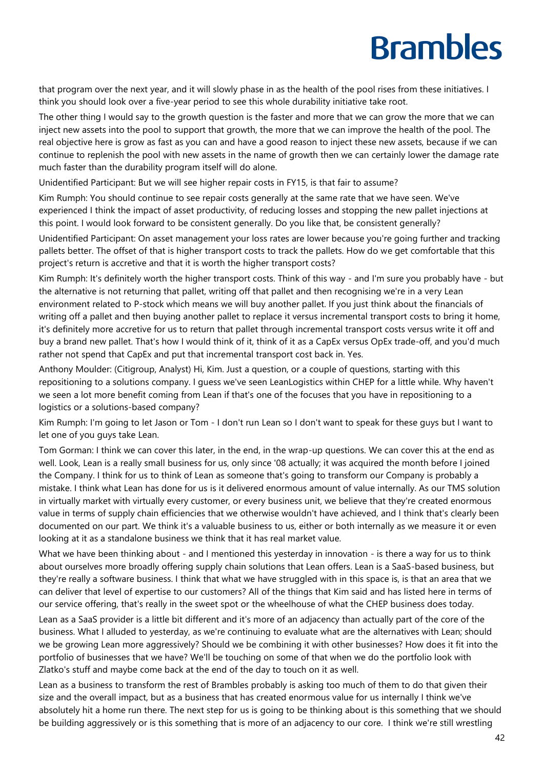that program over the next year, and it will slowly phase in as the health of the pool rises from these initiatives. I think you should look over a five-year period to see this whole durability initiative take root.

The other thing I would say to the growth question is the faster and more that we can grow the more that we can inject new assets into the pool to support that growth, the more that we can improve the health of the pool. The real objective here is grow as fast as you can and have a good reason to inject these new assets, because if we can continue to replenish the pool with new assets in the name of growth then we can certainly lower the damage rate much faster than the durability program itself will do alone.

Unidentified Participant: But we will see higher repair costs in FY15, is that fair to assume?

Kim Rumph: You should continue to see repair costs generally at the same rate that we have seen. We've experienced I think the impact of asset productivity, of reducing losses and stopping the new pallet injections at this point. I would look forward to be consistent generally. Do you like that, be consistent generally?

Unidentified Participant: On asset management your loss rates are lower because you're going further and tracking pallets better. The offset of that is higher transport costs to track the pallets. How do we get comfortable that this project's return is accretive and that it is worth the higher transport costs?

Kim Rumph: It's definitely worth the higher transport costs. Think of this way - and I'm sure you probably have - but the alternative is not returning that pallet, writing off that pallet and then recognising we're in a very Lean environment related to P-stock which means we will buy another pallet. If you just think about the financials of writing off a pallet and then buying another pallet to replace it versus incremental transport costs to bring it home, it's definitely more accretive for us to return that pallet through incremental transport costs versus write it off and buy a brand new pallet. That's how I would think of it, think of it as a CapEx versus OpEx trade-off, and you'd much rather not spend that CapEx and put that incremental transport cost back in. Yes.

Anthony Moulder: (Citigroup, Analyst) Hi, Kim. Just a question, or a couple of questions, starting with this repositioning to a solutions company. I guess we've seen LeanLogistics within CHEP for a little while. Why haven't we seen a lot more benefit coming from Lean if that's one of the focuses that you have in repositioning to a logistics or a solutions-based company?

Kim Rumph: I'm going to let Jason or Tom - I don't run Lean so I don't want to speak for these guys but I want to let one of you guys take Lean.

Tom Gorman: I think we can cover this later, in the end, in the wrap-up questions. We can cover this at the end as well. Look, Lean is a really small business for us, only since '08 actually; it was acquired the month before I joined the Company. I think for us to think of Lean as someone that's going to transform our Company is probably a mistake. I think what Lean has done for us is it delivered enormous amount of value internally. As our TMS solution in virtually market with virtually every customer, or every business unit, we believe that they're created enormous value in terms of supply chain efficiencies that we otherwise wouldn't have achieved, and I think that's clearly been documented on our part. We think it's a valuable business to us, either or both internally as we measure it or even looking at it as a standalone business we think that it has real market value.

What we have been thinking about - and I mentioned this yesterday in innovation - is there a way for us to think about ourselves more broadly offering supply chain solutions that Lean offers. Lean is a SaaS-based business, but they're really a software business. I think that what we have struggled with in this space is, is that an area that we can deliver that level of expertise to our customers? All of the things that Kim said and has listed here in terms of our service offering, that's really in the sweet spot or the wheelhouse of what the CHEP business does today.

Lean as a SaaS provider is a little bit different and it's more of an adjacency than actually part of the core of the business. What I alluded to yesterday, as we're continuing to evaluate what are the alternatives with Lean; should we be growing Lean more aggressively? Should we be combining it with other businesses? How does it fit into the portfolio of businesses that we have? We'll be touching on some of that when we do the portfolio look with Zlatko's stuff and maybe come back at the end of the day to touch on it as well.

Lean as a business to transform the rest of Brambles probably is asking too much of them to do that given their size and the overall impact, but as a business that has created enormous value for us internally I think we've absolutely hit a home run there. The next step for us is going to be thinking about is this something that we should be building aggressively or is this something that is more of an adjacency to our core. I think we're still wrestling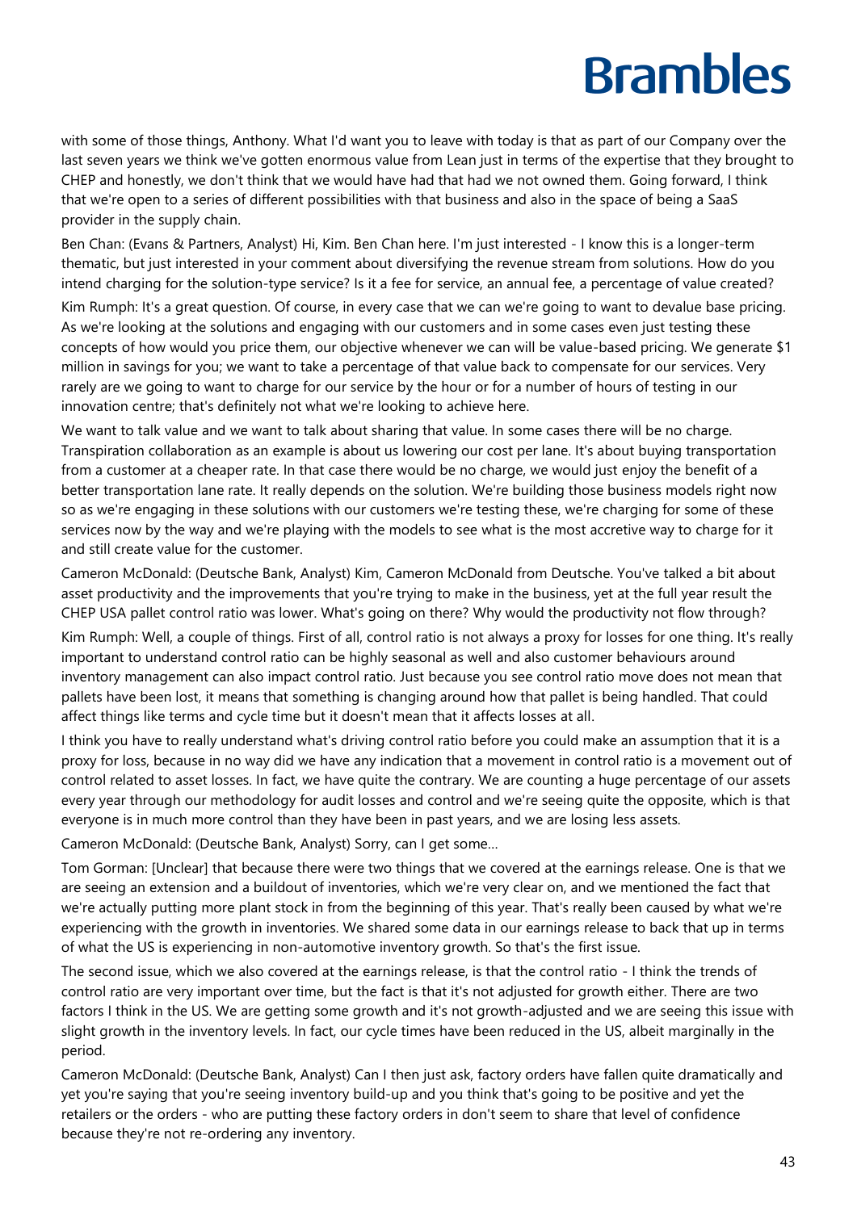with some of those things, Anthony. What I'd want you to leave with today is that as part of our Company over the last seven years we think we've gotten enormous value from Lean just in terms of the expertise that they brought to CHEP and honestly, we don't think that we would have had that had we not owned them. Going forward, I think that we're open to a series of different possibilities with that business and also in the space of being a SaaS provider in the supply chain.

Ben Chan: (Evans & Partners, Analyst) Hi, Kim. Ben Chan here. I'm just interested - I know this is a longer-term thematic, but just interested in your comment about diversifying the revenue stream from solutions. How do you intend charging for the solution-type service? Is it a fee for service, an annual fee, a percentage of value created?

Kim Rumph: It's a great question. Of course, in every case that we can we're going to want to devalue base pricing. As we're looking at the solutions and engaging with our customers and in some cases even just testing these concepts of how would you price them, our objective whenever we can will be value-based pricing. We generate $1 million in savings for you; we want to take a percentage of that value back to compensate for our services. Very rarely are we going to want to charge for our service by the hour or for a number of hours of testing in our innovation centre; that's definitely not what we're looking to achieve here.

We want to talk value and we want to talk about sharing that value. In some cases there will be no charge. Transpiration collaboration as an example is about us lowering our cost per lane. It's about buying transportation from a customer at a cheaper rate. In that case there would be no charge, we would just enjoy the benefit of a better transportation lane rate. It really depends on the solution. We're building those business models right now so as we're engaging in these solutions with our customers we're testing these, we're charging for some of these services now by the way and we're playing with the models to see what is the most accretive way to charge for it and still create value for the customer.

Cameron McDonald: (Deutsche Bank, Analyst) Kim, Cameron McDonald from Deutsche. You've talked a bit about asset productivity and the improvements that you're trying to make in the business, yet at the full year result the CHEP USA pallet control ratio was lower. What's going on there? Why would the productivity not flow through?

Kim Rumph: Well, a couple of things. First of all, control ratio is not always a proxy for losses for one thing. It's really important to understand control ratio can be highly seasonal as well and also customer behaviours around inventory management can also impact control ratio. Just because you see control ratio move does not mean that pallets have been lost, it means that something is changing around how that pallet is being handled. That could affect things like terms and cycle time but it doesn't mean that it affects losses at all.

I think you have to really understand what's driving control ratio before you could make an assumption that it is a proxy for loss, because in no way did we have any indication that a movement in control ratio is a movement out of control related to asset losses. In fact, we have quite the contrary. We are counting a huge percentage of our assets every year through our methodology for audit losses and control and we're seeing quite the opposite, which is that everyone is in much more control than they have been in past years, and we are losing less assets.

Cameron McDonald: (Deutsche Bank, Analyst) Sorry, can I get some…

Tom Gorman: [Unclear] that because there were two things that we covered at the earnings release. One is that we are seeing an extension and a buildout of inventories, which we're very clear on, and we mentioned the fact that we're actually putting more plant stock in from the beginning of this year. That's really been caused by what we're experiencing with the growth in inventories. We shared some data in our earnings release to back that up in terms of what the US is experiencing in non-automotive inventory growth. So that's the first issue.

The second issue, which we also covered at the earnings release, is that the control ratio - I think the trends of control ratio are very important over time, but the fact is that it's not adjusted for growth either. There are two factors I think in the US. We are getting some growth and it's not growth-adjusted and we are seeing this issue with slight growth in the inventory levels. In fact, our cycle times have been reduced in the US, albeit marginally in the period.

Cameron McDonald: (Deutsche Bank, Analyst) Can I then just ask, factory orders have fallen quite dramatically and yet you're saying that you're seeing inventory build-up and you think that's going to be positive and yet the retailers or the orders - who are putting these factory orders in don't seem to share that level of confidence because they're not re-ordering any inventory.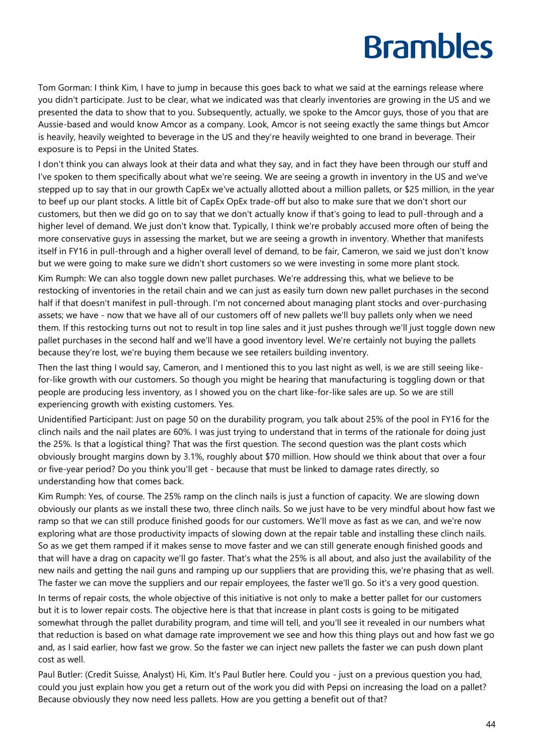Tom Gorman: I think Kim, I have to jump in because this goes back to what we said at the earnings release where you didn't participate. Just to be clear, what we indicated was that clearly inventories are growing in the US and we presented the data to show that to you. Subsequently, actually, we spoke to the Amcor guys, those of you that are Aussie-based and would know Amcor as a company. Look, Amcor is not seeing exactly the same things but Amcor is heavily, heavily weighted to beverage in the US and they're heavily weighted to one brand in beverage. Their exposure is to Pepsi in the United States.

I don't think you can always look at their data and what they say, and in fact they have been through our stuff and I've spoken to them specifically about what we're seeing. We are seeing a growth in inventory in the US and we've stepped up to say that in our growth CapEx we've actually allotted about a million pallets, or $25 million, in the year to beef up our plant stocks. A little bit of CapEx OpEx trade-off but also to make sure that we don't short our customers, but then we did go on to say that we don't actually know if that's going to lead to pull-through and a higher level of demand. We just don't know that. Typically, I think we're probably accused more often of being the more conservative guys in assessing the market, but we are seeing a growth in inventory. Whether that manifests itself in FY16 in pull-through and a higher overall level of demand, to be fair, Cameron, we said we just don't know but we were going to make sure we didn't short customers so we were investing in some more plant stock.

Kim Rumph: We can also toggle down new pallet purchases. We're addressing this, what we believe to be restocking of inventories in the retail chain and we can just as easily turn down new pallet purchases in the second half if that doesn't manifest in pull-through. I'm not concerned about managing plant stocks and over-purchasing assets; we have - now that we have all of our customers off of new pallets we'll buy pallets only when we need them. If this restocking turns out not to result in top line sales and it just pushes through we'll just toggle down new pallet purchases in the second half and we'll have a good inventory level. We're certainly not buying the pallets because they're lost, we're buying them because we see retailers building inventory.

Then the last thing I would say, Cameron, and I mentioned this to you last night as well, is we are still seeing like-for-like growth with our customers. So though you might be hearing that manufacturing is toggling down or that people are producing less inventory, as I showed you on the chart like-for-like sales are up. So we are still experiencing growth with existing customers. Yes.

Unidentified Participant: Just on page 50 on the durability program, you talk about 25% of the pool in FY16 for the clinch nails and the nail plates are 60%. I was just trying to understand that in terms of the rationale for doing just the 25%. Is that a logistical thing? That was the first question. The second question was the plant costs which obviously brought margins down by 3.1%, roughly about $70 million. How should we think about that over a four or five-year period? Do you think you'll get - because that must be linked to damage rates directly, so understanding how that comes back.

Kim Rumph: Yes, of course. The 25% ramp on the clinch nails is just a function of capacity. We are slowing down obviously our plants as we install these two, three clinch nails. So we just have to be very mindful about how fast we ramp so that we can still produce finished goods for our customers. We'll move as fast as we can, and we're now exploring what are those productivity impacts of slowing down at the repair table and installing these clinch nails. So as we get them ramped if it makes sense to move faster and we can still generate enough finished goods and that will have a drag on capacity we'll go faster. That's what the 25% is all about, and also just the availability of the new nails and getting the nail guns and ramping up our suppliers that are providing this, we're phasing that as well. The faster we can move the suppliers and our repair employees, the faster we'll go. So it's a very good question.

In terms of repair costs, the whole objective of this initiative is not only to make a better pallet for our customers but it is to lower repair costs. The objective here is that that increase in plant costs is going to be mitigated somewhat through the pallet durability program, and time will tell, and you'll see it revealed in our numbers what that reduction is based on what damage rate improvement we see and how this thing plays out and how fast we go and, as I said earlier, how fast we grow. So the faster we can inject new pallets the faster we can push down plant cost as well.

Paul Butler: (Credit Suisse, Analyst) Hi, Kim. It's Paul Butler here. Could you - just on a previous question you had, could you just explain how you get a return out of the work you did with Pepsi on increasing the load on a pallet? Because obviously they now need less pallets. How are you getting a benefit out of that?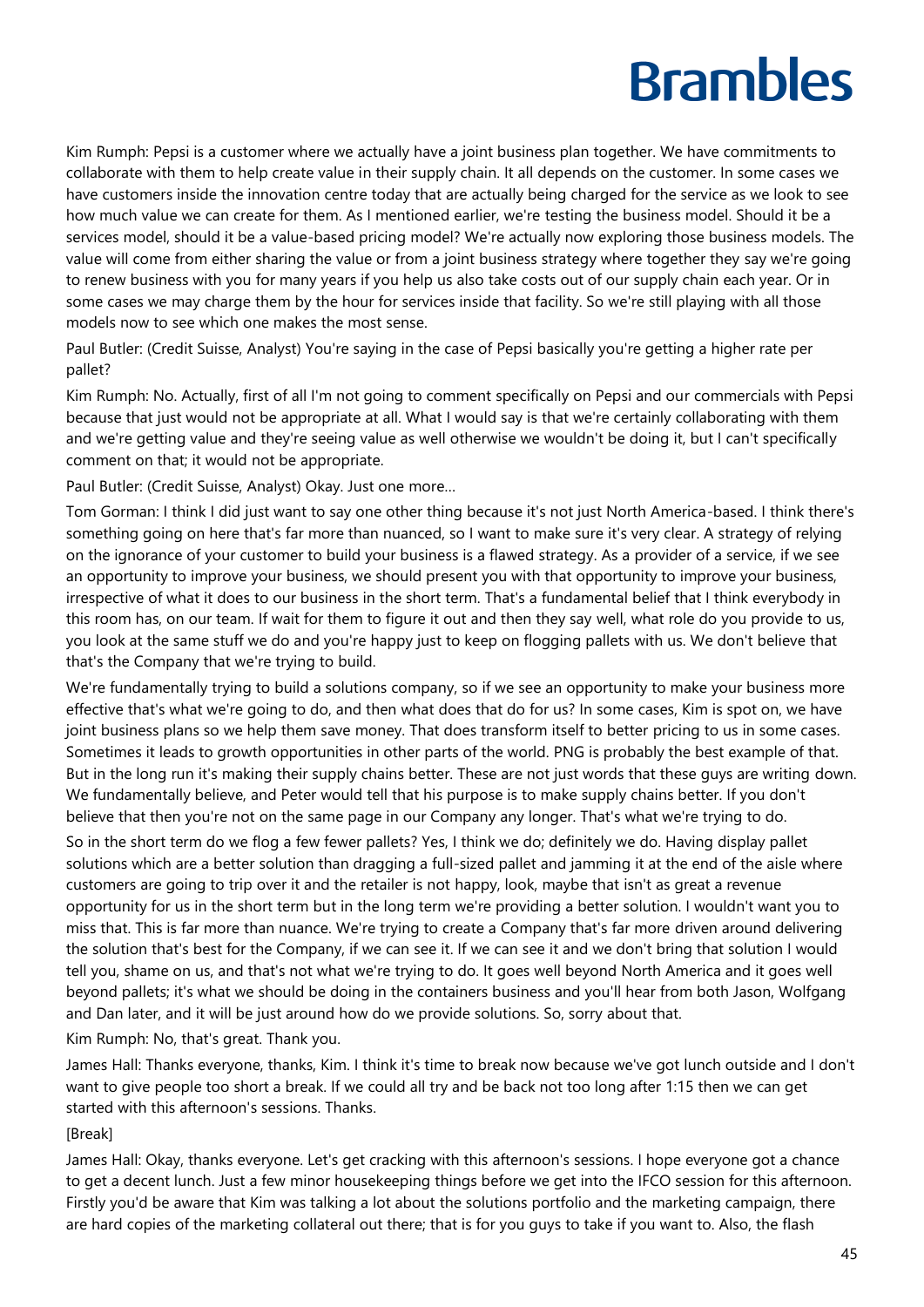Kim Rumph: Pepsi is a customer where we actually have a joint business plan together. We have commitments to collaborate with them to help create value in their supply chain. It all depends on the customer. In some cases we have customers inside the innovation centre today that are actually being charged for the service as we look to see how much value we can create for them. As I mentioned earlier, we're testing the business model. Should it be a services model, should it be a value-based pricing model? We're actually now exploring those business models. The value will come from either sharing the value or from a joint business strategy where together they say we're going to renew business with you for many years if you help us also take costs out of our supply chain each year. Or in some cases we may charge them by the hour for services inside that facility. So we're still playing with all those models now to see which one makes the most sense.

Paul Butler: (Credit Suisse, Analyst) You're saying in the case of Pepsi basically you're getting a higher rate per pallet?

Kim Rumph: No. Actually, first of all I'm not going to comment specifically on Pepsi and our commercials with Pepsi because that just would not be appropriate at all. What I would say is that we're certainly collaborating with them and we're getting value and they're seeing value as well otherwise we wouldn't be doing it, but I can't specifically comment on that; it would not be appropriate.

Paul Butler: (Credit Suisse, Analyst) Okay. Just one more...

Tom Gorman: I think I did just want to say one other thing because it's not just North America-based. I think there's something going on here that's far more than nuanced, so I want to make sure it's very clear. A strategy of relying on the ignorance of your customer to build your business is a flawed strategy. As a provider of a service, if we see an opportunity to improve your business, we should present you with that opportunity to improve your business, irrespective of what it does to our business in the short term. That's a fundamental belief that I think everybody in this room has, on our team. If wait for them to figure it out and then they say well, what role do you provide to us, you look at the same stuff we do and you're happy just to keep on flogging pallets with us. We don't believe that that's the Company that we're trying to build.

We're fundamentally trying to build a solutions company, so if we see an opportunity to make your business more effective that's what we're going to do, and then what does that do for us? In some cases, Kim is spot on, we have joint business plans so we help them save money. That does transform itself to better pricing to us in some cases. Sometimes it leads to growth opportunities in other parts of the world. PNG is probably the best example of that. But in the long run it's making their supply chains better. These are not just words that these guys are writing down. We fundamentally believe, and Peter would tell that his purpose is to make supply chains better. If you don't believe that then you're not on the same page in our Company any longer. That's what we're trying to do.

So in the short term do we flog a few fewer pallets? Yes, I think we do; definitely we do. Having display pallet solutions which are a better solution than dragging a full-sized pallet and jamming it at the end of the aisle where customers are going to trip over it and the retailer is not happy, look, maybe that isn't as great a revenue opportunity for us in the short term but in the long term we're providing a better solution. I wouldn't want you to miss that. This is far more than nuance. We're trying to create a Company that's far more driven around delivering the solution that's best for the Company, if we can see it. If we can see it and we don't bring that solution I would tell you, shame on us, and that's not what we're trying to do. It goes well beyond North America and it goes well beyond pallets; it's what we should be doing in the containers business and you'll hear from both Jason, Wolfgang and Dan later, and it will be just around how do we provide solutions. So, sorry about that.

Kim Rumph: No, that's great. Thank you.

James Hall: Thanks everyone, thanks, Kim. I think it's time to break now because we've got lunch outside and I don't want to give people too short a break. If we could all try and be back not too long after 1:15 then we can get started with this afternoon's sessions. Thanks.

[Break]

James Hall: Okay, thanks everyone. Let's get cracking with this afternoon's sessions. I hope everyone got a chance to get a decent lunch. Just a few minor housekeeping things before we get into the IFCO session for this afternoon. Firstly you'd be aware that Kim was talking a lot about the solutions portfolio and the marketing campaign, there are hard copies of the marketing collateral out there; that is for you guys to take if you want to. Also, the flash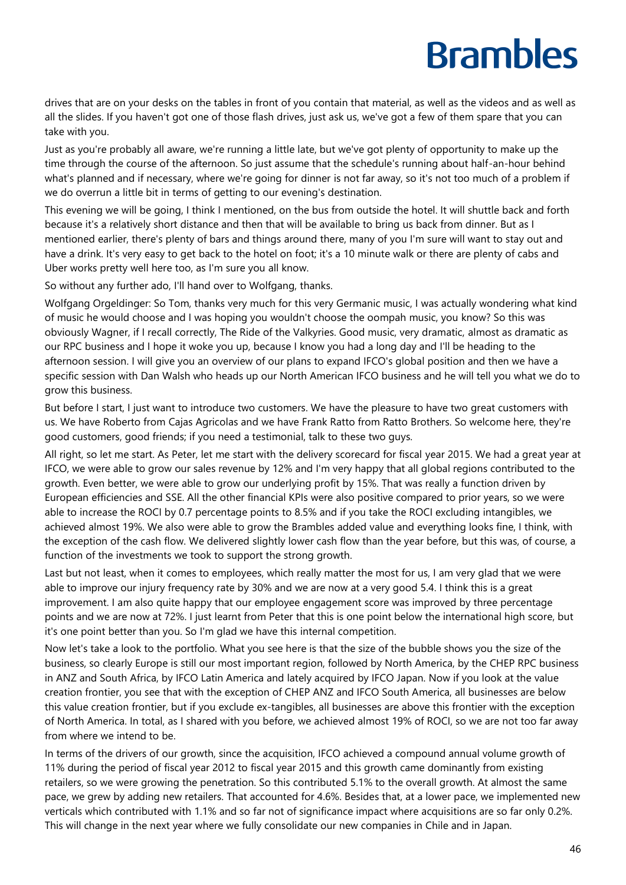drives that are on your desks on the tables in front of you contain that material, as well as the videos and as well as all the slides. If you haven't got one of those flash drives, just ask us, we've got a few of them spare that you can take with you.

Just as you're probably all aware, we're running a little late, but we've got plenty of opportunity to make up the time through the course of the afternoon. So just assume that the schedule's running about half-an-hour behind what's planned and if necessary, where we're going for dinner is not far away, so it's not too much of a problem if we do overrun a little bit in terms of getting to our evening's destination.

This evening we will be going, I think I mentioned, on the bus from outside the hotel. It will shuttle back and forth because it's a relatively short distance and then that will be available to bring us back from dinner. But as I mentioned earlier, there's plenty of bars and things around there, many of you I'm sure will want to stay out and have a drink. It's very easy to get back to the hotel on foot; it's a 10 minute walk or there are plenty of cabs and Uber works pretty well here too, as I'm sure you all know.

So without any further ado, I'll hand over to Wolfgang, thanks.

Wolfgang Orgeldinger: So Tom, thanks very much for this very Germanic music, I was actually wondering what kind of music he would choose and I was hoping you wouldn't choose the oompah music, you know? So this was obviously Wagner, if I recall correctly, The Ride of the Valkyries. Good music, very dramatic, almost as dramatic as our RPC business and I hope it woke you up, because I know you had a long day and I'll be heading to the afternoon session. I will give you an overview of our plans to expand IFCO's global position and then we have a specific session with Dan Walsh who heads up our North American IFCO business and he will tell you what we do to grow this business.

But before I start, I just want to introduce two customers. We have the pleasure to have two great customers with us. We have Roberto from Cajas Agricolas and we have Frank Ratto from Ratto Brothers. So welcome here, they're good customers, good friends; if you need a testimonial, talk to these two guys.

All right, so let me start. As Peter, let me start with the delivery scorecard for fiscal year 2015. We had a great year at IFCO, we were able to grow our sales revenue by 12% and I'm very happy that all global regions contributed to the growth. Even better, we were able to grow our underlying profit by 15%. That was really a function driven by European efficiencies and SSE. All the other financial KPIs were also positive compared to prior years, so we were able to increase the ROCI by 0.7 percentage points to 8.5% and if you take the ROCI excluding intangibles, we achieved almost 19%. We also were able to grow the Brambles added value and everything looks fine, I think, with the exception of the cash flow. We delivered slightly lower cash flow than the year before, but this was, of course, a function of the investments we took to support the strong growth.

Last but not least, when it comes to employees, which really matter the most for us, I am very glad that we were able to improve our injury frequency rate by 30% and we are now at a very good 5.4. I think this is a great improvement. I am also quite happy that our employee engagement score was improved by three percentage points and we are now at 72%. I just learnt from Peter that this is one point below the international high score, but it's one point better than you. So I'm glad we have this internal competition.

Now let's take a look to the portfolio. What you see here is that the size of the bubble shows you the size of the business, so clearly Europe is still our most important region, followed by North America, by the CHEP RPC business in ANZ and South Africa, by IFCO Latin America and lately acquired by IFCO Japan. Now if you look at the value creation frontier, you see that with the exception of CHEP ANZ and IFCO South America, all businesses are below this value creation frontier, but if you exclude ex-tangibles, all businesses are above this frontier with the exception of North America. In total, as I shared with you before, we achieved almost 19% of ROCI, so we are not too far away from where we intend to be.

In terms of the drivers of our growth, since the acquisition, IFCO achieved a compound annual volume growth of 11% during the period of fiscal year 2012 to fiscal year 2015 and this growth came dominantly from existing retailers, so we were growing the penetration. So this contributed 5.1% to the overall growth. At almost the same pace, we grew by adding new retailers. That accounted for 4.6%. Besides that, at a lower pace, we implemented new verticals which contributed with 1.1% and so far not of significance impact where acquisitions are so far only 0.2%. This will change in the next year where we fully consolidate our new companies in Chile and in Japan.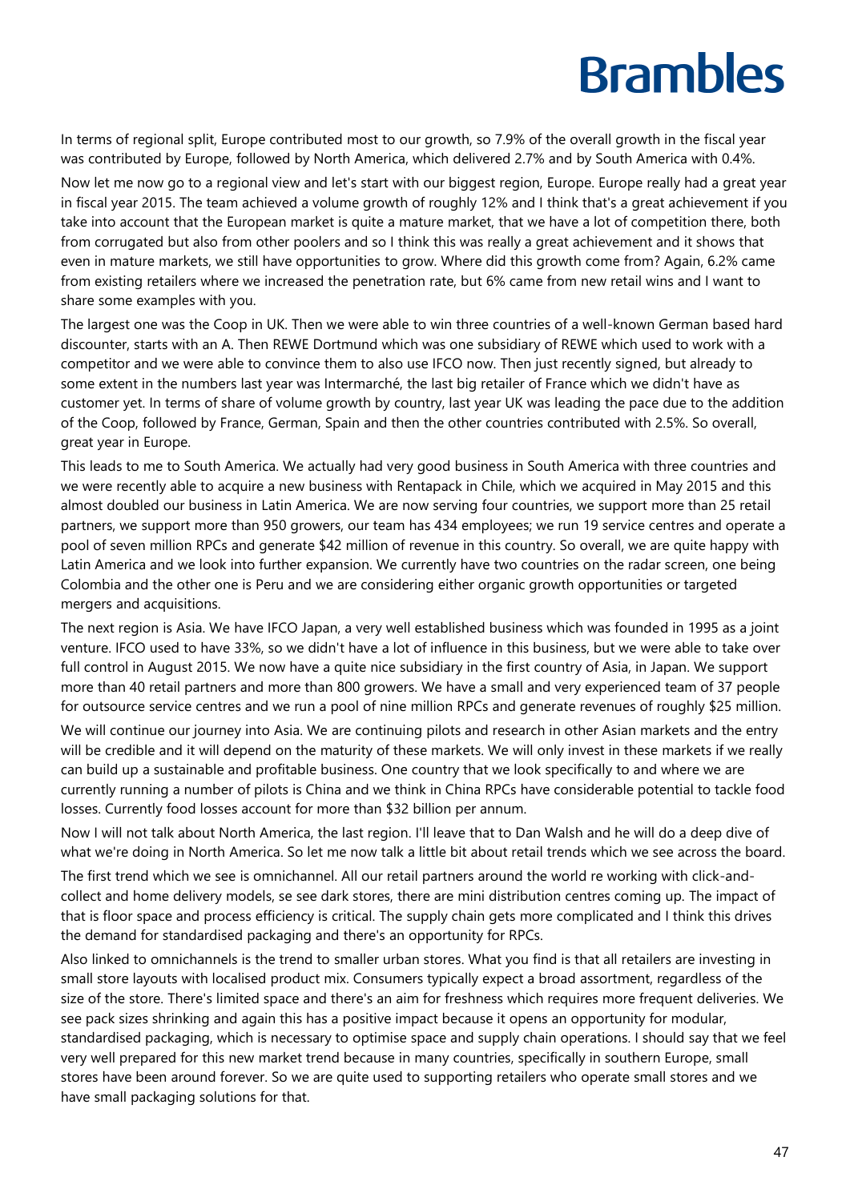In terms of regional split, Europe contributed most to our growth, so 7.9% of the overall growth in the fiscal year was contributed by Europe, followed by North America, which delivered 2.7% and by South America with 0.4%.

Now let me now go to a regional view and let's start with our biggest region, Europe. Europe really had a great year in fiscal year 2015. The team achieved a volume growth of roughly 12% and I think that's a great achievement if you take into account that the European market is quite a mature market, that we have a lot of competition there, both from corrugated but also from other poolers and so I think this was really a great achievement and it shows that even in mature markets, we still have opportunities to grow. Where did this growth come from? Again, 6.2% came from existing retailers where we increased the penetration rate, but 6% came from new retail wins and I want to share some examples with you.

The largest one was the Coop in UK. Then we were able to win three countries of a well-known German based hard discounter, starts with an A. Then REWE Dortmund which was one subsidiary of REWE which used to work with a competitor and we were able to convince them to also use IFCO now. Then just recently signed, but already to some extent in the numbers last year was Intermarché, the last big retailer of France which we didn't have as customer yet. In terms of share of volume growth by country, last year UK was leading the pace due to the addition of the Coop, followed by France, German, Spain and then the other countries contributed with 2.5%. So overall, great year in Europe.

This leads to me to South America. We actually had very good business in South America with three countries and we were recently able to acquire a new business with Rentapack in Chile, which we acquired in May 2015 and this almost doubled our business in Latin America. We are now serving four countries, we support more than 25 retail partners, we support more than 950 growers, our team has 434 employees; we run 19 service centres and operate a pool of seven million RPCs and generate $42 million of revenue in this country. So overall, we are quite happy with Latin America and we look into further expansion. We currently have two countries on the radar screen, one being Colombia and the other one is Peru and we are considering either organic growth opportunities or targeted mergers and acquisitions.

The next region is Asia. We have IFCO Japan, a very well established business which was founded in 1995 as a joint venture. IFCO used to have 33%, so we didn't have a lot of influence in this business, but we were able to take over full control in August 2015. We now have a quite nice subsidiary in the first country of Asia, in Japan. We support more than 40 retail partners and more than 800 growers. We have a small and very experienced team of 37 people for outsource service centres and we run a pool of nine million RPCs and generate revenues of roughly $25 million.

We will continue our journey into Asia. We are continuing pilots and research in other Asian markets and the entry will be credible and it will depend on the maturity of these markets. We will only invest in these markets if we really can build up a sustainable and profitable business. One country that we look specifically to and where we are currently running a number of pilots is China and we think in China RPCs have considerable potential to tackle food losses. Currently food losses account for more than $32 billion per annum.

Now I will not talk about North America, the last region. I'll leave that to Dan Walsh and he will do a deep dive of what we're doing in North America. So let me now talk a little bit about retail trends which we see across the board.

The first trend which we see is omnichannel. All our retail partners around the world re working with click-and-collect and home delivery models, se see dark stores, there are mini distribution centres coming up. The impact of that is floor space and process efficiency is critical. The supply chain gets more complicated and I think this drives the demand for standardised packaging and there's an opportunity for RPCs.

Also linked to omnichannels is the trend to smaller urban stores. What you find is that all retailers are investing in small store layouts with localised product mix. Consumers typically expect a broad assortment, regardless of the size of the store. There's limited space and there's an aim for freshness which requires more frequent deliveries. We see pack sizes shrinking and again this has a positive impact because it opens an opportunity for modular, standardised packaging, which is necessary to optimise space and supply chain operations. I should say that we feel very well prepared for this new market trend because in many countries, specifically in southern Europe, small stores have been around forever. So we are quite used to supporting retailers who operate small stores and we have small packaging solutions for that.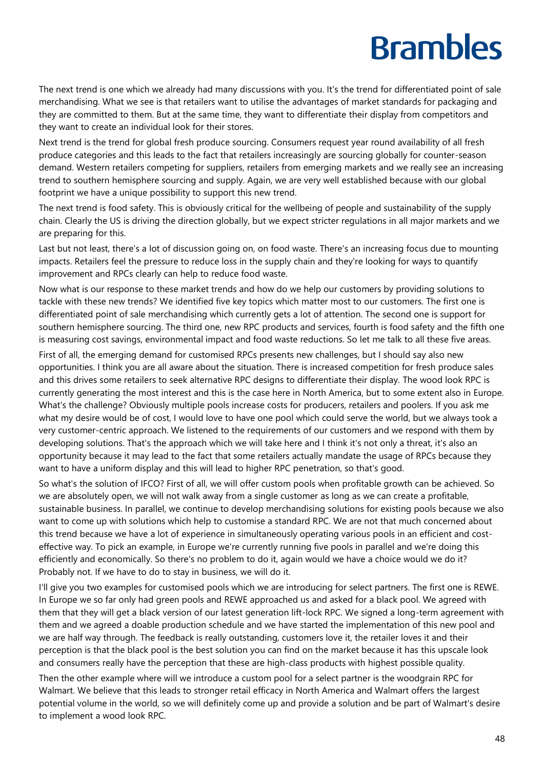The next trend is one which we already had many discussions with you. It's the trend for differentiated point of sale merchandising. What we see is that retailers want to utilise the advantages of market standards for packaging and they are committed to them. But at the same time, they want to differentiate their display from competitors and they want to create an individual look for their stores.

Next trend is the trend for global fresh produce sourcing. Consumers request year round availability of all fresh produce categories and this leads to the fact that retailers increasingly are sourcing globally for counter-season demand. Western retailers competing for suppliers, retailers from emerging markets and we really see an increasing trend to southern hemisphere sourcing and supply. Again, we are very well established because with our global footprint we have a unique possibility to support this new trend.

The next trend is food safety. This is obviously critical for the wellbeing of people and sustainability of the supply chain. Clearly the US is driving the direction globally, but we expect stricter regulations in all major markets and we are preparing for this.

Last but not least, there's a lot of discussion going on, on food waste. There's an increasing focus due to mounting impacts. Retailers feel the pressure to reduce loss in the supply chain and they're looking for ways to quantify improvement and RPCs clearly can help to reduce food waste.

Now what is our response to these market trends and how do we help our customers by providing solutions to tackle with these new trends? We identified five key topics which matter most to our customers. The first one is differentiated point of sale merchandising which currently gets a lot of attention. The second one is support for southern hemisphere sourcing. The third one, new RPC products and services, fourth is food safety and the fifth one is measuring cost savings, environmental impact and food waste reductions. So let me talk to all these five areas.

First of all, the emerging demand for customised RPCs presents new challenges, but I should say also new opportunities. I think you are all aware about the situation. There is increased competition for fresh produce sales and this drives some retailers to seek alternative RPC designs to differentiate their display. The wood look RPC is currently generating the most interest and this is the case here in North America, but to some extent also in Europe. What's the challenge? Obviously multiple pools increase costs for producers, retailers and poolers. If you ask me what my desire would be of cost, I would love to have one pool which could serve the world, but we always took a very customer-centric approach. We listened to the requirements of our customers and we respond with them by developing solutions. That's the approach which we will take here and I think it's not only a threat, it's also an opportunity because it may lead to the fact that some retailers actually mandate the usage of RPCs because they want to have a uniform display and this will lead to higher RPC penetration, so that's good.

So what's the solution of IFCO? First of all, we will offer custom pools when profitable growth can be achieved. So we are absolutely open, we will not walk away from a single customer as long as we can create a profitable, sustainable business. In parallel, we continue to develop merchandising solutions for existing pools because we also want to come up with solutions which help to customise a standard RPC. We are not that much concerned about this trend because we have a lot of experience in simultaneously operating various pools in an efficient and cost-effective way. To pick an example, in Europe we're currently running five pools in parallel and we're doing this efficiently and economically. So there's no problem to do it, again would we have a choice would we do it? Probably not. If we have to do to stay in business, we will do it.

I'll give you two examples for customised pools which we are introducing for select partners. The first one is REWE. In Europe we so far only had green pools and REWE approached us and asked for a black pool. We agreed with them that they will get a black version of our latest generation lift-lock RPC. We signed a long-term agreement with them and we agreed a doable production schedule and we have started the implementation of this new pool and we are half way through. The feedback is really outstanding, customers love it, the retailer loves it and their perception is that the black pool is the best solution you can find on the market because it has this upscale look and consumers really have the perception that these are high-class products with highest possible quality.

Then the other example where will we introduce a custom pool for a select partner is the woodgrain RPC for Walmart. We believe that this leads to stronger retail efficacy in North America and Walmart offers the largest potential volume in the world, so we will definitely come up and provide a solution and be part of Walmart's desire to implement a wood look RPC.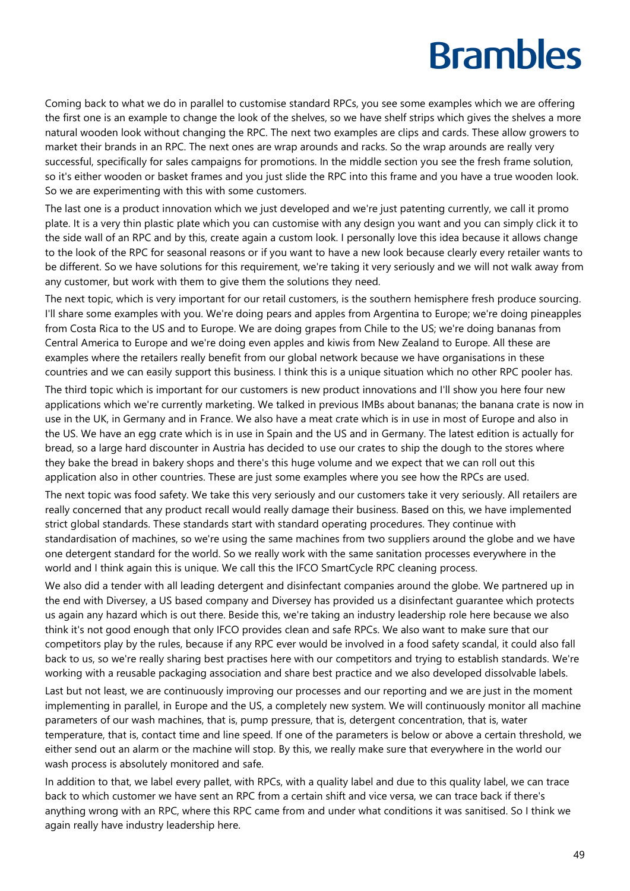Coming back to what we do in parallel to customise standard RPCs, you see some examples which we are offering the first one is an example to change the look of the shelves, so we have shelf strips which gives the shelves a more natural wooden look without changing the RPC. The next two examples are clips and cards. These allow growers to market their brands in an RPC. The next ones are wrap arounds and racks. So the wrap arounds are really very successful, specifically for sales campaigns for promotions. In the middle section you see the fresh frame solution, so it's either wooden or basket frames and you just slide the RPC into this frame and you have a true wooden look. So we are experimenting with this with some customers.

The last one is a product innovation which we just developed and we're just patenting currently, we call it promo plate. It is a very thin plastic plate which you can customise with any design you want and you can simply click it to the side wall of an RPC and by this, create again a custom look. I personally love this idea because it allows change to the look of the RPC for seasonal reasons or if you want to have a new look because clearly every retailer wants to be different. So we have solutions for this requirement, we're taking it very seriously and we will not walk away from any customer, but work with them to give them the solutions they need.

The next topic, which is very important for our retail customers, is the southern hemisphere fresh produce sourcing. I'll share some examples with you. We're doing pears and apples from Argentina to Europe; we're doing pineapples from Costa Rica to the US and to Europe. We are doing grapes from Chile to the US; we're doing bananas from Central America to Europe and we're doing even apples and kiwis from New Zealand to Europe. All these are examples where the retailers really benefit from our global network because we have organisations in these countries and we can easily support this business. I think this is a unique situation which no other RPC pooler has.

The third topic which is important for our customers is new product innovations and I'll show you here four new applications which we're currently marketing. We talked in previous IMBs about bananas; the banana crate is now in use in the UK, in Germany and in France. We also have a meat crate which is in use in most of Europe and also in the US. We have an egg crate which is in use in Spain and the US and in Germany. The latest edition is actually for bread, so a large hard discounter in Austria has decided to use our crates to ship the dough to the stores where they bake the bread in bakery shops and there's this huge volume and we expect that we can roll out this application also in other countries. These are just some examples where you see how the RPCs are used.

The next topic was food safety. We take this very seriously and our customers take it very seriously. All retailers are really concerned that any product recall would really damage their business. Based on this, we have implemented strict global standards. These standards start with standard operating procedures. They continue with standardisation of machines, so we're using the same machines from two suppliers around the globe and we have one detergent standard for the world. So we really work with the same sanitation processes everywhere in the world and I think again this is unique. We call this the IFCO SmartCycle RPC cleaning process.

We also did a tender with all leading detergent and disinfectant companies around the globe. We partnered up in the end with Diversey, a US based company and Diversey has provided us a disinfectant guarantee which protects us again any hazard which is out there. Beside this, we're taking an industry leadership role here because we also think it's not good enough that only IFCO provides clean and safe RPCs. We also want to make sure that our competitors play by the rules, because if any RPC ever would be involved in a food safety scandal, it could also fall back to us, so we're really sharing best practises here with our competitors and trying to establish standards. We're working with a reusable packaging association and share best practice and we also developed dissolvable labels.

Last but not least, we are continuously improving our processes and our reporting and we are just in the moment implementing in parallel, in Europe and the US, a completely new system. We will continuously monitor all machine parameters of our wash machines, that is, pump pressure, that is, detergent concentration, that is, water temperature, that is, contact time and line speed. If one of the parameters is below or above a certain threshold, we either send out an alarm or the machine will stop. By this, we really make sure that everywhere in the world our wash process is absolutely monitored and safe.

In addition to that, we label every pallet, with RPCs, with a quality label and due to this quality label, we can trace back to which customer we have sent an RPC from a certain shift and vice versa, we can trace back if there's anything wrong with an RPC, where this RPC came from and under what conditions it was sanitised. So I think we again really have industry leadership here.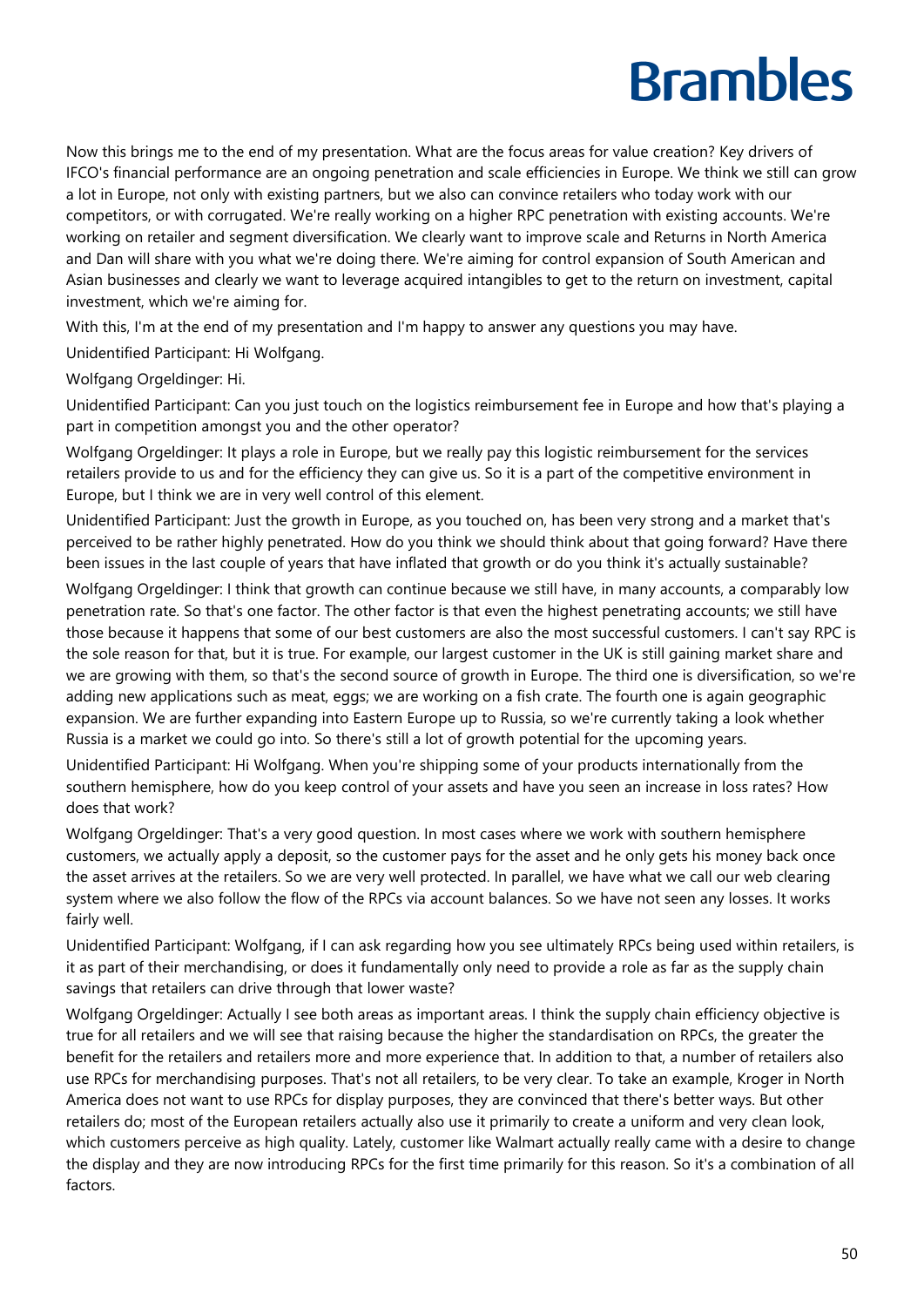Now this brings me to the end of my presentation. What are the focus areas for value creation? Key drivers of IFCO's financial performance are an ongoing penetration and scale efficiencies in Europe. We think we still can grow a lot in Europe, not only with existing partners, but we also can convince retailers who today work with our competitors, or with corrugated. We're really working on a higher RPC penetration with existing accounts. We're working on retailer and segment diversification. We clearly want to improve scale and Returns in North America and Dan will share with you what we're doing there. We're aiming for control expansion of South American and Asian businesses and clearly we want to leverage acquired intangibles to get to the return on investment, capital investment, which we're aiming for.

With this, I'm at the end of my presentation and I'm happy to answer any questions you may have.

Unidentified Participant: Hi Wolfgang.

Wolfgang Orgeldinger: Hi.

Unidentified Participant: Can you just touch on the logistics reimbursement fee in Europe and how that's playing a part in competition amongst you and the other operator?

Wolfgang Orgeldinger: It plays a role in Europe, but we really pay this logistic reimbursement for the services retailers provide to us and for the efficiency they can give us. So it is a part of the competitive environment in Europe, but I think we are in very well control of this element.

Unidentified Participant: Just the growth in Europe, as you touched on, has been very strong and a market that's perceived to be rather highly penetrated. How do you think we should think about that going forward? Have there been issues in the last couple of years that have inflated that growth or do you think it's actually sustainable?

Wolfgang Orgeldinger: I think that growth can continue because we still have, in many accounts, a comparably low penetration rate. So that's one factor. The other factor is that even the highest penetrating accounts; we still have those because it happens that some of our best customers are also the most successful customers. I can't say RPC is the sole reason for that, but it is true. For example, our largest customer in the UK is still gaining market share and we are growing with them, so that's the second source of growth in Europe. The third one is diversification, so we're adding new applications such as meat, eggs; we are working on a fish crate. The fourth one is again geographic expansion. We are further expanding into Eastern Europe up to Russia, so we're currently taking a look whether Russia is a market we could go into. So there's still a lot of growth potential for the upcoming years.

Unidentified Participant: Hi Wolfgang. When you're shipping some of your products internationally from the southern hemisphere, how do you keep control of your assets and have you seen an increase in loss rates? How does that work?

Wolfgang Orgeldinger: That's a very good question. In most cases where we work with southern hemisphere customers, we actually apply a deposit, so the customer pays for the asset and he only gets his money back once the asset arrives at the retailers. So we are very well protected. In parallel, we have what we call our web clearing system where we also follow the flow of the RPCs via account balances. So we have not seen any losses. It works fairly well.

Unidentified Participant: Wolfgang, if I can ask regarding how you see ultimately RPCs being used within retailers, is it as part of their merchandising, or does it fundamentally only need to provide a role as far as the supply chain savings that retailers can drive through that lower waste?

Wolfgang Orgeldinger: Actually I see both areas as important areas. I think the supply chain efficiency objective is true for all retailers and we will see that raising because the higher the standardisation on RPCs, the greater the benefit for the retailers and retailers more and more experience that. In addition to that, a number of retailers also use RPCs for merchandising purposes. That's not all retailers, to be very clear. To take an example, Kroger in North America does not want to use RPCs for display purposes, they are convinced that there's better ways. But other retailers do; most of the European retailers actually also use it primarily to create a uniform and very clean look, which customers perceive as high quality. Lately, customer like Walmart actually really came with a desire to change the display and they are now introducing RPCs for the first time primarily for this reason. So it's a combination of all factors.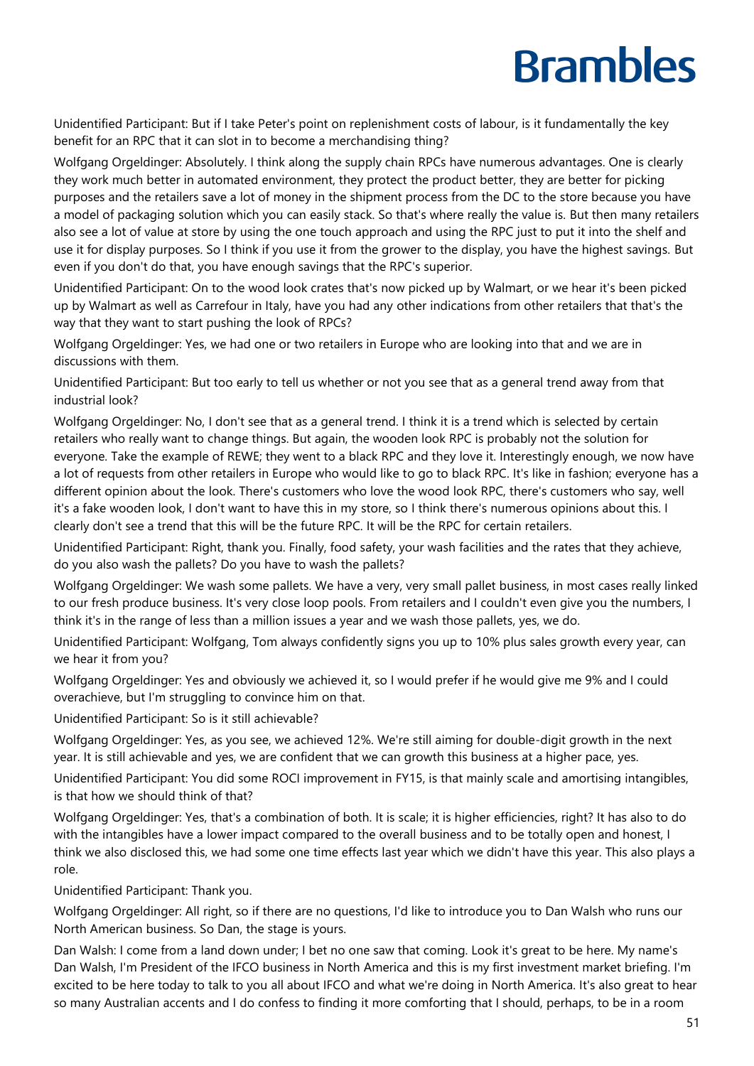Unidentified Participant: But if I take Peter's point on replenishment costs of labour, is it fundamentally the key benefit for an RPC that it can slot in to become a merchandising thing?

Wolfgang Orgeldinger: Absolutely. I think along the supply chain RPCs have numerous advantages. One is clearly they work much better in automated environment, they protect the product better, they are better for picking purposes and the retailers save a lot of money in the shipment process from the DC to the store because you have a model of packaging solution which you can easily stack. So that's where really the value is. But then many retailers also see a lot of value at store by using the one touch approach and using the RPC just to put it into the shelf and use it for display purposes. So I think if you use it from the grower to the display, you have the highest savings. But even if you don't do that, you have enough savings that the RPC's superior.

Unidentified Participant: On to the wood look crates that's now picked up by Walmart, or we hear it's been picked up by Walmart as well as Carrefour in Italy, have you had any other indications from other retailers that that's the way that they want to start pushing the look of RPCs?

Wolfgang Orgeldinger: Yes, we had one or two retailers in Europe who are looking into that and we are in discussions with them.

Unidentified Participant: But too early to tell us whether or not you see that as a general trend away from that industrial look?

Wolfgang Orgeldinger: No, I don't see that as a general trend. I think it is a trend which is selected by certain retailers who really want to change things. But again, the wooden look RPC is probably not the solution for everyone. Take the example of REWE; they went to a black RPC and they love it. Interestingly enough, we now have a lot of requests from other retailers in Europe who would like to go to black RPC. It's like in fashion; everyone has a different opinion about the look. There's customers who love the wood look RPC, there's customers who say, well it's a fake wooden look, I don't want to have this in my store, so I think there's numerous opinions about this. I clearly don't see a trend that this will be the future RPC. It will be the RPC for certain retailers.

Unidentified Participant: Right, thank you. Finally, food safety, your wash facilities and the rates that they achieve, do you also wash the pallets? Do you have to wash the pallets?

Wolfgang Orgeldinger: We wash some pallets. We have a very, very small pallet business, in most cases really linked to our fresh produce business. It's very close loop pools. From retailers and I couldn't even give you the numbers, I think it's in the range of less than a million issues a year and we wash those pallets, yes, we do.

Unidentified Participant: Wolfgang, Tom always confidently signs you up to 10% plus sales growth every year, can we hear it from you?

Wolfgang Orgeldinger: Yes and obviously we achieved it, so I would prefer if he would give me 9% and I could overachieve, but I'm struggling to convince him on that.

Unidentified Participant: So is it still achievable?

Wolfgang Orgeldinger: Yes, as you see, we achieved 12%. We're still aiming for double-digit growth in the next year. It is still achievable and yes, we are confident that we can growth this business at a higher pace, yes.

Unidentified Participant: You did some ROCI improvement in FY15, is that mainly scale and amortising intangibles, is that how we should think of that?

Wolfgang Orgeldinger: Yes, that's a combination of both. It is scale; it is higher efficiencies, right? It has also to do with the intangibles have a lower impact compared to the overall business and to be totally open and honest, I think we also disclosed this, we had some one time effects last year which we didn't have this year. This also plays a role.

Unidentified Participant: Thank you.

Wolfgang Orgeldinger: All right, so if there are no questions, I'd like to introduce you to Dan Walsh who runs our North American business. So Dan, the stage is yours.

Dan Walsh: I come from a land down under; I bet no one saw that coming. Look it's great to be here. My name's Dan Walsh, I'm President of the IFCO business in North America and this is my first investment market briefing. I'm excited to be here today to talk to you all about IFCO and what we're doing in North America. It's also great to hear so many Australian accents and I do confess to finding it more comforting that I should, perhaps, to be in a room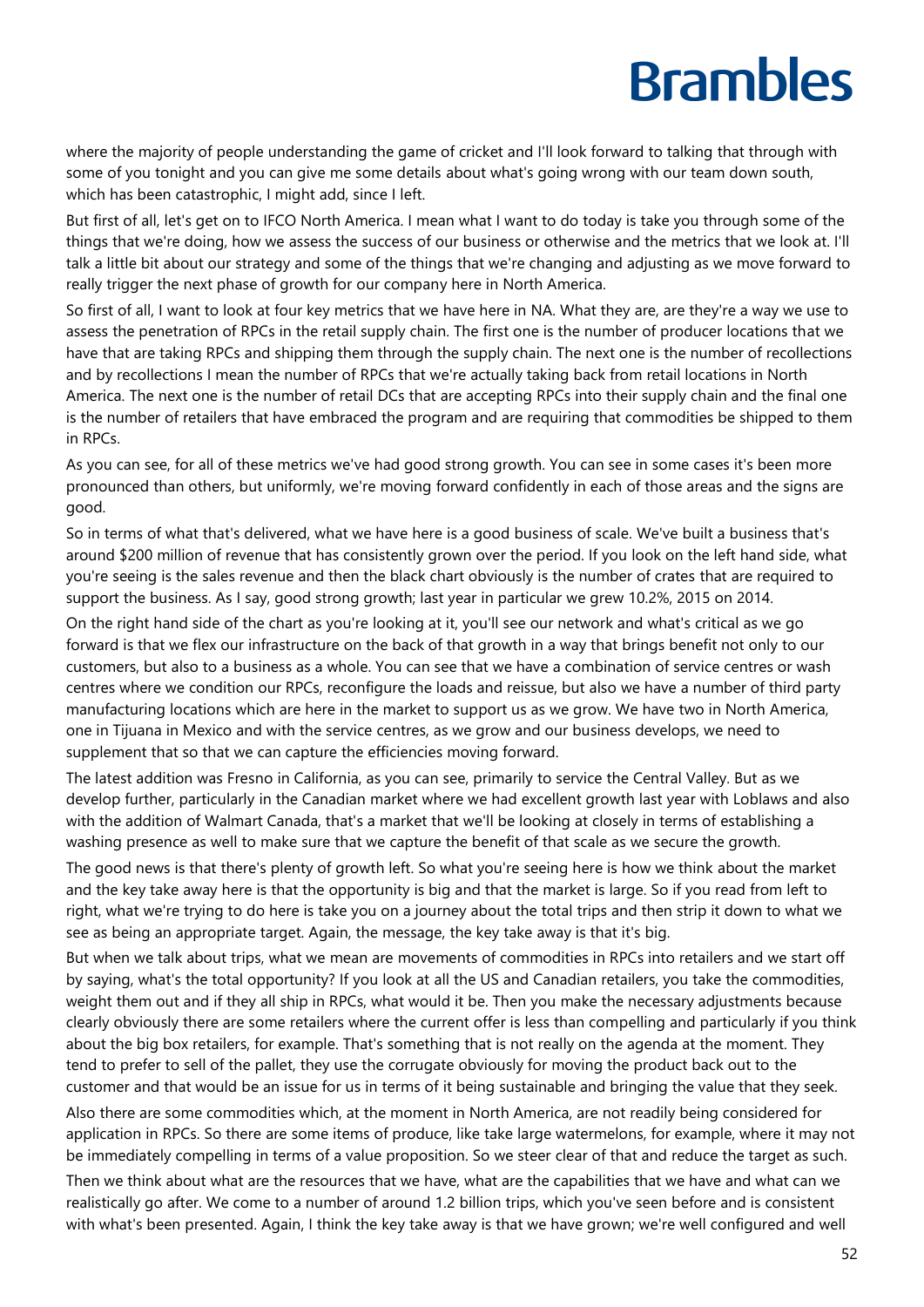where the majority of people understanding the game of cricket and I'll look forward to talking that through with some of you tonight and you can give me some details about what's going wrong with our team down south, which has been catastrophic, I might add, since I left.

But first of all, let's get on to IFCO North America. I mean what I want to do today is take you through some of the things that we're doing, how we assess the success of our business or otherwise and the metrics that we look at. I'll talk a little bit about our strategy and some of the things that we're changing and adjusting as we move forward to really trigger the next phase of growth for our company here in North America.

So first of all, I want to look at four key metrics that we have here in NA. What they are, are they're a way we use to assess the penetration of RPCs in the retail supply chain. The first one is the number of producer locations that we have that are taking RPCs and shipping them through the supply chain. The next one is the number of recollections and by recollections I mean the number of RPCs that we're actually taking back from retail locations in North America. The next one is the number of retail DCs that are accepting RPCs into their supply chain and the final one is the number of retailers that have embraced the program and are requiring that commodities be shipped to them in RPCs.

As you can see, for all of these metrics we've had good strong growth. You can see in some cases it's been more pronounced than others, but uniformly, we're moving forward confidently in each of those areas and the signs are good.

So in terms of what that's delivered, what we have here is a good business of scale. We've built a business that's around $200 million of revenue that has consistently grown over the period. If you look on the left hand side, what you're seeing is the sales revenue and then the black chart obviously is the number of crates that are required to support the business. As I say, good strong growth; last year in particular we grew 10.2%, 2015 on 2014.

On the right hand side of the chart as you're looking at it, you'll see our network and what's critical as we go forward is that we flex our infrastructure on the back of that growth in a way that brings benefit not only to our customers, but also to a business as a whole. You can see that we have a combination of service centres or wash centres where we condition our RPCs, reconfigure the loads and reissue, but also we have a number of third party manufacturing locations which are here in the market to support us as we grow. We have two in North America, one in Tijuana in Mexico and with the service centres, as we grow and our business develops, we need to supplement that so that we can capture the efficiencies moving forward.

The latest addition was Fresno in California, as you can see, primarily to service the Central Valley. But as we develop further, particularly in the Canadian market where we had excellent growth last year with Loblaws and also with the addition of Walmart Canada, that's a market that we'll be looking at closely in terms of establishing a washing presence as well to make sure that we capture the benefit of that scale as we secure the growth.

The good news is that there's plenty of growth left. So what you're seeing here is how we think about the market and the key take away here is that the opportunity is big and that the market is large. So if you read from left to right, what we're trying to do here is take you on a journey about the total trips and then strip it down to what we see as being an appropriate target. Again, the message, the key take away is that it's big.

But when we talk about trips, what we mean are movements of commodities in RPCs into retailers and we start off by saying, what's the total opportunity? If you look at all the US and Canadian retailers, you take the commodities, weight them out and if they all ship in RPCs, what would it be. Then you make the necessary adjustments because clearly obviously there are some retailers where the current offer is less than compelling and particularly if you think about the big box retailers, for example. That's something that is not really on the agenda at the moment. They tend to prefer to sell of the pallet, they use the corrugate obviously for moving the product back out to the customer and that would be an issue for us in terms of it being sustainable and bringing the value that they seek.

Also there are some commodities which, at the moment in North America, are not readily being considered for application in RPCs. So there are some items of produce, like take large watermelons, for example, where it may not be immediately compelling in terms of a value proposition. So we steer clear of that and reduce the target as such.

Then we think about what are the resources that we have, what are the capabilities that we have and what can we realistically go after. We come to a number of around 1.2 billion trips, which you've seen before and is consistent with what's been presented. Again, I think the key take away is that we have grown; we're well configured and well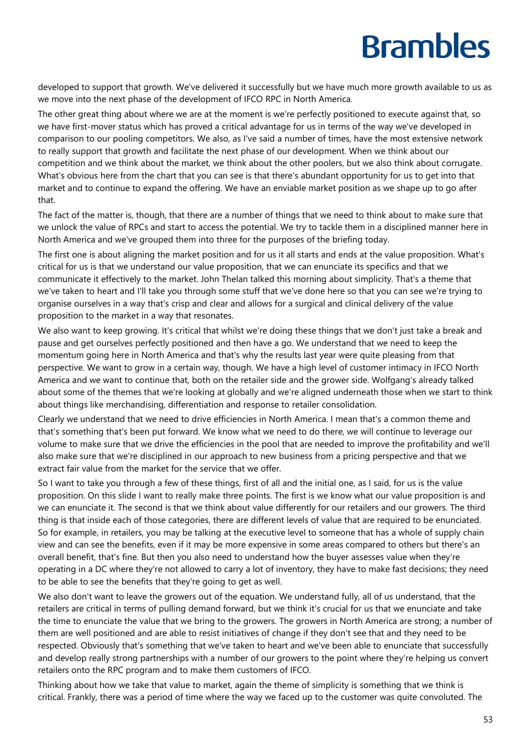developed to support that growth. We've delivered it successfully but we have much more growth available to us as we move into the next phase of the development of IFCO RPC in North America.

The other great thing about where we are at the moment is we're perfectly positioned to execute against that, so we have first-mover status which has proved a critical advantage for us in terms of the way we've developed in comparison to our pooling competitors. We also, as I've said a number of times, have the most extensive network to really support that growth and facilitate the next phase of our development. When we think about our competition and we think about the market, we think about the other poolers, but we also think about corrugate. What's obvious here from the chart that you can see is that there's abundant opportunity for us to get into that market and to continue to expand the offering. We have an enviable market position as we shape up to go after that.

The fact of the matter is, though, that there are a number of things that we need to think about to make sure that we unlock the value of RPCs and start to access the potential. We try to tackle them in a disciplined manner here in North America and we've grouped them into three for the purposes of the briefing today.

The first one is about aligning the market position and for us it all starts and ends at the value proposition. What's critical for us is that we understand our value proposition, that we can enunciate its specifics and that we communicate it effectively to the market. John Thelan talked this morning about simplicity. That's a theme that we've taken to heart and I'll take you through some stuff that we've done here so that you can see we're trying to organise ourselves in a way that's crisp and clear and allows for a surgical and clinical delivery of the value proposition to the market in a way that resonates.

We also want to keep growing. It's critical that whilst we're doing these things that we don't just take a break and pause and get ourselves perfectly positioned and then have a go. We understand that we need to keep the momentum going here in North America and that's why the results last year were quite pleasing from that perspective. We want to grow in a certain way, though. We have a high level of customer intimacy in IFCO North America and we want to continue that, both on the retailer side and the grower side. Wolfgang's already talked about some of the themes that we're looking at globally and we're aligned underneath those when we start to think about things like merchandising, differentiation and response to retailer consolidation.

Clearly we understand that we need to drive efficiencies in North America. I mean that's a common theme and that's something that's been put forward. We know what we need to do there, we will continue to leverage our volume to make sure that we drive the efficiencies in the pool that are needed to improve the profitability and we'll also make sure that we're disciplined in our approach to new business from a pricing perspective and that we extract fair value from the market for the service that we offer.

So I want to take you through a few of these things, first of all and the initial one, as I said, for us is the value proposition. On this slide I want to really make three points. The first is we know what our value proposition is and we can enunciate it. The second is that we think about value differently for our retailers and our growers. The third thing is that inside each of those categories, there are different levels of value that are required to be enunciated. So for example, in retailers, you may be talking at the executive level to someone that has a whole of supply chain view and can see the benefits, even if it may be more expensive in some areas compared to others but there's an overall benefit, that's fine. But then you also need to understand how the buyer assesses value when they're operating in a DC where they're not allowed to carry a lot of inventory, they have to make fast decisions; they need to be able to see the benefits that they're going to get as well.

We also don't want to leave the growers out of the equation. We understand fully, all of us understand, that the retailers are critical in terms of pulling demand forward, but we think it's crucial for us that we enunciate and take the time to enunciate the value that we bring to the growers. The growers in North America are strong; a number of them are well positioned and are able to resist initiatives of change if they don't see that and they need to be respected. Obviously that's something that we've taken to heart and we've been able to enunciate that successfully and develop really strong partnerships with a number of our growers to the point where they're helping us convert retailers onto the RPC program and to make them customers of IFCO.

Thinking about how we take that value to market, again the theme of simplicity is something that we think is critical. Frankly, there was a period of time where the way we faced up to the customer was quite convoluted. The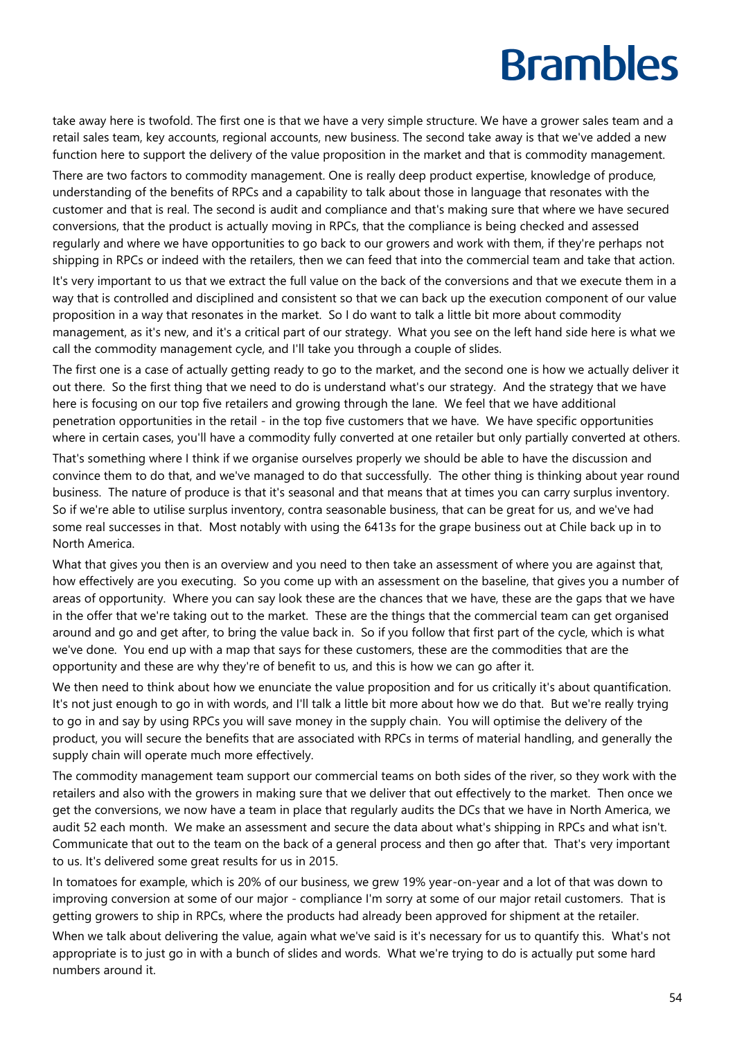take away here is twofold. The first one is that we have a very simple structure. We have a grower sales team and a retail sales team, key accounts, regional accounts, new business. The second take away is that we've added a new function here to support the delivery of the value proposition in the market and that is commodity management.

There are two factors to commodity management. One is really deep product expertise, knowledge of produce, understanding of the benefits of RPCs and a capability to talk about those in language that resonates with the customer and that is real. The second is audit and compliance and that's making sure that where we have secured conversions, that the product is actually moving in RPCs, that the compliance is being checked and assessed regularly and where we have opportunities to go back to our growers and work with them, if they're perhaps not shipping in RPCs or indeed with the retailers, then we can feed that into the commercial team and take that action.

It's very important to us that we extract the full value on the back of the conversions and that we execute them in a way that is controlled and disciplined and consistent so that we can back up the execution component of our value proposition in a way that resonates in the market. So I do want to talk a little bit more about commodity management, as it's new, and it's a critical part of our strategy. What you see on the left hand side here is what we call the commodity management cycle, and I'll take you through a couple of slides.

The first one is a case of actually getting ready to go to the market, and the second one is how we actually deliver it out there. So the first thing that we need to do is understand what's our strategy. And the strategy that we have here is focusing on our top five retailers and growing through the lane. We feel that we have additional penetration opportunities in the retail - in the top five customers that we have. We have specific opportunities where in certain cases, you'll have a commodity fully converted at one retailer but only partially converted at others.

That's something where I think if we organise ourselves properly we should be able to have the discussion and convince them to do that, and we've managed to do that successfully. The other thing is thinking about year round business. The nature of produce is that it's seasonal and that means that at times you can carry surplus inventory. So if we're able to utilise surplus inventory, contra seasonable business, that can be great for us, and we've had some real successes in that. Most notably with using the 6413s for the grape business out at Chile back up in to North America.

What that gives you then is an overview and you need to then take an assessment of where you are against that, how effectively are you executing. So you come up with an assessment on the baseline, that gives you a number of areas of opportunity. Where you can say look these are the chances that we have, these are the gaps that we have in the offer that we're taking out to the market. These are the things that the commercial team can get organised around and go and get after, to bring the value back in. So if you follow that first part of the cycle, which is what we've done. You end up with a map that says for these customers, these are the commodities that are the opportunity and these are why they're of benefit to us, and this is how we can go after it.

We then need to think about how we enunciate the value proposition and for us critically it's about quantification. It's not just enough to go in with words, and I'll talk a little bit more about how we do that. But we're really trying to go in and say by using RPCs you will save money in the supply chain. You will optimise the delivery of the product, you will secure the benefits that are associated with RPCs in terms of material handling, and generally the supply chain will operate much more effectively.

The commodity management team support our commercial teams on both sides of the river, so they work with the retailers and also with the growers in making sure that we deliver that out effectively to the market. Then once we get the conversions, we now have a team in place that regularly audits the DCs that we have in North America, we audit 52 each month. We make an assessment and secure the data about what's shipping in RPCs and what isn't. Communicate that out to the team on the back of a general process and then go after that. That's very important to us. It's delivered some great results for us in 2015.

In tomatoes for example, which is 20% of our business, we grew 19% year-on-year and a lot of that was down to improving conversion at some of our major - compliance I'm sorry at some of our major retail customers. That is getting growers to ship in RPCs, where the products had already been approved for shipment at the retailer.

When we talk about delivering the value, again what we've said is it's necessary for us to quantify this. What's not appropriate is to just go in with a bunch of slides and words. What we're trying to do is actually put some hard numbers around it.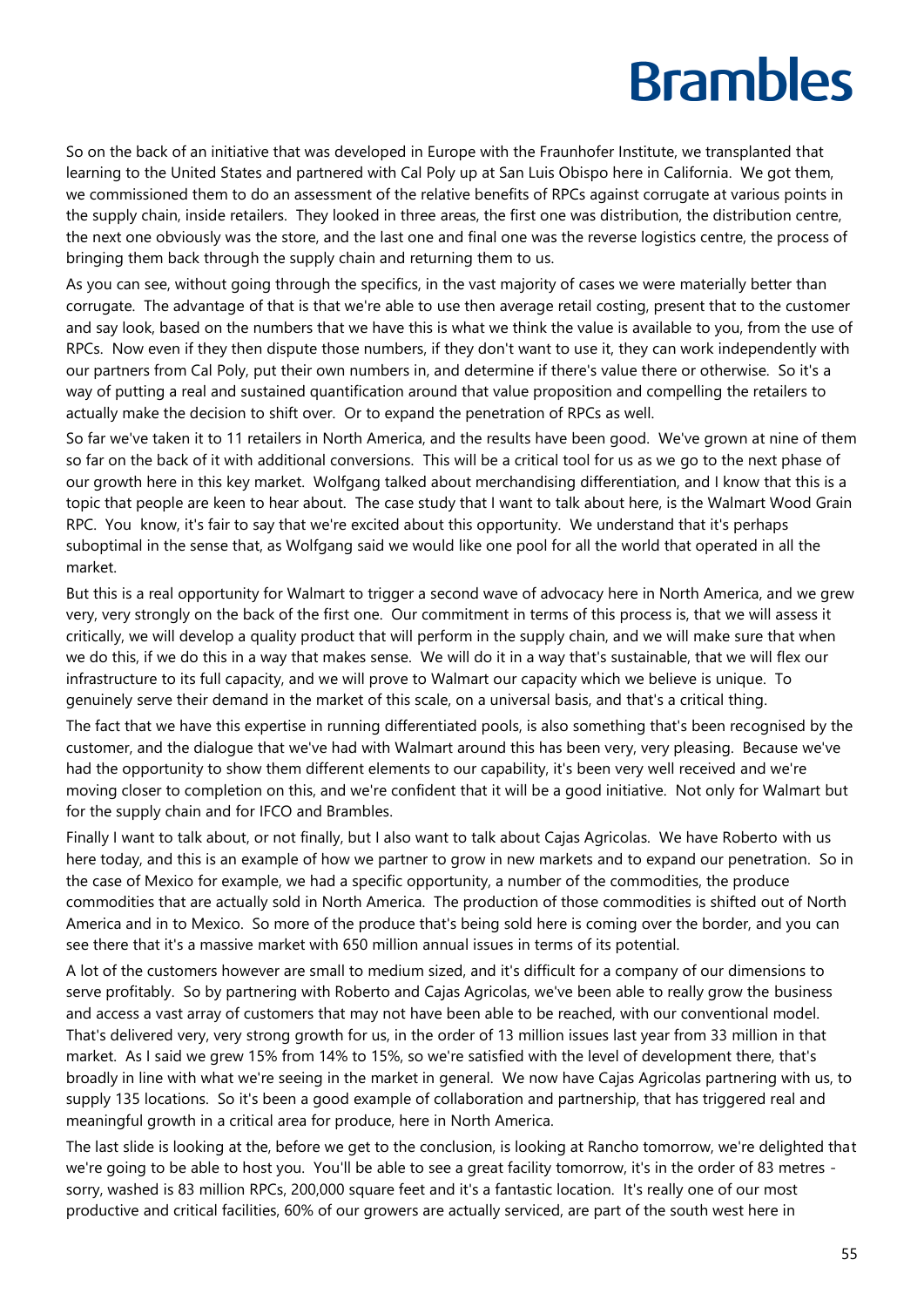So on the back of an initiative that was developed in Europe with the Fraunhofer Institute, we transplanted that learning to the United States and partnered with Cal Poly up at San Luis Obispo here in California. We got them, we commissioned them to do an assessment of the relative benefits of RPCs against corrugate at various points in the supply chain, inside retailers. They looked in three areas, the first one was distribution, the distribution centre, the next one obviously was the store, and the last one and final one was the reverse logistics centre, the process of bringing them back through the supply chain and returning them to us.

As you can see, without going through the specifics, in the vast majority of cases we were materially better than corrugate. The advantage of that is that we're able to use then average retail costing, present that to the customer and say look, based on the numbers that we have this is what we think the value is available to you, from the use of RPCs. Now even if they then dispute those numbers, if they don't want to use it, they can work independently with our partners from Cal Poly, put their own numbers in, and determine if there's value there or otherwise. So it's a way of putting a real and sustained quantification around that value proposition and compelling the retailers to actually make the decision to shift over. Or to expand the penetration of RPCs as well.

So far we've taken it to 11 retailers in North America, and the results have been good. We've grown at nine of them so far on the back of it with additional conversions. This will be a critical tool for us as we go to the next phase of our growth here in this key market. Wolfgang talked about merchandising differentiation, and I know that this is a topic that people are keen to hear about. The case study that I want to talk about here, is the Walmart Wood Grain RPC. You know, it's fair to say that we're excited about this opportunity. We understand that it's perhaps suboptimal in the sense that, as Wolfgang said we would like one pool for all the world that operated in all the market.

But this is a real opportunity for Walmart to trigger a second wave of advocacy here in North America, and we grew very, very strongly on the back of the first one. Our commitment in terms of this process is, that we will assess it critically, we will develop a quality product that will perform in the supply chain, and we will make sure that when we do this, if we do this in a way that makes sense. We will do it in a way that's sustainable, that we will flex our infrastructure to its full capacity, and we will prove to Walmart our capacity which we believe is unique. To genuinely serve their demand in the market of this scale, on a universal basis, and that's a critical thing.

The fact that we have this expertise in running differentiated pools, is also something that's been recognised by the customer, and the dialogue that we've had with Walmart around this has been very, very pleasing. Because we've had the opportunity to show them different elements to our capability, it's been very well received and we're moving closer to completion on this, and we're confident that it will be a good initiative. Not only for Walmart but for the supply chain and for IFCO and Brambles.

Finally I want to talk about, or not finally, but I also want to talk about Cajas Agricolas. We have Roberto with us here today, and this is an example of how we partner to grow in new markets and to expand our penetration. So in the case of Mexico for example, we had a specific opportunity, a number of the commodities, the produce commodities that are actually sold in North America. The production of those commodities is shifted out of North America and in to Mexico. So more of the produce that's being sold here is coming over the border, and you can see there that it's a massive market with 650 million annual issues in terms of its potential.

A lot of the customers however are small to medium sized, and it's difficult for a company of our dimensions to serve profitably. So by partnering with Roberto and Cajas Agricolas, we've been able to really grow the business and access a vast array of customers that may not have been able to be reached, with our conventional model. That's delivered very, very strong growth for us, in the order of 13 million issues last year from 33 million in that market. As I said we grew 15% from 14% to 15%, so we're satisfied with the level of development there, that's broadly in line with what we're seeing in the market in general. We now have Cajas Agricolas partnering with us, to supply 135 locations. So it's been a good example of collaboration and partnership, that has triggered real and meaningful growth in a critical area for produce, here in North America.

The last slide is looking at the, before we get to the conclusion, is looking at Rancho tomorrow, we're delighted that we're going to be able to host you. You'll be able to see a great facility tomorrow, it's in the order of 83 metres - sorry, washed is 83 million RPCs, 200,000 square feet and it's a fantastic location. It's really one of our most productive and critical facilities, 60% of our growers are actually serviced, are part of the south west here in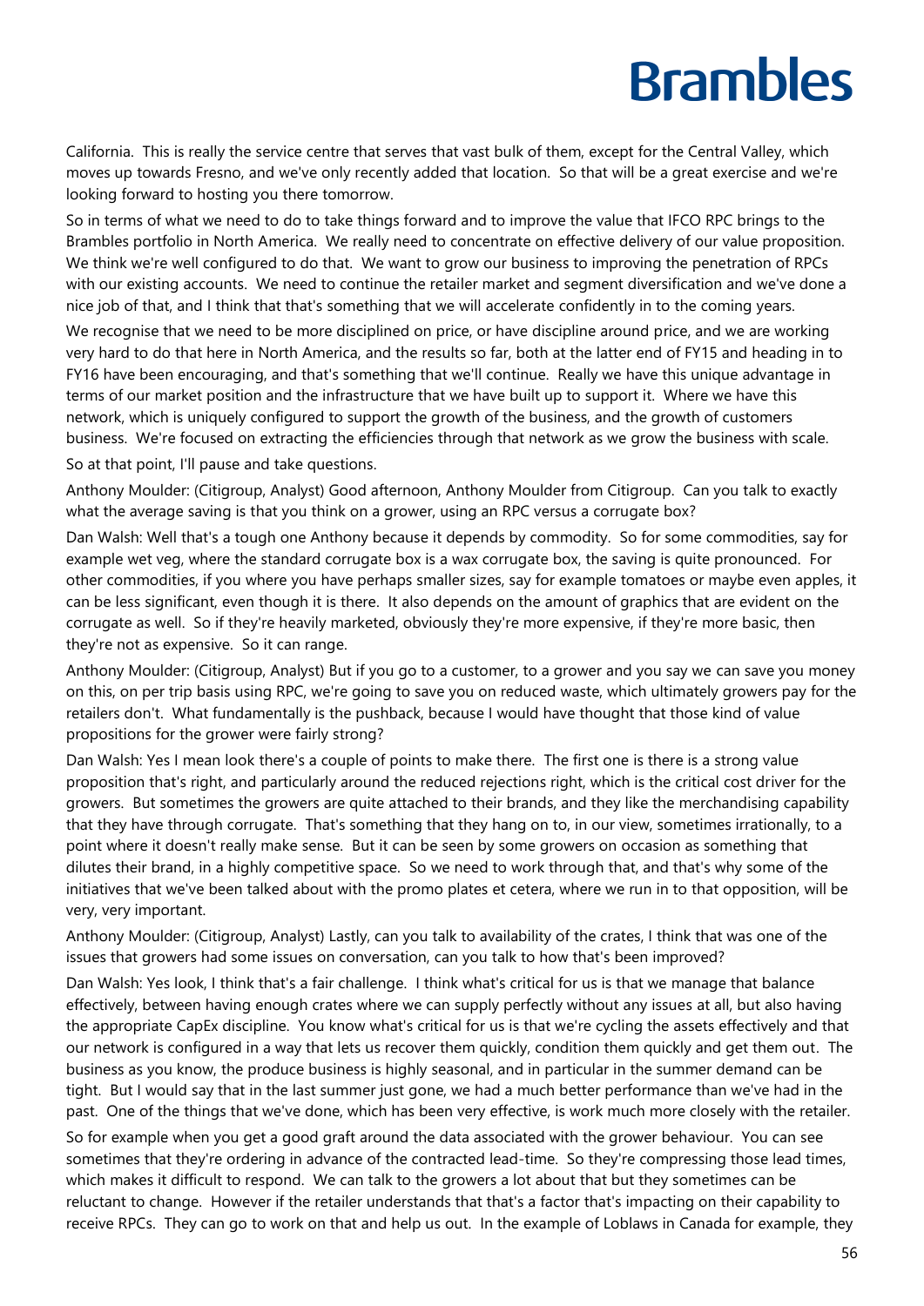California. This is really the service centre that serves that vast bulk of them, except for the Central Valley, which moves up towards Fresno, and we've only recently added that location. So that will be a great exercise and we're looking forward to hosting you there tomorrow.

So in terms of what we need to do to take things forward and to improve the value that IFCO RPC brings to the Brambles portfolio in North America. We really need to concentrate on effective delivery of our value proposition. We think we're well configured to do that. We want to grow our business to improving the penetration of RPCs with our existing accounts. We need to continue the retailer market and segment diversification and we've done a nice job of that, and I think that that's something that we will accelerate confidently in to the coming years.

We recognise that we need to be more disciplined on price, or have discipline around price, and we are working very hard to do that here in North America, and the results so far, both at the latter end of FY15 and heading in to FY16 have been encouraging, and that's something that we'll continue. Really we have this unique advantage in terms of our market position and the infrastructure that we have built up to support it. Where we have this network, which is uniquely configured to support the growth of the business, and the growth of customers business. We're focused on extracting the efficiencies through that network as we grow the business with scale.

So at that point, I'll pause and take questions.

Anthony Moulder: (Citigroup, Analyst) Good afternoon, Anthony Moulder from Citigroup. Can you talk to exactly what the average saving is that you think on a grower, using an RPC versus a corrugate box?

Dan Walsh: Well that's a tough one Anthony because it depends by commodity. So for some commodities, say for example wet veg, where the standard corrugate box is a wax corrugate box, the saving is quite pronounced. For other commodities, if you where you have perhaps smaller sizes, say for example tomatoes or maybe even apples, it can be less significant, even though it is there. It also depends on the amount of graphics that are evident on the corrugate as well. So if they're heavily marketed, obviously they're more expensive, if they're more basic, then they're not as expensive. So it can range.

Anthony Moulder: (Citigroup, Analyst) But if you go to a customer, to a grower and you say we can save you money on this, on per trip basis using RPC, we're going to save you on reduced waste, which ultimately growers pay for the retailers don't. What fundamentally is the pushback, because I would have thought that those kind of value propositions for the grower were fairly strong?

Dan Walsh: Yes I mean look there's a couple of points to make there. The first one is there is a strong value proposition that's right, and particularly around the reduced rejections right, which is the critical cost driver for the growers. But sometimes the growers are quite attached to their brands, and they like the merchandising capability that they have through corrugate. That's something that they hang on to, in our view, sometimes irrationally, to a point where it doesn't really make sense. But it can be seen by some growers on occasion as something that dilutes their brand, in a highly competitive space. So we need to work through that, and that's why some of the initiatives that we've been talked about with the promo plates et cetera, where we run in to that opposition, will be very, very important.

Anthony Moulder: (Citigroup, Analyst) Lastly, can you talk to availability of the crates, I think that was one of the issues that growers had some issues on conversation, can you talk to how that's been improved?

Dan Walsh: Yes look, I think that's a fair challenge. I think what's critical for us is that we manage that balance effectively, between having enough crates where we can supply perfectly without any issues at all, but also having the appropriate CapEx discipline. You know what's critical for us is that we're cycling the assets effectively and that our network is configured in a way that lets us recover them quickly, condition them quickly and get them out. The business as you know, the produce business is highly seasonal, and in particular in the summer demand can be tight. But I would say that in the last summer just gone, we had a much better performance than we've had in the past. One of the things that we've done, which has been very effective, is work much more closely with the retailer.

So for example when you get a good graft around the data associated with the grower behaviour. You can see sometimes that they're ordering in advance of the contracted lead-time. So they're compressing those lead times, which makes it difficult to respond. We can talk to the growers a lot about that but they sometimes can be reluctant to change. However if the retailer understands that that's a factor that's impacting on their capability to receive RPCs. They can go to work on that and help us out. In the example of Loblaws in Canada for example, they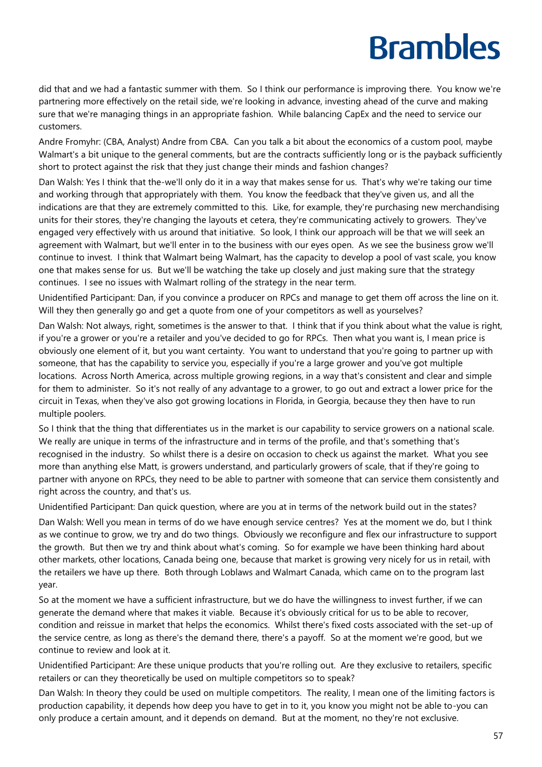did that and we had a fantastic summer with them. So I think our performance is improving there. You know we're partnering more effectively on the retail side, we're looking in advance, investing ahead of the curve and making sure that we're managing things in an appropriate fashion. While balancing CapEx and the need to service our customers.

Andre Fromyhr: (CBA, Analyst) Andre from CBA. Can you talk a bit about the economics of a custom pool, maybe Walmart's a bit unique to the general comments, but are the contracts sufficiently long or is the payback sufficiently short to protect against the risk that they just change their minds and fashion changes?

Dan Walsh: Yes I think that the-we'll only do it in a way that makes sense for us. That's why we're taking our time and working through that appropriately with them. You know the feedback that they've given us, and all the indications are that they are extremely committed to this. Like, for example, they're purchasing new merchandising units for their stores, they're changing the layouts et cetera, they're communicating actively to growers. They've engaged very effectively with us around that initiative. So look, I think our approach will be that we will seek an agreement with Walmart, but we'll enter in to the business with our eyes open. As we see the business grow we'll continue to invest. I think that Walmart being Walmart, has the capacity to develop a pool of vast scale, you know one that makes sense for us. But we'll be watching the take up closely and just making sure that the strategy continues. I see no issues with Walmart rolling of the strategy in the near term.

Unidentified Participant: Dan, if you convince a producer on RPCs and manage to get them off across the line on it. Will they then generally go and get a quote from one of your competitors as well as yourselves?

Dan Walsh: Not always, right, sometimes is the answer to that. I think that if you think about what the value is right, if you're a grower or you're a retailer and you've decided to go for RPCs. Then what you want is, I mean price is obviously one element of it, but you want certainty. You want to understand that you're going to partner up with someone, that has the capability to service you, especially if you're a large grower and you've got multiple locations. Across North America, across multiple growing regions, in a way that's consistent and clear and simple for them to administer. So it's not really of any advantage to a grower, to go out and extract a lower price for the circuit in Texas, when they've also got growing locations in Florida, in Georgia, because they then have to run multiple poolers.

So I think that the thing that differentiates us in the market is our capability to service growers on a national scale. We really are unique in terms of the infrastructure and in terms of the profile, and that's something that's recognised in the industry. So whilst there is a desire on occasion to check us against the market. What you see more than anything else Matt, is growers understand, and particularly growers of scale, that if they're going to partner with anyone on RPCs, they need to be able to partner with someone that can service them consistently and right across the country, and that's us.

Unidentified Participant: Dan quick question, where are you at in terms of the network build out in the states?

Dan Walsh: Well you mean in terms of do we have enough service centres? Yes at the moment we do, but I think as we continue to grow, we try and do two things. Obviously we reconfigure and flex our infrastructure to support the growth. But then we try and think about what's coming. So for example we have been thinking hard about other markets, other locations, Canada being one, because that market is growing very nicely for us in retail, with the retailers we have up there. Both through Loblaws and Walmart Canada, which came on to the program last year.

So at the moment we have a sufficient infrastructure, but we do have the willingness to invest further, if we can generate the demand where that makes it viable. Because it's obviously critical for us to be able to recover, condition and reissue in market that helps the economics. Whilst there's fixed costs associated with the set-up of the service centre, as long as there's the demand there, there's a payoff. So at the moment we're good, but we continue to review and look at it.

Unidentified Participant: Are these unique products that you're rolling out. Are they exclusive to retailers, specific retailers or can they theoretically be used on multiple competitors so to speak?

Dan Walsh: In theory they could be used on multiple competitors. The reality, I mean one of the limiting factors is production capability, it depends how deep you have to get in to it, you know you might not be able to-you can only produce a certain amount, and it depends on demand. But at the moment, no they're not exclusive.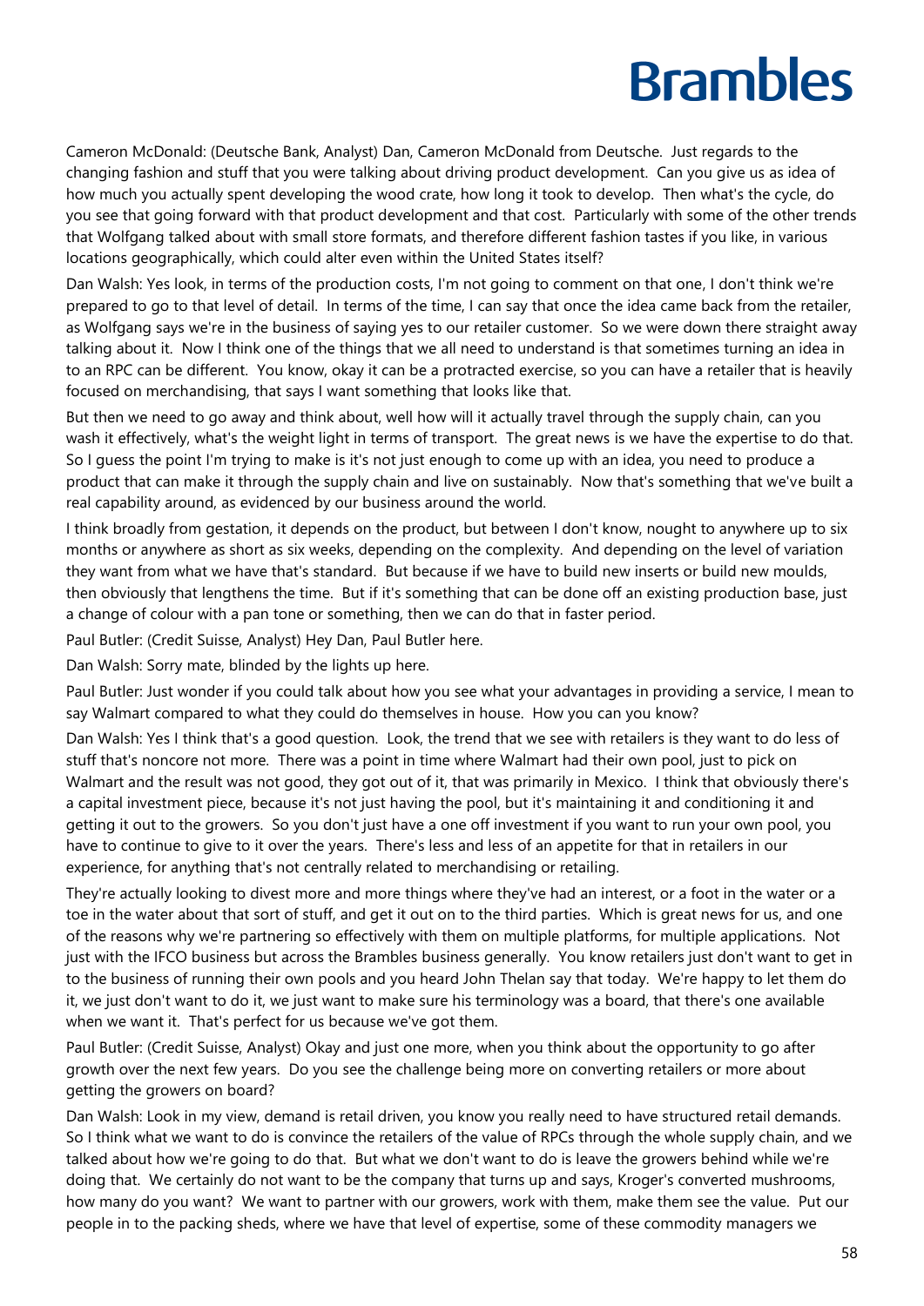Cameron McDonald: (Deutsche Bank, Analyst) Dan, Cameron McDonald from Deutsche. Just regards to the changing fashion and stuff that you were talking about driving product development. Can you give us as idea of how much you actually spent developing the wood crate, how long it took to develop. Then what's the cycle, do you see that going forward with that product development and that cost. Particularly with some of the other trends that Wolfgang talked about with small store formats, and therefore different fashion tastes if you like, in various locations geographically, which could alter even within the United States itself?

Dan Walsh: Yes look, in terms of the production costs, I'm not going to comment on that one, I don't think we're prepared to go to that level of detail. In terms of the time, I can say that once the idea came back from the retailer, as Wolfgang says we're in the business of saying yes to our retailer customer. So we were down there straight away talking about it. Now I think one of the things that we all need to understand is that sometimes turning an idea in to an RPC can be different. You know, okay it can be a protracted exercise, so you can have a retailer that is heavily focused on merchandising, that says I want something that looks like that.

But then we need to go away and think about, well how will it actually travel through the supply chain, can you wash it effectively, what's the weight light in terms of transport. The great news is we have the expertise to do that. So I guess the point I'm trying to make is it's not just enough to come up with an idea, you need to produce a product that can make it through the supply chain and live on sustainably. Now that's something that we've built a real capability around, as evidenced by our business around the world.

I think broadly from gestation, it depends on the product, but between I don't know, nought to anywhere up to six months or anywhere as short as six weeks, depending on the complexity. And depending on the level of variation they want from what we have that's standard. But because if we have to build new inserts or build new moulds, then obviously that lengthens the time. But if it's something that can be done off an existing production base, just a change of colour with a pan tone or something, then we can do that in faster period.

Paul Butler: (Credit Suisse, Analyst) Hey Dan, Paul Butler here.

Dan Walsh: Sorry mate, blinded by the lights up here.

Paul Butler: Just wonder if you could talk about how you see what your advantages in providing a service, I mean to say Walmart compared to what they could do themselves in house. How you can you know?

Dan Walsh: Yes I think that's a good question. Look, the trend that we see with retailers is they want to do less of stuff that's noncore not more. There was a point in time where Walmart had their own pool, just to pick on Walmart and the result was not good, they got out of it, that was primarily in Mexico. I think that obviously there's a capital investment piece, because it's not just having the pool, but it's maintaining it and conditioning it and getting it out to the growers. So you don't just have a one off investment if you want to run your own pool, you have to continue to give to it over the years. There's less and less of an appetite for that in retailers in our experience, for anything that's not centrally related to merchandising or retailing.

They're actually looking to divest more and more things where they've had an interest, or a foot in the water or a toe in the water about that sort of stuff, and get it out on to the third parties. Which is great news for us, and one of the reasons why we're partnering so effectively with them on multiple platforms, for multiple applications. Not just with the IFCO business but across the Brambles business generally. You know retailers just don't want to get in to the business of running their own pools and you heard John Thelan say that today. We're happy to let them do it, we just don't want to do it, we just want to make sure his terminology was a board, that there's one available when we want it. That's perfect for us because we've got them.

Paul Butler: (Credit Suisse, Analyst) Okay and just one more, when you think about the opportunity to go after growth over the next few years. Do you see the challenge being more on converting retailers or more about getting the growers on board?

Dan Walsh: Look in my view, demand is retail driven, you know you really need to have structured retail demands. So I think what we want to do is convince the retailers of the value of RPCs through the whole supply chain, and we talked about how we're going to do that. But what we don't want to do is leave the growers behind while we're doing that. We certainly do not want to be the company that turns up and says, Kroger's converted mushrooms, how many do you want? We want to partner with our growers, work with them, make them see the value. Put our people in to the packing sheds, where we have that level of expertise, some of these commodity managers we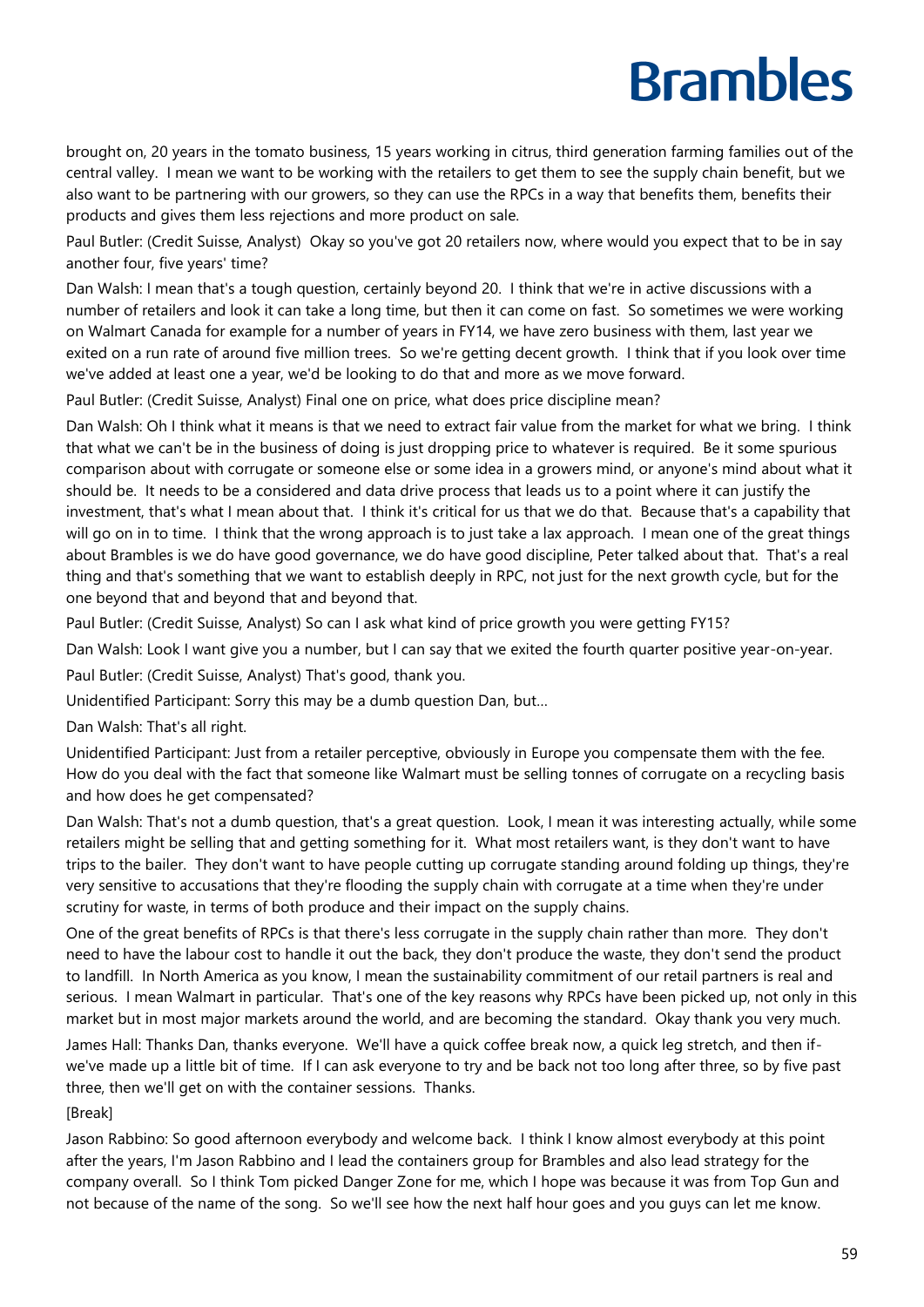brought on, 20 years in the tomato business, 15 years working in citrus, third generation farming families out of the central valley. I mean we want to be working with the retailers to get them to see the supply chain benefit, but we also want to be partnering with our growers, so they can use the RPCs in a way that benefits them, benefits their products and gives them less rejections and more product on sale.

Paul Butler: (Credit Suisse, Analyst) Okay so you've got 20 retailers now, where would you expect that to be in say another four, five years' time?

Dan Walsh: I mean that's a tough question, certainly beyond 20. I think that we're in active discussions with a number of retailers and look it can take a long time, but then it can come on fast. So sometimes we were working on Walmart Canada for example for a number of years in FY14, we have zero business with them, last year we exited on a run rate of around five million trees. So we're getting decent growth. I think that if you look over time we've added at least one a year, we'd be looking to do that and more as we move forward.

Paul Butler: (Credit Suisse, Analyst) Final one on price, what does price discipline mean?

Dan Walsh: Oh I think what it means is that we need to extract fair value from the market for what we bring. I think that what we can't be in the business of doing is just dropping price to whatever is required. Be it some spurious comparison about with corrugate or someone else or some idea in a growers mind, or anyone's mind about what it should be. It needs to be a considered and data drive process that leads us to a point where it can justify the investment, that's what I mean about that. I think it's critical for us that we do that. Because that's a capability that will go on in to time. I think that the wrong approach is to just take a lax approach. I mean one of the great things about Brambles is we do have good governance, we do have good discipline, Peter talked about that. That's a real thing and that's something that we want to establish deeply in RPC, not just for the next growth cycle, but for the one beyond that and beyond that and beyond that.

Paul Butler: (Credit Suisse, Analyst) So can I ask what kind of price growth you were getting FY15?

Dan Walsh: Look I want give you a number, but I can say that we exited the fourth quarter positive year-on-year.

Paul Butler: (Credit Suisse, Analyst) That's good, thank you.

Unidentified Participant: Sorry this may be a dumb question Dan, but...

Dan Walsh: That's all right.

Unidentified Participant: Just from a retailer perceptive, obviously in Europe you compensate them with the fee. How do you deal with the fact that someone like Walmart must be selling tonnes of corrugate on a recycling basis and how does he get compensated?

Dan Walsh: That's not a dumb question, that's a great question. Look, I mean it was interesting actually, while some retailers might be selling that and getting something for it. What most retailers want, is they don't want to have trips to the bailer. They don't want to have people cutting up corrugate standing around folding up things, they're very sensitive to accusations that they're flooding the supply chain with corrugate at a time when they're under scrutiny for waste, in terms of both produce and their impact on the supply chains.

One of the great benefits of RPCs is that there's less corrugate in the supply chain rather than more. They don't need to have the labour cost to handle it out the back, they don't produce the waste, they don't send the product to landfill. In North America as you know, I mean the sustainability commitment of our retail partners is real and serious. I mean Walmart in particular. That's one of the key reasons why RPCs have been picked up, not only in this market but in most major markets around the world, and are becoming the standard. Okay thank you very much.

James Hall: Thanks Dan, thanks everyone. We'll have a quick coffee break now, a quick leg stretch, and then if-we've made up a little bit of time. If I can ask everyone to try and be back not too long after three, so by five past three, then we'll get on with the container sessions. Thanks.

[Break]

Jason Rabbino: So good afternoon everybody and welcome back. I think I know almost everybody at this point after the years, I'm Jason Rabbino and I lead the containers group for Brambles and also lead strategy for the company overall. So I think Tom picked Danger Zone for me, which I hope was because it was from Top Gun and not because of the name of the song. So we'll see how the next half hour goes and you guys can let me know.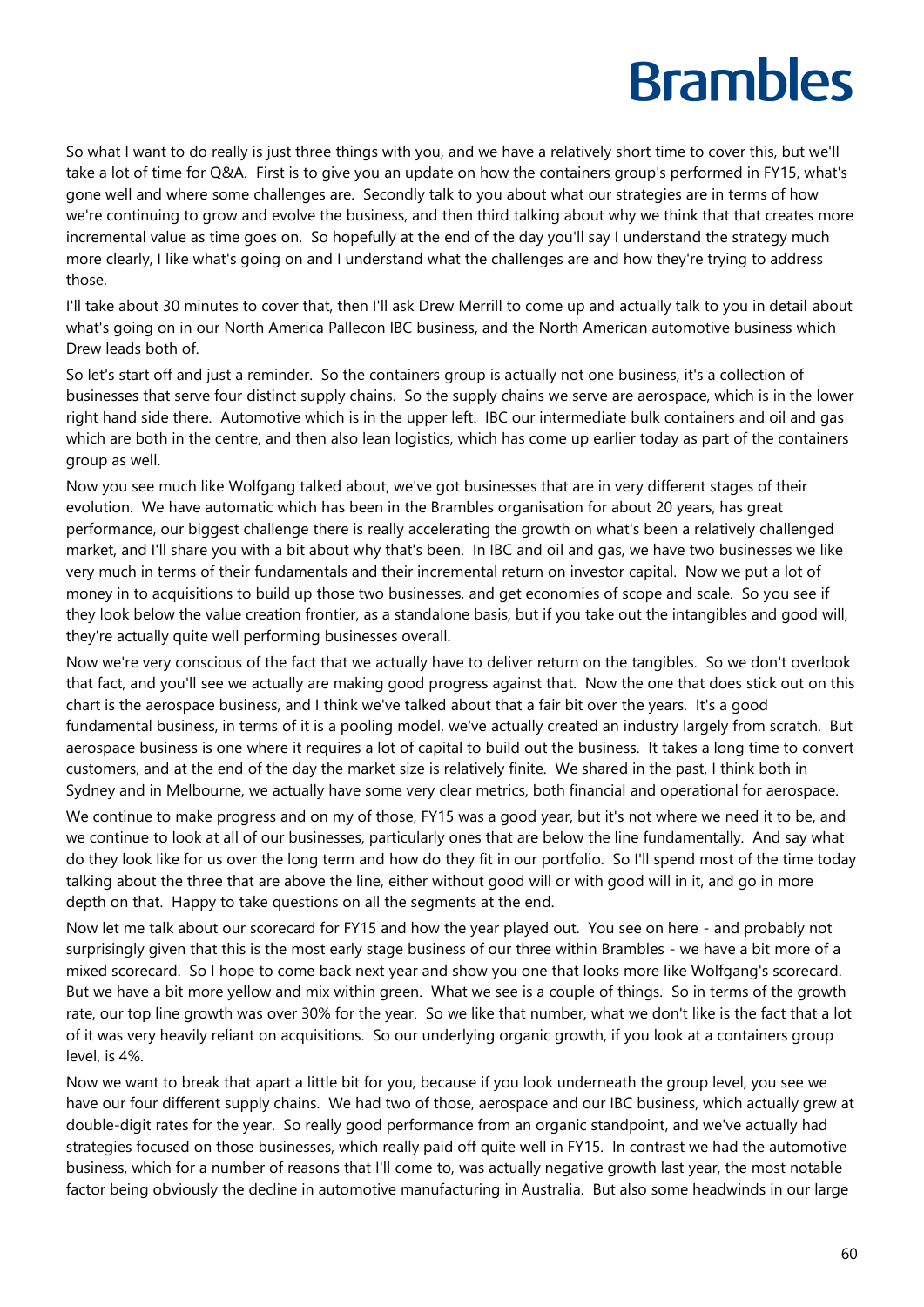So what I want to do really is just three things with you, and we have a relatively short time to cover this, but we'll take a lot of time for Q&A. First is to give you an update on how the containers group's performed in FY15, what's gone well and where some challenges are. Secondly talk to you about what our strategies are in terms of how we're continuing to grow and evolve the business, and then third talking about why we think that that creates more incremental value as time goes on. So hopefully at the end of the day you'll say I understand the strategy much more clearly, I like what's going on and I understand what the challenges are and how they're trying to address those.

I'll take about 30 minutes to cover that, then I'll ask Drew Merrill to come up and actually talk to you in detail about what's going on in our North America Pallecon IBC business, and the North American automotive business which Drew leads both of.

So let's start off and just a reminder. So the containers group is actually not one business, it's a collection of businesses that serve four distinct supply chains. So the supply chains we serve are aerospace, which is in the lower right hand side there. Automotive which is in the upper left. IBC our intermediate bulk containers and oil and gas which are both in the centre, and then also lean logistics, which has come up earlier today as part of the containers group as well.

Now you see much like Wolfgang talked about, we've got businesses that are in very different stages of their evolution. We have automatic which has been in the Brambles organisation for about 20 years, has great performance, our biggest challenge there is really accelerating the growth on what's been a relatively challenged market, and I'll share you with a bit about why that's been. In IBC and oil and gas, we have two businesses we like very much in terms of their fundamentals and their incremental return on investor capital. Now we put a lot of money in to acquisitions to build up those two businesses, and get economies of scope and scale. So you see if they look below the value creation frontier, as a standalone basis, but if you take out the intangibles and good will, they're actually quite well performing businesses overall.

Now we're very conscious of the fact that we actually have to deliver return on the tangibles. So we don't overlook that fact, and you'll see we actually are making good progress against that. Now the one that does stick out on this chart is the aerospace business, and I think we've talked about that a fair bit over the years. It's a good fundamental business, in terms of it is a pooling model, we've actually created an industry largely from scratch. But aerospace business is one where it requires a lot of capital to build out the business. It takes a long time to convert customers, and at the end of the day the market size is relatively finite. We shared in the past, I think both in Sydney and in Melbourne, we actually have some very clear metrics, both financial and operational for aerospace.

We continue to make progress and on my of those, FY15 was a good year, but it's not where we need it to be, and we continue to look at all of our businesses, particularly ones that are below the line fundamentally. And say what do they look like for us over the long term and how do they fit in our portfolio. So I'll spend most of the time today talking about the three that are above the line, either without good will or with good will in it, and go in more depth on that. Happy to take questions on all the segments at the end.

Now let me talk about our scorecard for FY15 and how the year played out. You see on here - and probably not surprisingly given that this is the most early stage business of our three within Brambles - we have a bit more of a mixed scorecard. So I hope to come back next year and show you one that looks more like Wolfgang's scorecard. But we have a bit more yellow and mix within green. What we see is a couple of things. So in terms of the growth rate, our top line growth was over 30% for the year. So we like that number, what we don't like is the fact that a lot of it was very heavily reliant on acquisitions. So our underlying organic growth, if you look at a containers group level, is 4%.

Now we want to break that apart a little bit for you, because if you look underneath the group level, you see we have our four different supply chains. We had two of those, aerospace and our IBC business, which actually grew at double-digit rates for the year. So really good performance from an organic standpoint, and we've actually had strategies focused on those businesses, which really paid off quite well in FY15. In contrast we had the automotive business, which for a number of reasons that I'll come to, was actually negative growth last year, the most notable factor being obviously the decline in automotive manufacturing in Australia. But also some headwinds in our large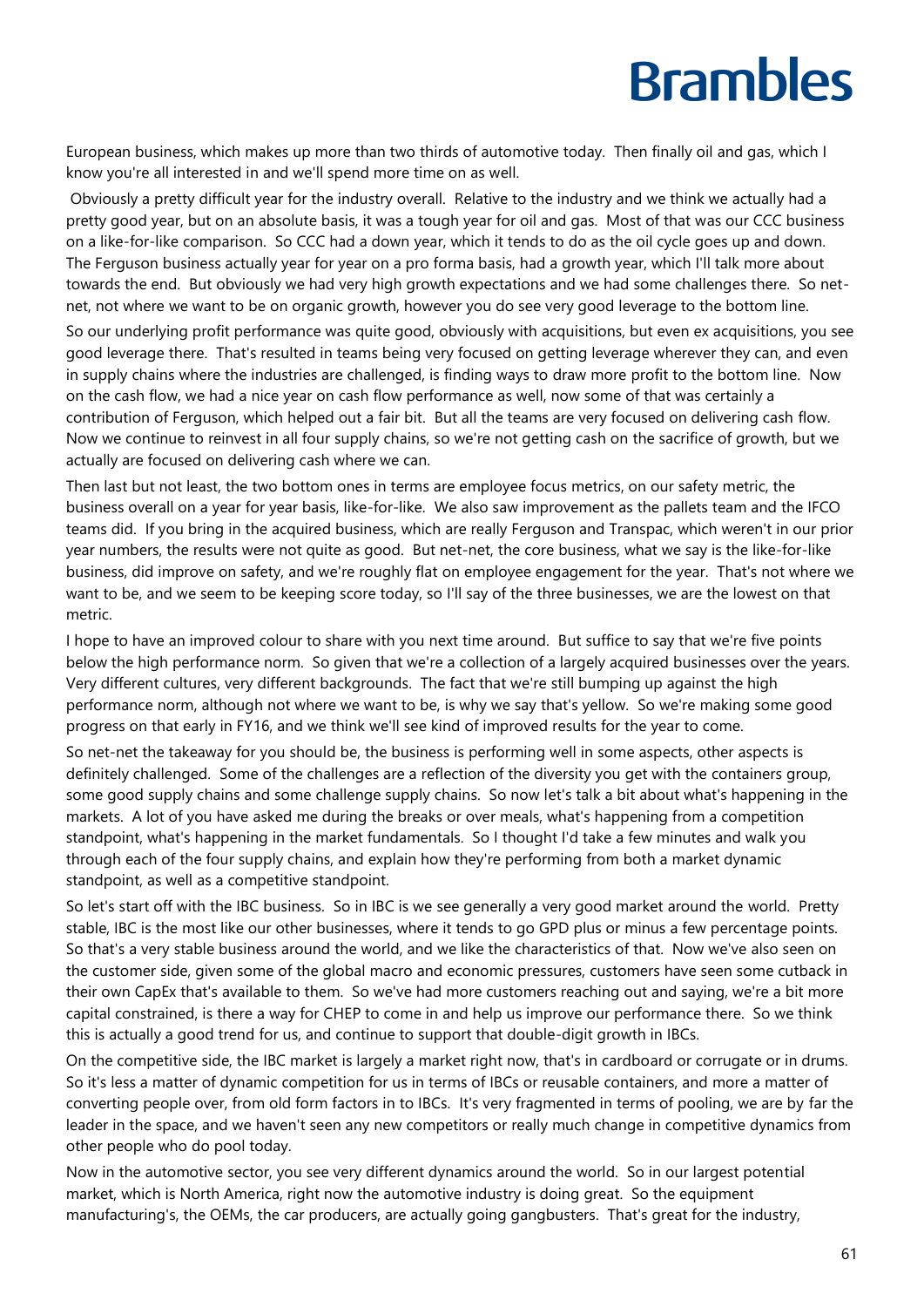European business, which makes up more than two thirds of automotive today. Then finally oil and gas, which I know you're all interested in and we'll spend more time on as well.

Obviously a pretty difficult year for the industry overall. Relative to the industry and we think we actually had a pretty good year, but on an absolute basis, it was a tough year for oil and gas. Most of that was our CCC business on a like-for-like comparison. So CCC had a down year, which it tends to do as the oil cycle goes up and down. The Ferguson business actually year for year on a pro forma basis, had a growth year, which I'll talk more about towards the end. But obviously we had very high growth expectations and we had some challenges there. So net-net, not where we want to be on organic growth, however you do see very good leverage to the bottom line.

So our underlying profit performance was quite good, obviously with acquisitions, but even ex acquisitions, you see good leverage there. That's resulted in teams being very focused on getting leverage wherever they can, and even in supply chains where the industries are challenged, is finding ways to draw more profit to the bottom line. Now on the cash flow, we had a nice year on cash flow performance as well, now some of that was certainly a contribution of Ferguson, which helped out a fair bit. But all the teams are very focused on delivering cash flow. Now we continue to reinvest in all four supply chains, so we're not getting cash on the sacrifice of growth, but we actually are focused on delivering cash where we can.

Then last but not least, the two bottom ones in terms are employee focus metrics, on our safety metric, the business overall on a year for year basis, like-for-like. We also saw improvement as the pallets team and the IFCO teams did. If you bring in the acquired business, which are really Ferguson and Transpac, which weren't in our prior year numbers, the results were not quite as good. But net-net, the core business, what we say is the like-for-like business, did improve on safety, and we're roughly flat on employee engagement for the year. That's not where we want to be, and we seem to be keeping score today, so I'll say of the three businesses, we are the lowest on that metric.

I hope to have an improved colour to share with you next time around. But suffice to say that we're five points below the high performance norm. So given that we're a collection of a largely acquired businesses over the years. Very different cultures, very different backgrounds. The fact that we're still bumping up against the high performance norm, although not where we want to be, is why we say that's yellow. So we're making some good progress on that early in FY16, and we think we'll see kind of improved results for the year to come.

So net-net the takeaway for you should be, the business is performing well in some aspects, other aspects is definitely challenged. Some of the challenges are a reflection of the diversity you get with the containers group, some good supply chains and some challenge supply chains. So now let's talk a bit about what's happening in the markets. A lot of you have asked me during the breaks or over meals, what's happening from a competition standpoint, what's happening in the market fundamentals. So I thought I'd take a few minutes and walk you through each of the four supply chains, and explain how they're performing from both a market dynamic standpoint, as well as a competitive standpoint.

So let's start off with the IBC business. So in IBC is we see generally a very good market around the world. Pretty stable, IBC is the most like our other businesses, where it tends to go GPD plus or minus a few percentage points. So that's a very stable business around the world, and we like the characteristics of that. Now we've also seen on the customer side, given some of the global macro and economic pressures, customers have seen some cutback in their own CapEx that's available to them. So we've had more customers reaching out and saying, we're a bit more capital constrained, is there a way for CHEP to come in and help us improve our performance there. So we think this is actually a good trend for us, and continue to support that double-digit growth in IBCs.

On the competitive side, the IBC market is largely a market right now, that's in cardboard or corrugate or in drums. So it's less a matter of dynamic competition for us in terms of IBCs or reusable containers, and more a matter of converting people over, from old form factors in to IBCs. It's very fragmented in terms of pooling, we are by far the leader in the space, and we haven't seen any new competitors or really much change in competitive dynamics from other people who do pool today.

Now in the automotive sector, you see very different dynamics around the world. So in our largest potential market, which is North America, right now the automotive industry is doing great. So the equipment manufacturing's, the OEMs, the car producers, are actually going gangbusters. That's great for the industry,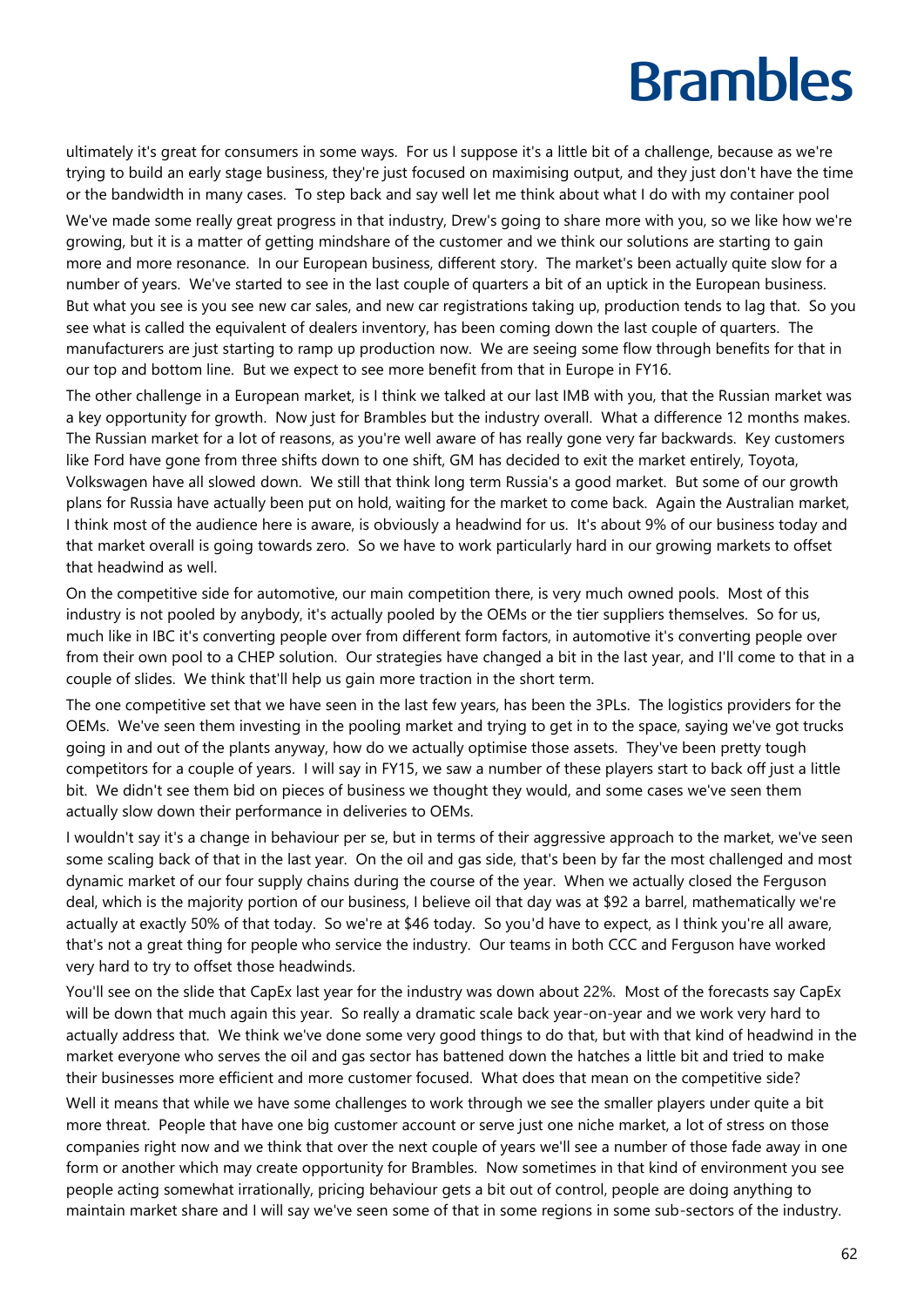ultimately it's great for consumers in some ways. For us I suppose it's a little bit of a challenge, because as we're trying to build an early stage business, they're just focused on maximising output, and they just don't have the time or the bandwidth in many cases. To step back and say well let me think about what I do with my container pool

We've made some really great progress in that industry, Drew's going to share more with you, so we like how we're growing, but it is a matter of getting mindshare of the customer and we think our solutions are starting to gain more and more resonance. In our European business, different story. The market's been actually quite slow for a number of years. We've started to see in the last couple of quarters a bit of an uptick in the European business. But what you see is you see new car sales, and new car registrations taking up, production tends to lag that. So you see what is called the equivalent of dealers inventory, has been coming down the last couple of quarters. The manufacturers are just starting to ramp up production now. We are seeing some flow through benefits for that in our top and bottom line. But we expect to see more benefit from that in Europe in FY16.

The other challenge in a European market, is I think we talked at our last IMB with you, that the Russian market was a key opportunity for growth. Now just for Brambles but the industry overall. What a difference 12 months makes. The Russian market for a lot of reasons, as you're well aware of has really gone very far backwards. Key customers like Ford have gone from three shifts down to one shift, GM has decided to exit the market entirely, Toyota, Volkswagen have all slowed down. We still that think long term Russia's a good market. But some of our growth plans for Russia have actually been put on hold, waiting for the market to come back. Again the Australian market, I think most of the audience here is aware, is obviously a headwind for us. It's about 9% of our business today and that market overall is going towards zero. So we have to work particularly hard in our growing markets to offset that headwind as well.

On the competitive side for automotive, our main competition there, is very much owned pools. Most of this industry is not pooled by anybody, it's actually pooled by the OEMs or the tier suppliers themselves. So for us, much like in IBC it's converting people over from different form factors, in automotive it's converting people over from their own pool to a CHEP solution. Our strategies have changed a bit in the last year, and I'll come to that in a couple of slides. We think that'll help us gain more traction in the short term.

The one competitive set that we have seen in the last few years, has been the 3PLs. The logistics providers for the OEMs. We've seen them investing in the pooling market and trying to get in to the space, saying we've got trucks going in and out of the plants anyway, how do we actually optimise those assets. They've been pretty tough competitors for a couple of years. I will say in FY15, we saw a number of these players start to back off just a little bit. We didn't see them bid on pieces of business we thought they would, and some cases we've seen them actually slow down their performance in deliveries to OEMs.

I wouldn't say it's a change in behaviour per se, but in terms of their aggressive approach to the market, we've seen some scaling back of that in the last year. On the oil and gas side, that's been by far the most challenged and most dynamic market of our four supply chains during the course of the year. When we actually closed the Ferguson deal, which is the majority portion of our business, I believe oil that day was at $92 a barrel, mathematically we're actually at exactly 50% of that today. So we're at $46 today. So you'd have to expect, as I think you're all aware, that's not a great thing for people who service the industry. Our teams in both CCC and Ferguson have worked very hard to try to offset those headwinds.

You'll see on the slide that CapEx last year for the industry was down about 22%. Most of the forecasts say CapEx will be down that much again this year. So really a dramatic scale back year-on-year and we work very hard to actually address that. We think we've done some very good things to do that, but with that kind of headwind in the market everyone who serves the oil and gas sector has battened down the hatches a little bit and tried to make their businesses more efficient and more customer focused. What does that mean on the competitive side?

Well it means that while we have some challenges to work through we see the smaller players under quite a bit more threat. People that have one big customer account or serve just one niche market, a lot of stress on those companies right now and we think that over the next couple of years we'll see a number of those fade away in one form or another which may create opportunity for Brambles. Now sometimes in that kind of environment you see people acting somewhat irrationally, pricing behaviour gets a bit out of control, people are doing anything to maintain market share and I will say we've seen some of that in some regions in some sub-sectors of the industry.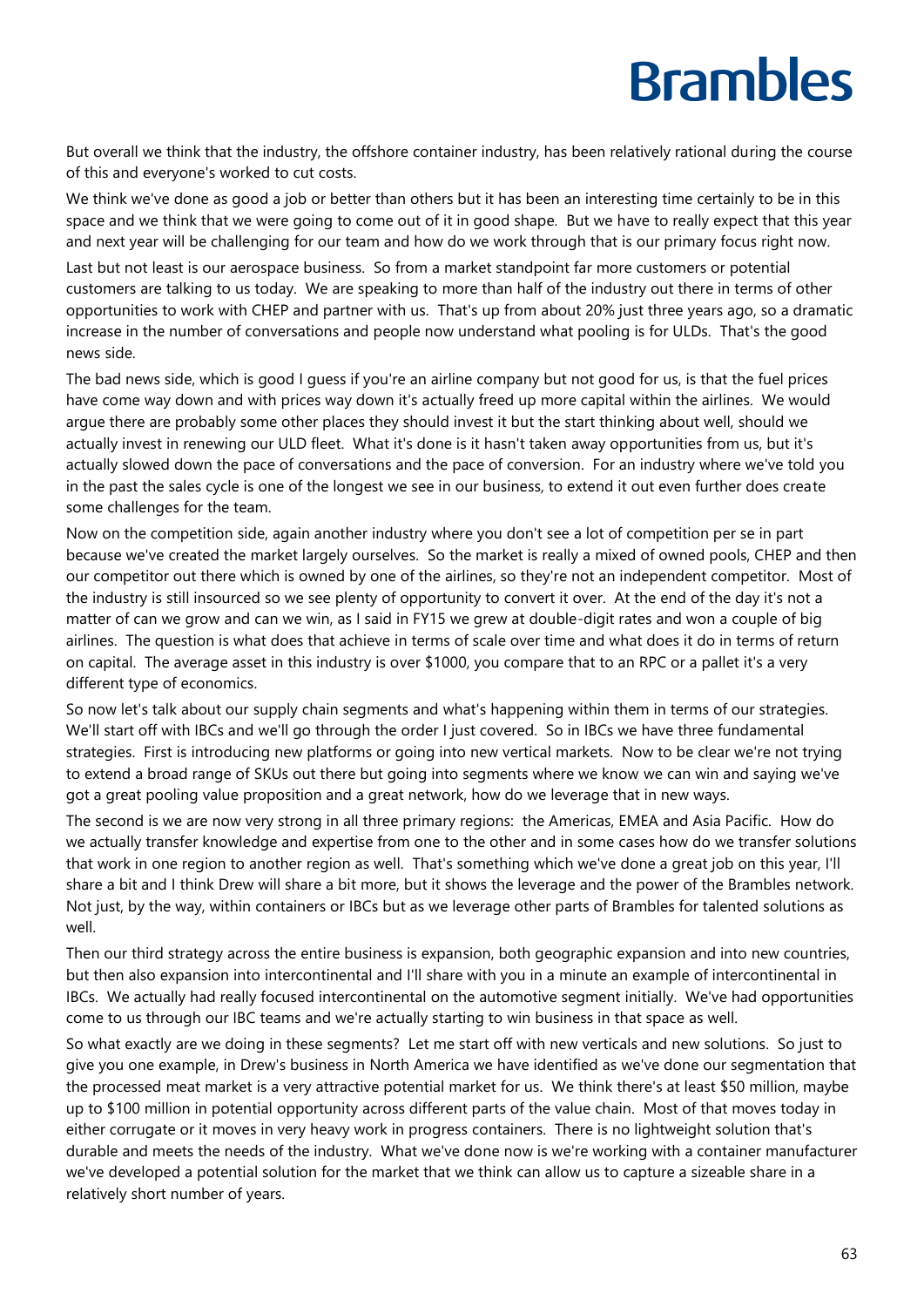But overall we think that the industry, the offshore container industry, has been relatively rational during the course of this and everyone's worked to cut costs.

We think we've done as good a job or better than others but it has been an interesting time certainly to be in this space and we think that we were going to come out of it in good shape. But we have to really expect that this year and next year will be challenging for our team and how do we work through that is our primary focus right now.

Last but not least is our aerospace business. So from a market standpoint far more customers or potential customers are talking to us today. We are speaking to more than half of the industry out there in terms of other opportunities to work with CHEP and partner with us. That's up from about 20% just three years ago, so a dramatic increase in the number of conversations and people now understand what pooling is for ULDs. That's the good news side.

The bad news side, which is good I guess if you're an airline company but not good for us, is that the fuel prices have come way down and with prices way down it's actually freed up more capital within the airlines. We would argue there are probably some other places they should invest it but the start thinking about well, should we actually invest in renewing our ULD fleet. What it's done is it hasn't taken away opportunities from us, but it's actually slowed down the pace of conversations and the pace of conversion. For an industry where we've told you in the past the sales cycle is one of the longest we see in our business, to extend it out even further does create some challenges for the team.

Now on the competition side, again another industry where you don't see a lot of competition per se in part because we've created the market largely ourselves. So the market is really a mixed of owned pools, CHEP and then our competitor out there which is owned by one of the airlines, so they're not an independent competitor. Most of the industry is still insourced so we see plenty of opportunity to convert it over. At the end of the day it's not a matter of can we grow and can we win, as I said in FY15 we grew at double-digit rates and won a couple of big airlines. The question is what does that achieve in terms of scale over time and what does it do in terms of return on capital. The average asset in this industry is over $1000, you compare that to an RPC or a pallet it's a very different type of economics.

So now let's talk about our supply chain segments and what's happening within them in terms of our strategies. We'll start off with IBCs and we'll go through the order I just covered. So in IBCs we have three fundamental strategies. First is introducing new platforms or going into new vertical markets. Now to be clear we're not trying to extend a broad range of SKUs out there but going into segments where we know we can win and saying we've got a great pooling value proposition and a great network, how do we leverage that in new ways.

The second is we are now very strong in all three primary regions: the Americas, EMEA and Asia Pacific. How do we actually transfer knowledge and expertise from one to the other and in some cases how do we transfer solutions that work in one region to another region as well. That's something which we've done a great job on this year, I'll share a bit and I think Drew will share a bit more, but it shows the leverage and the power of the Brambles network. Not just, by the way, within containers or IBCs but as we leverage other parts of Brambles for talented solutions as well.

Then our third strategy across the entire business is expansion, both geographic expansion and into new countries, but then also expansion into intercontinental and I'll share with you in a minute an example of intercontinental in IBCs. We actually had really focused intercontinental on the automotive segment initially. We've had opportunities come to us through our IBC teams and we're actually starting to win business in that space as well.

So what exactly are we doing in these segments? Let me start off with new verticals and new solutions. So just to give you one example, in Drew's business in North America we have identified as we've done our segmentation that the processed meat market is a very attractive potential market for us. We think there's at least $50 million, maybe up to $100 million in potential opportunity across different parts of the value chain. Most of that moves today in either corrugate or it moves in very heavy work in progress containers. There is no lightweight solution that's durable and meets the needs of the industry. What we've done now is we're working with a container manufacturer we've developed a potential solution for the market that we think can allow us to capture a sizeable share in a relatively short number of years.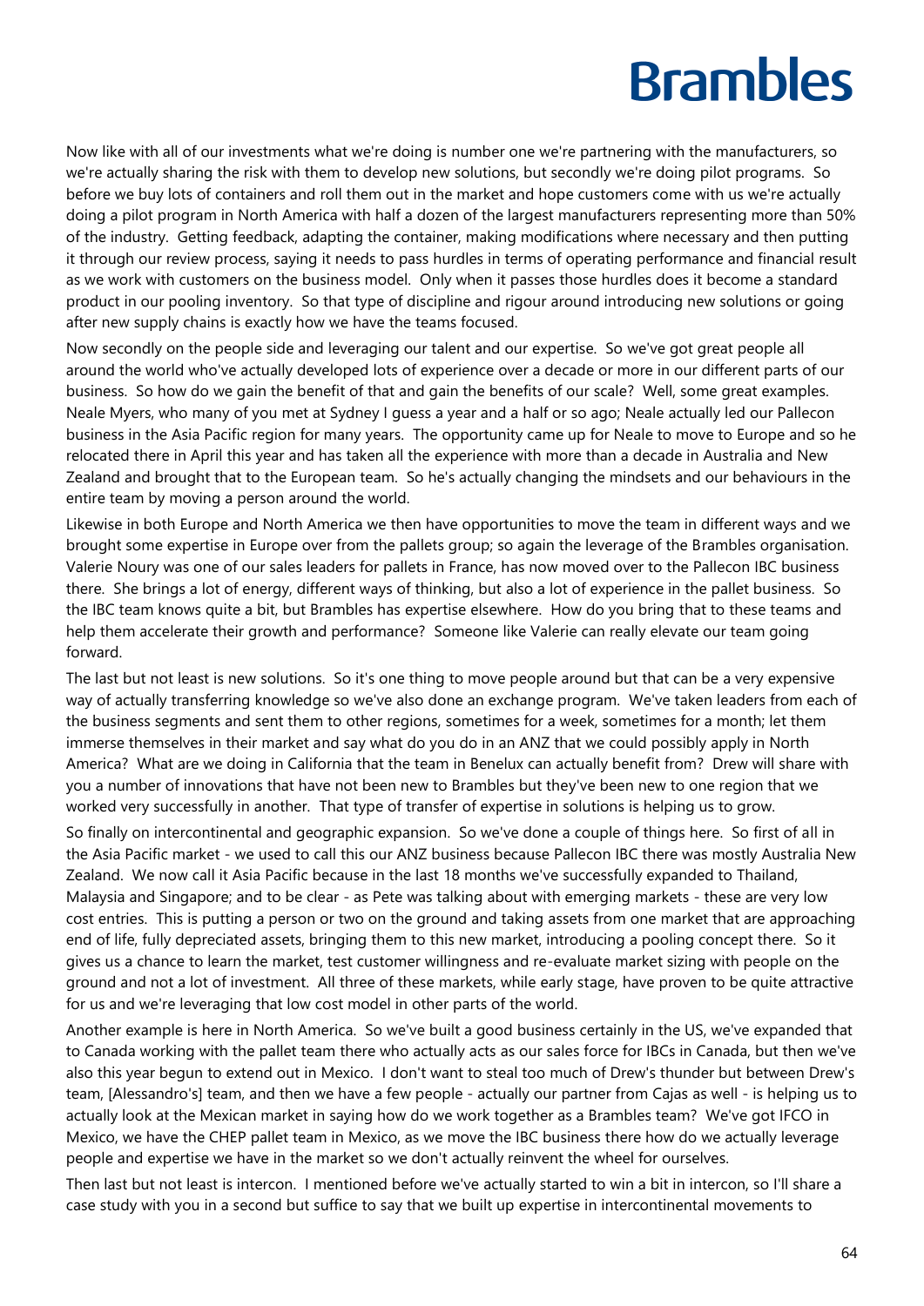Now like with all of our investments what we're doing is number one we're partnering with the manufacturers, so we're actually sharing the risk with them to develop new solutions, but secondly we're doing pilot programs. So before we buy lots of containers and roll them out in the market and hope customers come with us we're actually doing a pilot program in North America with half a dozen of the largest manufacturers representing more than 50% of the industry. Getting feedback, adapting the container, making modifications where necessary and then putting it through our review process, saying it needs to pass hurdles in terms of operating performance and financial result as we work with customers on the business model. Only when it passes those hurdles does it become a standard product in our pooling inventory. So that type of discipline and rigour around introducing new solutions or going after new supply chains is exactly how we have the teams focused.

Now secondly on the people side and leveraging our talent and our expertise. So we've got great people all around the world who've actually developed lots of experience over a decade or more in our different parts of our business. So how do we gain the benefit of that and gain the benefits of our scale? Well, some great examples. Neale Myers, who many of you met at Sydney I guess a year and a half or so ago; Neale actually led our Pallecon business in the Asia Pacific region for many years. The opportunity came up for Neale to move to Europe and so he relocated there in April this year and has taken all the experience with more than a decade in Australia and New Zealand and brought that to the European team. So he's actually changing the mindsets and our behaviours in the entire team by moving a person around the world.

Likewise in both Europe and North America we then have opportunities to move the team in different ways and we brought some expertise in Europe over from the pallets group; so again the leverage of the Brambles organisation. Valerie Noury was one of our sales leaders for pallets in France, has now moved over to the Pallecon IBC business there. She brings a lot of energy, different ways of thinking, but also a lot of experience in the pallet business. So the IBC team knows quite a bit, but Brambles has expertise elsewhere. How do you bring that to these teams and help them accelerate their growth and performance? Someone like Valerie can really elevate our team going forward.

The last but not least is new solutions. So it's one thing to move people around but that can be a very expensive way of actually transferring knowledge so we've also done an exchange program. We've taken leaders from each of the business segments and sent them to other regions, sometimes for a week, sometimes for a month; let them immerse themselves in their market and say what do you do in an ANZ that we could possibly apply in North America? What are we doing in California that the team in Benelux can actually benefit from? Drew will share with you a number of innovations that have not been new to Brambles but they've been new to one region that we worked very successfully in another. That type of transfer of expertise in solutions is helping us to grow.

So finally on intercontinental and geographic expansion. So we've done a couple of things here. So first of all in the Asia Pacific market - we used to call this our ANZ business because Pallecon IBC there was mostly Australia New Zealand. We now call it Asia Pacific because in the last 18 months we've successfully expanded to Thailand, Malaysia and Singapore; and to be clear - as Pete was talking about with emerging markets - these are very low cost entries. This is putting a person or two on the ground and taking assets from one market that are approaching end of life, fully depreciated assets, bringing them to this new market, introducing a pooling concept there. So it gives us a chance to learn the market, test customer willingness and re-evaluate market sizing with people on the ground and not a lot of investment. All three of these markets, while early stage, have proven to be quite attractive for us and we're leveraging that low cost model in other parts of the world.

Another example is here in North America. So we've built a good business certainly in the US, we've expanded that to Canada working with the pallet team there who actually acts as our sales force for IBCs in Canada, but then we've also this year begun to extend out in Mexico. I don't want to steal too much of Drew's thunder but between Drew's team, [Alessandro's] team, and then we have a few people - actually our partner from Cajas as well - is helping us to actually look at the Mexican market in saying how do we work together as a Brambles team? We've got IFCO in Mexico, we have the CHEP pallet team in Mexico, as we move the IBC business there how do we actually leverage people and expertise we have in the market so we don't actually reinvent the wheel for ourselves.

Then last but not least is intercon. I mentioned before we've actually started to win a bit in intercon, so I'll share a case study with you in a second but suffice to say that we built up expertise in intercontinental movements to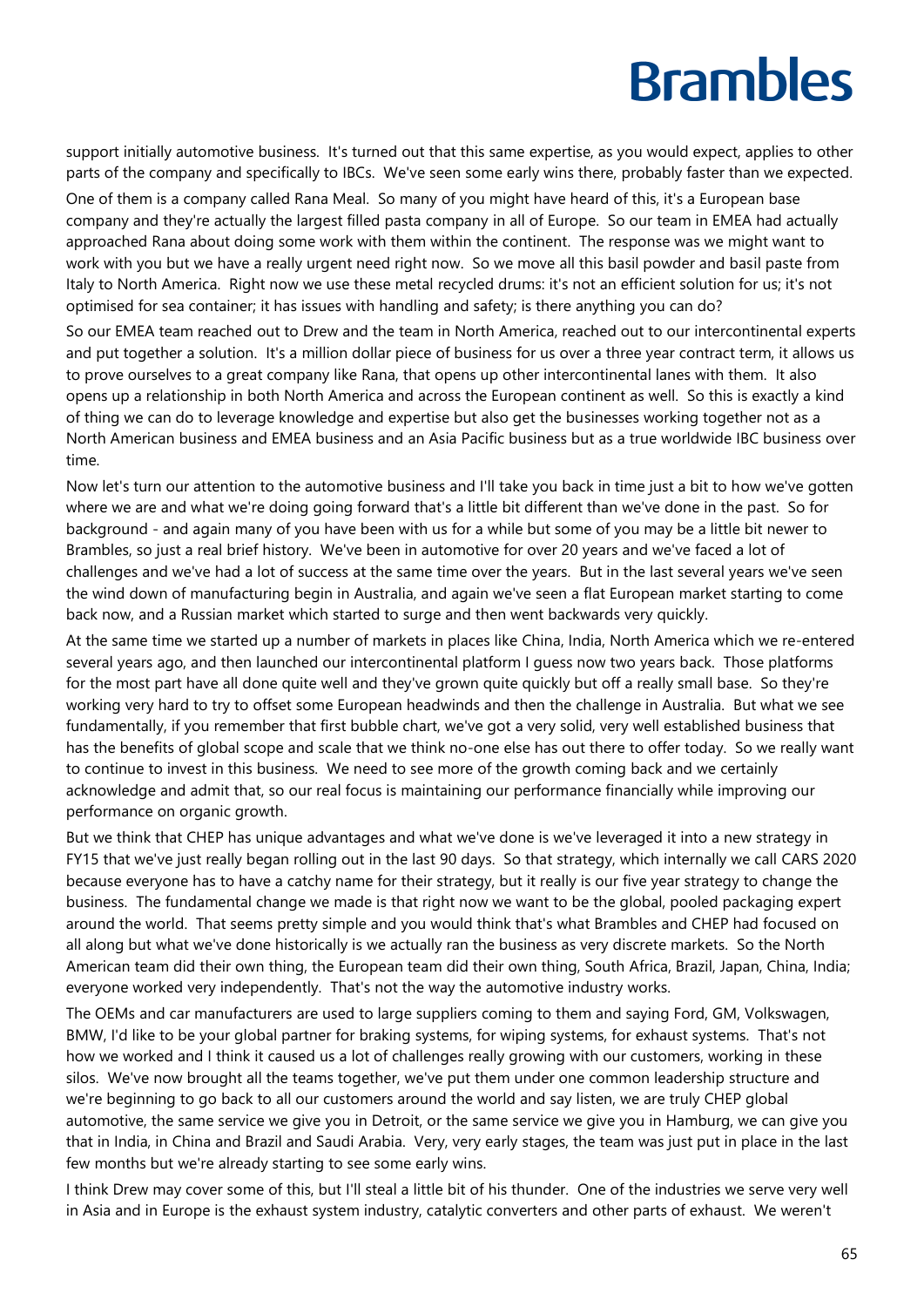support initially automotive business. It's turned out that this same expertise, as you would expect, applies to other parts of the company and specifically to IBCs. We've seen some early wins there, probably faster than we expected.

One of them is a company called Rana Meal. So many of you might have heard of this, it's a European base company and they're actually the largest filled pasta company in all of Europe. So our team in EMEA had actually approached Rana about doing some work with them within the continent. The response was we might want to work with you but we have a really urgent need right now. So we move all this basil powder and basil paste from Italy to North America. Right now we use these metal recycled drums: it's not an efficient solution for us; it's not optimised for sea container; it has issues with handling and safety; is there anything you can do?

So our EMEA team reached out to Drew and the team in North America, reached out to our intercontinental experts and put together a solution. It's a million dollar piece of business for us over a three year contract term, it allows us to prove ourselves to a great company like Rana, that opens up other intercontinental lanes with them. It also opens up a relationship in both North America and across the European continent as well. So this is exactly a kind of thing we can do to leverage knowledge and expertise but also get the businesses working together not as a North American business and EMEA business and an Asia Pacific business but as a true worldwide IBC business over time.

Now let's turn our attention to the automotive business and I'll take you back in time just a bit to how we've gotten where we are and what we're doing going forward that's a little bit different than we've done in the past. So for background - and again many of you have been with us for a while but some of you may be a little bit newer to Brambles, so just a real brief history. We've been in automotive for over 20 years and we've faced a lot of challenges and we've had a lot of success at the same time over the years. But in the last several years we've seen the wind down of manufacturing begin in Australia, and again we've seen a flat European market starting to come back now, and a Russian market which started to surge and then went backwards very quickly.

At the same time we started up a number of markets in places like China, India, North America which we re-entered several years ago, and then launched our intercontinental platform I guess now two years back. Those platforms for the most part have all done quite well and they've grown quite quickly but off a really small base. So they're working very hard to try to offset some European headwinds and then the challenge in Australia. But what we see fundamentally, if you remember that first bubble chart, we've got a very solid, very well established business that has the benefits of global scope and scale that we think no-one else has out there to offer today. So we really want to continue to invest in this business. We need to see more of the growth coming back and we certainly acknowledge and admit that, so our real focus is maintaining our performance financially while improving our performance on organic growth.

But we think that CHEP has unique advantages and what we've done is we've leveraged it into a new strategy in FY15 that we've just really began rolling out in the last 90 days. So that strategy, which internally we call CARS 2020 because everyone has to have a catchy name for their strategy, but it really is our five year strategy to change the business. The fundamental change we made is that right now we want to be the global, pooled packaging expert around the world. That seems pretty simple and you would think that's what Brambles and CHEP had focused on all along but what we've done historically is we actually ran the business as very discrete markets. So the North American team did their own thing, the European team did their own thing, South Africa, Brazil, Japan, China, India; everyone worked very independently. That's not the way the automotive industry works.

The OEMs and car manufacturers are used to large suppliers coming to them and saying Ford, GM, Volkswagen, BMW, I'd like to be your global partner for braking systems, for wiping systems, for exhaust systems. That's not how we worked and I think it caused us a lot of challenges really growing with our customers, working in these silos. We've now brought all the teams together, we've put them under one common leadership structure and we're beginning to go back to all our customers around the world and say listen, we are truly CHEP global automotive, the same service we give you in Detroit, or the same service we give you in Hamburg, we can give you that in India, in China and Brazil and Saudi Arabia. Very, very early stages, the team was just put in place in the last few months but we're already starting to see some early wins.

I think Drew may cover some of this, but I'll steal a little bit of his thunder. One of the industries we serve very well in Asia and in Europe is the exhaust system industry, catalytic converters and other parts of exhaust. We weren't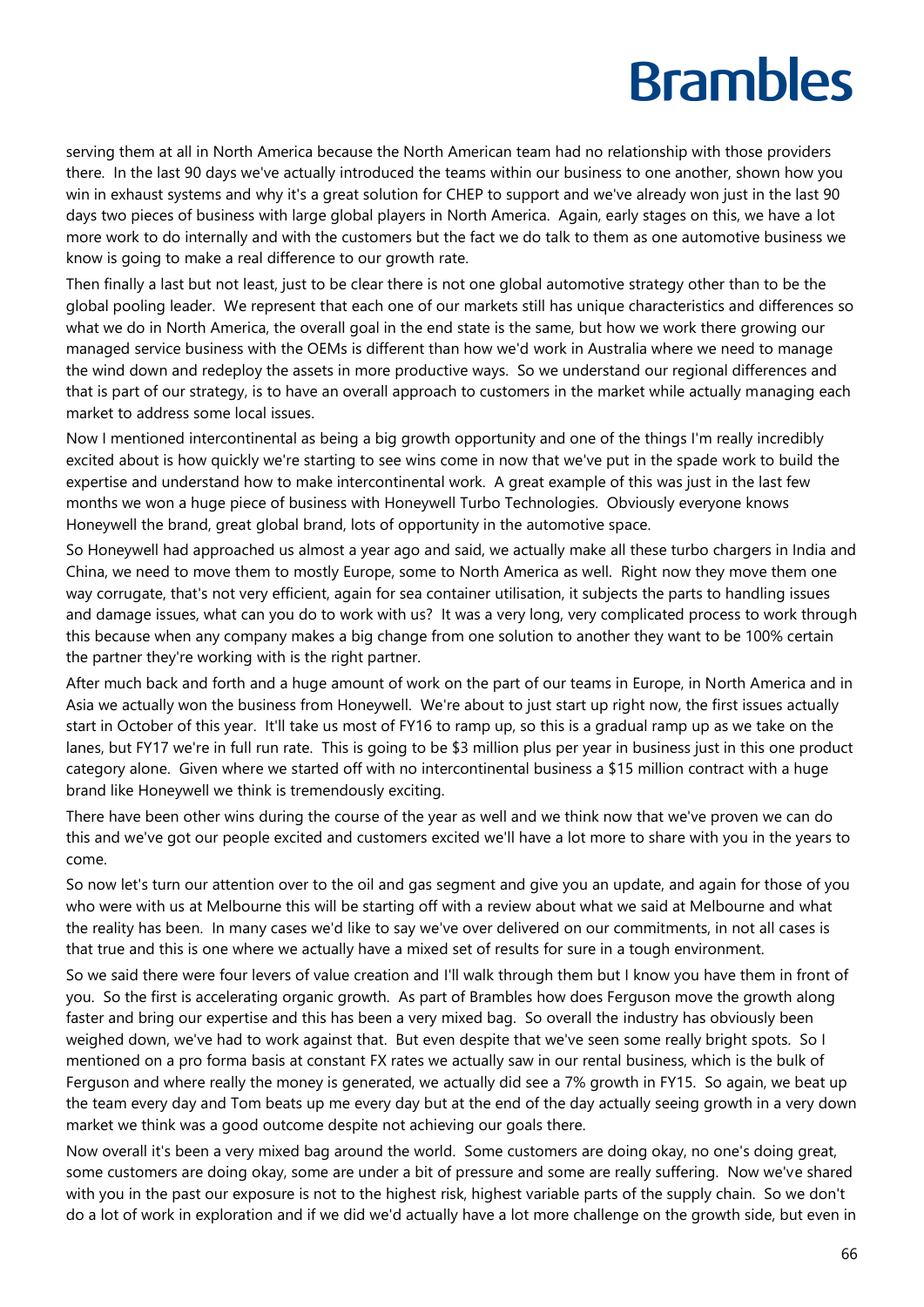serving them at all in North America because the North American team had no relationship with those providers there. In the last 90 days we've actually introduced the teams within our business to one another, shown how you win in exhaust systems and why it's a great solution for CHEP to support and we've already won just in the last 90 days two pieces of business with large global players in North America. Again, early stages on this, we have a lot more work to do internally and with the customers but the fact we do talk to them as one automotive business we know is going to make a real difference to our growth rate.

Then finally a last but not least, just to be clear there is not one global automotive strategy other than to be the global pooling leader. We represent that each one of our markets still has unique characteristics and differences so what we do in North America, the overall goal in the end state is the same, but how we work there growing our managed service business with the OEMs is different than how we'd work in Australia where we need to manage the wind down and redeploy the assets in more productive ways. So we understand our regional differences and that is part of our strategy, is to have an overall approach to customers in the market while actually managing each market to address some local issues.

Now I mentioned intercontinental as being a big growth opportunity and one of the things I'm really incredibly excited about is how quickly we're starting to see wins come in now that we've put in the spade work to build the expertise and understand how to make intercontinental work. A great example of this was just in the last few months we won a huge piece of business with Honeywell Turbo Technologies. Obviously everyone knows Honeywell the brand, great global brand, lots of opportunity in the automotive space.

So Honeywell had approached us almost a year ago and said, we actually make all these turbo chargers in India and China, we need to move them to mostly Europe, some to North America as well. Right now they move them one way corrugate, that's not very efficient, again for sea container utilisation, it subjects the parts to handling issues and damage issues, what can you do to work with us? It was a very long, very complicated process to work through this because when any company makes a big change from one solution to another they want to be 100% certain the partner they're working with is the right partner.

After much back and forth and a huge amount of work on the part of our teams in Europe, in North America and in Asia we actually won the business from Honeywell. We're about to just start up right now, the first issues actually start in October of this year. It'll take us most of FY16 to ramp up, so this is a gradual ramp up as we take on the lanes, but FY17 we're in full run rate. This is going to be $3 million plus per year in business just in this one product category alone. Given where we started off with no intercontinental business a $15 million contract with a huge brand like Honeywell we think is tremendously exciting.

There have been other wins during the course of the year as well and we think now that we've proven we can do this and we've got our people excited and customers excited we'll have a lot more to share with you in the years to come.

So now let's turn our attention over to the oil and gas segment and give you an update, and again for those of you who were with us at Melbourne this will be starting off with a review about what we said at Melbourne and what the reality has been. In many cases we'd like to say we've over delivered on our commitments, in not all cases is that true and this is one where we actually have a mixed set of results for sure in a tough environment.

So we said there were four levers of value creation and I'll walk through them but I know you have them in front of you. So the first is accelerating organic growth. As part of Brambles how does Ferguson move the growth along faster and bring our expertise and this has been a very mixed bag. So overall the industry has obviously been weighed down, we've had to work against that. But even despite that we've seen some really bright spots. So I mentioned on a pro forma basis at constant FX rates we actually saw in our rental business, which is the bulk of Ferguson and where really the money is generated, we actually did see a 7% growth in FY15. So again, we beat up the team every day and Tom beats up me every day but at the end of the day actually seeing growth in a very down market we think was a good outcome despite not achieving our goals there.

Now overall it's been a very mixed bag around the world. Some customers are doing okay, no one's doing great, some customers are doing okay, some are under a bit of pressure and some are really suffering. Now we've shared with you in the past our exposure is not to the highest risk, highest variable parts of the supply chain. So we don't do a lot of work in exploration and if we did we'd actually have a lot more challenge on the growth side, but even in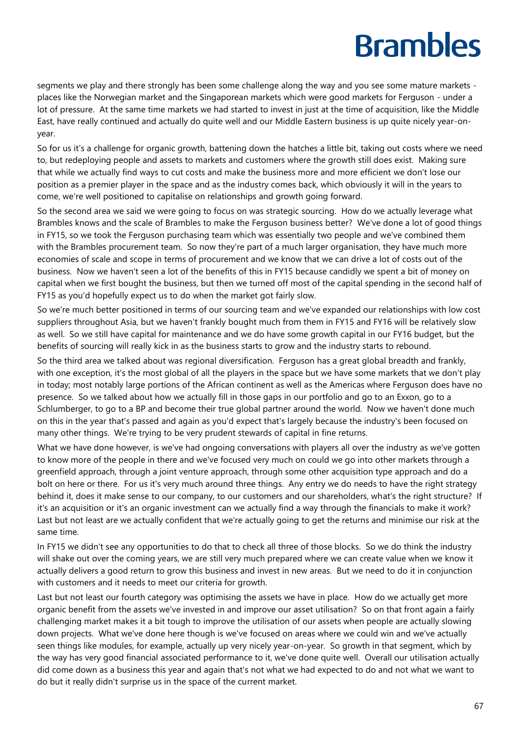segments we play and there strongly has been some challenge along the way and you see some mature markets - places like the Norwegian market and the Singaporean markets which were good markets for Ferguson - under a lot of pressure. At the same time markets we had started to invest in just at the time of acquisition, like the Middle East, have really continued and actually do quite well and our Middle Eastern business is up quite nicely year-on-year.

So for us it's a challenge for organic growth, battening down the hatches a little bit, taking out costs where we need to, but redeploying people and assets to markets and customers where the growth still does exist. Making sure that while we actually find ways to cut costs and make the business more and more efficient we don't lose our position as a premier player in the space and as the industry comes back, which obviously it will in the years to come, we're well positioned to capitalise on relationships and growth going forward.

So the second area we said we were going to focus on was strategic sourcing. How do we actually leverage what Brambles knows and the scale of Brambles to make the Ferguson business better? We've done a lot of good things in FY15, so we took the Ferguson purchasing team which was essentially two people and we've combined them with the Brambles procurement team. So now they're part of a much larger organisation, they have much more economies of scale and scope in terms of procurement and we know that we can drive a lot of costs out of the business. Now we haven't seen a lot of the benefits of this in FY15 because candidly we spent a bit of money on capital when we first bought the business, but then we turned off most of the capital spending in the second half of FY15 as you'd hopefully expect us to do when the market got fairly slow.

So we're much better positioned in terms of our sourcing team and we've expanded our relationships with low cost suppliers throughout Asia, but we haven't frankly bought much from them in FY15 and FY16 will be relatively slow as well. So we still have capital for maintenance and we do have some growth capital in our FY16 budget, but the benefits of sourcing will really kick in as the business starts to grow and the industry starts to rebound.

So the third area we talked about was regional diversification. Ferguson has a great global breadth and frankly, with one exception, it's the most global of all the players in the space but we have some markets that we don't play in today; most notably large portions of the African continent as well as the Americas where Ferguson does have no presence. So we talked about how we actually fill in those gaps in our portfolio and go to an Exxon, go to a Schlumberger, to go to a BP and become their true global partner around the world. Now we haven't done much on this in the year that's passed and again as you'd expect that's largely because the industry's been focused on many other things. We're trying to be very prudent stewards of capital in fine returns.

What we have done however, is we've had ongoing conversations with players all over the industry as we've gotten to know more of the people in there and we've focused very much on could we go into other markets through a greenfield approach, through a joint venture approach, through some other acquisition type approach and do a bolt on here or there. For us it's very much around three things. Any entry we do needs to have the right strategy behind it, does it make sense to our company, to our customers and our shareholders, what's the right structure? If it's an acquisition or it's an organic investment can we actually find a way through the financials to make it work? Last but not least are we actually confident that we're actually going to get the returns and minimise our risk at the same time.

In FY15 we didn't see any opportunities to do that to check all three of those blocks. So we do think the industry will shake out over the coming years, we are still very much prepared where we can create value when we know it actually delivers a good return to grow this business and invest in new areas. But we need to do it in conjunction with customers and it needs to meet our criteria for growth.

Last but not least our fourth category was optimising the assets we have in place. How do we actually get more organic benefit from the assets we've invested in and improve our asset utilisation? So on that front again a fairly challenging market makes it a bit tough to improve the utilisation of our assets when people are actually slowing down projects. What we've done here though is we've focused on areas where we could win and we've actually seen things like modules, for example, actually up very nicely year-on-year. So growth in that segment, which by the way has very good financial associated performance to it, we've done quite well. Overall our utilisation actually did come down as a business this year and again that's not what we had expected to do and not what we want to do but it really didn't surprise us in the space of the current market.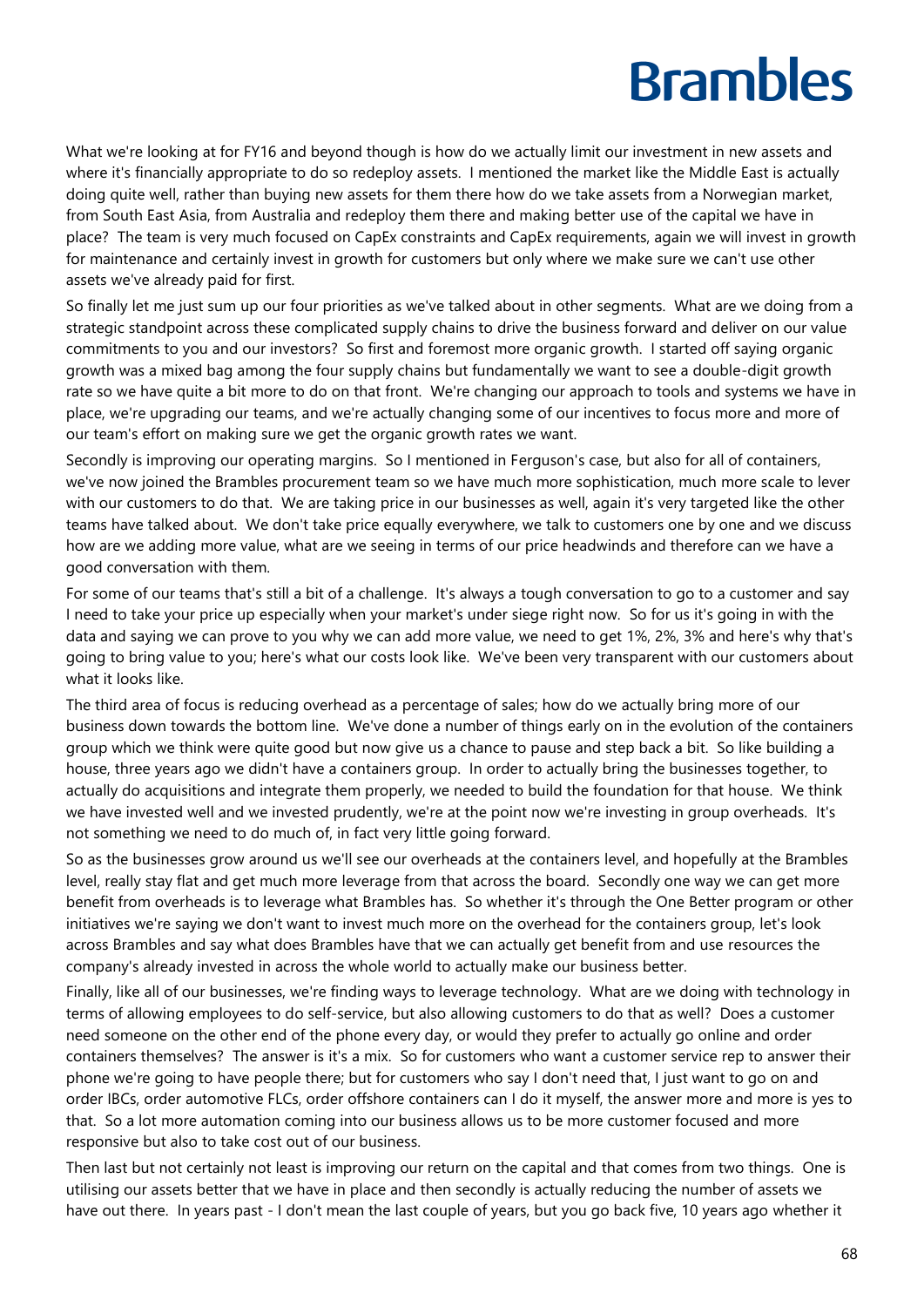What we're looking at for FY16 and beyond though is how do we actually limit our investment in new assets and where it's financially appropriate to do so redeploy assets. I mentioned the market like the Middle East is actually doing quite well, rather than buying new assets for them there how do we take assets from a Norwegian market, from South East Asia, from Australia and redeploy them there and making better use of the capital we have in place? The team is very much focused on CapEx constraints and CapEx requirements, again we will invest in growth for maintenance and certainly invest in growth for customers but only where we make sure we can't use other assets we've already paid for first.

So finally let me just sum up our four priorities as we've talked about in other segments. What are we doing from a strategic standpoint across these complicated supply chains to drive the business forward and deliver on our value commitments to you and our investors? So first and foremost more organic growth. I started off saying organic growth was a mixed bag among the four supply chains but fundamentally we want to see a double-digit growth rate so we have quite a bit more to do on that front. We're changing our approach to tools and systems we have in place, we're upgrading our teams, and we're actually changing some of our incentives to focus more and more of our team's effort on making sure we get the organic growth rates we want.

Secondly is improving our operating margins. So I mentioned in Ferguson's case, but also for all of containers, we've now joined the Brambles procurement team so we have much more sophistication, much more scale to lever with our customers to do that. We are taking price in our businesses as well, again it's very targeted like the other teams have talked about. We don't take price equally everywhere, we talk to customers one by one and we discuss how are we adding more value, what are we seeing in terms of our price headwinds and therefore can we have a good conversation with them.

For some of our teams that's still a bit of a challenge. It's always a tough conversation to go to a customer and say I need to take your price up especially when your market's under siege right now. So for us it's going in with the data and saying we can prove to you why we can add more value, we need to get 1%, 2%, 3% and here's why that's going to bring value to you; here's what our costs look like. We've been very transparent with our customers about what it looks like.

The third area of focus is reducing overhead as a percentage of sales; how do we actually bring more of our business down towards the bottom line. We've done a number of things early on in the evolution of the containers group which we think were quite good but now give us a chance to pause and step back a bit. So like building a house, three years ago we didn't have a containers group. In order to actually bring the businesses together, to actually do acquisitions and integrate them properly, we needed to build the foundation for that house. We think we have invested well and we invested prudently, we're at the point now we're investing in group overheads. It's not something we need to do much of, in fact very little going forward.

So as the businesses grow around us we'll see our overheads at the containers level, and hopefully at the Brambles level, really stay flat and get much more leverage from that across the board. Secondly one way we can get more benefit from overheads is to leverage what Brambles has. So whether it's through the One Better program or other initiatives we're saying we don't want to invest much more on the overhead for the containers group, let's look across Brambles and say what does Brambles have that we can actually get benefit from and use resources the company's already invested in across the whole world to actually make our business better.

Finally, like all of our businesses, we're finding ways to leverage technology. What are we doing with technology in terms of allowing employees to do self-service, but also allowing customers to do that as well? Does a customer need someone on the other end of the phone every day, or would they prefer to actually go online and order containers themselves? The answer is it's a mix. So for customers who want a customer service rep to answer their phone we're going to have people there; but for customers who say I don't need that, I just want to go on and order IBCs, order automotive FLCs, order offshore containers can I do it myself, the answer more and more is yes to that. So a lot more automation coming into our business allows us to be more customer focused and more responsive but also to take cost out of our business.

Then last but not certainly not least is improving our return on the capital and that comes from two things. One is utilising our assets better that we have in place and then secondly is actually reducing the number of assets we have out there. In years past - I don't mean the last couple of years, but you go back five, 10 years ago whether it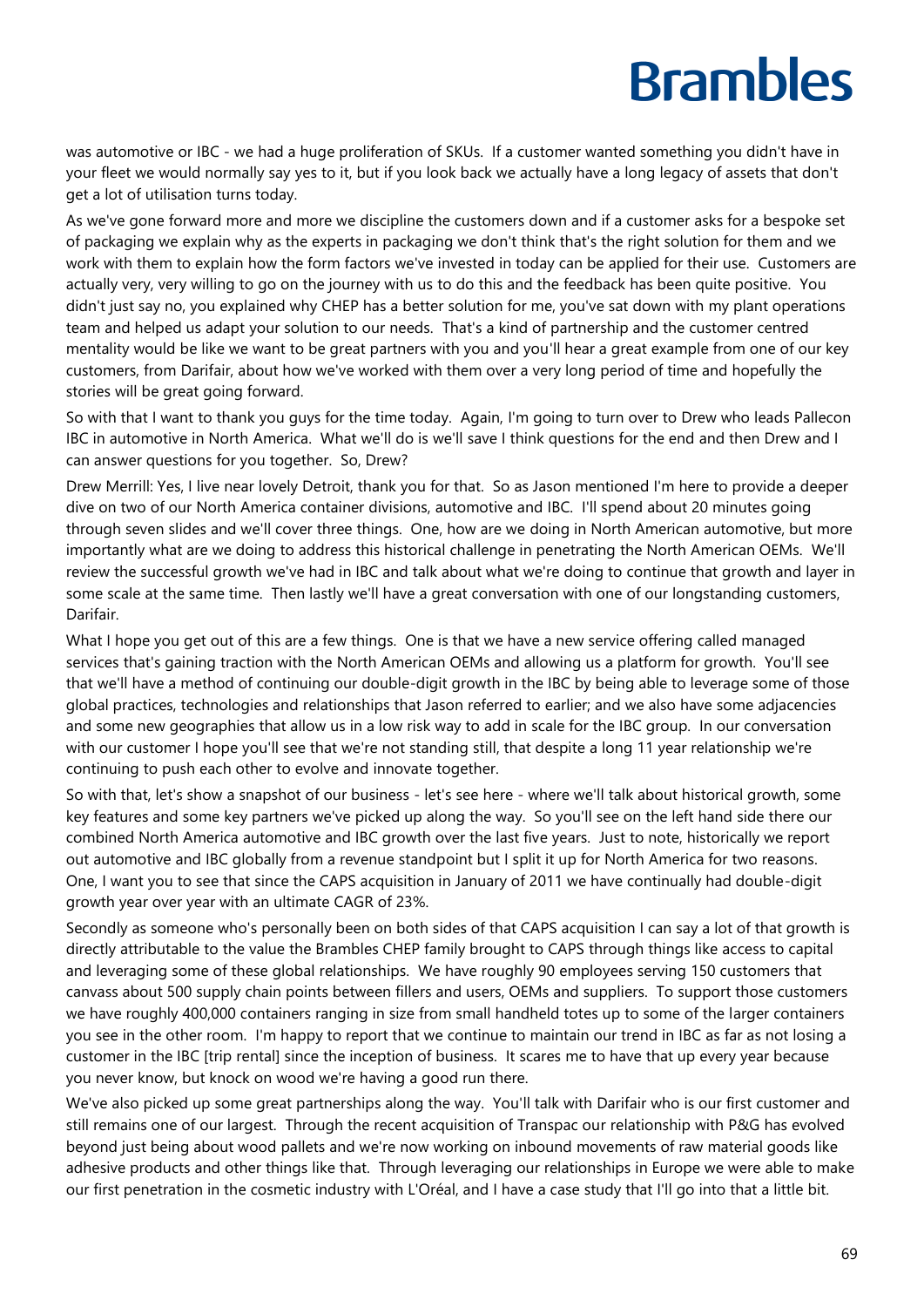was automotive or IBC - we had a huge proliferation of SKUs. If a customer wanted something you didn't have in your fleet we would normally say yes to it, but if you look back we actually have a long legacy of assets that don't get a lot of utilisation turns today.

As we've gone forward more and more we discipline the customers down and if a customer asks for a bespoke set of packaging we explain why as the experts in packaging we don't think that's the right solution for them and we work with them to explain how the form factors we've invested in today can be applied for their use. Customers are actually very, very willing to go on the journey with us to do this and the feedback has been quite positive. You didn't just say no, you explained why CHEP has a better solution for me, you've sat down with my plant operations team and helped us adapt your solution to our needs. That's a kind of partnership and the customer centred mentality would be like we want to be great partners with you and you'll hear a great example from one of our key customers, from Darifair, about how we've worked with them over a very long period of time and hopefully the stories will be great going forward.

So with that I want to thank you guys for the time today. Again, I'm going to turn over to Drew who leads Pallecon IBC in automotive in North America. What we'll do is we'll save I think questions for the end and then Drew and I can answer questions for you together. So, Drew?

Drew Merrill: Yes, I live near lovely Detroit, thank you for that. So as Jason mentioned I'm here to provide a deeper dive on two of our North America container divisions, automotive and IBC. I'll spend about 20 minutes going through seven slides and we'll cover three things. One, how are we doing in North American automotive, but more importantly what are we doing to address this historical challenge in penetrating the North American OEMs. We'll review the successful growth we've had in IBC and talk about what we're doing to continue that growth and layer in some scale at the same time. Then lastly we'll have a great conversation with one of our longstanding customers, Darifair.

What I hope you get out of this are a few things. One is that we have a new service offering called managed services that's gaining traction with the North American OEMs and allowing us a platform for growth. You'll see that we'll have a method of continuing our double-digit growth in the IBC by being able to leverage some of those global practices, technologies and relationships that Jason referred to earlier; and we also have some adjacencies and some new geographies that allow us in a low risk way to add in scale for the IBC group. In our conversation with our customer I hope you'll see that we're not standing still, that despite a long 11 year relationship we're continuing to push each other to evolve and innovate together.

So with that, let's show a snapshot of our business - let's see here - where we'll talk about historical growth, some key features and some key partners we've picked up along the way. So you'll see on the left hand side there our combined North America automotive and IBC growth over the last five years. Just to note, historically we report out automotive and IBC globally from a revenue standpoint but I split it up for North America for two reasons. One, I want you to see that since the CAPS acquisition in January of 2011 we have continually had double-digit growth year over year with an ultimate CAGR of 23%.

Secondly as someone who's personally been on both sides of that CAPS acquisition I can say a lot of that growth is directly attributable to the value the Brambles CHEP family brought to CAPS through things like access to capital and leveraging some of these global relationships. We have roughly 90 employees serving 150 customers that canvass about 500 supply chain points between fillers and users, OEMs and suppliers. To support those customers we have roughly 400,000 containers ranging in size from small handheld totes up to some of the larger containers you see in the other room. I'm happy to report that we continue to maintain our trend in IBC as far as not losing a customer in the IBC [trip rental] since the inception of business. It scares me to have that up every year because you never know, but knock on wood we're having a good run there.

We've also picked up some great partnerships along the way. You'll talk with Darifair who is our first customer and still remains one of our largest. Through the recent acquisition of Transpac our relationship with P&G has evolved beyond just being about wood pallets and we're now working on inbound movements of raw material goods like adhesive products and other things like that. Through leveraging our relationships in Europe we were able to make our first penetration in the cosmetic industry with L'Oréal, and I have a case study that I'll go into that a little bit.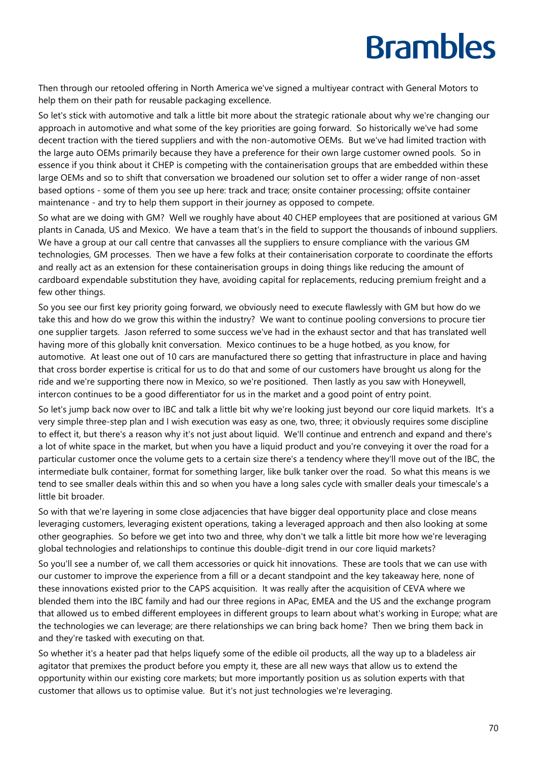Then through our retooled offering in North America we've signed a multiyear contract with General Motors to help them on their path for reusable packaging excellence.

So let's stick with automotive and talk a little bit more about the strategic rationale about why we're changing our approach in automotive and what some of the key priorities are going forward. So historically we've had some decent traction with the tiered suppliers and with the non-automotive OEMs. But we've had limited traction with the large auto OEMs primarily because they have a preference for their own large customer owned pools. So in essence if you think about it CHEP is competing with the containerisation groups that are embedded within these large OEMs and so to shift that conversation we broadened our solution set to offer a wider range of non-asset based options - some of them you see up here: track and trace; onsite container processing; offsite container maintenance - and try to help them support in their journey as opposed to compete.

So what are we doing with GM? Well we roughly have about 40 CHEP employees that are positioned at various GM plants in Canada, US and Mexico. We have a team that's in the field to support the thousands of inbound suppliers. We have a group at our call centre that canvasses all the suppliers to ensure compliance with the various GM technologies, GM processes. Then we have a few folks at their containerisation corporate to coordinate the efforts and really act as an extension for these containerisation groups in doing things like reducing the amount of cardboard expendable substitution they have, avoiding capital for replacements, reducing premium freight and a few other things.

So you see our first key priority going forward, we obviously need to execute flawlessly with GM but how do we take this and how do we grow this within the industry? We want to continue pooling conversions to procure tier one supplier targets. Jason referred to some success we've had in the exhaust sector and that has translated well having more of this globally knit conversation. Mexico continues to be a huge hotbed, as you know, for automotive. At least one out of 10 cars are manufactured there so getting that infrastructure in place and having that cross border expertise is critical for us to do that and some of our customers have brought us along for the ride and we're supporting there now in Mexico, so we're positioned. Then lastly as you saw with Honeywell, intercon continues to be a good differentiator for us in the market and a good point of entry point.

So let's jump back now over to IBC and talk a little bit why we're looking just beyond our core liquid markets. It's a very simple three-step plan and I wish execution was easy as one, two, three; it obviously requires some discipline to effect it, but there's a reason why it's not just about liquid. We'll continue and entrench and expand and there's a lot of white space in the market, but when you have a liquid product and you're conveying it over the road for a particular customer once the volume gets to a certain size there's a tendency where they'll move out of the IBC, the intermediate bulk container, format for something larger, like bulk tanker over the road. So what this means is we tend to see smaller deals within this and so when you have a long sales cycle with smaller deals your timescale's a little bit broader.

So with that we're layering in some close adjacencies that have bigger deal opportunity place and close means leveraging customers, leveraging existent operations, taking a leveraged approach and then also looking at some other geographies. So before we get into two and three, why don't we talk a little bit more how we're leveraging global technologies and relationships to continue this double-digit trend in our core liquid markets?

So you'll see a number of, we call them accessories or quick hit innovations. These are tools that we can use with our customer to improve the experience from a fill or a decant standpoint and the key takeaway here, none of these innovations existed prior to the CAPS acquisition. It was really after the acquisition of CEVA where we blended them into the IBC family and had our three regions in APac, EMEA and the US and the exchange program that allowed us to embed different employees in different groups to learn about what's working in Europe; what are the technologies we can leverage; are there relationships we can bring back home? Then we bring them back in and they're tasked with executing on that.

So whether it's a heater pad that helps liquefy some of the edible oil products, all the way up to a bladeless air agitator that premixes the product before you empty it, these are all new ways that allow us to extend the opportunity within our existing core markets; but more importantly position us as solution experts with that customer that allows us to optimise value. But it's not just technologies we're leveraging.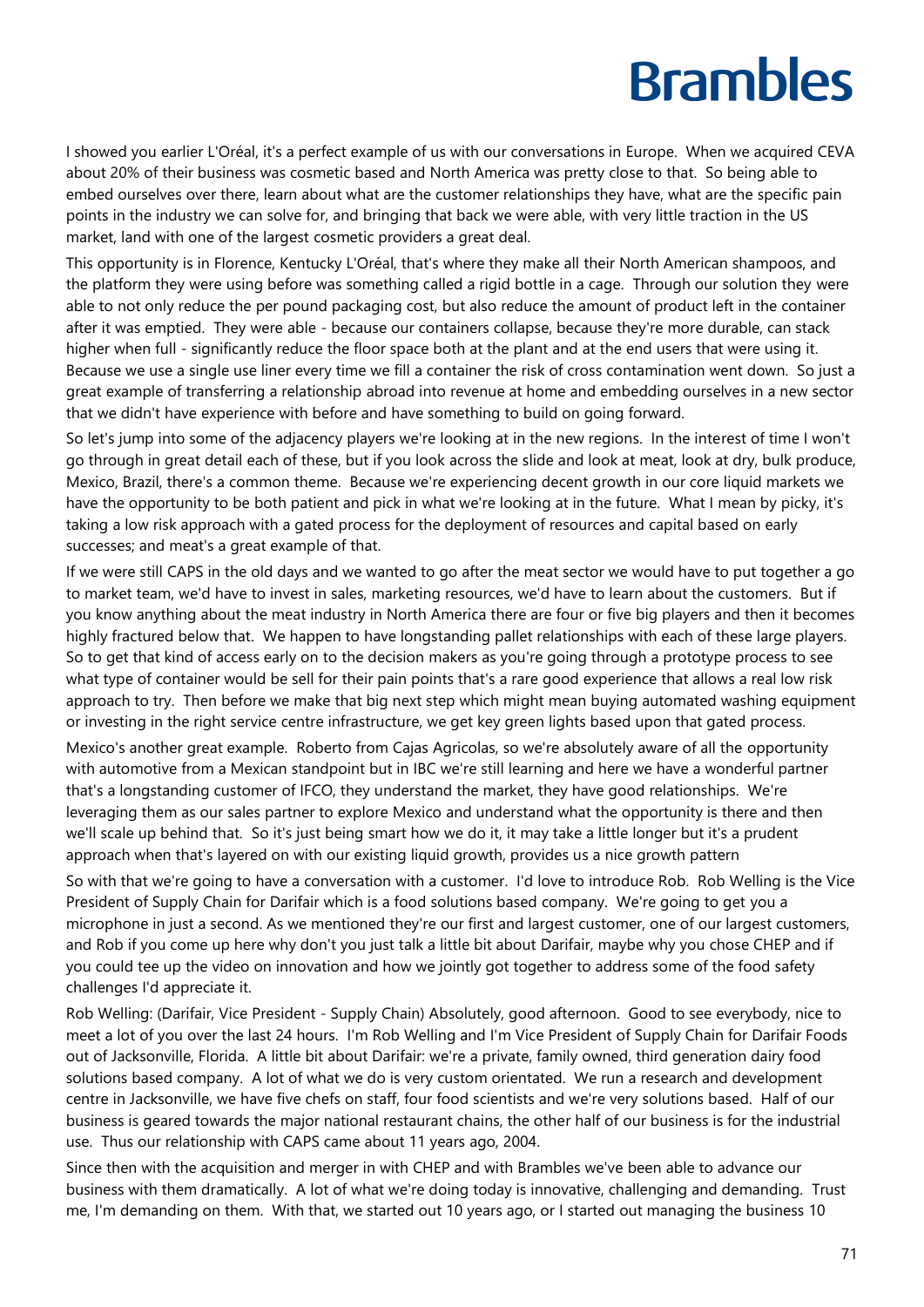I showed you earlier L'Oréal, it's a perfect example of us with our conversations in Europe. When we acquired CEVA about 20% of their business was cosmetic based and North America was pretty close to that. So being able to embed ourselves over there, learn about what are the customer relationships they have, what are the specific pain points in the industry we can solve for, and bringing that back we were able, with very little traction in the US market, land with one of the largest cosmetic providers a great deal.

This opportunity is in Florence, Kentucky L'Oréal, that's where they make all their North American shampoos, and the platform they were using before was something called a rigid bottle in a cage. Through our solution they were able to not only reduce the per pound packaging cost, but also reduce the amount of product left in the container after it was emptied. They were able - because our containers collapse, because they're more durable, can stack higher when full - significantly reduce the floor space both at the plant and at the end users that were using it. Because we use a single use liner every time we fill a container the risk of cross contamination went down. So just a great example of transferring a relationship abroad into revenue at home and embedding ourselves in a new sector that we didn't have experience with before and have something to build on going forward.

So let's jump into some of the adjacency players we're looking at in the new regions. In the interest of time I won't go through in great detail each of these, but if you look across the slide and look at meat, look at dry, bulk produce, Mexico, Brazil, there's a common theme. Because we're experiencing decent growth in our core liquid markets we have the opportunity to be both patient and pick in what we're looking at in the future. What I mean by picky, it's taking a low risk approach with a gated process for the deployment of resources and capital based on early successes; and meat's a great example of that.

If we were still CAPS in the old days and we wanted to go after the meat sector we would have to put together a go to market team, we'd have to invest in sales, marketing resources, we'd have to learn about the customers. But if you know anything about the meat industry in North America there are four or five big players and then it becomes highly fractured below that. We happen to have longstanding pallet relationships with each of these large players. So to get that kind of access early on to the decision makers as you're going through a prototype process to see what type of container would be sell for their pain points that's a rare good experience that allows a real low risk approach to try. Then before we make that big next step which might mean buying automated washing equipment or investing in the right service centre infrastructure, we get key green lights based upon that gated process.

Mexico's another great example. Roberto from Cajas Agricolas, so we're absolutely aware of all the opportunity with automotive from a Mexican standpoint but in IBC we're still learning and here we have a wonderful partner that's a longstanding customer of IFCO, they understand the market, they have good relationships. We're leveraging them as our sales partner to explore Mexico and understand what the opportunity is there and then we'll scale up behind that. So it's just being smart how we do it, it may take a little longer but it's a prudent approach when that's layered on with our existing liquid growth, provides us a nice growth pattern

So with that we're going to have a conversation with a customer. I'd love to introduce Rob. Rob Welling is the Vice President of Supply Chain for Darifair which is a food solutions based company. We're going to get you a microphone in just a second. As we mentioned they're our first and largest customer, one of our largest customers, and Rob if you come up here why don't you just talk a little bit about Darifair, maybe why you chose CHEP and if you could tee up the video on innovation and how we jointly got together to address some of the food safety challenges I'd appreciate it.

Rob Welling: (Darifair, Vice President - Supply Chain) Absolutely, good afternoon. Good to see everybody, nice to meet a lot of you over the last 24 hours. I'm Rob Welling and I'm Vice President of Supply Chain for Darifair Foods out of Jacksonville, Florida. A little bit about Darifair: we're a private, family owned, third generation dairy food solutions based company. A lot of what we do is very custom orientated. We run a research and development centre in Jacksonville, we have five chefs on staff, four food scientists and we're very solutions based. Half of our business is geared towards the major national restaurant chains, the other half of our business is for the industrial use. Thus our relationship with CAPS came about 11 years ago, 2004.

Since then with the acquisition and merger in with CHEP and with Brambles we've been able to advance our business with them dramatically. A lot of what we're doing today is innovative, challenging and demanding. Trust me, I'm demanding on them. With that, we started out 10 years ago, or I started out managing the business 10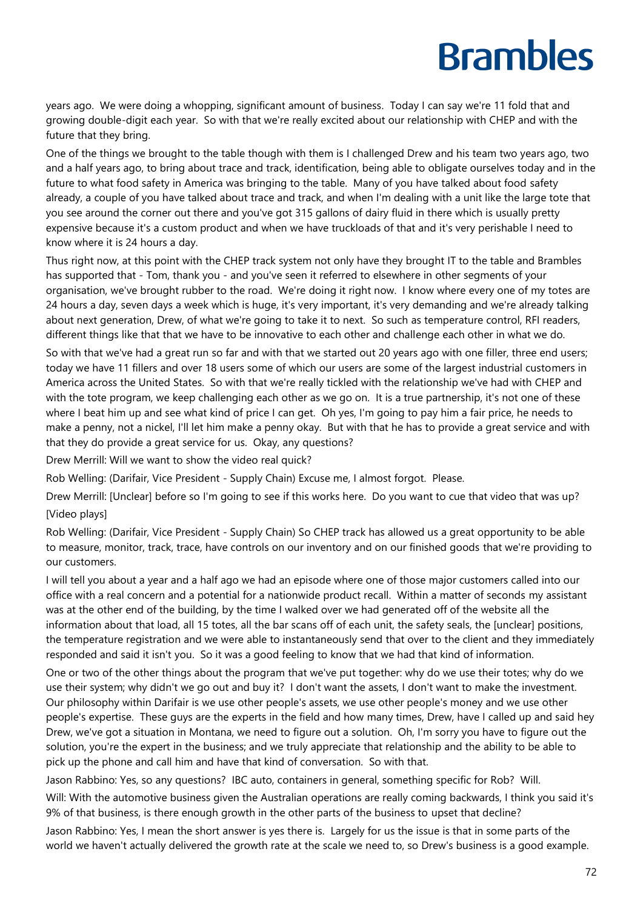years ago. We were doing a whopping, significant amount of business. Today I can say we're 11 fold that and growing double-digit each year. So with that we're really excited about our relationship with CHEP and with the future that they bring.

One of the things we brought to the table though with them is I challenged Drew and his team two years ago, two and a half years ago, to bring about trace and track, identification, being able to obligate ourselves today and in the future to what food safety in America was bringing to the table. Many of you have talked about food safety already, a couple of you have talked about trace and track, and when I'm dealing with a unit like the large tote that you see around the corner out there and you've got 315 gallons of dairy fluid in there which is usually pretty expensive because it's a custom product and when we have truckloads of that and it's very perishable I need to know where it is 24 hours a day.

Thus right now, at this point with the CHEP track system not only have they brought IT to the table and Brambles has supported that - Tom, thank you - and you've seen it referred to elsewhere in other segments of your organisation, we've brought rubber to the road. We're doing it right now. I know where every one of my totes are 24 hours a day, seven days a week which is huge, it's very important, it's very demanding and we're already talking about next generation, Drew, of what we're going to take it to next. So such as temperature control, RFI readers, different things like that that we have to be innovative to each other and challenge each other in what we do.

So with that we've had a great run so far and with that we started out 20 years ago with one filler, three end users; today we have 11 fillers and over 18 users some of which our users are some of the largest industrial customers in America across the United States. So with that we're really tickled with the relationship we've had with CHEP and with the tote program, we keep challenging each other as we go on. It is a true partnership, it's not one of these where I beat him up and see what kind of price I can get. Oh yes, I'm going to pay him a fair price, he needs to make a penny, not a nickel, I'll let him make a penny okay. But with that he has to provide a great service and with that they do provide a great service for us. Okay, any questions?

Drew Merrill: Will we want to show the video real quick?

Rob Welling: (Darifair, Vice President - Supply Chain) Excuse me, I almost forgot. Please.

Drew Merrill: [Unclear] before so I'm going to see if this works here. Do you want to cue that video that was up?

[Video plays]

Rob Welling: (Darifair, Vice President - Supply Chain) So CHEP track has allowed us a great opportunity to be able to measure, monitor, track, trace, have controls on our inventory and on our finished goods that we're providing to our customers.

I will tell you about a year and a half ago we had an episode where one of those major customers called into our office with a real concern and a potential for a nationwide product recall. Within a matter of seconds my assistant was at the other end of the building, by the time I walked over we had generated off of the website all the information about that load, all 15 totes, all the bar scans off of each unit, the safety seals, the [unclear] positions, the temperature registration and we were able to instantaneously send that over to the client and they immediately responded and said it isn't you. So it was a good feeling to know that we had that kind of information.

One or two of the other things about the program that we've put together: why do we use their totes; why do we use their system; why didn't we go out and buy it? I don't want the assets, I don't want to make the investment. Our philosophy within Darifair is we use other people's assets, we use other people's money and we use other people's expertise. These guys are the experts in the field and how many times, Drew, have I called up and said hey Drew, we've got a situation in Montana, we need to figure out a solution. Oh, I'm sorry you have to figure out the solution, you're the expert in the business; and we truly appreciate that relationship and the ability to be able to pick up the phone and call him and have that kind of conversation. So with that.

Jason Rabbino: Yes, so any questions? IBC auto, containers in general, something specific for Rob? Will.

Will: With the automotive business given the Australian operations are really coming backwards, I think you said it's 9% of that business, is there enough growth in the other parts of the business to upset that decline?

Jason Rabbino: Yes, I mean the short answer is yes there is. Largely for us the issue is that in some parts of the world we haven't actually delivered the growth rate at the scale we need to, so Drew's business is a good example.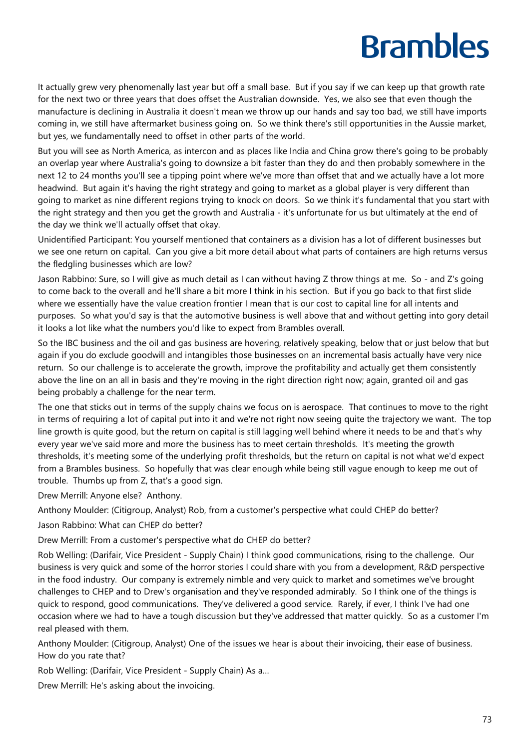It actually grew very phenomenally last year but off a small base. But if you say if we can keep up that growth rate for the next two or three years that does offset the Australian downside. Yes, we also see that even though the manufacture is declining in Australia it doesn't mean we throw up our hands and say too bad, we still have imports coming in, we still have aftermarket business going on. So we think there's still opportunities in the Aussie market, but yes, we fundamentally need to offset in other parts of the world.

But you will see as North America, as intercon and as places like India and China grow there's going to be probably an overlap year where Australia's going to downsize a bit faster than they do and then probably somewhere in the next 12 to 24 months you'll see a tipping point where we've more than offset that and we actually have a lot more headwind. But again it's having the right strategy and going to market as a global player is very different than going to market as nine different regions trying to knock on doors. So we think it's fundamental that you start with the right strategy and then you get the growth and Australia - it's unfortunate for us but ultimately at the end of the day we think we'll actually offset that okay.

Unidentified Participant: You yourself mentioned that containers as a division has a lot of different businesses but we see one return on capital. Can you give a bit more detail about what parts of containers are high returns versus the fledgling businesses which are low?

Jason Rabbino: Sure, so I will give as much detail as I can without having Z throw things at me. So - and Z's going to come back to the overall and he'll share a bit more I think in his section. But if you go back to that first slide where we essentially have the value creation frontier I mean that is our cost to capital line for all intents and purposes. So what you'd say is that the automotive business is well above that and without getting into gory detail it looks a lot like what the numbers you'd like to expect from Brambles overall.

So the IBC business and the oil and gas business are hovering, relatively speaking, below that or just below that but again if you do exclude goodwill and intangibles those businesses on an incremental basis actually have very nice return. So our challenge is to accelerate the growth, improve the profitability and actually get them consistently above the line on an all in basis and they're moving in the right direction right now; again, granted oil and gas being probably a challenge for the near term.

The one that sticks out in terms of the supply chains we focus on is aerospace. That continues to move to the right in terms of requiring a lot of capital put into it and we're not right now seeing quite the trajectory we want. The top line growth is quite good, but the return on capital is still lagging well behind where it needs to be and that's why every year we've said more and more the business has to meet certain thresholds. It's meeting the growth thresholds, it's meeting some of the underlying profit thresholds, but the return on capital is not what we'd expect from a Brambles business. So hopefully that was clear enough while being still vague enough to keep me out of trouble. Thumbs up from Z, that's a good sign.

Drew Merrill: Anyone else? Anthony.

Anthony Moulder: (Citigroup, Analyst) Rob, from a customer's perspective what could CHEP do better?

Jason Rabbino: What can CHEP do better?

Drew Merrill: From a customer's perspective what do CHEP do better?

Rob Welling: (Darifair, Vice President - Supply Chain) I think good communications, rising to the challenge. Our business is very quick and some of the horror stories I could share with you from a development, R&D perspective in the food industry. Our company is extremely nimble and very quick to market and sometimes we've brought challenges to CHEP and to Drew's organisation and they've responded admirably. So I think one of the things is quick to respond, good communications. They've delivered a good service. Rarely, if ever, I think I've had one occasion where we had to have a tough discussion but they've addressed that matter quickly. So as a customer I'm real pleased with them.

Anthony Moulder: (Citigroup, Analyst) One of the issues we hear is about their invoicing, their ease of business. How do you rate that?

Rob Welling: (Darifair, Vice President - Supply Chain) As a...

Drew Merrill: He's asking about the invoicing.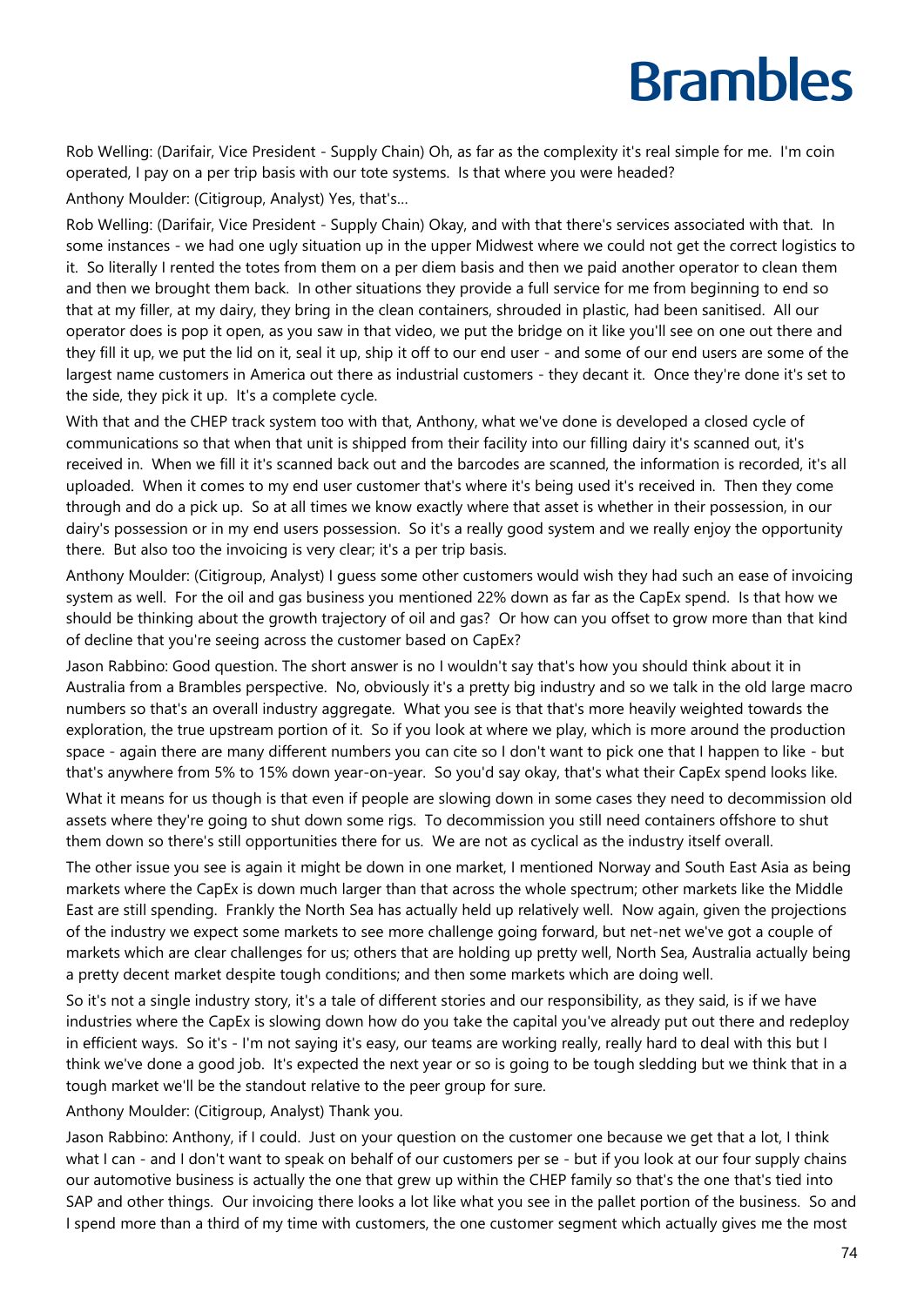Rob Welling: (Darifair, Vice President - Supply Chain) Oh, as far as the complexity it's real simple for me. I'm coin operated, I pay on a per trip basis with our tote systems. Is that where you were headed?

Anthony Moulder: (Citigroup, Analyst) Yes, that's...

Rob Welling: (Darifair, Vice President - Supply Chain) Okay, and with that there's services associated with that. In some instances - we had one ugly situation up in the upper Midwest where we could not get the correct logistics to it. So literally I rented the totes from them on a per diem basis and then we paid another operator to clean them and then we brought them back. In other situations they provide a full service for me from beginning to end so that at my filler, at my dairy, they bring in the clean containers, shrouded in plastic, had been sanitised. All our operator does is pop it open, as you saw in that video, we put the bridge on it like you'll see on one out there and they fill it up, we put the lid on it, seal it up, ship it off to our end user - and some of our end users are some of the largest name customers in America out there as industrial customers - they decant it. Once they're done it's set to the side, they pick it up. It's a complete cycle.

With that and the CHEP track system too with that, Anthony, what we've done is developed a closed cycle of communications so that when that unit is shipped from their facility into our filling dairy it's scanned out, it's received in. When we fill it it's scanned back out and the barcodes are scanned, the information is recorded, it's all uploaded. When it comes to my end user customer that's where it's being used it's received in. Then they come through and do a pick up. So at all times we know exactly where that asset is whether in their possession, in our dairy's possession or in my end users possession. So it's a really good system and we really enjoy the opportunity there. But also too the invoicing is very clear; it's a per trip basis.

Anthony Moulder: (Citigroup, Analyst) I guess some other customers would wish they had such an ease of invoicing system as well. For the oil and gas business you mentioned 22% down as far as the CapEx spend. Is that how we should be thinking about the growth trajectory of oil and gas? Or how can you offset to grow more than that kind of decline that you're seeing across the customer based on CapEx?

Jason Rabbino: Good question. The short answer is no I wouldn't say that's how you should think about it in Australia from a Brambles perspective. No, obviously it's a pretty big industry and so we talk in the old large macro numbers so that's an overall industry aggregate. What you see is that that's more heavily weighted towards the exploration, the true upstream portion of it. So if you look at where we play, which is more around the production space - again there are many different numbers you can cite so I don't want to pick one that I happen to like - but that's anywhere from 5% to 15% down year-on-year. So you'd say okay, that's what their CapEx spend looks like.

What it means for us though is that even if people are slowing down in some cases they need to decommission old assets where they're going to shut down some rigs. To decommission you still need containers offshore to shut them down so there's still opportunities there for us. We are not as cyclical as the industry itself overall.

The other issue you see is again it might be down in one market, I mentioned Norway and South East Asia as being markets where the CapEx is down much larger than that across the whole spectrum; other markets like the Middle East are still spending. Frankly the North Sea has actually held up relatively well. Now again, given the projections of the industry we expect some markets to see more challenge going forward, but net-net we've got a couple of markets which are clear challenges for us; others that are holding up pretty well, North Sea, Australia actually being a pretty decent market despite tough conditions; and then some markets which are doing well.

So it's not a single industry story, it's a tale of different stories and our responsibility, as they said, is if we have industries where the CapEx is slowing down how do you take the capital you've already put out there and redeploy in efficient ways. So it's - I'm not saying it's easy, our teams are working really, really hard to deal with this but I think we've done a good job. It's expected the next year or so is going to be tough sledding but we think that in a tough market we'll be the standout relative to the peer group for sure.

Anthony Moulder: (Citigroup, Analyst) Thank you.

Jason Rabbino: Anthony, if I could. Just on your question on the customer one because we get that a lot, I think what I can - and I don't want to speak on behalf of our customers per se - but if you look at our four supply chains our automotive business is actually the one that grew up within the CHEP family so that's the one that's tied into SAP and other things. Our invoicing there looks a lot like what you see in the pallet portion of the business. So and I spend more than a third of my time with customers, the one customer segment which actually gives me the most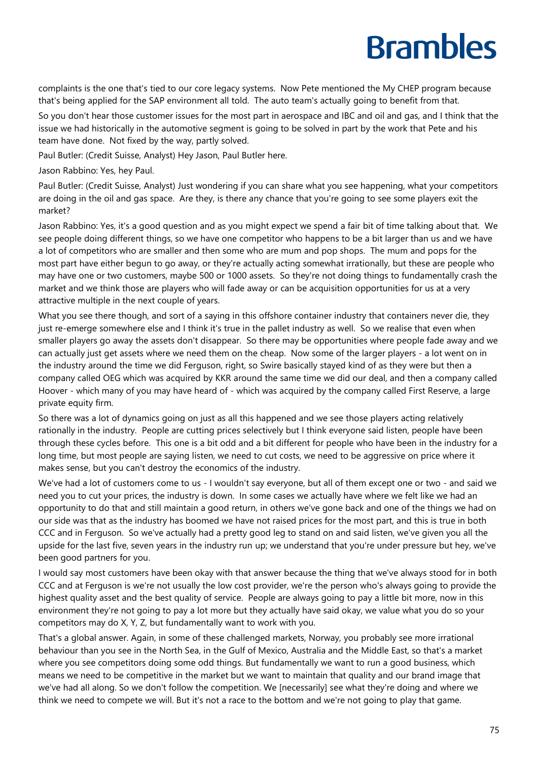complaints is the one that's tied to our core legacy systems. Now Pete mentioned the My CHEP program because that's being applied for the SAP environment all told. The auto team's actually going to benefit from that.

So you don't hear those customer issues for the most part in aerospace and IBC and oil and gas, and I think that the issue we had historically in the automotive segment is going to be solved in part by the work that Pete and his team have done. Not fixed by the way, partly solved.

Paul Butler: (Credit Suisse, Analyst) Hey Jason, Paul Butler here.

Jason Rabbino: Yes, hey Paul.

Paul Butler: (Credit Suisse, Analyst) Just wondering if you can share what you see happening, what your competitors are doing in the oil and gas space. Are they, is there any chance that you're going to see some players exit the market?

Jason Rabbino: Yes, it's a good question and as you might expect we spend a fair bit of time talking about that. We see people doing different things, so we have one competitor who happens to be a bit larger than us and we have a lot of competitors who are smaller and then some who are mum and pop shops. The mum and pops for the most part have either begun to go away, or they're actually acting somewhat irrationally, but these are people who may have one or two customers, maybe 500 or 1000 assets. So they're not doing things to fundamentally crash the market and we think those are players who will fade away or can be acquisition opportunities for us at a very attractive multiple in the next couple of years.

What you see there though, and sort of a saying in this offshore container industry that containers never die, they just re-emerge somewhere else and I think it's true in the pallet industry as well. So we realise that even when smaller players go away the assets don't disappear. So there may be opportunities where people fade away and we can actually just get assets where we need them on the cheap. Now some of the larger players - a lot went on in the industry around the time we did Ferguson, right, so Swire basically stayed kind of as they were but then a company called OEG which was acquired by KKR around the same time we did our deal, and then a company called Hoover - which many of you may have heard of - which was acquired by the company called First Reserve, a large private equity firm.

So there was a lot of dynamics going on just as all this happened and we see those players acting relatively rationally in the industry. People are cutting prices selectively but I think everyone said listen, people have been through these cycles before. This one is a bit odd and a bit different for people who have been in the industry for a long time, but most people are saying listen, we need to cut costs, we need to be aggressive on price where it makes sense, but you can't destroy the economics of the industry.

We've had a lot of customers come to us - I wouldn't say everyone, but all of them except one or two - and said we need you to cut your prices, the industry is down. In some cases we actually have where we felt like we had an opportunity to do that and still maintain a good return, in others we've gone back and one of the things we had on our side was that as the industry has boomed we have not raised prices for the most part, and this is true in both CCC and in Ferguson. So we've actually had a pretty good leg to stand on and said listen, we've given you all the upside for the last five, seven years in the industry run up; we understand that you're under pressure but hey, we've been good partners for you.

I would say most customers have been okay with that answer because the thing that we've always stood for in both CCC and at Ferguson is we're not usually the low cost provider, we're the person who's always going to provide the highest quality asset and the best quality of service. People are always going to pay a little bit more, now in this environment they're not going to pay a lot more but they actually have said okay, we value what you do so your competitors may do X, Y, Z, but fundamentally want to work with you.

That's a global answer. Again, in some of these challenged markets, Norway, you probably see more irrational behaviour than you see in the North Sea, in the Gulf of Mexico, Australia and the Middle East, so that's a market where you see competitors doing some odd things. But fundamentally we want to run a good business, which means we need to be competitive in the market but we want to maintain that quality and our brand image that we've had all along. So we don't follow the competition. We [necessarily] see what they're doing and where we think we need to compete we will. But it's not a race to the bottom and we're not going to play that game.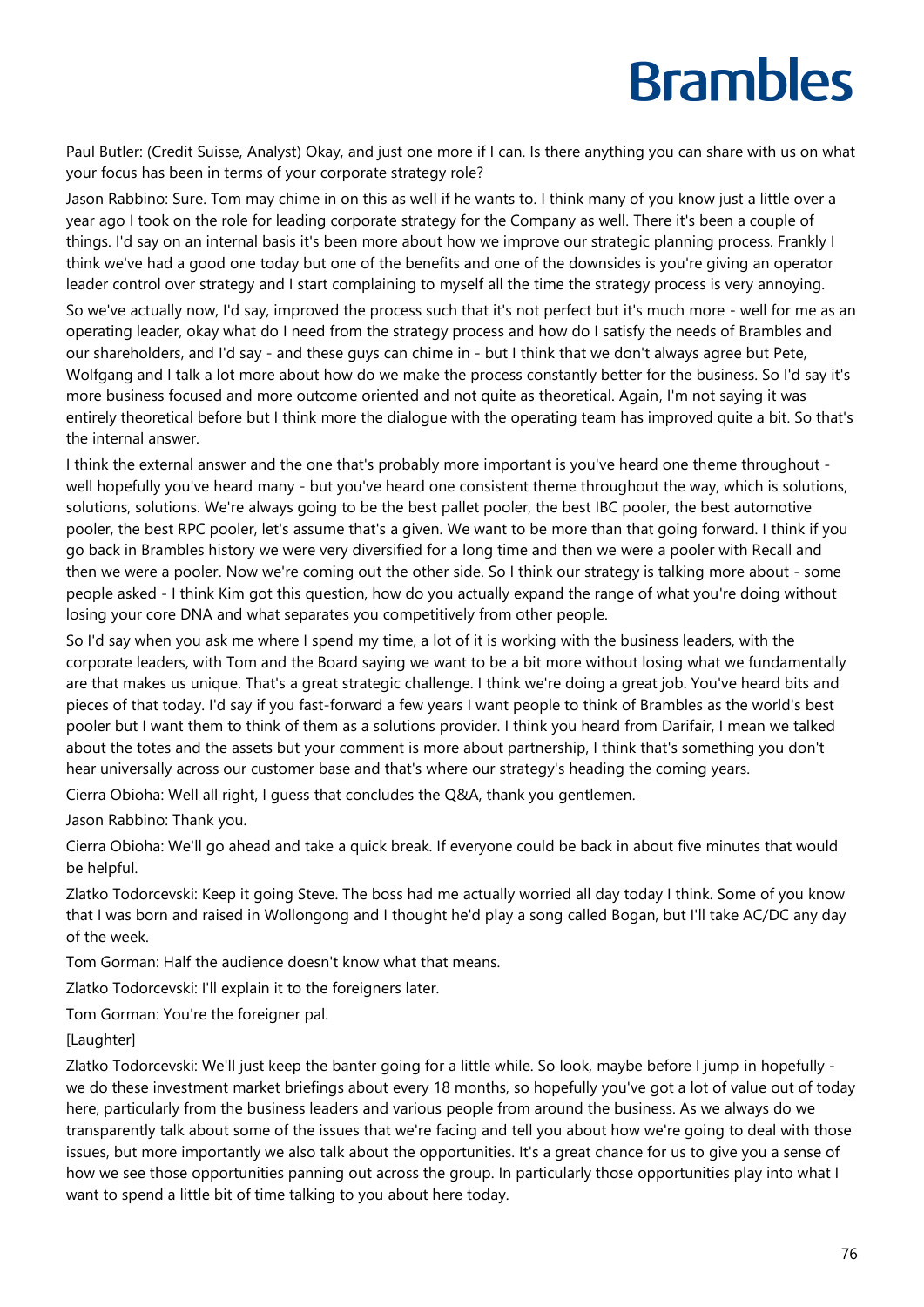Paul Butler: (Credit Suisse, Analyst) Okay, and just one more if I can. Is there anything you can share with us on what your focus has been in terms of your corporate strategy role?

Jason Rabbino: Sure. Tom may chime in on this as well if he wants to. I think many of you know just a little over a year ago I took on the role for leading corporate strategy for the Company as well. There it's been a couple of things. I'd say on an internal basis it's been more about how we improve our strategic planning process. Frankly I think we've had a good one today but one of the benefits and one of the downsides is you're giving an operator leader control over strategy and I start complaining to myself all the time the strategy process is very annoying.

So we've actually now, I'd say, improved the process such that it's not perfect but it's much more - well for me as an operating leader, okay what do I need from the strategy process and how do I satisfy the needs of Brambles and our shareholders, and I'd say - and these guys can chime in - but I think that we don't always agree but Pete, Wolfgang and I talk a lot more about how do we make the process constantly better for the business. So I'd say it's more business focused and more outcome oriented and not quite as theoretical. Again, I'm not saying it was entirely theoretical before but I think more the dialogue with the operating team has improved quite a bit. So that's the internal answer.

I think the external answer and the one that's probably more important is you've heard one theme throughout - well hopefully you've heard many - but you've heard one consistent theme throughout the way, which is solutions, solutions, solutions. We're always going to be the best pallet pooler, the best IBC pooler, the best automotive pooler, the best RPC pooler, let's assume that's a given. We want to be more than that going forward. I think if you go back in Brambles history we were very diversified for a long time and then we were a pooler with Recall and then we were a pooler. Now we're coming out the other side. So I think our strategy is talking more about - some people asked - I think Kim got this question, how do you actually expand the range of what you're doing without losing your core DNA and what separates you competitively from other people.

So I'd say when you ask me where I spend my time, a lot of it is working with the business leaders, with the corporate leaders, with Tom and the Board saying we want to be a bit more without losing what we fundamentally are that makes us unique. That's a great strategic challenge. I think we're doing a great job. You've heard bits and pieces of that today. I'd say if you fast-forward a few years I want people to think of Brambles as the world's best pooler but I want them to think of them as a solutions provider. I think you heard from Darifair, I mean we talked about the totes and the assets but your comment is more about partnership, I think that's something you don't hear universally across our customer base and that's where our strategy's heading the coming years.

Cierra Obioha: Well all right, I guess that concludes the Q&A, thank you gentlemen.

Jason Rabbino: Thank you.

Cierra Obioha: We'll go ahead and take a quick break. If everyone could be back in about five minutes that would be helpful.

Zlatko Todorcevski: Keep it going Steve. The boss had me actually worried all day today I think. Some of you know that I was born and raised in Wollongong and I thought he'd play a song called Bogan, but I'll take AC/DC any day of the week.

Tom Gorman: Half the audience doesn't know what that means.

Zlatko Todorcevski: I'll explain it to the foreigners later.

Tom Gorman: You're the foreigner pal.

[Laughter]

Zlatko Todorcevski: We'll just keep the banter going for a little while. So look, maybe before I jump in hopefully - we do these investment market briefings about every 18 months, so hopefully you've got a lot of value out of today here, particularly from the business leaders and various people from around the business. As we always do we transparently talk about some of the issues that we're facing and tell you about how we're going to deal with those issues, but more importantly we also talk about the opportunities. It's a great chance for us to give you a sense of how we see those opportunities panning out across the group. In particularly those opportunities play into what I want to spend a little bit of time talking to you about here today.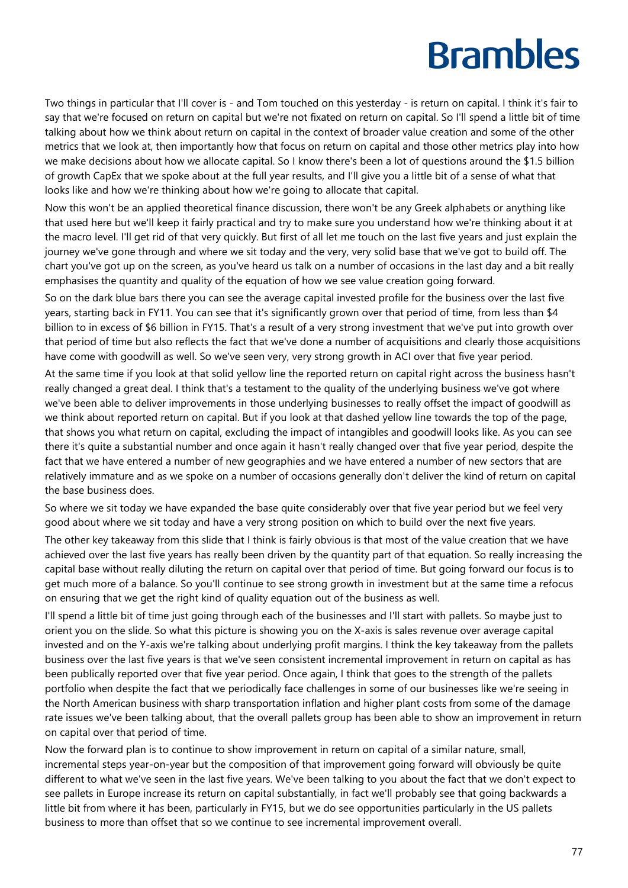Two things in particular that I'll cover is - and Tom touched on this yesterday - is return on capital. I think it's fair to say that we're focused on return on capital but we're not fixated on return on capital. So I'll spend a little bit of time talking about how we think about return on capital in the context of broader value creation and some of the other metrics that we look at, then importantly how that focus on return on capital and those other metrics play into how we make decisions about how we allocate capital. So I know there's been a lot of questions around the $1.5 billion of growth CapEx that we spoke about at the full year results, and I'll give you a little bit of a sense of what that looks like and how we're thinking about how we're going to allocate that capital.

Now this won't be an applied theoretical finance discussion, there won't be any Greek alphabets or anything like that used here but we'll keep it fairly practical and try to make sure you understand how we're thinking about it at the macro level. I'll get rid of that very quickly. But first of all let me touch on the last five years and just explain the journey we've gone through and where we sit today and the very, very solid base that we've got to build off. The chart you've got up on the screen, as you've heard us talk on a number of occasions in the last day and a bit really emphasises the quantity and quality of the equation of how we see value creation going forward.

So on the dark blue bars there you can see the average capital invested profile for the business over the last five years, starting back in FY11. You can see that it's significantly grown over that period of time, from less than $4 billion to in excess of $6 billion in FY15. That's a result of a very strong investment that we've put into growth over that period of time but also reflects the fact that we've done a number of acquisitions and clearly those acquisitions have come with goodwill as well. So we've seen very, very strong growth in ACI over that five year period.

At the same time if you look at that solid yellow line the reported return on capital right across the business hasn't really changed a great deal. I think that's a testament to the quality of the underlying business we've got where we've been able to deliver improvements in those underlying businesses to really offset the impact of goodwill as we think about reported return on capital. But if you look at that dashed yellow line towards the top of the page, that shows you what return on capital, excluding the impact of intangibles and goodwill looks like. As you can see there it's quite a substantial number and once again it hasn't really changed over that five year period, despite the fact that we have entered a number of new geographies and we have entered a number of new sectors that are relatively immature and as we spoke on a number of occasions generally don't deliver the kind of return on capital the base business does.

So where we sit today we have expanded the base quite considerably over that five year period but we feel very good about where we sit today and have a very strong position on which to build over the next five years.

The other key takeaway from this slide that I think is fairly obvious is that most of the value creation that we have achieved over the last five years has really been driven by the quantity part of that equation. So really increasing the capital base without really diluting the return on capital over that period of time. But going forward our focus is to get much more of a balance. So you'll continue to see strong growth in investment but at the same time a refocus on ensuring that we get the right kind of quality equation out of the business as well.

I'll spend a little bit of time just going through each of the businesses and I'll start with pallets. So maybe just to orient you on the slide. So what this picture is showing you on the X-axis is sales revenue over average capital invested and on the Y-axis we're talking about underlying profit margins. I think the key takeaway from the pallets business over the last five years is that we've seen consistent incremental improvement in return on capital as has been publically reported over that five year period. Once again, I think that goes to the strength of the pallets portfolio when despite the fact that we periodically face challenges in some of our businesses like we're seeing in the North American business with sharp transportation inflation and higher plant costs from some of the damage rate issues we've been talking about, that the overall pallets group has been able to show an improvement in return on capital over that period of time.

Now the forward plan is to continue to show improvement in return on capital of a similar nature, small, incremental steps year-on-year but the composition of that improvement going forward will obviously be quite different to what we've seen in the last five years. We've been talking to you about the fact that we don't expect to see pallets in Europe increase its return on capital substantially, in fact we'll probably see that going backwards a little bit from where it has been, particularly in FY15, but we do see opportunities particularly in the US pallets business to more than offset that so we continue to see incremental improvement overall.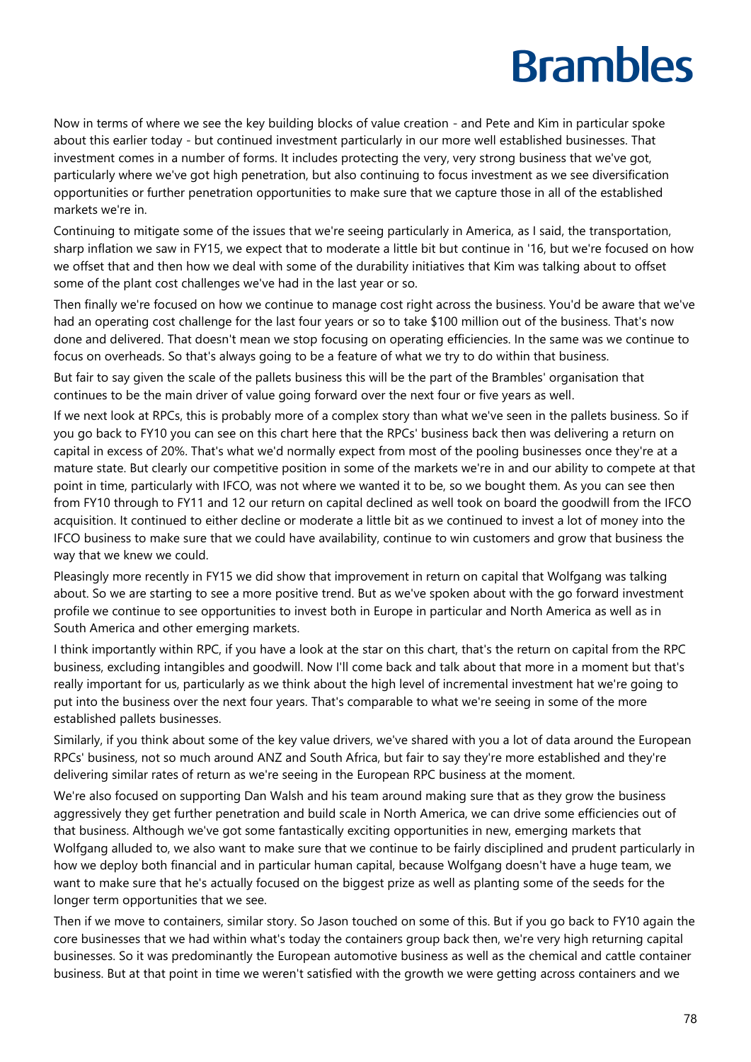Now in terms of where we see the key building blocks of value creation - and Pete and Kim in particular spoke about this earlier today - but continued investment particularly in our more well established businesses. That investment comes in a number of forms. It includes protecting the very, very strong business that we've got, particularly where we've got high penetration, but also continuing to focus investment as we see diversification opportunities or further penetration opportunities to make sure that we capture those in all of the established markets we're in.

Continuing to mitigate some of the issues that we're seeing particularly in America, as I said, the transportation, sharp inflation we saw in FY15, we expect that to moderate a little bit but continue in '16, but we're focused on how we offset that and then how we deal with some of the durability initiatives that Kim was talking about to offset some of the plant cost challenges we've had in the last year or so.

Then finally we're focused on how we continue to manage cost right across the business. You'd be aware that we've had an operating cost challenge for the last four years or so to take $100 million out of the business. That's now done and delivered. That doesn't mean we stop focusing on operating efficiencies. In the same was we continue to focus on overheads. So that's always going to be a feature of what we try to do within that business.

But fair to say given the scale of the pallets business this will be the part of the Brambles' organisation that continues to be the main driver of value going forward over the next four or five years as well.

If we next look at RPCs, this is probably more of a complex story than what we've seen in the pallets business. So if you go back to FY10 you can see on this chart here that the RPCs' business back then was delivering a return on capital in excess of 20%. That's what we'd normally expect from most of the pooling businesses once they're at a mature state. But clearly our competitive position in some of the markets we're in and our ability to compete at that point in time, particularly with IFCO, was not where we wanted it to be, so we bought them. As you can see then from FY10 through to FY11 and 12 our return on capital declined as well took on board the goodwill from the IFCO acquisition. It continued to either decline or moderate a little bit as we continued to invest a lot of money into the IFCO business to make sure that we could have availability, continue to win customers and grow that business the way that we knew we could.

Pleasingly more recently in FY15 we did show that improvement in return on capital that Wolfgang was talking about. So we are starting to see a more positive trend. But as we've spoken about with the go forward investment profile we continue to see opportunities to invest both in Europe in particular and North America as well as in South America and other emerging markets.

I think importantly within RPC, if you have a look at the star on this chart, that's the return on capital from the RPC business, excluding intangibles and goodwill. Now I'll come back and talk about that more in a moment but that's really important for us, particularly as we think about the high level of incremental investment hat we're going to put into the business over the next four years. That's comparable to what we're seeing in some of the more established pallets businesses.

Similarly, if you think about some of the key value drivers, we've shared with you a lot of data around the European RPCs' business, not so much around ANZ and South Africa, but fair to say they're more established and they're delivering similar rates of return as we're seeing in the European RPC business at the moment.

We're also focused on supporting Dan Walsh and his team around making sure that as they grow the business aggressively they get further penetration and build scale in North America, we can drive some efficiencies out of that business. Although we've got some fantastically exciting opportunities in new, emerging markets that Wolfgang alluded to, we also want to make sure that we continue to be fairly disciplined and prudent particularly in how we deploy both financial and in particular human capital, because Wolfgang doesn't have a huge team, we want to make sure that he's actually focused on the biggest prize as well as planting some of the seeds for the longer term opportunities that we see.

Then if we move to containers, similar story. So Jason touched on some of this. But if you go back to FY10 again the core businesses that we had within what's today the containers group back then, we're very high returning capital businesses. So it was predominantly the European automotive business as well as the chemical and cattle container business. But at that point in time we weren't satisfied with the growth we were getting across containers and we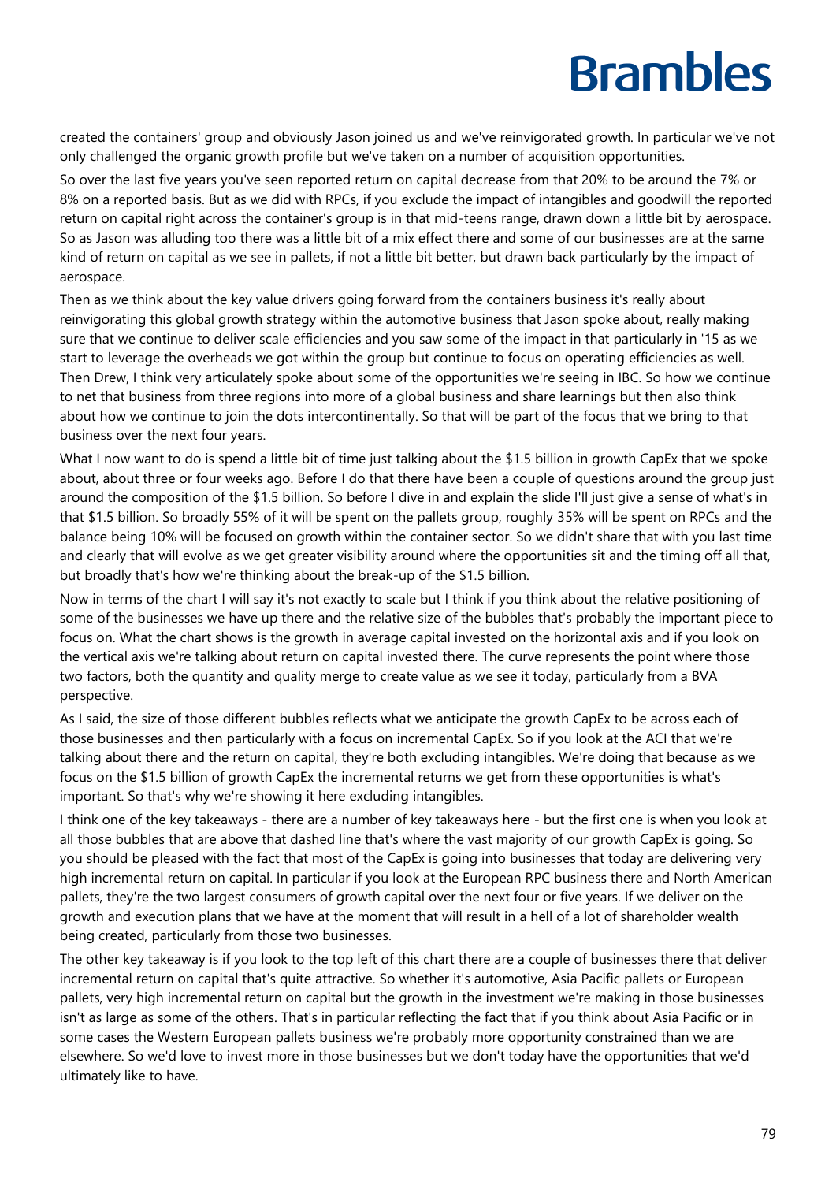created the containers' group and obviously Jason joined us and we've reinvigorated growth. In particular we've not only challenged the organic growth profile but we've taken on a number of acquisition opportunities.

So over the last five years you've seen reported return on capital decrease from that 20% to be around the 7% or 8% on a reported basis. But as we did with RPCs, if you exclude the impact of intangibles and goodwill the reported return on capital right across the container's group is in that mid-teens range, drawn down a little bit by aerospace. So as Jason was alluding too there was a little bit of a mix effect there and some of our businesses are at the same kind of return on capital as we see in pallets, if not a little bit better, but drawn back particularly by the impact of aerospace.

Then as we think about the key value drivers going forward from the containers business it's really about reinvigorating this global growth strategy within the automotive business that Jason spoke about, really making sure that we continue to deliver scale efficiencies and you saw some of the impact in that particularly in '15 as we start to leverage the overheads we got within the group but continue to focus on operating efficiencies as well. Then Drew, I think very articulately spoke about some of the opportunities we're seeing in IBC. So how we continue to net that business from three regions into more of a global business and share learnings but then also think about how we continue to join the dots intercontinentally. So that will be part of the focus that we bring to that business over the next four years.

What I now want to do is spend a little bit of time just talking about the $1.5 billion in growth CapEx that we spoke about, about three or four weeks ago. Before I do that there have been a couple of questions around the group just around the composition of the $1.5 billion. So before I dive in and explain the slide I'll just give a sense of what's in that $1.5 billion. So broadly 55% of it will be spent on the pallets group, roughly 35% will be spent on RPCs and the balance being 10% will be focused on growth within the container sector. So we didn't share that with you last time and clearly that will evolve as we get greater visibility around where the opportunities sit and the timing off all that, but broadly that's how we're thinking about the break-up of the $1.5 billion.

Now in terms of the chart I will say it's not exactly to scale but I think if you think about the relative positioning of some of the businesses we have up there and the relative size of the bubbles that's probably the important piece to focus on. What the chart shows is the growth in average capital invested on the horizontal axis and if you look on the vertical axis we're talking about return on capital invested there. The curve represents the point where those two factors, both the quantity and quality merge to create value as we see it today, particularly from a BVA perspective.

As I said, the size of those different bubbles reflects what we anticipate the growth CapEx to be across each of those businesses and then particularly with a focus on incremental CapEx. So if you look at the ACI that we're talking about there and the return on capital, they're both excluding intangibles. We're doing that because as we focus on the $1.5 billion of growth CapEx the incremental returns we get from these opportunities is what's important. So that's why we're showing it here excluding intangibles.

I think one of the key takeaways - there are a number of key takeaways here - but the first one is when you look at all those bubbles that are above that dashed line that's where the vast majority of our growth CapEx is going. So you should be pleased with the fact that most of the CapEx is going into businesses that today are delivering very high incremental return on capital. In particular if you look at the European RPC business there and North American pallets, they're the two largest consumers of growth capital over the next four or five years. If we deliver on the growth and execution plans that we have at the moment that will result in a hell of a lot of shareholder wealth being created, particularly from those two businesses.

The other key takeaway is if you look to the top left of this chart there are a couple of businesses there that deliver incremental return on capital that's quite attractive. So whether it's automotive, Asia Pacific pallets or European pallets, very high incremental return on capital but the growth in the investment we're making in those businesses isn't as large as some of the others. That's in particular reflecting the fact that if you think about Asia Pacific or in some cases the Western European pallets business we're probably more opportunity constrained than we are elsewhere. So we'd love to invest more in those businesses but we don't today have the opportunities that we'd ultimately like to have.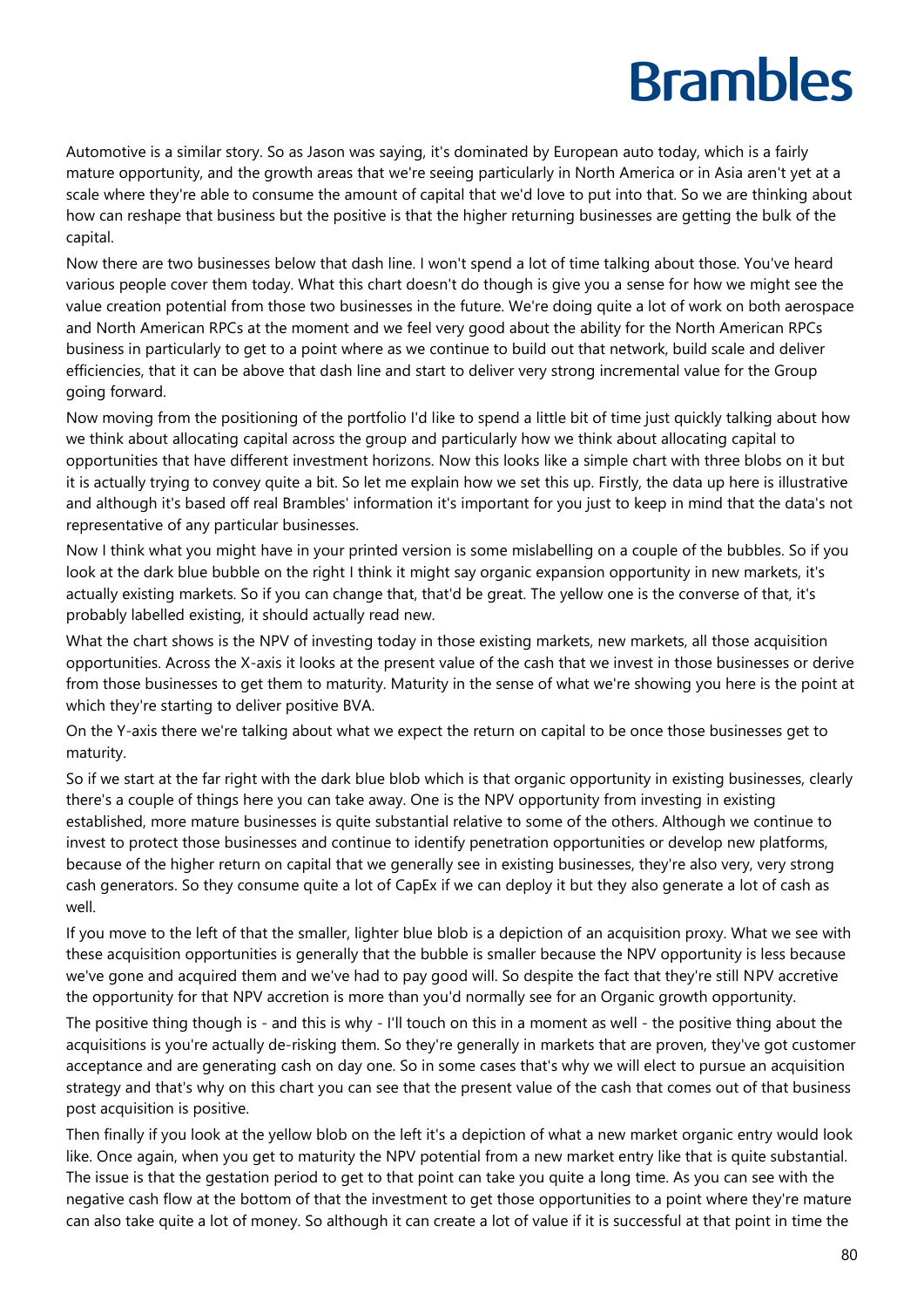Automotive is a similar story. So as Jason was saying, it's dominated by European auto today, which is a fairly mature opportunity, and the growth areas that we're seeing particularly in North America or in Asia aren't yet at a scale where they're able to consume the amount of capital that we'd love to put into that. So we are thinking about how can reshape that business but the positive is that the higher returning businesses are getting the bulk of the capital.

Now there are two businesses below that dash line. I won't spend a lot of time talking about those. You've heard various people cover them today. What this chart doesn't do though is give you a sense for how we might see the value creation potential from those two businesses in the future. We're doing quite a lot of work on both aerospace and North American RPCs at the moment and we feel very good about the ability for the North American RPCs business in particularly to get to a point where as we continue to build out that network, build scale and deliver efficiencies, that it can be above that dash line and start to deliver very strong incremental value for the Group going forward.

Now moving from the positioning of the portfolio I'd like to spend a little bit of time just quickly talking about how we think about allocating capital across the group and particularly how we think about allocating capital to opportunities that have different investment horizons. Now this looks like a simple chart with three blobs on it but it is actually trying to convey quite a bit. So let me explain how we set this up. Firstly, the data up here is illustrative and although it's based off real Brambles' information it's important for you just to keep in mind that the data's not representative of any particular businesses.

Now I think what you might have in your printed version is some mislabelling on a couple of the bubbles. So if you look at the dark blue bubble on the right I think it might say organic expansion opportunity in new markets, it's actually existing markets. So if you can change that, that'd be great. The yellow one is the converse of that, it's probably labelled existing, it should actually read new.

What the chart shows is the NPV of investing today in those existing markets, new markets, all those acquisition opportunities. Across the X-axis it looks at the present value of the cash that we invest in those businesses or derive from those businesses to get them to maturity. Maturity in the sense of what we're showing you here is the point at which they're starting to deliver positive BVA.

On the Y-axis there we're talking about what we expect the return on capital to be once those businesses get to maturity.

So if we start at the far right with the dark blue blob which is that organic opportunity in existing businesses, clearly there's a couple of things here you can take away. One is the NPV opportunity from investing in existing established, more mature businesses is quite substantial relative to some of the others. Although we continue to invest to protect those businesses and continue to identify penetration opportunities or develop new platforms, because of the higher return on capital that we generally see in existing businesses, they're also very, very strong cash generators. So they consume quite a lot of CapEx if we can deploy it but they also generate a lot of cash as well.

If you move to the left of that the smaller, lighter blue blob is a depiction of an acquisition proxy. What we see with these acquisition opportunities is generally that the bubble is smaller because the NPV opportunity is less because we've gone and acquired them and we've had to pay good will. So despite the fact that they're still NPV accretive the opportunity for that NPV accretion is more than you'd normally see for an Organic growth opportunity.

The positive thing though is - and this is why - I'll touch on this in a moment as well - the positive thing about the acquisitions is you're actually de-risking them. So they're generally in markets that are proven, they've got customer acceptance and are generating cash on day one. So in some cases that's why we will elect to pursue an acquisition strategy and that's why on this chart you can see that the present value of the cash that comes out of that business post acquisition is positive.

Then finally if you look at the yellow blob on the left it's a depiction of what a new market organic entry would look like. Once again, when you get to maturity the NPV potential from a new market entry like that is quite substantial. The issue is that the gestation period to get to that point can take you quite a long time. As you can see with the negative cash flow at the bottom of that the investment to get those opportunities to a point where they're mature can also take quite a lot of money. So although it can create a lot of value if it is successful at that point in time the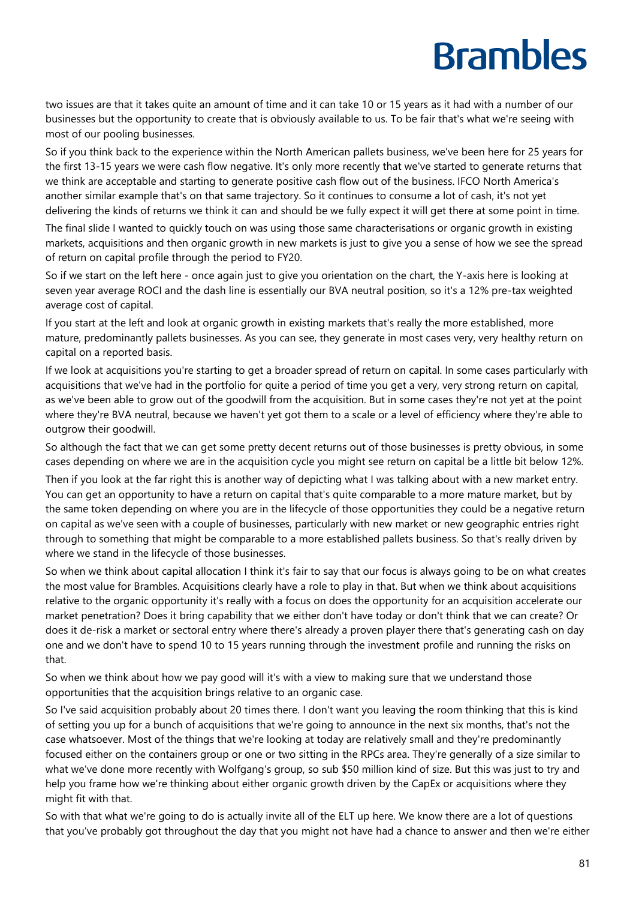two issues are that it takes quite an amount of time and it can take 10 or 15 years as it had with a number of our businesses but the opportunity to create that is obviously available to us. To be fair that's what we're seeing with most of our pooling businesses.

So if you think back to the experience within the North American pallets business, we've been here for 25 years for the first 13-15 years we were cash flow negative. It's only more recently that we've started to generate returns that we think are acceptable and starting to generate positive cash flow out of the business. IFCO North America's another similar example that's on that same trajectory. So it continues to consume a lot of cash, it's not yet delivering the kinds of returns we think it can and should be we fully expect it will get there at some point in time.

The final slide I wanted to quickly touch on was using those same characterisations or organic growth in existing markets, acquisitions and then organic growth in new markets is just to give you a sense of how we see the spread of return on capital profile through the period to FY20.

So if we start on the left here - once again just to give you orientation on the chart, the Y-axis here is looking at seven year average ROCI and the dash line is essentially our BVA neutral position, so it's a 12% pre-tax weighted average cost of capital.

If you start at the left and look at organic growth in existing markets that's really the more established, more mature, predominantly pallets businesses. As you can see, they generate in most cases very, very healthy return on capital on a reported basis.

If we look at acquisitions you're starting to get a broader spread of return on capital. In some cases particularly with acquisitions that we've had in the portfolio for quite a period of time you get a very, very strong return on capital, as we've been able to grow out of the goodwill from the acquisition. But in some cases they're not yet at the point where they're BVA neutral, because we haven't yet got them to a scale or a level of efficiency where they're able to outgrow their goodwill.

So although the fact that we can get some pretty decent returns out of those businesses is pretty obvious, in some cases depending on where we are in the acquisition cycle you might see return on capital be a little bit below 12%.

Then if you look at the far right this is another way of depicting what I was talking about with a new market entry. You can get an opportunity to have a return on capital that's quite comparable to a more mature market, but by the same token depending on where you are in the lifecycle of those opportunities they could be a negative return on capital as we've seen with a couple of businesses, particularly with new market or new geographic entries right through to something that might be comparable to a more established pallets business. So that's really driven by where we stand in the lifecycle of those businesses.

So when we think about capital allocation I think it's fair to say that our focus is always going to be on what creates the most value for Brambles. Acquisitions clearly have a role to play in that. But when we think about acquisitions relative to the organic opportunity it's really with a focus on does the opportunity for an acquisition accelerate our market penetration? Does it bring capability that we either don't have today or don't think that we can create? Or does it de-risk a market or sectoral entry where there's already a proven player there that's generating cash on day one and we don't have to spend 10 to 15 years running through the investment profile and running the risks on that.

So when we think about how we pay good will it's with a view to making sure that we understand those opportunities that the acquisition brings relative to an organic case.

So I've said acquisition probably about 20 times there. I don't want you leaving the room thinking that this is kind of setting you up for a bunch of acquisitions that we're going to announce in the next six months, that's not the case whatsoever. Most of the things that we're looking at today are relatively small and they're predominantly focused either on the containers group or one or two sitting in the RPCs area. They're generally of a size similar to what we've done more recently with Wolfgang's group, so sub $50 million kind of size. But this was just to try and help you frame how we're thinking about either organic growth driven by the CapEx or acquisitions where they might fit with that.

So with that what we're going to do is actually invite all of the ELT up here. We know there are a lot of questions that you've probably got throughout the day that you might not have had a chance to answer and then we're either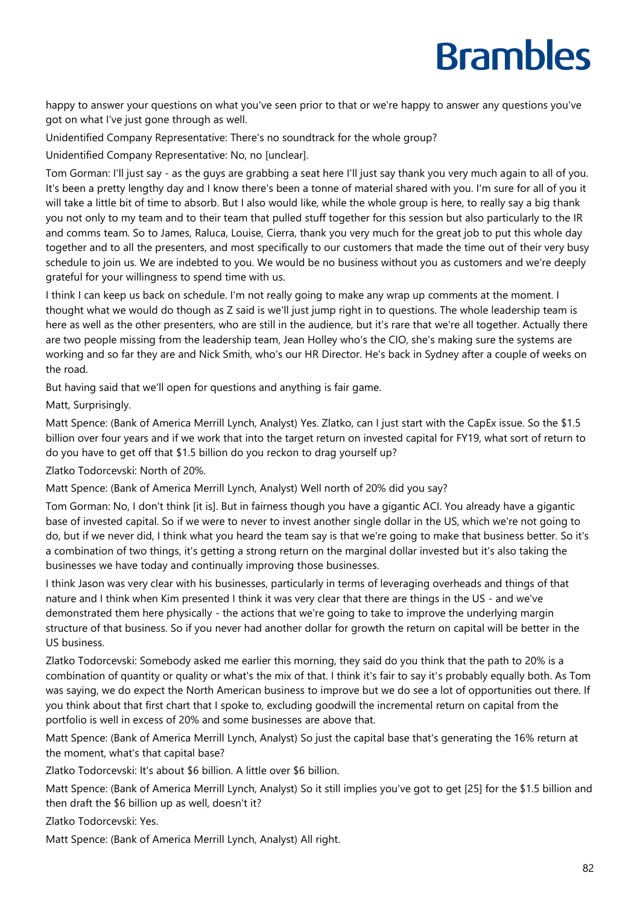happy to answer your questions on what you've seen prior to that or we're happy to answer any questions you've got on what I've just gone through as well.

Unidentified Company Representative: There's no soundtrack for the whole group?

Unidentified Company Representative: No, no [unclear].

Tom Gorman: I'll just say - as the guys are grabbing a seat here I'll just say thank you very much again to all of you. It's been a pretty lengthy day and I know there's been a tonne of material shared with you. I'm sure for all of you it will take a little bit of time to absorb. But I also would like, while the whole group is here, to really say a big thank you not only to my team and to their team that pulled stuff together for this session but also particularly to the IR and comms team. So to James, Raluca, Louise, Cierra, thank you very much for the great job to put this whole day together and to all the presenters, and most specifically to our customers that made the time out of their very busy schedule to join us. We are indebted to you. We would be no business without you as customers and we're deeply grateful for your willingness to spend time with us.

I think I can keep us back on schedule. I'm not really going to make any wrap up comments at the moment. I thought what we would do though as Z said is we'll just jump right in to questions. The whole leadership team is here as well as the other presenters, who are still in the audience, but it's rare that we're all together. Actually there are two people missing from the leadership team, Jean Holley who's the CIO, she's making sure the systems are working and so far they are and Nick Smith, who's our HR Director. He's back in Sydney after a couple of weeks on the road.

But having said that we'll open for questions and anything is fair game.

Matt, Surprisingly.

Matt Spence: (Bank of America Merrill Lynch, Analyst) Yes. Zlatko, can I just start with the CapEx issue. So the $1.5 billion over four years and if we work that into the target return on invested capital for FY19, what sort of return to do you have to get off that $1.5 billion do you reckon to drag yourself up?

Zlatko Todorcevski: North of 20%.

Matt Spence: (Bank of America Merrill Lynch, Analyst) Well north of 20% did you say?

Tom Gorman: No, I don't think [it is]. But in fairness though you have a gigantic ACI. You already have a gigantic base of invested capital. So if we were to never to invest another single dollar in the US, which we're not going to do, but if we never did, I think what you heard the team say is that we're going to make that business better. So it's a combination of two things, it's getting a strong return on the marginal dollar invested but it's also taking the businesses we have today and continually improving those businesses.

I think Jason was very clear with his businesses, particularly in terms of leveraging overheads and things of that nature and I think when Kim presented I think it was very clear that there are things in the US - and we've demonstrated them here physically - the actions that we're going to take to improve the underlying margin structure of that business. So if you never had another dollar for growth the return on capital will be better in the US business.

Zlatko Todorcevski: Somebody asked me earlier this morning, they said do you think that the path to 20% is a combination of quantity or quality or what's the mix of that. I think it's fair to say it's probably equally both. As Tom was saying, we do expect the North American business to improve but we do see a lot of opportunities out there. If you think about that first chart that I spoke to, excluding goodwill the incremental return on capital from the portfolio is well in excess of 20% and some businesses are above that.

Matt Spence: (Bank of America Merrill Lynch, Analyst) So just the capital base that's generating the 16% return at the moment, what's that capital base?

Zlatko Todorcevski: It's about $6 billion. A little over $6 billion.

Matt Spence: (Bank of America Merrill Lynch, Analyst) So it still implies you've got to get [25] for the $1.5 billion and then draft the $6 billion up as well, doesn't it?

Zlatko Todorcevski: Yes.

Matt Spence: (Bank of America Merrill Lynch, Analyst) All right.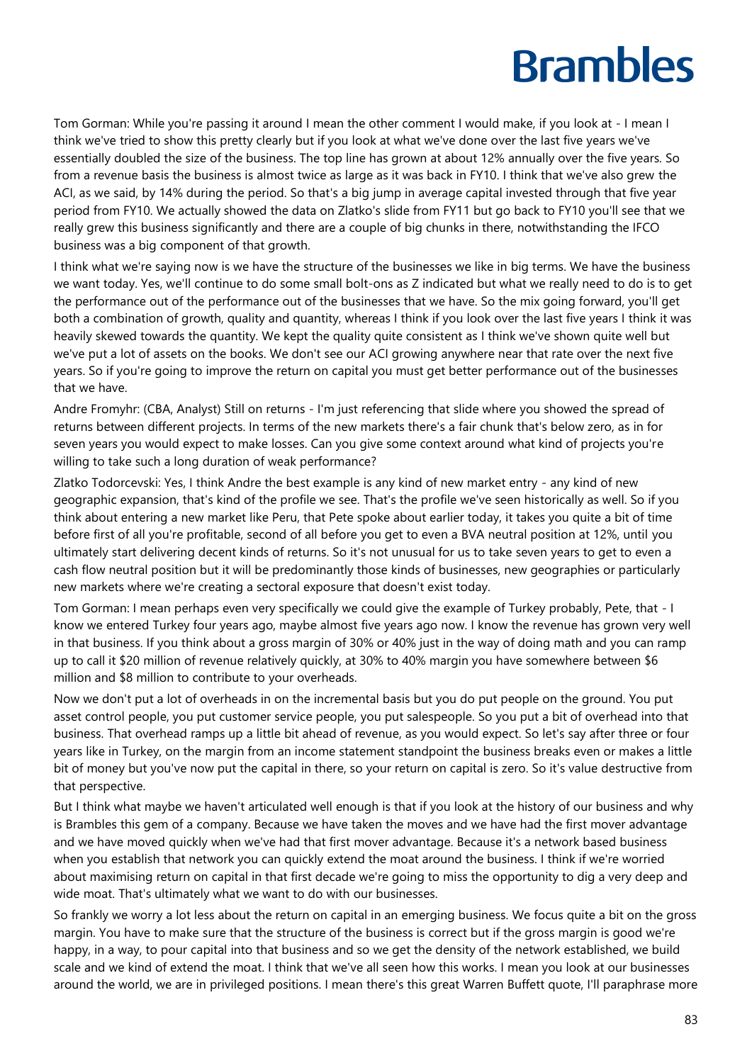Tom Gorman: While you're passing it around I mean the other comment I would make, if you look at - I mean I think we've tried to show this pretty clearly but if you look at what we've done over the last five years we've essentially doubled the size of the business. The top line has grown at about 12% annually over the five years. So from a revenue basis the business is almost twice as large as it was back in FY10. I think that we've also grew the ACI, as we said, by 14% during the period. So that's a big jump in average capital invested through that five year period from FY10. We actually showed the data on Zlatko's slide from FY11 but go back to FY10 you'll see that we really grew this business significantly and there are a couple of big chunks in there, notwithstanding the IFCO business was a big component of that growth.

I think what we're saying now is we have the structure of the businesses we like in big terms. We have the business we want today. Yes, we'll continue to do some small bolt-ons as Z indicated but what we really need to do is to get the performance out of the performance out of the businesses that we have. So the mix going forward, you'll get both a combination of growth, quality and quantity, whereas I think if you look over the last five years I think it was heavily skewed towards the quantity. We kept the quality quite consistent as I think we've shown quite well but we've put a lot of assets on the books. We don't see our ACI growing anywhere near that rate over the next five years. So if you're going to improve the return on capital you must get better performance out of the businesses that we have.

Andre Fromyhr: (CBA, Analyst) Still on returns - I'm just referencing that slide where you showed the spread of returns between different projects. In terms of the new markets there's a fair chunk that's below zero, as in for seven years you would expect to make losses. Can you give some context around what kind of projects you're willing to take such a long duration of weak performance?

Zlatko Todorcevski: Yes, I think Andre the best example is any kind of new market entry - any kind of new geographic expansion, that's kind of the profile we see. That's the profile we've seen historically as well. So if you think about entering a new market like Peru, that Pete spoke about earlier today, it takes you quite a bit of time before first of all you're profitable, second of all before you get to even a BVA neutral position at 12%, until you ultimately start delivering decent kinds of returns. So it's not unusual for us to take seven years to get to even a cash flow neutral position but it will be predominantly those kinds of businesses, new geographies or particularly new markets where we're creating a sectoral exposure that doesn't exist today.

Tom Gorman: I mean perhaps even very specifically we could give the example of Turkey probably, Pete, that - I know we entered Turkey four years ago, maybe almost five years ago now. I know the revenue has grown very well in that business. If you think about a gross margin of 30% or 40% just in the way of doing math and you can ramp up to call it $20 million of revenue relatively quickly, at 30% to 40% margin you have somewhere between $6 million and $8 million to contribute to your overheads.

Now we don't put a lot of overheads in on the incremental basis but you do put people on the ground. You put asset control people, you put customer service people, you put salespeople. So you put a bit of overhead into that business. That overhead ramps up a little bit ahead of revenue, as you would expect. So let's say after three or four years like in Turkey, on the margin from an income statement standpoint the business breaks even or makes a little bit of money but you've now put the capital in there, so your return on capital is zero. So it's value destructive from that perspective.

But I think what maybe we haven't articulated well enough is that if you look at the history of our business and why is Brambles this gem of a company. Because we have taken the moves and we have had the first mover advantage and we have moved quickly when we've had that first mover advantage. Because it's a network based business when you establish that network you can quickly extend the moat around the business. I think if we're worried about maximising return on capital in that first decade we're going to miss the opportunity to dig a very deep and wide moat. That's ultimately what we want to do with our businesses.

So frankly we worry a lot less about the return on capital in an emerging business. We focus quite a bit on the gross margin. You have to make sure that the structure of the business is correct but if the gross margin is good we're happy, in a way, to pour capital into that business and so we get the density of the network established, we build scale and we kind of extend the moat. I think that we've all seen how this works. I mean you look at our businesses around the world, we are in privileged positions. I mean there's this great Warren Buffett quote, I'll paraphrase more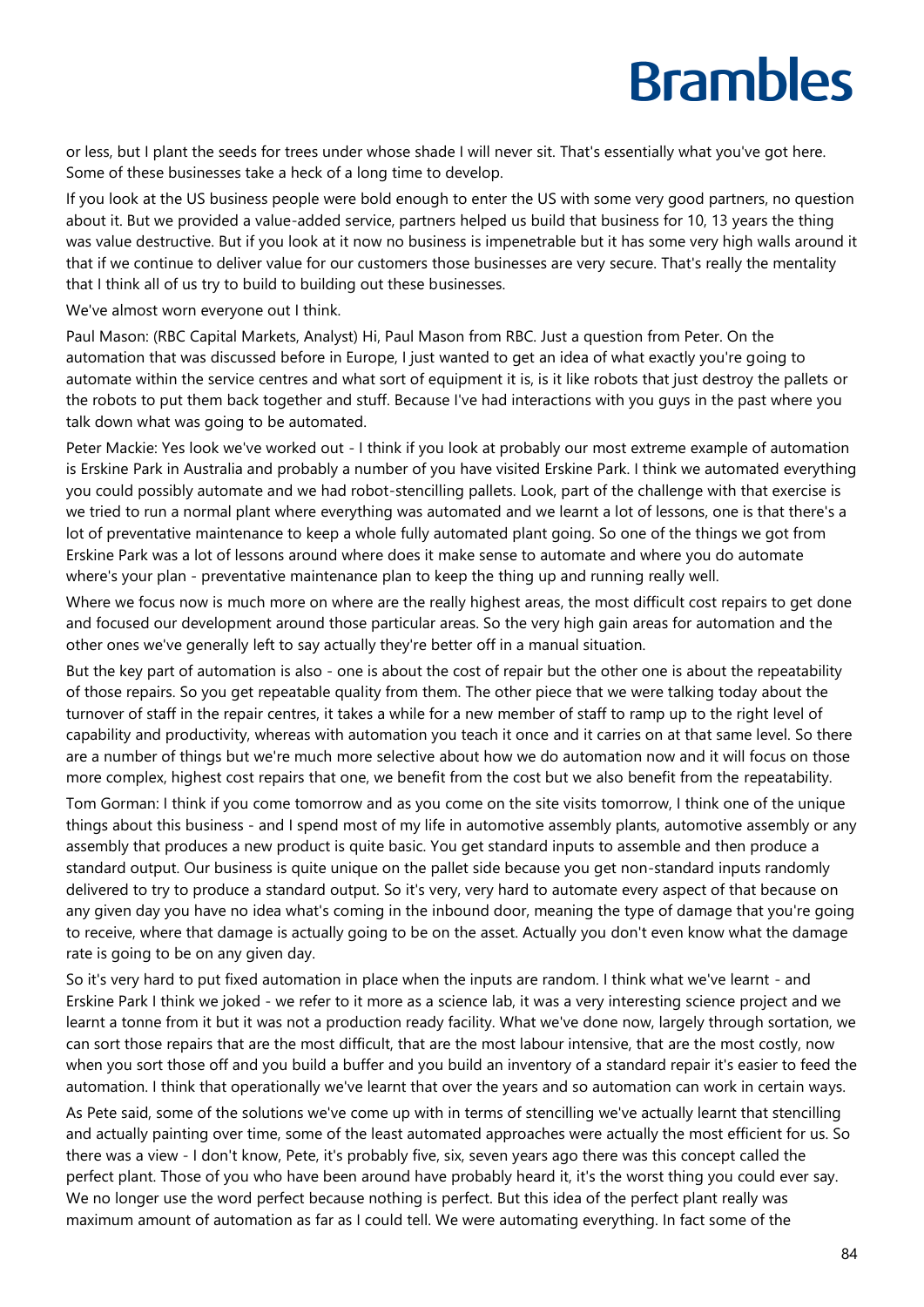or less, but I plant the seeds for trees under whose shade I will never sit. That's essentially what you've got here. Some of these businesses take a heck of a long time to develop.

If you look at the US business people were bold enough to enter the US with some very good partners, no question about it. But we provided a value-added service, partners helped us build that business for 10, 13 years the thing was value destructive. But if you look at it now no business is impenetrable but it has some very high walls around it that if we continue to deliver value for our customers those businesses are very secure. That's really the mentality that I think all of us try to build to building out these businesses.

We've almost worn everyone out I think.

Paul Mason: (RBC Capital Markets, Analyst) Hi, Paul Mason from RBC. Just a question from Peter. On the automation that was discussed before in Europe, I just wanted to get an idea of what exactly you're going to automate within the service centres and what sort of equipment it is, is it like robots that just destroy the pallets or the robots to put them back together and stuff. Because I've had interactions with you guys in the past where you talk down what was going to be automated.

Peter Mackie: Yes look we've worked out - I think if you look at probably our most extreme example of automation is Erskine Park in Australia and probably a number of you have visited Erskine Park. I think we automated everything you could possibly automate and we had robot-stencilling pallets. Look, part of the challenge with that exercise is we tried to run a normal plant where everything was automated and we learnt a lot of lessons, one is that there's a lot of preventative maintenance to keep a whole fully automated plant going. So one of the things we got from Erskine Park was a lot of lessons around where does it make sense to automate and where you do automate where's your plan - preventative maintenance plan to keep the thing up and running really well.

Where we focus now is much more on where are the really highest areas, the most difficult cost repairs to get done and focused our development around those particular areas. So the very high gain areas for automation and the other ones we've generally left to say actually they're better off in a manual situation.

But the key part of automation is also - one is about the cost of repair but the other one is about the repeatability of those repairs. So you get repeatable quality from them. The other piece that we were talking today about the turnover of staff in the repair centres, it takes a while for a new member of staff to ramp up to the right level of capability and productivity, whereas with automation you teach it once and it carries on at that same level. So there are a number of things but we're much more selective about how we do automation now and it will focus on those more complex, highest cost repairs that one, we benefit from the cost but we also benefit from the repeatability.

Tom Gorman: I think if you come tomorrow and as you come on the site visits tomorrow, I think one of the unique things about this business - and I spend most of my life in automotive assembly plants, automotive assembly or any assembly that produces a new product is quite basic. You get standard inputs to assemble and then produce a standard output. Our business is quite unique on the pallet side because you get non-standard inputs randomly delivered to try to produce a standard output. So it's very, very hard to automate every aspect of that because on any given day you have no idea what's coming in the inbound door, meaning the type of damage that you're going to receive, where that damage is actually going to be on the asset. Actually you don't even know what the damage rate is going to be on any given day.

So it's very hard to put fixed automation in place when the inputs are random. I think what we've learnt - and Erskine Park I think we joked - we refer to it more as a science lab, it was a very interesting science project and we learnt a tonne from it but it was not a production ready facility. What we've done now, largely through sortation, we can sort those repairs that are the most difficult, that are the most labour intensive, that are the most costly, now when you sort those off and you build a buffer and you build an inventory of a standard repair it's easier to feed the automation. I think that operationally we've learnt that over the years and so automation can work in certain ways.

As Pete said, some of the solutions we've come up with in terms of stencilling we've actually learnt that stencilling and actually painting over time, some of the least automated approaches were actually the most efficient for us. So there was a view - I don't know, Pete, it's probably five, six, seven years ago there was this concept called the perfect plant. Those of you who have been around have probably heard it, it's the worst thing you could ever say. We no longer use the word perfect because nothing is perfect. But this idea of the perfect plant really was maximum amount of automation as far as I could tell. We were automating everything. In fact some of the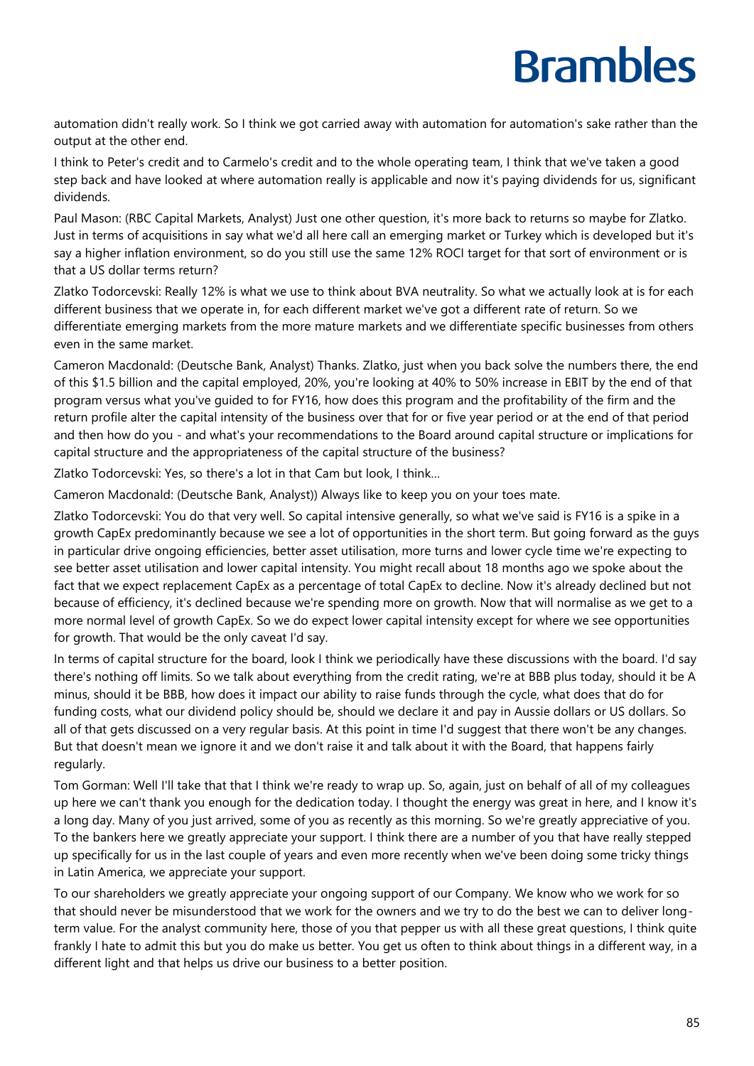automation didn't really work. So I think we got carried away with automation for automation's sake rather than the output at the other end.

I think to Peter's credit and to Carmelo's credit and to the whole operating team, I think that we've taken a good step back and have looked at where automation really is applicable and now it's paying dividends for us, significant dividends.

Paul Mason: (RBC Capital Markets, Analyst) Just one other question, it's more back to returns so maybe for Zlatko. Just in terms of acquisitions in say what we'd all here call an emerging market or Turkey which is developed but it's say a higher inflation environment, so do you still use the same 12% ROCI target for that sort of environment or is that a US dollar terms return?

Zlatko Todorcevski: Really 12% is what we use to think about BVA neutrality. So what we actually look at is for each different business that we operate in, for each different market we've got a different rate of return. So we differentiate emerging markets from the more mature markets and we differentiate specific businesses from others even in the same market.

Cameron Macdonald: (Deutsche Bank, Analyst) Thanks. Zlatko, just when you back solve the numbers there, the end of this $1.5 billion and the capital employed, 20%, you're looking at 40% to 50% increase in EBIT by the end of that program versus what you've guided to for FY16, how does this program and the profitability of the firm and the return profile alter the capital intensity of the business over that for or five year period or at the end of that period and then how do you - and what's your recommendations to the Board around capital structure or implications for capital structure and the appropriateness of the capital structure of the business?

Zlatko Todorcevski: Yes, so there's a lot in that Cam but look, I think…

Cameron Macdonald: (Deutsche Bank, Analyst)) Always like to keep you on your toes mate.

Zlatko Todorcevski: You do that very well. So capital intensive generally, so what we've said is FY16 is a spike in a growth CapEx predominantly because we see a lot of opportunities in the short term. But going forward as the guys in particular drive ongoing efficiencies, better asset utilisation, more turns and lower cycle time we're expecting to see better asset utilisation and lower capital intensity. You might recall about 18 months ago we spoke about the fact that we expect replacement CapEx as a percentage of total CapEx to decline. Now it's already declined but not because of efficiency, it's declined because we're spending more on growth. Now that will normalise as we get to a more normal level of growth CapEx. So we do expect lower capital intensity except for where we see opportunities for growth. That would be the only caveat I'd say.

In terms of capital structure for the board, look I think we periodically have these discussions with the board. I'd say there's nothing off limits. So we talk about everything from the credit rating, we're at BBB plus today, should it be A minus, should it be BBB, how does it impact our ability to raise funds through the cycle, what does that do for funding costs, what our dividend policy should be, should we declare it and pay in Aussie dollars or US dollars. So all of that gets discussed on a very regular basis. At this point in time I'd suggest that there won't be any changes. But that doesn't mean we ignore it and we don't raise it and talk about it with the Board, that happens fairly regularly.

Tom Gorman: Well I'll take that that I think we're ready to wrap up. So, again, just on behalf of all of my colleagues up here we can't thank you enough for the dedication today. I thought the energy was great in here, and I know it's a long day. Many of you just arrived, some of you as recently as this morning. So we're greatly appreciative of you. To the bankers here we greatly appreciate your support. I think there are a number of you that have really stepped up specifically for us in the last couple of years and even more recently when we've been doing some tricky things in Latin America, we appreciate your support.

To our shareholders we greatly appreciate your ongoing support of our Company. We know who we work for so that should never be misunderstood that we work for the owners and we try to do the best we can to deliver long-term value. For the analyst community here, those of you that pepper us with all these great questions, I think quite frankly I hate to admit this but you do make us better. You get us often to think about things in a different way, in a different light and that helps us drive our business to a better position.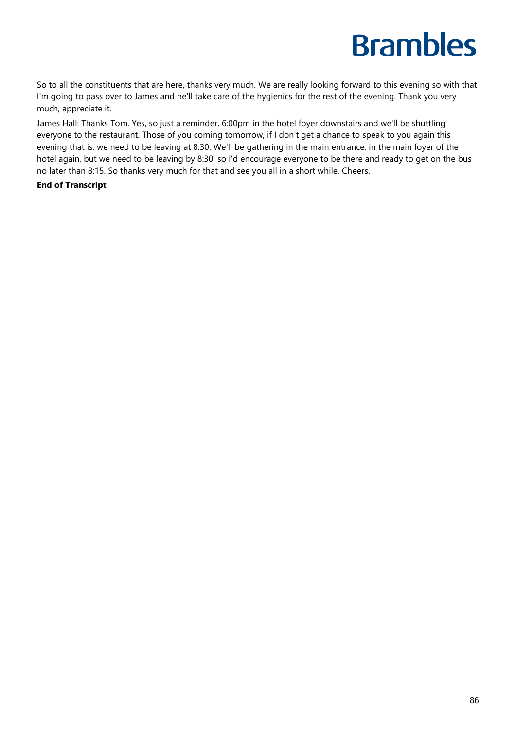So to all the constituents that are here, thanks very much. We are really looking forward to this evening so with that I'm going to pass over to James and he'll take care of the hygienics for the rest of the evening. Thank you very much, appreciate it.

James Hall: Thanks Tom. Yes, so just a reminder, 6:00pm in the hotel foyer downstairs and we'll be shuttling everyone to the restaurant. Those of you coming tomorrow, if I don't get a chance to speak to you again this evening that is, we need to be leaving at 8:30. We'll be gathering in the main entrance, in the main foyer of the hotel again, but we need to be leaving by 8:30, so I'd encourage everyone to be there and ready to get on the bus no later than 8:15. So thanks very much for that and see you all in a short while. Cheers.

**End of Transcript**